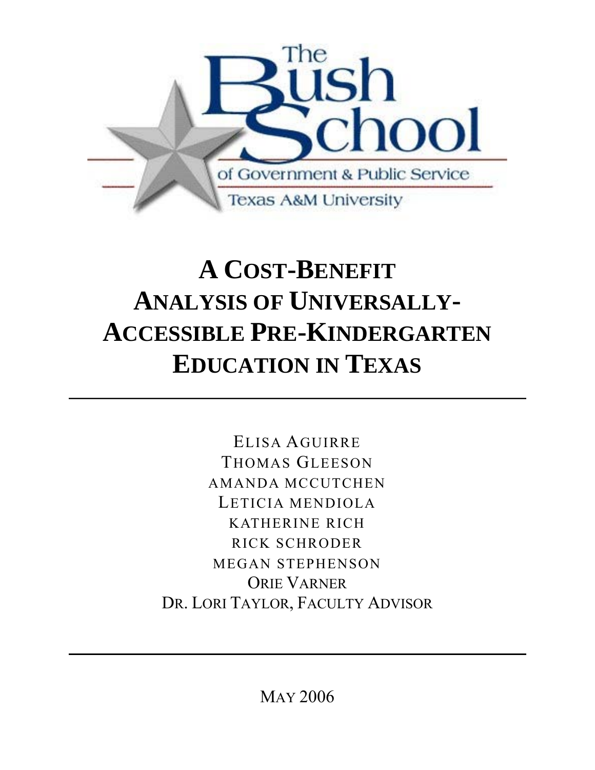The Bush School of Government & Public Service

Texas A&M University

# A Cost-Benefit Analysis of Universally-Accessible Pre-Kindergarten Education in Texas

---

Elisa Aguirre

Thomas Gleeson

Amanda McCutchen

Leticia Mendiola

Katherine Rich

Rick Schroder

Megan Stephenson

Orie Varner

Dr. Lori Taylor, Faculty Advisor

---

May 2006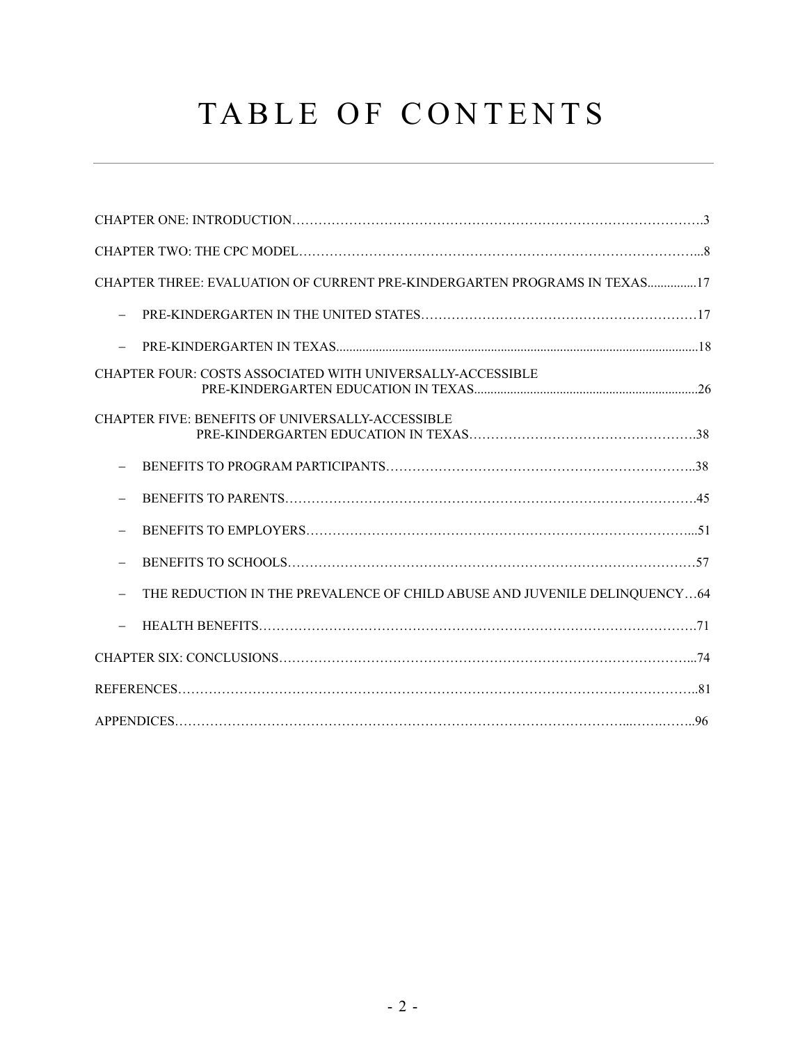# TABLE OF CONTENTS

CHAPTER ONE: INTRODUCTION……………………………………………………………………………….3

CHAPTER TWO: THE CPC MODEL……………………………………………………………………………...8

CHAPTER THREE: EVALUATION OF CURRENT PRE-KINDERGARTEN PROGRAMS IN TEXAS...............17

- PRE-KINDERGARTEN IN THE UNITED STATES………………………………………………………17
- PRE-KINDERGARTEN IN TEXAS..............................................................................................................18

CHAPTER FOUR: COSTS ASSOCIATED WITH UNIVERSALLY-ACCESSIBLE PRE-KINDERGARTEN EDUCATION IN TEXAS...................................................................26

CHAPTER FIVE: BENEFITS OF UNIVERSALLY-ACCESSIBLE PRE-KINDERGARTEN EDUCATION IN TEXAS…………………………………………….38

- BENEFITS TO PROGRAM PARTICIPANTS……………………………………………………………..38
- BENEFITS TO PARENTS………………………………………………………………………………….45
- BENEFITS TO EMPLOYERS……………………………………………………………………………...51
- BENEFITS TO SCHOOLS…………………………………………………………………………………57
- THE REDUCTION IN THE PREVALENCE OF CHILD ABUSE AND JUVENILE DELINQUENCY…64
- HEALTH BENEFITS……………………………………………………………………………………….71

CHAPTER SIX: CONCLUSIONS………………………………………………………………………………...74

REFERENCES…………………………………………………………………………………………………...81

APPENDICES…………………………………………………………………………………...……….……..96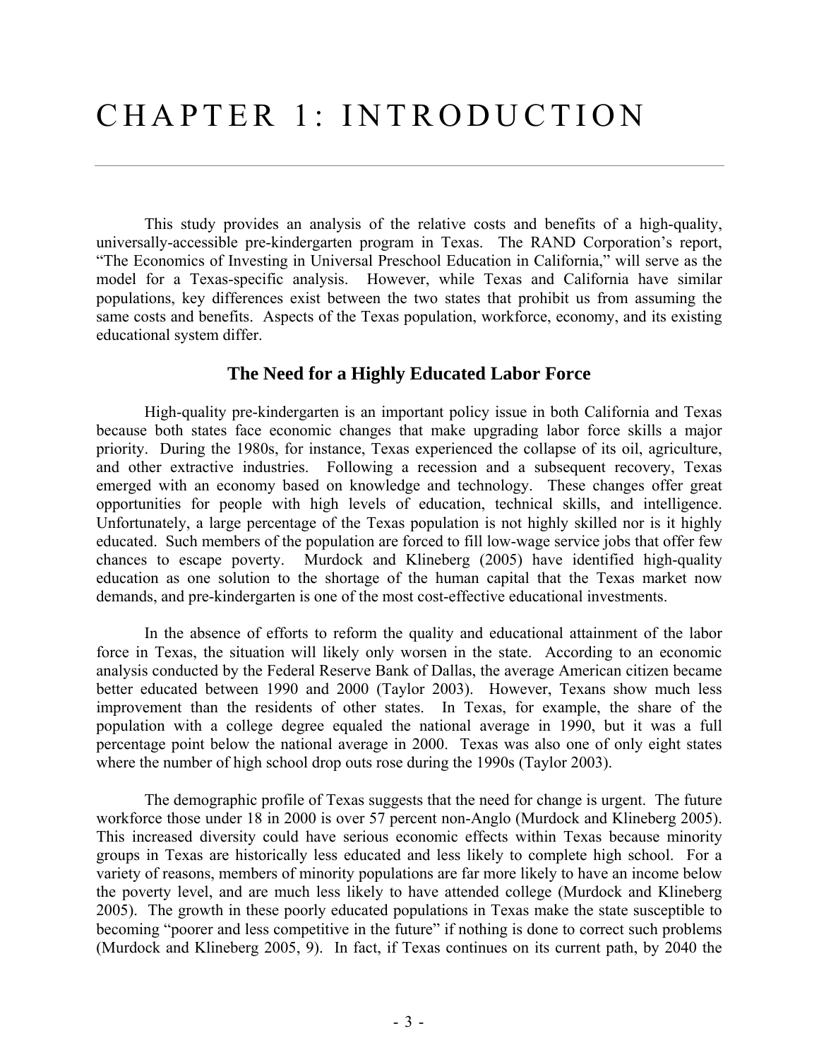# CHAPTER 1: INTRODUCTION

This study provides an analysis of the relative costs and benefits of a high-quality, universally-accessible pre-kindergarten program in Texas. The RAND Corporation's report, "The Economics of Investing in Universal Preschool Education in California," will serve as the model for a Texas-specific analysis. However, while Texas and California have similar populations, key differences exist between the two states that prohibit us from assuming the same costs and benefits. Aspects of the Texas population, workforce, economy, and its existing educational system differ.

## The Need for a Highly Educated Labor Force

High-quality pre-kindergarten is an important policy issue in both California and Texas because both states face economic changes that make upgrading labor force skills a major priority. During the 1980s, for instance, Texas experienced the collapse of its oil, agriculture, and other extractive industries. Following a recession and a subsequent recovery, Texas emerged with an economy based on knowledge and technology. These changes offer great opportunities for people with high levels of education, technical skills, and intelligence. Unfortunately, a large percentage of the Texas population is not highly skilled nor is it highly educated. Such members of the population are forced to fill low-wage service jobs that offer few chances to escape poverty. Murdock and Klineberg (2005) have identified high-quality education as one solution to the shortage of the human capital that the Texas market now demands, and pre-kindergarten is one of the most cost-effective educational investments.

In the absence of efforts to reform the quality and educational attainment of the labor force in Texas, the situation will likely only worsen in the state. According to an economic analysis conducted by the Federal Reserve Bank of Dallas, the average American citizen became better educated between 1990 and 2000 (Taylor 2003). However, Texans show much less improvement than the residents of other states. In Texas, for example, the share of the population with a college degree equaled the national average in 1990, but it was a full percentage point below the national average in 2000. Texas was also one of only eight states where the number of high school drop outs rose during the 1990s (Taylor 2003).

The demographic profile of Texas suggests that the need for change is urgent. The future workforce those under 18 in 2000 is over 57 percent non-Anglo (Murdock and Klineberg 2005). This increased diversity could have serious economic effects within Texas because minority groups in Texas are historically less educated and less likely to complete high school. For a variety of reasons, members of minority populations are far more likely to have an income below the poverty level, and are much less likely to have attended college (Murdock and Klineberg 2005). The growth in these poorly educated populations in Texas make the state susceptible to becoming "poorer and less competitive in the future" if nothing is done to correct such problems (Murdock and Klineberg 2005, 9). In fact, if Texas continues on its current path, by 2040 the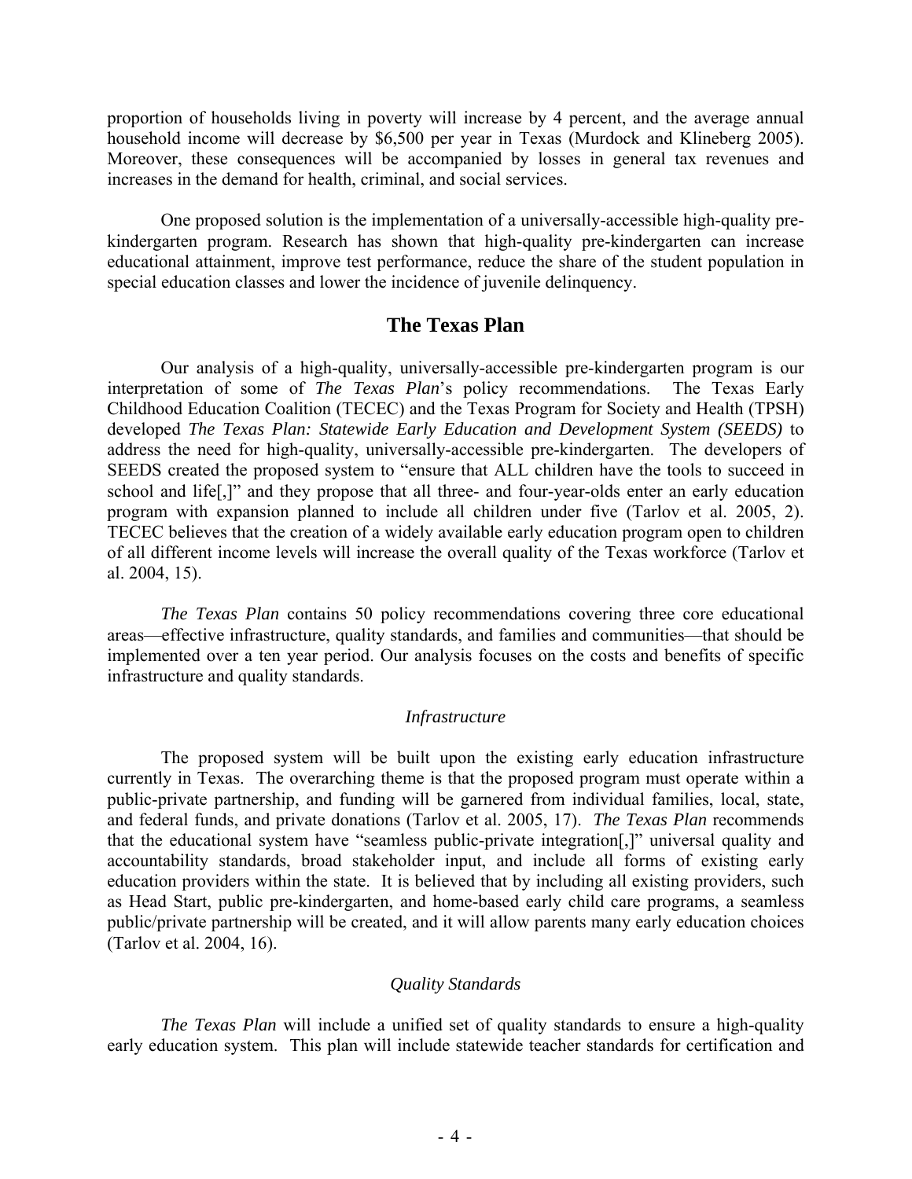proportion of households living in poverty will increase by 4 percent, and the average annual household income will decrease by $6,500 per year in Texas (Murdock and Klineberg 2005). Moreover, these consequences will be accompanied by losses in general tax revenues and increases in the demand for health, criminal, and social services.

One proposed solution is the implementation of a universally-accessible high-quality pre-kindergarten program. Research has shown that high-quality pre-kindergarten can increase educational attainment, improve test performance, reduce the share of the student population in special education classes and lower the incidence of juvenile delinquency.

## The Texas Plan

Our analysis of a high-quality, universally-accessible pre-kindergarten program is our interpretation of some of *The Texas Plan*'s policy recommendations. The Texas Early Childhood Education Coalition (TECEC) and the Texas Program for Society and Health (TPSH) developed *The Texas Plan: Statewide Early Education and Development System (SEEDS)* to address the need for high-quality, universally-accessible pre-kindergarten. The developers of SEEDS created the proposed system to "ensure that ALL children have the tools to succeed in school and life[,]" and they propose that all three- and four-year-olds enter an early education program with expansion planned to include all children under five (Tarlov et al. 2005, 2). TECEC believes that the creation of a widely available early education program open to children of all different income levels will increase the overall quality of the Texas workforce (Tarlov et al. 2004, 15).

*The Texas Plan* contains 50 policy recommendations covering three core educational areas—effective infrastructure, quality standards, and families and communities—that should be implemented over a ten year period. Our analysis focuses on the costs and benefits of specific infrastructure and quality standards.

### *Infrastructure*

The proposed system will be built upon the existing early education infrastructure currently in Texas. The overarching theme is that the proposed program must operate within a public-private partnership, and funding will be garnered from individual families, local, state, and federal funds, and private donations (Tarlov et al. 2005, 17). *The Texas Plan* recommends that the educational system have "seamless public-private integration[,]" universal quality and accountability standards, broad stakeholder input, and include all forms of existing early education providers within the state. It is believed that by including all existing providers, such as Head Start, public pre-kindergarten, and home-based early child care programs, a seamless public/private partnership will be created, and it will allow parents many early education choices (Tarlov et al. 2004, 16).

### *Quality Standards*

*The Texas Plan* will include a unified set of quality standards to ensure a high-quality early education system. This plan will include statewide teacher standards for certification and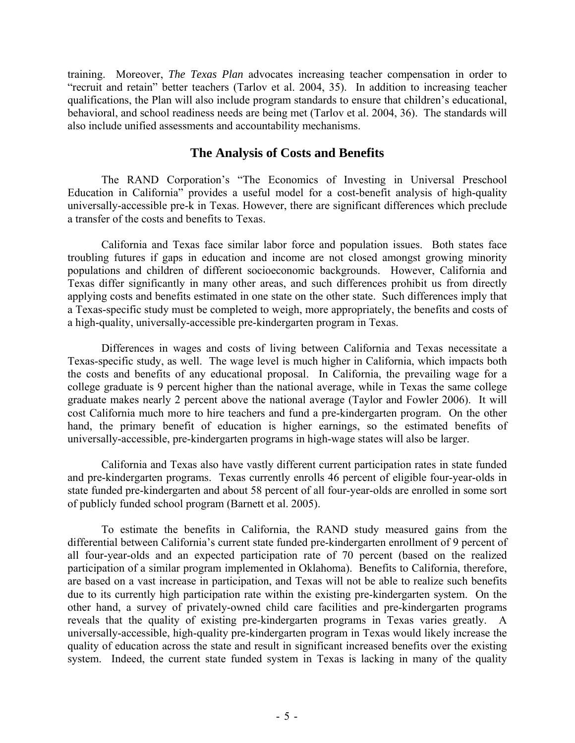training. Moreover, *The Texas Plan* advocates increasing teacher compensation in order to "recruit and retain" better teachers (Tarlov et al. 2004, 35). In addition to increasing teacher qualifications, the Plan will also include program standards to ensure that children's educational, behavioral, and school readiness needs are being met (Tarlov et al. 2004, 36). The standards will also include unified assessments and accountability mechanisms.

## The Analysis of Costs and Benefits

The RAND Corporation's "The Economics of Investing in Universal Preschool Education in California" provides a useful model for a cost-benefit analysis of high-quality universally-accessible pre-k in Texas. However, there are significant differences which preclude a transfer of the costs and benefits to Texas.

California and Texas face similar labor force and population issues. Both states face troubling futures if gaps in education and income are not closed amongst growing minority populations and children of different socioeconomic backgrounds. However, California and Texas differ significantly in many other areas, and such differences prohibit us from directly applying costs and benefits estimated in one state on the other state. Such differences imply that a Texas-specific study must be completed to weigh, more appropriately, the benefits and costs of a high-quality, universally-accessible pre-kindergarten program in Texas.

Differences in wages and costs of living between California and Texas necessitate a Texas-specific study, as well. The wage level is much higher in California, which impacts both the costs and benefits of any educational proposal. In California, the prevailing wage for a college graduate is 9 percent higher than the national average, while in Texas the same college graduate makes nearly 2 percent above the national average (Taylor and Fowler 2006). It will cost California much more to hire teachers and fund a pre-kindergarten program. On the other hand, the primary benefit of education is higher earnings, so the estimated benefits of universally-accessible, pre-kindergarten programs in high-wage states will also be larger.

California and Texas also have vastly different current participation rates in state funded and pre-kindergarten programs. Texas currently enrolls 46 percent of eligible four-year-olds in state funded pre-kindergarten and about 58 percent of all four-year-olds are enrolled in some sort of publicly funded school program (Barnett et al. 2005).

To estimate the benefits in California, the RAND study measured gains from the differential between California's current state funded pre-kindergarten enrollment of 9 percent of all four-year-olds and an expected participation rate of 70 percent (based on the realized participation of a similar program implemented in Oklahoma). Benefits to California, therefore, are based on a vast increase in participation, and Texas will not be able to realize such benefits due to its currently high participation rate within the existing pre-kindergarten system. On the other hand, a survey of privately-owned child care facilities and pre-kindergarten programs reveals that the quality of existing pre-kindergarten programs in Texas varies greatly. A universally-accessible, high-quality pre-kindergarten program in Texas would likely increase the quality of education across the state and result in significant increased benefits over the existing system. Indeed, the current state funded system in Texas is lacking in many of the quality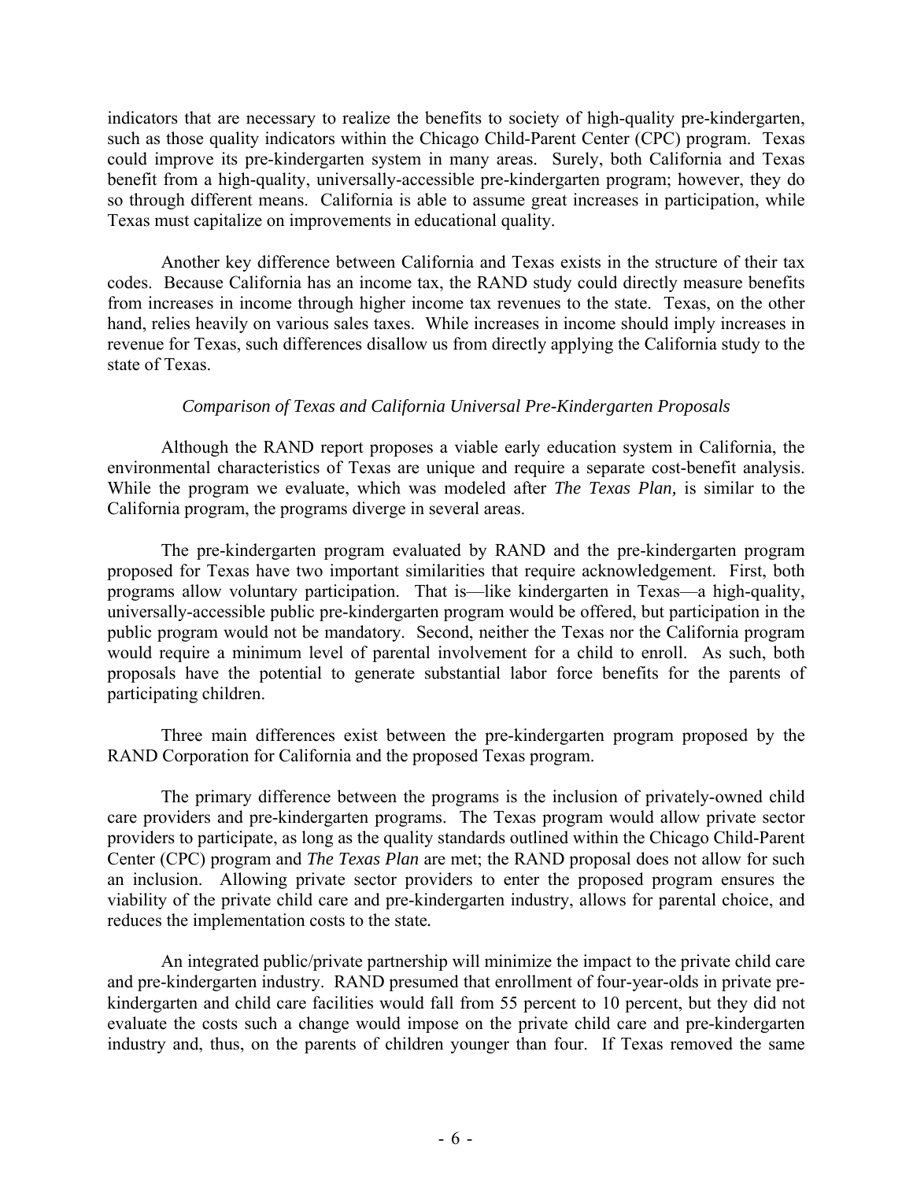indicators that are necessary to realize the benefits to society of high-quality pre-kindergarten, such as those quality indicators within the Chicago Child-Parent Center (CPC) program. Texas could improve its pre-kindergarten system in many areas. Surely, both California and Texas benefit from a high-quality, universally-accessible pre-kindergarten program; however, they do so through different means. California is able to assume great increases in participation, while Texas must capitalize on improvements in educational quality.

Another key difference between California and Texas exists in the structure of their tax codes. Because California has an income tax, the RAND study could directly measure benefits from increases in income through higher income tax revenues to the state. Texas, on the other hand, relies heavily on various sales taxes. While increases in income should imply increases in revenue for Texas, such differences disallow us from directly applying the California study to the state of Texas.

*Comparison of Texas and California Universal Pre-Kindergarten Proposals*

Although the RAND report proposes a viable early education system in California, the environmental characteristics of Texas are unique and require a separate cost-benefit analysis. While the program we evaluate, which was modeled after *The Texas Plan,* is similar to the California program, the programs diverge in several areas.

The pre-kindergarten program evaluated by RAND and the pre-kindergarten program proposed for Texas have two important similarities that require acknowledgement. First, both programs allow voluntary participation. That is—like kindergarten in Texas—a high-quality, universally-accessible public pre-kindergarten program would be offered, but participation in the public program would not be mandatory. Second, neither the Texas nor the California program would require a minimum level of parental involvement for a child to enroll. As such, both proposals have the potential to generate substantial labor force benefits for the parents of participating children.

Three main differences exist between the pre-kindergarten program proposed by the RAND Corporation for California and the proposed Texas program.

The primary difference between the programs is the inclusion of privately-owned child care providers and pre-kindergarten programs. The Texas program would allow private sector providers to participate, as long as the quality standards outlined within the Chicago Child-Parent Center (CPC) program and *The Texas Plan* are met; the RAND proposal does not allow for such an inclusion. Allowing private sector providers to enter the proposed program ensures the viability of the private child care and pre-kindergarten industry, allows for parental choice, and reduces the implementation costs to the state.

An integrated public/private partnership will minimize the impact to the private child care and pre-kindergarten industry. RAND presumed that enrollment of four-year-olds in private pre-kindergarten and child care facilities would fall from 55 percent to 10 percent, but they did not evaluate the costs such a change would impose on the private child care and pre-kindergarten industry and, thus, on the parents of children younger than four. If Texas removed the same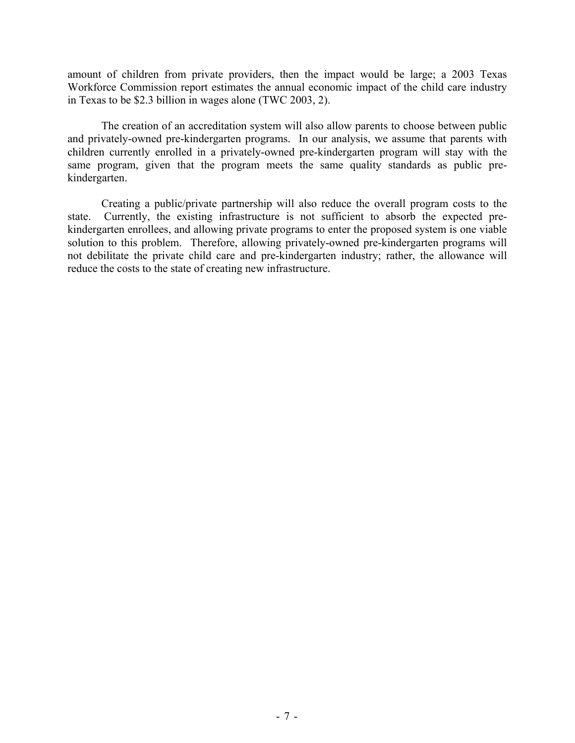amount of children from private providers, then the impact would be large; a 2003 Texas Workforce Commission report estimates the annual economic impact of the child care industry in Texas to be $2.3 billion in wages alone (TWC 2003, 2).

The creation of an accreditation system will also allow parents to choose between public and privately-owned pre-kindergarten programs. In our analysis, we assume that parents with children currently enrolled in a privately-owned pre-kindergarten program will stay with the same program, given that the program meets the same quality standards as public pre-kindergarten.

Creating a public/private partnership will also reduce the overall program costs to the state. Currently, the existing infrastructure is not sufficient to absorb the expected pre-kindergarten enrollees, and allowing private programs to enter the proposed system is one viable solution to this problem. Therefore, allowing privately-owned pre-kindergarten programs will not debilitate the private child care and pre-kindergarten industry; rather, the allowance will reduce the costs to the state of creating new infrastructure.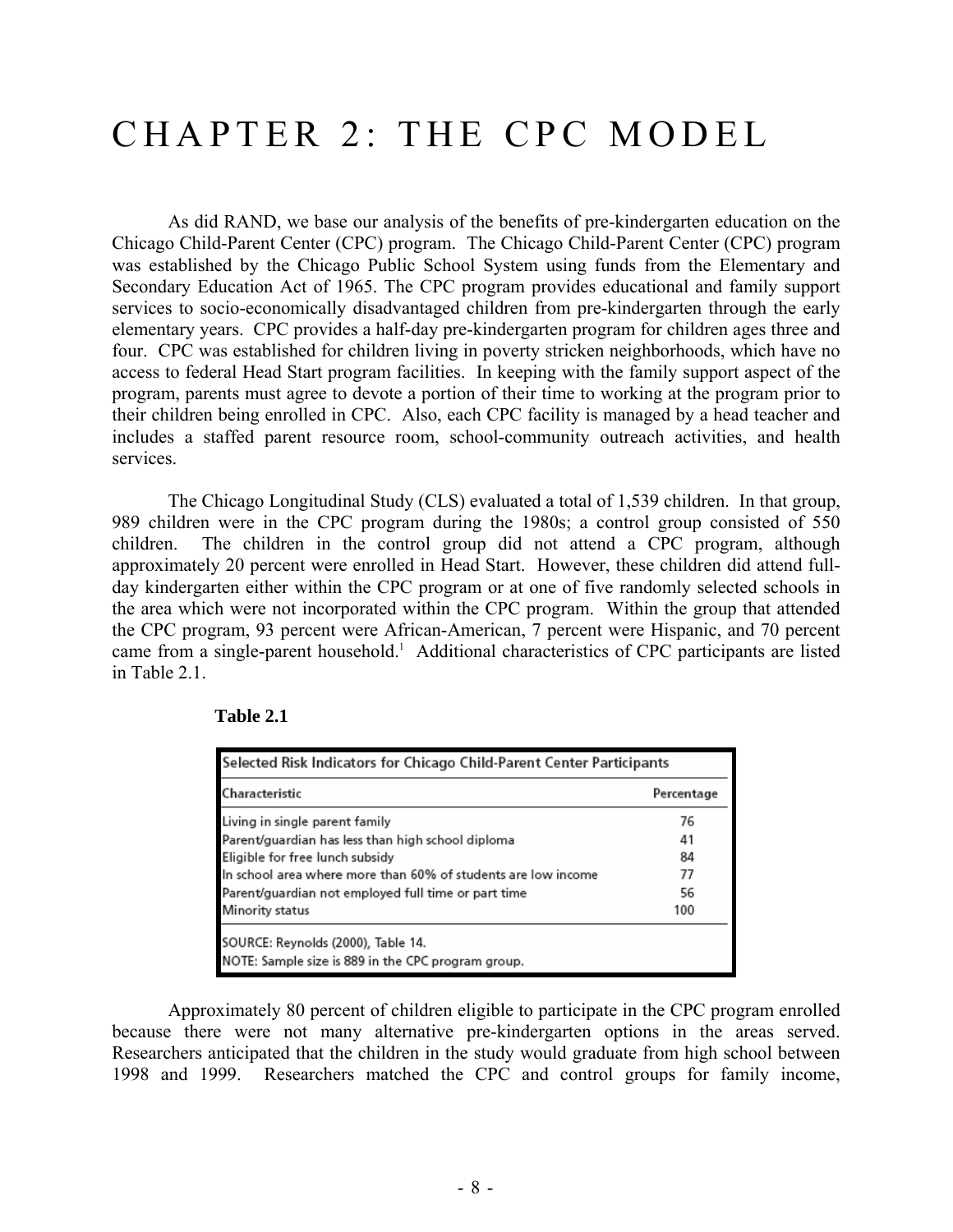# CHAPTER 2: THE CPC MODEL

As did RAND, we base our analysis of the benefits of pre-kindergarten education on the Chicago Child-Parent Center (CPC) program. The Chicago Child-Parent Center (CPC) program was established by the Chicago Public School System using funds from the Elementary and Secondary Education Act of 1965. The CPC program provides educational and family support services to socio-economically disadvantaged children from pre-kindergarten through the early elementary years. CPC provides a half-day pre-kindergarten program for children ages three and four. CPC was established for children living in poverty stricken neighborhoods, which have no access to federal Head Start program facilities. In keeping with the family support aspect of the program, parents must agree to devote a portion of their time to working at the program prior to their children being enrolled in CPC. Also, each CPC facility is managed by a head teacher and includes a staffed parent resource room, school-community outreach activities, and health services.

The Chicago Longitudinal Study (CLS) evaluated a total of 1,539 children. In that group, 989 children were in the CPC program during the 1980s; a control group consisted of 550 children. The children in the control group did not attend a CPC program, although approximately 20 percent were enrolled in Head Start. However, these children did attend full-day kindergarten either within the CPC program or at one of five randomly selected schools in the area which were not incorporated within the CPC program. Within the group that attended the CPC program, 93 percent were African-American, 7 percent were Hispanic, and 70 percent came from a single-parent household.[1] Additional characteristics of CPC participants are listed in Table 2.1.

**Table 2.1**

Selected Risk Indicators for Chicago Child-Parent Center Participants

| Characteristic | Percentage |
|---|---|
| Living in single parent family | 76 |
| Parent/guardian has less than high school diploma | 41 |
| Eligible for free lunch subsidy | 84 |
| In school area where more than 60% of students are low income | 77 |
| Parent/guardian not employed full time or part time | 56 |
| Minority status | 100 |

SOURCE: Reynolds (2000), Table 14.
NOTE: Sample size is 889 in the CPC program group.

Approximately 80 percent of children eligible to participate in the CPC program enrolled because there were not many alternative pre-kindergarten options in the areas served. Researchers anticipated that the children in the study would graduate from high school between 1998 and 1999. Researchers matched the CPC and control groups for family income,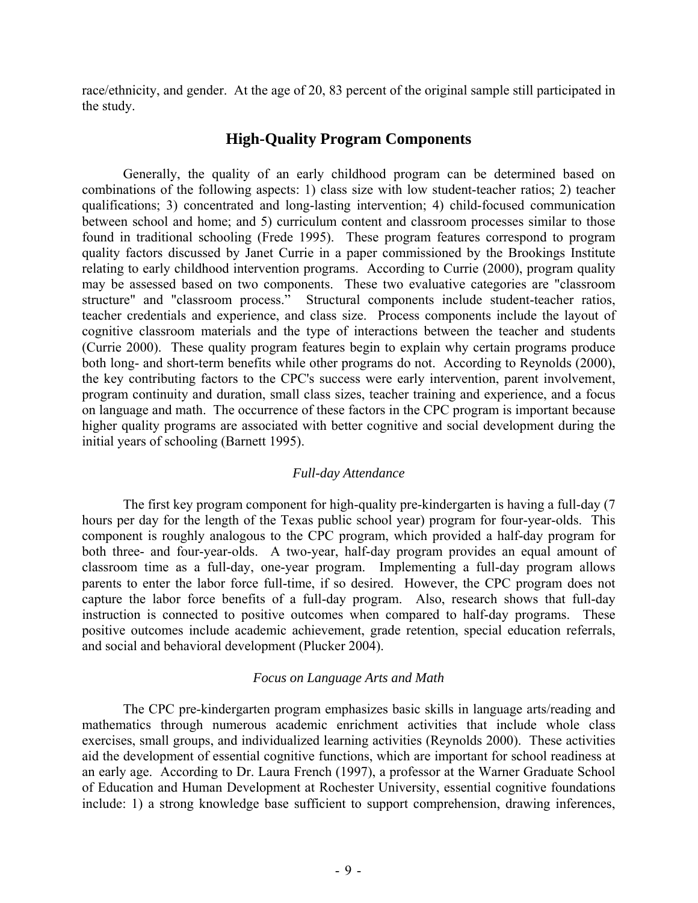race/ethnicity, and gender. At the age of 20, 83 percent of the original sample still participated in the study.

## High-Quality Program Components

Generally, the quality of an early childhood program can be determined based on combinations of the following aspects: 1) class size with low student-teacher ratios; 2) teacher qualifications; 3) concentrated and long-lasting intervention; 4) child-focused communication between school and home; and 5) curriculum content and classroom processes similar to those found in traditional schooling (Frede 1995). These program features correspond to program quality factors discussed by Janet Currie in a paper commissioned by the Brookings Institute relating to early childhood intervention programs. According to Currie (2000), program quality may be assessed based on two components. These two evaluative categories are "classroom structure" and "classroom process." Structural components include student-teacher ratios, teacher credentials and experience, and class size. Process components include the layout of cognitive classroom materials and the type of interactions between the teacher and students (Currie 2000). These quality program features begin to explain why certain programs produce both long- and short-term benefits while other programs do not. According to Reynolds (2000), the key contributing factors to the CPC's success were early intervention, parent involvement, program continuity and duration, small class sizes, teacher training and experience, and a focus on language and math. The occurrence of these factors in the CPC program is important because higher quality programs are associated with better cognitive and social development during the initial years of schooling (Barnett 1995).

### *Full-day Attendance*

The first key program component for high-quality pre-kindergarten is having a full-day (7 hours per day for the length of the Texas public school year) program for four-year-olds. This component is roughly analogous to the CPC program, which provided a half-day program for both three- and four-year-olds. A two-year, half-day program provides an equal amount of classroom time as a full-day, one-year program. Implementing a full-day program allows parents to enter the labor force full-time, if so desired. However, the CPC program does not capture the labor force benefits of a full-day program. Also, research shows that full-day instruction is connected to positive outcomes when compared to half-day programs. These positive outcomes include academic achievement, grade retention, special education referrals, and social and behavioral development (Plucker 2004).

### *Focus on Language Arts and Math*

The CPC pre-kindergarten program emphasizes basic skills in language arts/reading and mathematics through numerous academic enrichment activities that include whole class exercises, small groups, and individualized learning activities (Reynolds 2000). These activities aid the development of essential cognitive functions, which are important for school readiness at an early age. According to Dr. Laura French (1997), a professor at the Warner Graduate School of Education and Human Development at Rochester University, essential cognitive foundations include: 1) a strong knowledge base sufficient to support comprehension, drawing inferences,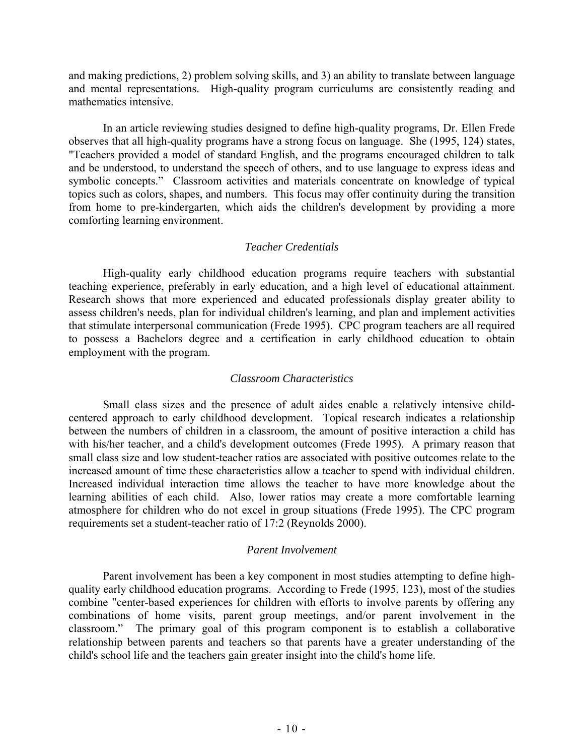and making predictions, 2) problem solving skills, and 3) an ability to translate between language and mental representations. High-quality program curriculums are consistently reading and mathematics intensive.

In an article reviewing studies designed to define high-quality programs, Dr. Ellen Frede observes that all high-quality programs have a strong focus on language. She (1995, 124) states, "Teachers provided a model of standard English, and the programs encouraged children to talk and be understood, to understand the speech of others, and to use language to express ideas and symbolic concepts." Classroom activities and materials concentrate on knowledge of typical topics such as colors, shapes, and numbers. This focus may offer continuity during the transition from home to pre-kindergarten, which aids the children's development by providing a more comforting learning environment.

### *Teacher Credentials*

High-quality early childhood education programs require teachers with substantial teaching experience, preferably in early education, and a high level of educational attainment. Research shows that more experienced and educated professionals display greater ability to assess children's needs, plan for individual children's learning, and plan and implement activities that stimulate interpersonal communication (Frede 1995). CPC program teachers are all required to possess a Bachelors degree and a certification in early childhood education to obtain employment with the program.

### *Classroom Characteristics*

Small class sizes and the presence of adult aides enable a relatively intensive child-centered approach to early childhood development. Topical research indicates a relationship between the numbers of children in a classroom, the amount of positive interaction a child has with his/her teacher, and a child's development outcomes (Frede 1995). A primary reason that small class size and low student-teacher ratios are associated with positive outcomes relate to the increased amount of time these characteristics allow a teacher to spend with individual children. Increased individual interaction time allows the teacher to have more knowledge about the learning abilities of each child. Also, lower ratios may create a more comfortable learning atmosphere for children who do not excel in group situations (Frede 1995). The CPC program requirements set a student-teacher ratio of 17:2 (Reynolds 2000).

### *Parent Involvement*

Parent involvement has been a key component in most studies attempting to define high-quality early childhood education programs. According to Frede (1995, 123), most of the studies combine "center-based experiences for children with efforts to involve parents by offering any combinations of home visits, parent group meetings, and/or parent involvement in the classroom." The primary goal of this program component is to establish a collaborative relationship between parents and teachers so that parents have a greater understanding of the child's school life and the teachers gain greater insight into the child's home life.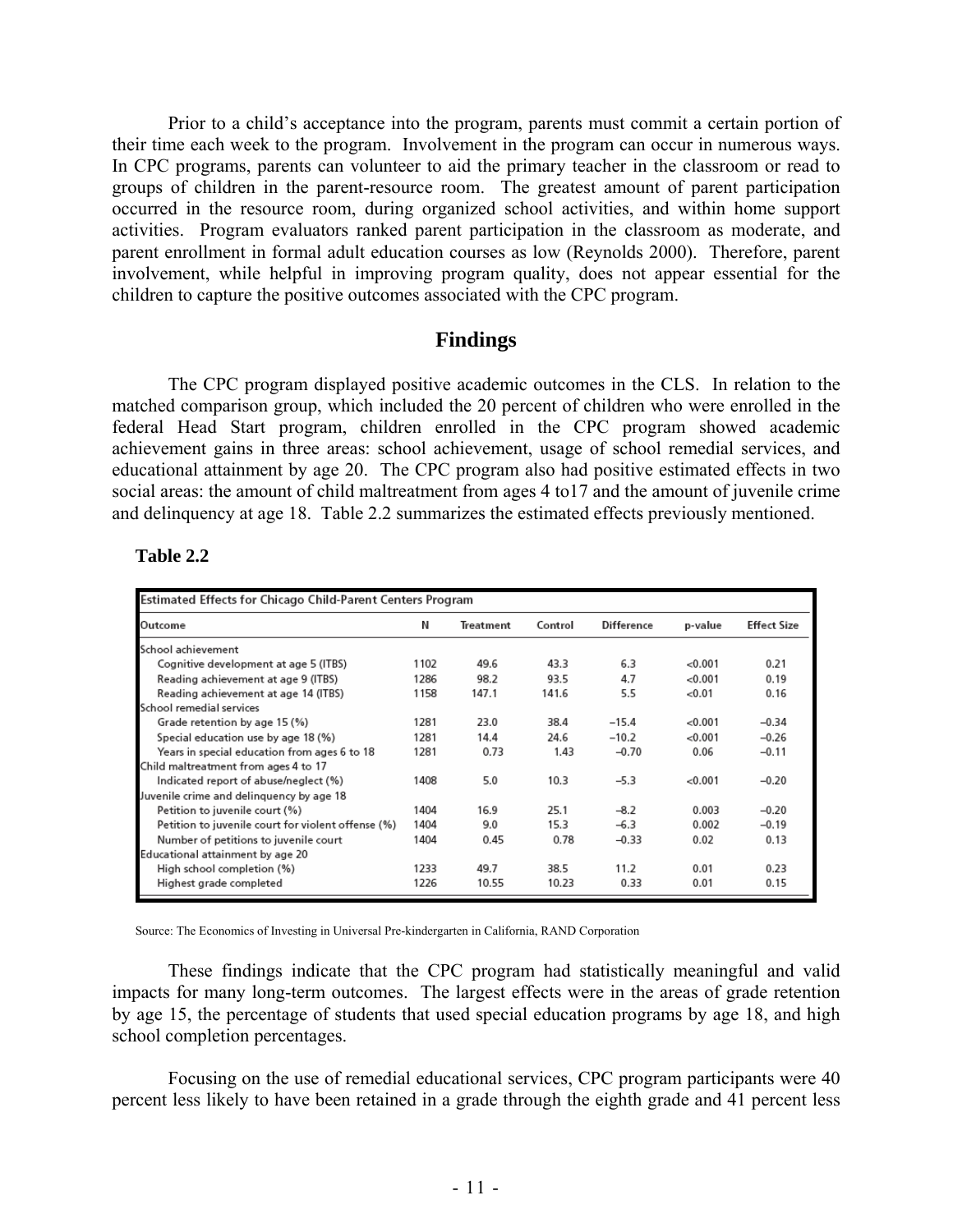Prior to a child's acceptance into the program, parents must commit a certain portion of their time each week to the program. Involvement in the program can occur in numerous ways. In CPC programs, parents can volunteer to aid the primary teacher in the classroom or read to groups of children in the parent-resource room. The greatest amount of parent participation occurred in the resource room, during organized school activities, and within home support activities. Program evaluators ranked parent participation in the classroom as moderate, and parent enrollment in formal adult education courses as low (Reynolds 2000). Therefore, parent involvement, while helpful in improving program quality, does not appear essential for the children to capture the positive outcomes associated with the CPC program.

## Findings

The CPC program displayed positive academic outcomes in the CLS. In relation to the matched comparison group, which included the 20 percent of children who were enrolled in the federal Head Start program, children enrolled in the CPC program showed academic achievement gains in three areas: school achievement, usage of school remedial services, and educational attainment by age 20. The CPC program also had positive estimated effects in two social areas: the amount of child maltreatment from ages 4 to17 and the amount of juvenile crime and delinquency at age 18. Table 2.2 summarizes the estimated effects previously mentioned.

**Table 2.2**

Estimated Effects for Chicago Child-Parent Centers Program

| Outcome | N | Treatment | Control | Difference | p-value | Effect Size |
|---|---|---|---|---|---|---|
| School achievement | | | | | | |
| Cognitive development at age 5 (ITBS) | 1102 | 49.6 | 43.3 | 6.3 | <0.001 | 0.21 |
| Reading achievement at age 9 (ITBS) | 1286 | 98.2 | 93.5 | 4.7 | <0.001 | 0.19 |
| Reading achievement at age 14 (ITBS) | 1158 | 147.1 | 141.6 | 5.5 | <0.01 | 0.16 |
| School remedial services | | | | | | |
| Grade retention by age 15 (%) | 1281 | 23.0 | 38.4 | −15.4 | <0.001 | −0.34 |
| Special education use by age 18 (%) | 1281 | 14.4 | 24.6 | −10.2 | <0.001 | −0.26 |
| Years in special education from ages 6 to 18 | 1281 | 0.73 | 1.43 | −0.70 | 0.06 | −0.11 |
| Child maltreatment from ages 4 to 17 | | | | | | |
| Indicated report of abuse/neglect (%) | 1408 | 5.0 | 10.3 | −5.3 | <0.001 | −0.20 |
| Juvenile crime and delinquency by age 18 | | | | | | |
| Petition to juvenile court (%) | 1404 | 16.9 | 25.1 | −8.2 | 0.003 | −0.20 |
| Petition to juvenile court for violent offense (%) | 1404 | 9.0 | 15.3 | −6.3 | 0.002 | −0.19 |
| Number of petitions to juvenile court | 1404 | 0.45 | 0.78 | −0.33 | 0.02 | 0.13 |
| Educational attainment by age 20 | | | | | | |
| High school completion (%) | 1233 | 49.7 | 38.5 | 11.2 | 0.01 | 0.23 |
| Highest grade completed | 1226 | 10.55 | 10.23 | 0.33 | 0.01 | 0.15 |

Source: The Economics of Investing in Universal Pre-kindergarten in California, RAND Corporation

These findings indicate that the CPC program had statistically meaningful and valid impacts for many long-term outcomes. The largest effects were in the areas of grade retention by age 15, the percentage of students that used special education programs by age 18, and high school completion percentages.

Focusing on the use of remedial educational services, CPC program participants were 40 percent less likely to have been retained in a grade through the eighth grade and 41 percent less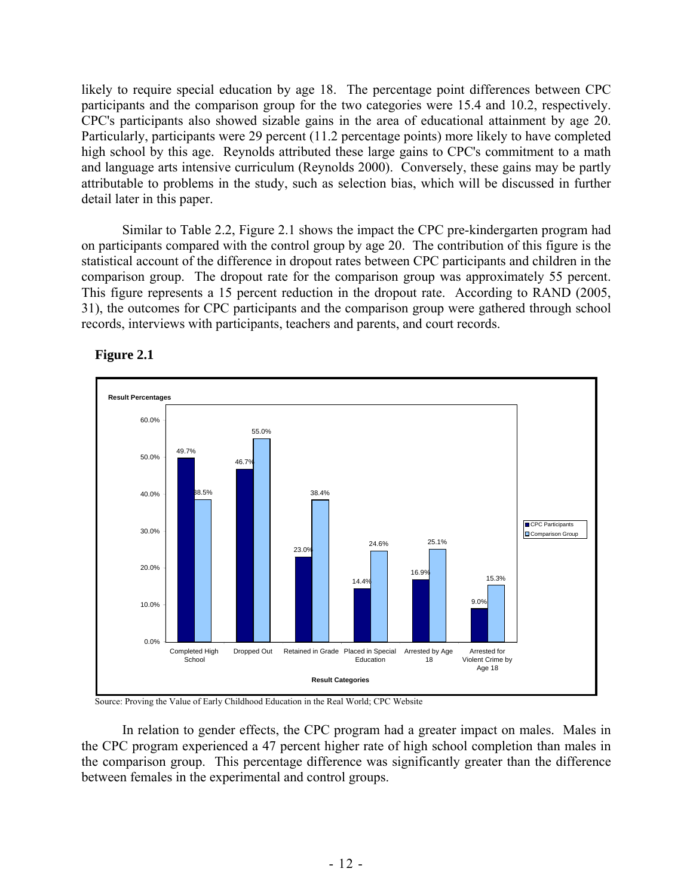likely to require special education by age 18. The percentage point differences between CPC participants and the comparison group for the two categories were 15.4 and 10.2, respectively. CPC's participants also showed sizable gains in the area of educational attainment by age 20. Particularly, participants were 29 percent (11.2 percentage points) more likely to have completed high school by this age. Reynolds attributed these large gains to CPC's commitment to a math and language arts intensive curriculum (Reynolds 2000). Conversely, these gains may be partly attributable to problems in the study, such as selection bias, which will be discussed in further detail later in this paper.

Similar to Table 2.2, Figure 2.1 shows the impact the CPC pre-kindergarten program had on participants compared with the control group by age 20. The contribution of this figure is the statistical account of the difference in dropout rates between CPC participants and children in the comparison group. The dropout rate for the comparison group was approximately 55 percent. This figure represents a 15 percent reduction in the dropout rate. According to RAND (2005, 31), the outcomes for CPC participants and the comparison group were gathered through school records, interviews with participants, teachers and parents, and court records.

**Figure 2.1**

| Result Categories | CPC Participants | Comparison Group |
|---|---|---|
| Completed High School | 49.7% | 38.5% |
| Dropped Out | 46.7% | 55.0% |
| Retained in Grade | 23.0% | 38.4% |
| Placed in Special Education | 14.4% | 24.6% |
| Arrested by Age 18 | 16.9% | 25.1% |
| Arrested for Violent Crime by Age 18 | 9.0% | 15.3% |

Source: Proving the Value of Early Childhood Education in the Real World; CPC Website

In relation to gender effects, the CPC program had a greater impact on males. Males in the CPC program experienced a 47 percent higher rate of high school completion than males in the comparison group. This percentage difference was significantly greater than the difference between females in the experimental and control groups.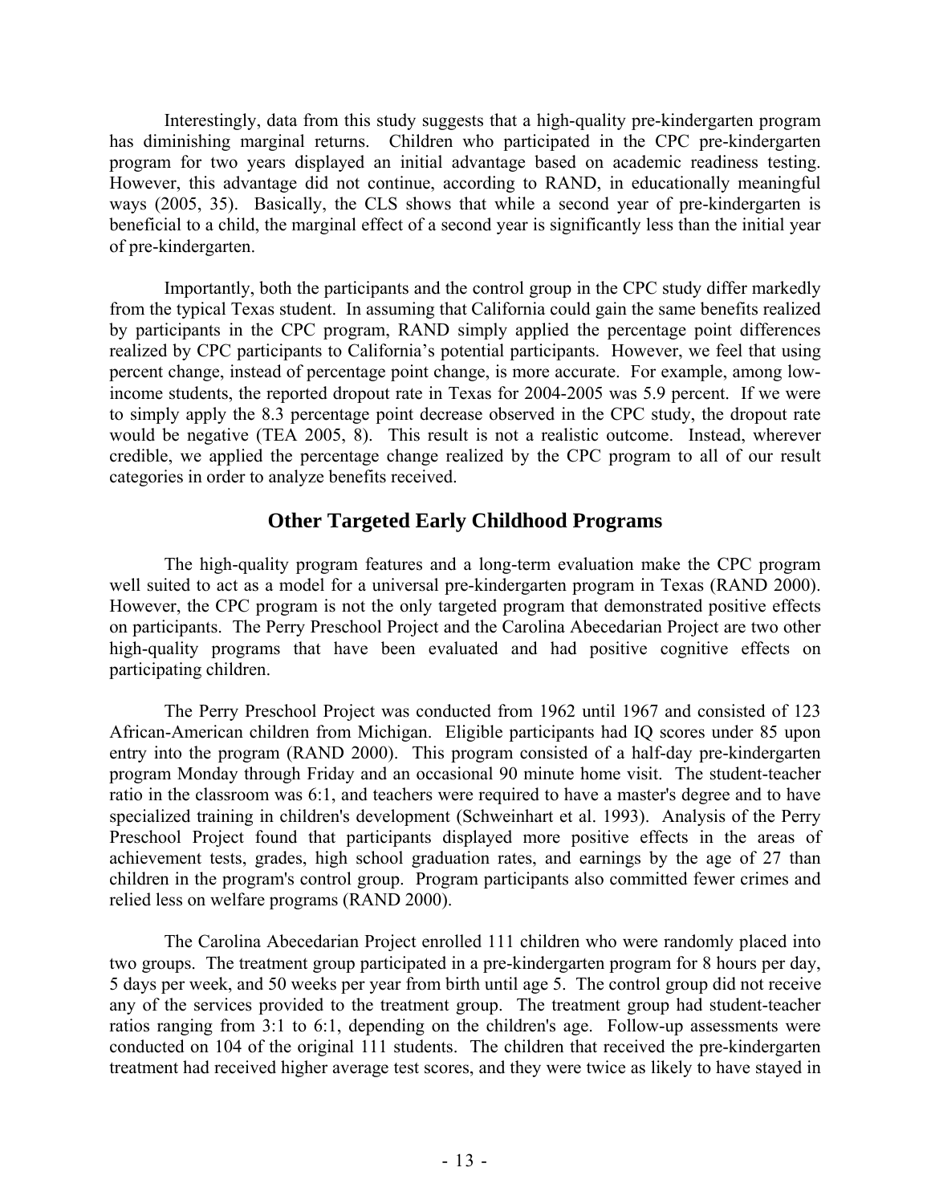Interestingly, data from this study suggests that a high-quality pre-kindergarten program has diminishing marginal returns. Children who participated in the CPC pre-kindergarten program for two years displayed an initial advantage based on academic readiness testing. However, this advantage did not continue, according to RAND, in educationally meaningful ways (2005, 35). Basically, the CLS shows that while a second year of pre-kindergarten is beneficial to a child, the marginal effect of a second year is significantly less than the initial year of pre-kindergarten.

Importantly, both the participants and the control group in the CPC study differ markedly from the typical Texas student. In assuming that California could gain the same benefits realized by participants in the CPC program, RAND simply applied the percentage point differences realized by CPC participants to California's potential participants. However, we feel that using percent change, instead of percentage point change, is more accurate. For example, among low-income students, the reported dropout rate in Texas for 2004-2005 was 5.9 percent. If we were to simply apply the 8.3 percentage point decrease observed in the CPC study, the dropout rate would be negative (TEA 2005, 8). This result is not a realistic outcome. Instead, wherever credible, we applied the percentage change realized by the CPC program to all of our result categories in order to analyze benefits received.

## Other Targeted Early Childhood Programs

The high-quality program features and a long-term evaluation make the CPC program well suited to act as a model for a universal pre-kindergarten program in Texas (RAND 2000). However, the CPC program is not the only targeted program that demonstrated positive effects on participants. The Perry Preschool Project and the Carolina Abecedarian Project are two other high-quality programs that have been evaluated and had positive cognitive effects on participating children.

The Perry Preschool Project was conducted from 1962 until 1967 and consisted of 123 African-American children from Michigan. Eligible participants had IQ scores under 85 upon entry into the program (RAND 2000). This program consisted of a half-day pre-kindergarten program Monday through Friday and an occasional 90 minute home visit. The student-teacher ratio in the classroom was 6:1, and teachers were required to have a master's degree and to have specialized training in children's development (Schweinhart et al. 1993). Analysis of the Perry Preschool Project found that participants displayed more positive effects in the areas of achievement tests, grades, high school graduation rates, and earnings by the age of 27 than children in the program's control group. Program participants also committed fewer crimes and relied less on welfare programs (RAND 2000).

The Carolina Abecedarian Project enrolled 111 children who were randomly placed into two groups. The treatment group participated in a pre-kindergarten program for 8 hours per day, 5 days per week, and 50 weeks per year from birth until age 5. The control group did not receive any of the services provided to the treatment group. The treatment group had student-teacher ratios ranging from 3:1 to 6:1, depending on the children's age. Follow-up assessments were conducted on 104 of the original 111 students. The children that received the pre-kindergarten treatment had received higher average test scores, and they were twice as likely to have stayed in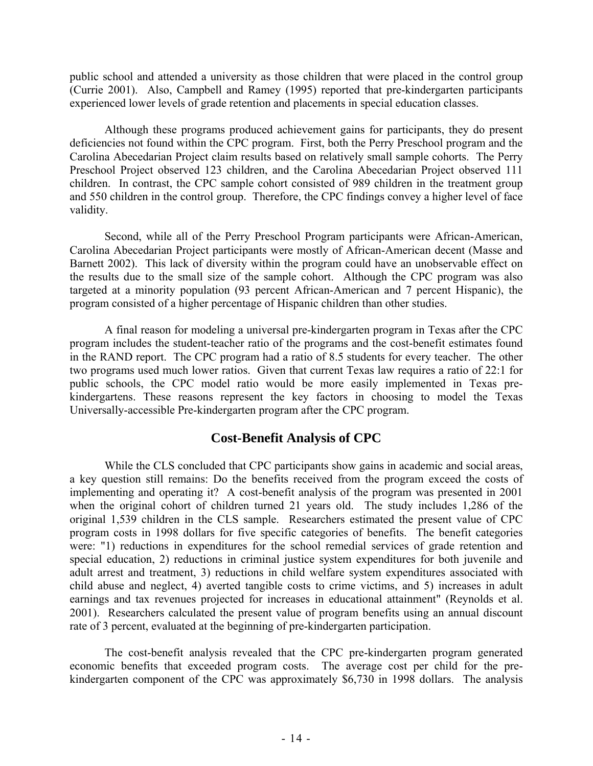public school and attended a university as those children that were placed in the control group (Currie 2001). Also, Campbell and Ramey (1995) reported that pre-kindergarten participants experienced lower levels of grade retention and placements in special education classes.

Although these programs produced achievement gains for participants, they do present deficiencies not found within the CPC program. First, both the Perry Preschool program and the Carolina Abecedarian Project claim results based on relatively small sample cohorts. The Perry Preschool Project observed 123 children, and the Carolina Abecedarian Project observed 111 children. In contrast, the CPC sample cohort consisted of 989 children in the treatment group and 550 children in the control group. Therefore, the CPC findings convey a higher level of face validity.

Second, while all of the Perry Preschool Program participants were African-American, Carolina Abecedarian Project participants were mostly of African-American decent (Masse and Barnett 2002). This lack of diversity within the program could have an unobservable effect on the results due to the small size of the sample cohort. Although the CPC program was also targeted at a minority population (93 percent African-American and 7 percent Hispanic), the program consisted of a higher percentage of Hispanic children than other studies.

A final reason for modeling a universal pre-kindergarten program in Texas after the CPC program includes the student-teacher ratio of the programs and the cost-benefit estimates found in the RAND report. The CPC program had a ratio of 8.5 students for every teacher. The other two programs used much lower ratios. Given that current Texas law requires a ratio of 22:1 for public schools, the CPC model ratio would be more easily implemented in Texas pre-kindergartens. These reasons represent the key factors in choosing to model the Texas Universally-accessible Pre-kindergarten program after the CPC program.

## Cost-Benefit Analysis of CPC

While the CLS concluded that CPC participants show gains in academic and social areas, a key question still remains: Do the benefits received from the program exceed the costs of implementing and operating it? A cost-benefit analysis of the program was presented in 2001 when the original cohort of children turned 21 years old. The study includes 1,286 of the original 1,539 children in the CLS sample. Researchers estimated the present value of CPC program costs in 1998 dollars for five specific categories of benefits. The benefit categories were: "1) reductions in expenditures for the school remedial services of grade retention and special education, 2) reductions in criminal justice system expenditures for both juvenile and adult arrest and treatment, 3) reductions in child welfare system expenditures associated with child abuse and neglect, 4) averted tangible costs to crime victims, and 5) increases in adult earnings and tax revenues projected for increases in educational attainment" (Reynolds et al. 2001). Researchers calculated the present value of program benefits using an annual discount rate of 3 percent, evaluated at the beginning of pre-kindergarten participation.

The cost-benefit analysis revealed that the CPC pre-kindergarten program generated economic benefits that exceeded program costs. The average cost per child for the pre-kindergarten component of the CPC was approximately $6,730 in 1998 dollars. The analysis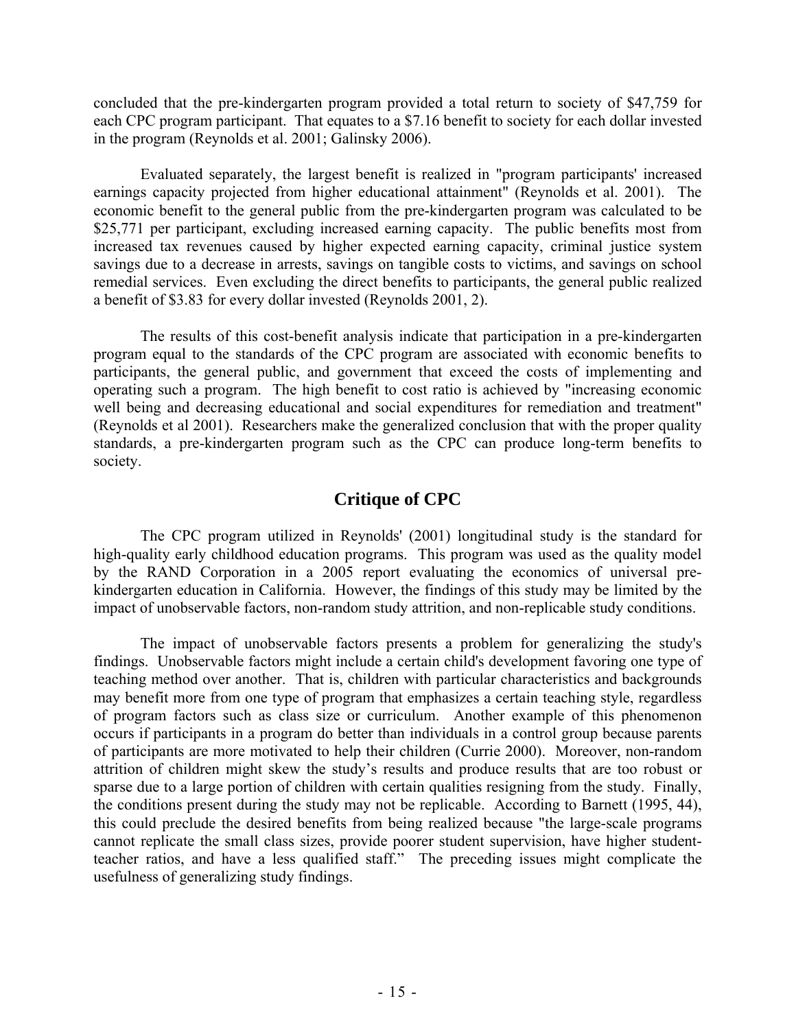concluded that the pre-kindergarten program provided a total return to society of $47,759 for each CPC program participant. That equates to a $7.16 benefit to society for each dollar invested in the program (Reynolds et al. 2001; Galinsky 2006).

Evaluated separately, the largest benefit is realized in "program participants' increased earnings capacity projected from higher educational attainment" (Reynolds et al. 2001). The economic benefit to the general public from the pre-kindergarten program was calculated to be $25,771 per participant, excluding increased earning capacity. The public benefits most from increased tax revenues caused by higher expected earning capacity, criminal justice system savings due to a decrease in arrests, savings on tangible costs to victims, and savings on school remedial services. Even excluding the direct benefits to participants, the general public realized a benefit of $3.83 for every dollar invested (Reynolds 2001, 2).

The results of this cost-benefit analysis indicate that participation in a pre-kindergarten program equal to the standards of the CPC program are associated with economic benefits to participants, the general public, and government that exceed the costs of implementing and operating such a program. The high benefit to cost ratio is achieved by "increasing economic well being and decreasing educational and social expenditures for remediation and treatment" (Reynolds et al 2001). Researchers make the generalized conclusion that with the proper quality standards, a pre-kindergarten program such as the CPC can produce long-term benefits to society.

## Critique of CPC

The CPC program utilized in Reynolds' (2001) longitudinal study is the standard for high-quality early childhood education programs. This program was used as the quality model by the RAND Corporation in a 2005 report evaluating the economics of universal pre-kindergarten education in California. However, the findings of this study may be limited by the impact of unobservable factors, non-random study attrition, and non-replicable study conditions.

The impact of unobservable factors presents a problem for generalizing the study's findings. Unobservable factors might include a certain child's development favoring one type of teaching method over another. That is, children with particular characteristics and backgrounds may benefit more from one type of program that emphasizes a certain teaching style, regardless of program factors such as class size or curriculum. Another example of this phenomenon occurs if participants in a program do better than individuals in a control group because parents of participants are more motivated to help their children (Currie 2000). Moreover, non-random attrition of children might skew the study's results and produce results that are too robust or sparse due to a large portion of children with certain qualities resigning from the study. Finally, the conditions present during the study may not be replicable. According to Barnett (1995, 44), this could preclude the desired benefits from being realized because "the large-scale programs cannot replicate the small class sizes, provide poorer student supervision, have higher student-teacher ratios, and have a less qualified staff." The preceding issues might complicate the usefulness of generalizing study findings.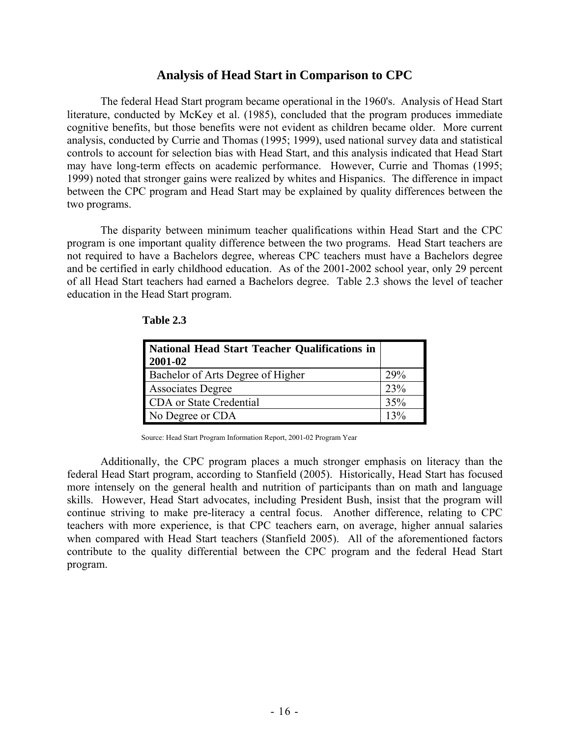## Analysis of Head Start in Comparison to CPC

The federal Head Start program became operational in the 1960's. Analysis of Head Start literature, conducted by McKey et al. (1985), concluded that the program produces immediate cognitive benefits, but those benefits were not evident as children became older. More current analysis, conducted by Currie and Thomas (1995; 1999), used national survey data and statistical controls to account for selection bias with Head Start, and this analysis indicated that Head Start may have long-term effects on academic performance. However, Currie and Thomas (1995; 1999) noted that stronger gains were realized by whites and Hispanics. The difference in impact between the CPC program and Head Start may be explained by quality differences between the two programs.

The disparity between minimum teacher qualifications within Head Start and the CPC program is one important quality difference between the two programs. Head Start teachers are not required to have a Bachelors degree, whereas CPC teachers must have a Bachelors degree and be certified in early childhood education. As of the 2001-2002 school year, only 29 percent of all Head Start teachers had earned a Bachelors degree. Table 2.3 shows the level of teacher education in the Head Start program.

**Table 2.3**

| National Head Start Teacher Qualifications in 2001-02 | |
|---|---|
| Bachelor of Arts Degree of Higher | 29% |
| Associates Degree | 23% |
| CDA or State Credential | 35% |
| No Degree or CDA | 13% |

Source: Head Start Program Information Report, 2001-02 Program Year

Additionally, the CPC program places a much stronger emphasis on literacy than the federal Head Start program, according to Stanfield (2005). Historically, Head Start has focused more intensely on the general health and nutrition of participants than on math and language skills. However, Head Start advocates, including President Bush, insist that the program will continue striving to make pre-literacy a central focus. Another difference, relating to CPC teachers with more experience, is that CPC teachers earn, on average, higher annual salaries when compared with Head Start teachers (Stanfield 2005). All of the aforementioned factors contribute to the quality differential between the CPC program and the federal Head Start program.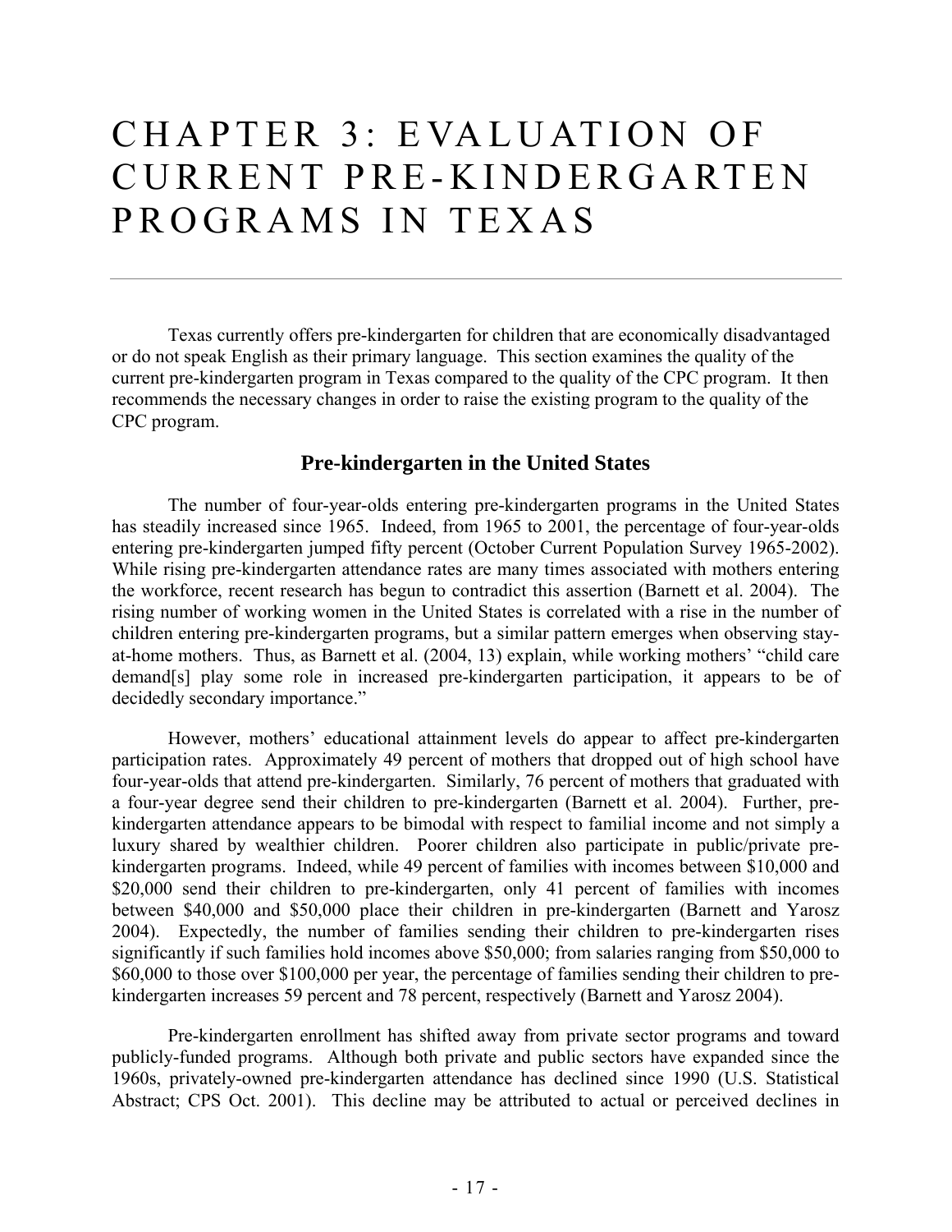# CHAPTER 3: EVALUATION OF CURRENT PRE-KINDERGARTEN PROGRAMS IN TEXAS

Texas currently offers pre-kindergarten for children that are economically disadvantaged or do not speak English as their primary language. This section examines the quality of the current pre-kindergarten program in Texas compared to the quality of the CPC program. It then recommends the necessary changes in order to raise the existing program to the quality of the CPC program.

## Pre-kindergarten in the United States

The number of four-year-olds entering pre-kindergarten programs in the United States has steadily increased since 1965. Indeed, from 1965 to 2001, the percentage of four-year-olds entering pre-kindergarten jumped fifty percent (October Current Population Survey 1965-2002). While rising pre-kindergarten attendance rates are many times associated with mothers entering the workforce, recent research has begun to contradict this assertion (Barnett et al. 2004). The rising number of working women in the United States is correlated with a rise in the number of children entering pre-kindergarten programs, but a similar pattern emerges when observing stay-at-home mothers. Thus, as Barnett et al. (2004, 13) explain, while working mothers' "child care demand[s] play some role in increased pre-kindergarten participation, it appears to be of decidedly secondary importance."

However, mothers' educational attainment levels do appear to affect pre-kindergarten participation rates. Approximately 49 percent of mothers that dropped out of high school have four-year-olds that attend pre-kindergarten. Similarly, 76 percent of mothers that graduated with a four-year degree send their children to pre-kindergarten (Barnett et al. 2004). Further, pre-kindergarten attendance appears to be bimodal with respect to familial income and not simply a luxury shared by wealthier children. Poorer children also participate in public/private pre-kindergarten programs. Indeed, while 49 percent of families with incomes between \$10,000 and \$20,000 send their children to pre-kindergarten, only 41 percent of families with incomes between \$40,000 and \$50,000 place their children in pre-kindergarten (Barnett and Yarosz 2004). Expectedly, the number of families sending their children to pre-kindergarten rises significantly if such families hold incomes above \$50,000; from salaries ranging from \$50,000 to \$60,000 to those over \$100,000 per year, the percentage of families sending their children to pre-kindergarten increases 59 percent and 78 percent, respectively (Barnett and Yarosz 2004).

Pre-kindergarten enrollment has shifted away from private sector programs and toward publicly-funded programs. Although both private and public sectors have expanded since the 1960s, privately-owned pre-kindergarten attendance has declined since 1990 (U.S. Statistical Abstract; CPS Oct. 2001). This decline may be attributed to actual or perceived declines in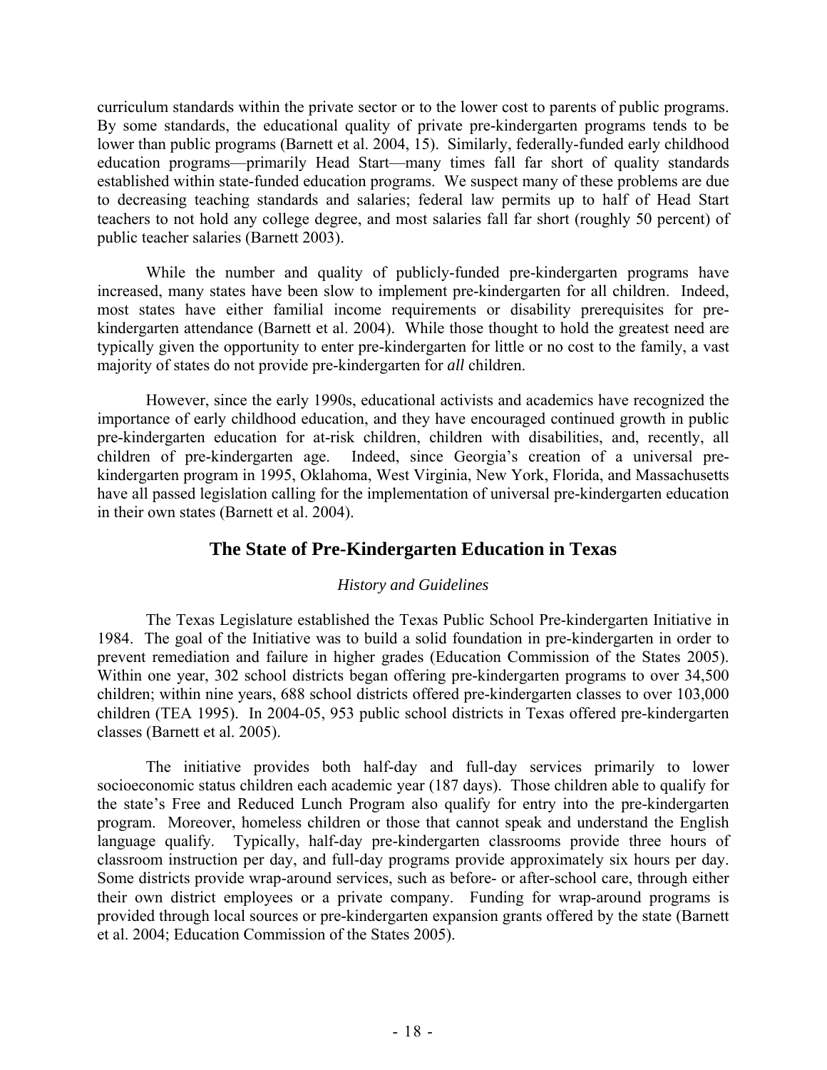curriculum standards within the private sector or to the lower cost to parents of public programs. By some standards, the educational quality of private pre-kindergarten programs tends to be lower than public programs (Barnett et al. 2004, 15). Similarly, federally-funded early childhood education programs—primarily Head Start—many times fall far short of quality standards established within state-funded education programs. We suspect many of these problems are due to decreasing teaching standards and salaries; federal law permits up to half of Head Start teachers to not hold any college degree, and most salaries fall far short (roughly 50 percent) of public teacher salaries (Barnett 2003).

While the number and quality of publicly-funded pre-kindergarten programs have increased, many states have been slow to implement pre-kindergarten for all children. Indeed, most states have either familial income requirements or disability prerequisites for pre-kindergarten attendance (Barnett et al. 2004). While those thought to hold the greatest need are typically given the opportunity to enter pre-kindergarten for little or no cost to the family, a vast majority of states do not provide pre-kindergarten for *all* children.

However, since the early 1990s, educational activists and academics have recognized the importance of early childhood education, and they have encouraged continued growth in public pre-kindergarten education for at-risk children, children with disabilities, and, recently, all children of pre-kindergarten age. Indeed, since Georgia's creation of a universal pre-kindergarten program in 1995, Oklahoma, West Virginia, New York, Florida, and Massachusetts have all passed legislation calling for the implementation of universal pre-kindergarten education in their own states (Barnett et al. 2004).

## The State of Pre-Kindergarten Education in Texas

### *History and Guidelines*

The Texas Legislature established the Texas Public School Pre-kindergarten Initiative in 1984. The goal of the Initiative was to build a solid foundation in pre-kindergarten in order to prevent remediation and failure in higher grades (Education Commission of the States 2005). Within one year, 302 school districts began offering pre-kindergarten programs to over 34,500 children; within nine years, 688 school districts offered pre-kindergarten classes to over 103,000 children (TEA 1995). In 2004-05, 953 public school districts in Texas offered pre-kindergarten classes (Barnett et al. 2005).

The initiative provides both half-day and full-day services primarily to lower socioeconomic status children each academic year (187 days). Those children able to qualify for the state's Free and Reduced Lunch Program also qualify for entry into the pre-kindergarten program. Moreover, homeless children or those that cannot speak and understand the English language qualify. Typically, half-day pre-kindergarten classrooms provide three hours of classroom instruction per day, and full-day programs provide approximately six hours per day. Some districts provide wrap-around services, such as before- or after-school care, through either their own district employees or a private company. Funding for wrap-around programs is provided through local sources or pre-kindergarten expansion grants offered by the state (Barnett et al. 2004; Education Commission of the States 2005).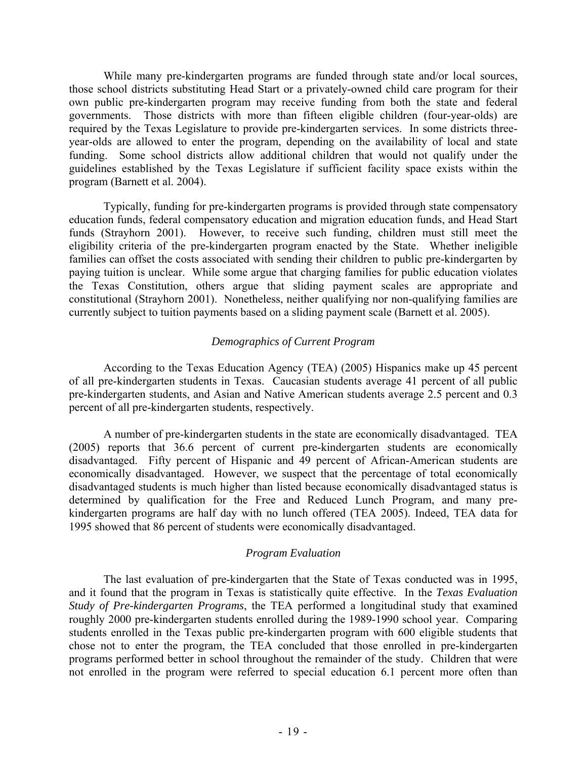While many pre-kindergarten programs are funded through state and/or local sources, those school districts substituting Head Start or a privately-owned child care program for their own public pre-kindergarten program may receive funding from both the state and federal governments. Those districts with more than fifteen eligible children (four-year-olds) are required by the Texas Legislature to provide pre-kindergarten services. In some districts three-year-olds are allowed to enter the program, depending on the availability of local and state funding. Some school districts allow additional children that would not qualify under the guidelines established by the Texas Legislature if sufficient facility space exists within the program (Barnett et al. 2004).

Typically, funding for pre-kindergarten programs is provided through state compensatory education funds, federal compensatory education and migration education funds, and Head Start funds (Strayhorn 2001). However, to receive such funding, children must still meet the eligibility criteria of the pre-kindergarten program enacted by the State. Whether ineligible families can offset the costs associated with sending their children to public pre-kindergarten by paying tuition is unclear. While some argue that charging families for public education violates the Texas Constitution, others argue that sliding payment scales are appropriate and constitutional (Strayhorn 2001). Nonetheless, neither qualifying nor non-qualifying families are currently subject to tuition payments based on a sliding payment scale (Barnett et al. 2005).

### *Demographics of Current Program*

According to the Texas Education Agency (TEA) (2005) Hispanics make up 45 percent of all pre-kindergarten students in Texas. Caucasian students average 41 percent of all public pre-kindergarten students, and Asian and Native American students average 2.5 percent and 0.3 percent of all pre-kindergarten students, respectively.

A number of pre-kindergarten students in the state are economically disadvantaged. TEA (2005) reports that 36.6 percent of current pre-kindergarten students are economically disadvantaged. Fifty percent of Hispanic and 49 percent of African-American students are economically disadvantaged. However, we suspect that the percentage of total economically disadvantaged students is much higher than listed because economically disadvantaged status is determined by qualification for the Free and Reduced Lunch Program, and many pre-kindergarten programs are half day with no lunch offered (TEA 2005). Indeed, TEA data for 1995 showed that 86 percent of students were economically disadvantaged.

### *Program Evaluation*

The last evaluation of pre-kindergarten that the State of Texas conducted was in 1995, and it found that the program in Texas is statistically quite effective. In the *Texas Evaluation Study of Pre-kindergarten Programs*, the TEA performed a longitudinal study that examined roughly 2000 pre-kindergarten students enrolled during the 1989-1990 school year. Comparing students enrolled in the Texas public pre-kindergarten program with 600 eligible students that chose not to enter the program, the TEA concluded that those enrolled in pre-kindergarten programs performed better in school throughout the remainder of the study. Children that were not enrolled in the program were referred to special education 6.1 percent more often than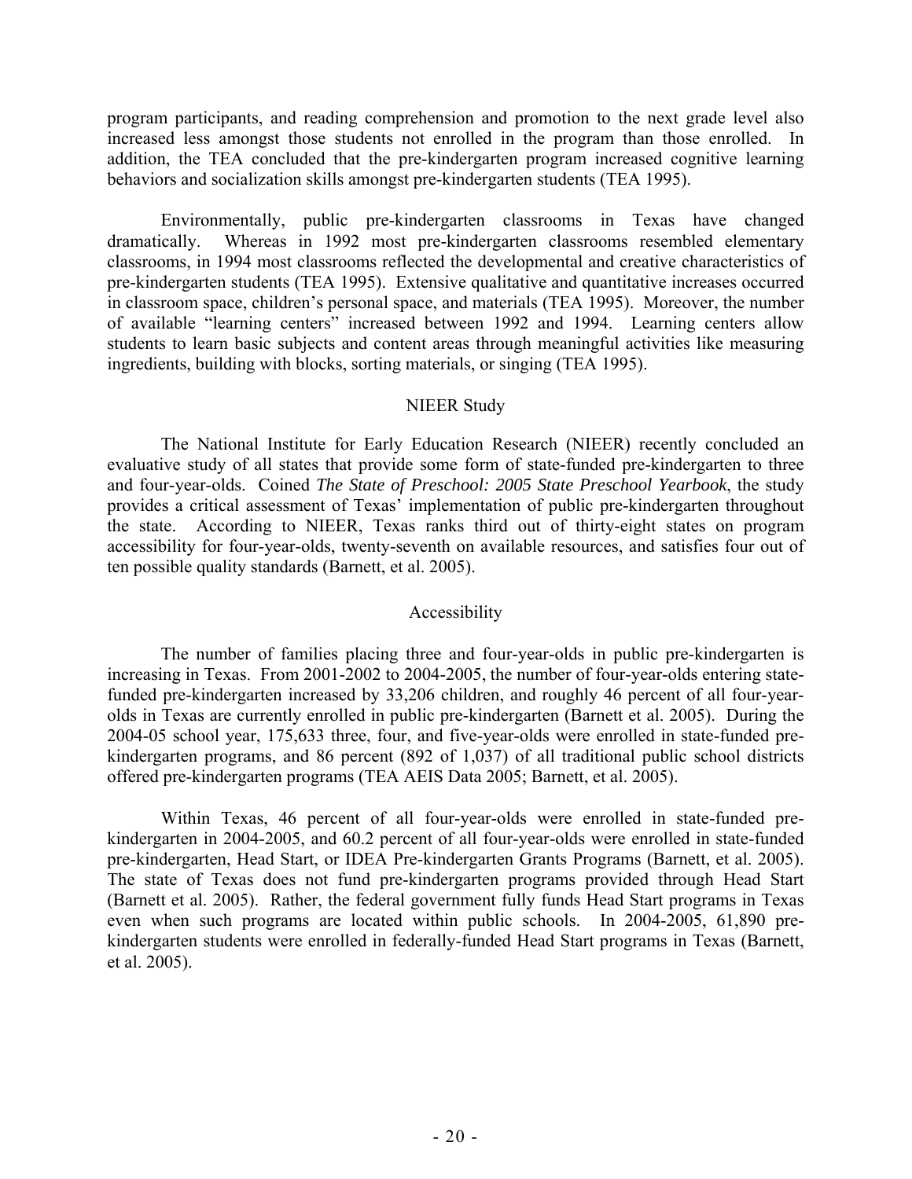program participants, and reading comprehension and promotion to the next grade level also increased less amongst those students not enrolled in the program than those enrolled. In addition, the TEA concluded that the pre-kindergarten program increased cognitive learning behaviors and socialization skills amongst pre-kindergarten students (TEA 1995).

Environmentally, public pre-kindergarten classrooms in Texas have changed dramatically. Whereas in 1992 most pre-kindergarten classrooms resembled elementary classrooms, in 1994 most classrooms reflected the developmental and creative characteristics of pre-kindergarten students (TEA 1995). Extensive qualitative and quantitative increases occurred in classroom space, children's personal space, and materials (TEA 1995). Moreover, the number of available "learning centers" increased between 1992 and 1994. Learning centers allow students to learn basic subjects and content areas through meaningful activities like measuring ingredients, building with blocks, sorting materials, or singing (TEA 1995).

### NIEER Study

The National Institute for Early Education Research (NIEER) recently concluded an evaluative study of all states that provide some form of state-funded pre-kindergarten to three and four-year-olds. Coined *The State of Preschool: 2005 State Preschool Yearbook*, the study provides a critical assessment of Texas' implementation of public pre-kindergarten throughout the state. According to NIEER, Texas ranks third out of thirty-eight states on program accessibility for four-year-olds, twenty-seventh on available resources, and satisfies four out of ten possible quality standards (Barnett, et al. 2005).

### Accessibility

The number of families placing three and four-year-olds in public pre-kindergarten is increasing in Texas. From 2001-2002 to 2004-2005, the number of four-year-olds entering state-funded pre-kindergarten increased by 33,206 children, and roughly 46 percent of all four-year-olds in Texas are currently enrolled in public pre-kindergarten (Barnett et al. 2005). During the 2004-05 school year, 175,633 three, four, and five-year-olds were enrolled in state-funded pre-kindergarten programs, and 86 percent (892 of 1,037) of all traditional public school districts offered pre-kindergarten programs (TEA AEIS Data 2005; Barnett, et al. 2005).

Within Texas, 46 percent of all four-year-olds were enrolled in state-funded pre-kindergarten in 2004-2005, and 60.2 percent of all four-year-olds were enrolled in state-funded pre-kindergarten, Head Start, or IDEA Pre-kindergarten Grants Programs (Barnett, et al. 2005). The state of Texas does not fund pre-kindergarten programs provided through Head Start (Barnett et al. 2005). Rather, the federal government fully funds Head Start programs in Texas even when such programs are located within public schools. In 2004-2005, 61,890 pre-kindergarten students were enrolled in federally-funded Head Start programs in Texas (Barnett, et al. 2005).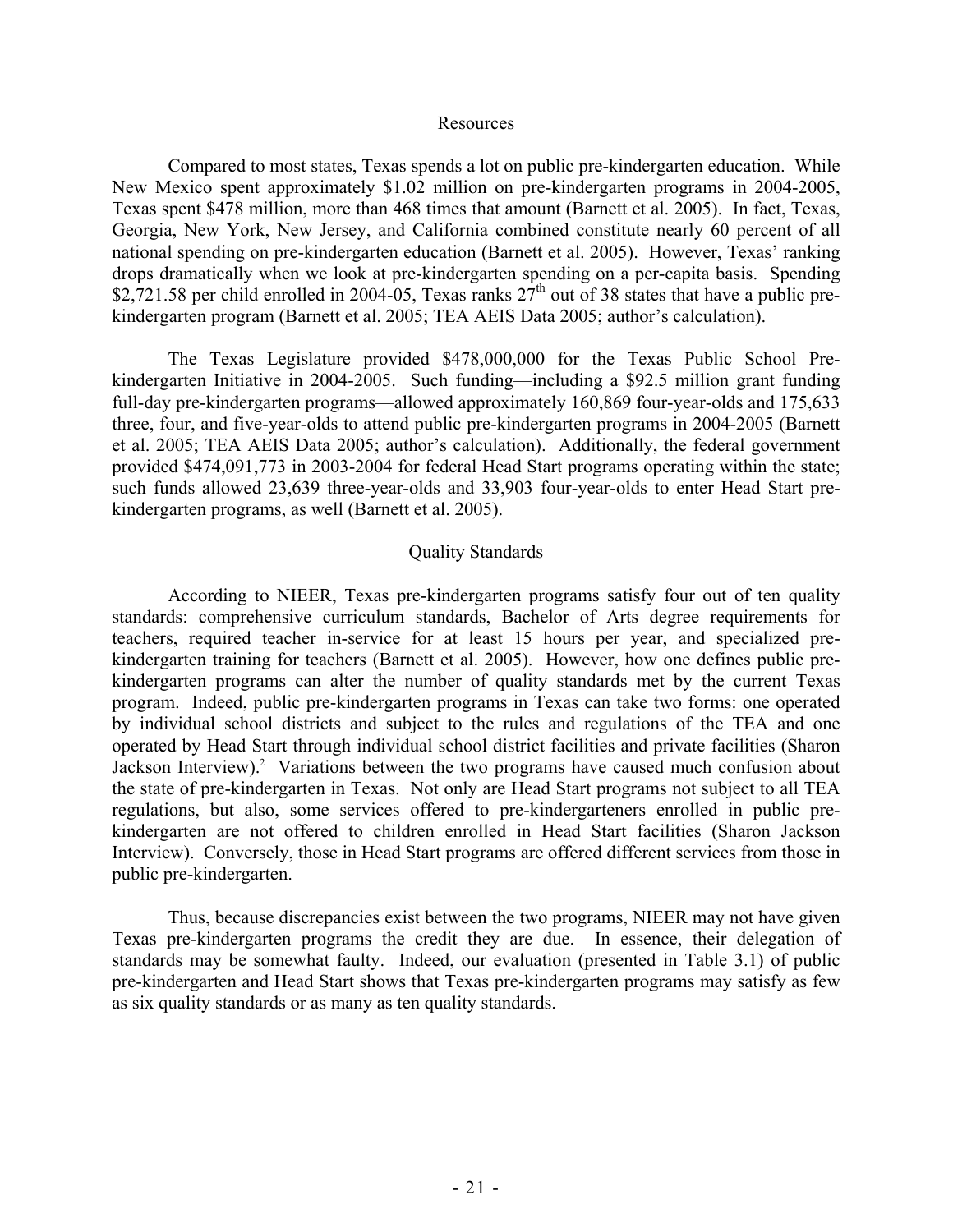## Resources

Compared to most states, Texas spends a lot on public pre-kindergarten education. While New Mexico spent approximately $1.02 million on pre-kindergarten programs in 2004-2005, Texas spent $478 million, more than 468 times that amount (Barnett et al. 2005). In fact, Texas, Georgia, New York, New Jersey, and California combined constitute nearly 60 percent of all national spending on pre-kindergarten education (Barnett et al. 2005). However, Texas' ranking drops dramatically when we look at pre-kindergarten spending on a per-capita basis. Spending $2,721.58 per child enrolled in 2004-05, Texas ranks 27th out of 38 states that have a public pre-kindergarten program (Barnett et al. 2005; TEA AEIS Data 2005; author's calculation).

The Texas Legislature provided $478,000,000 for the Texas Public School Pre-kindergarten Initiative in 2004-2005. Such funding—including a $92.5 million grant funding full-day pre-kindergarten programs—allowed approximately 160,869 four-year-olds and 175,633 three, four, and five-year-olds to attend public pre-kindergarten programs in 2004-2005 (Barnett et al. 2005; TEA AEIS Data 2005; author's calculation). Additionally, the federal government provided $474,091,773 in 2003-2004 for federal Head Start programs operating within the state; such funds allowed 23,639 three-year-olds and 33,903 four-year-olds to enter Head Start pre-kindergarten programs, as well (Barnett et al. 2005).

## Quality Standards

According to NIEER, Texas pre-kindergarten programs satisfy four out of ten quality standards: comprehensive curriculum standards, Bachelor of Arts degree requirements for teachers, required teacher in-service for at least 15 hours per year, and specialized pre-kindergarten training for teachers (Barnett et al. 2005). However, how one defines public pre-kindergarten programs can alter the number of quality standards met by the current Texas program. Indeed, public pre-kindergarten programs in Texas can take two forms: one operated by individual school districts and subject to the rules and regulations of the TEA and one operated by Head Start through individual school district facilities and private facilities (Sharon Jackson Interview).[2] Variations between the two programs have caused much confusion about the state of pre-kindergarten in Texas. Not only are Head Start programs not subject to all TEA regulations, but also, some services offered to pre-kindergarteners enrolled in public pre-kindergarten are not offered to children enrolled in Head Start facilities (Sharon Jackson Interview). Conversely, those in Head Start programs are offered different services from those in public pre-kindergarten.

Thus, because discrepancies exist between the two programs, NIEER may not have given Texas pre-kindergarten programs the credit they are due. In essence, their delegation of standards may be somewhat faulty. Indeed, our evaluation (presented in Table 3.1) of public pre-kindergarten and Head Start shows that Texas pre-kindergarten programs may satisfy as few as six quality standards or as many as ten quality standards.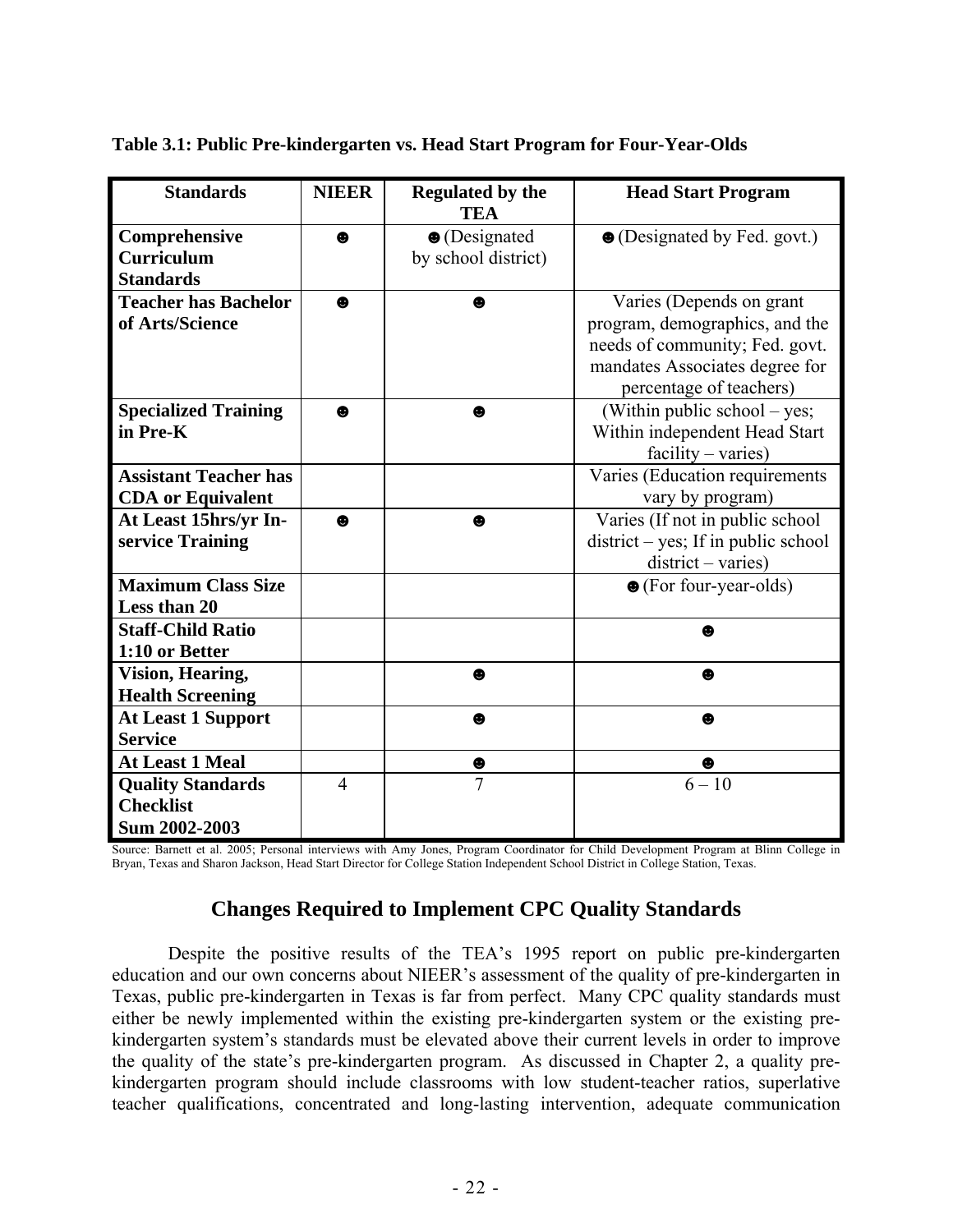**Table 3.1: Public Pre-kindergarten vs. Head Start Program for Four-Year-Olds**

| Standards | NIEER | Regulated by the TEA | Head Start Program |
|---|---|---|---|
| **Comprehensive Curriculum Standards** | ☻ | ☻ (Designated by school district) | ☻ (Designated by Fed. govt.) |
| **Teacher has Bachelor of Arts/Science** | ☻ | ☻ | Varies (Depends on grant program, demographics, and the needs of community; Fed. govt. mandates Associates degree for percentage of teachers) |
| **Specialized Training in Pre-K** | ☻ | ☻ | (Within public school – yes; Within independent Head Start facility – varies) |
| **Assistant Teacher has CDA or Equivalent** | | | Varies (Education requirements vary by program) |
| **At Least 15hrs/yr In-service Training** | ☻ | ☻ | Varies (If not in public school district – yes; If in public school district – varies) |
| **Maximum Class Size Less than 20** | | | ☻ (For four-year-olds) |
| **Staff-Child Ratio 1:10 or Better** | | | ☻ |
| **Vision, Hearing, Health Screening** | | ☻ | ☻ |
| **At Least 1 Support Service** | | ☻ | ☻ |
| **At Least 1 Meal** | | ☻ | ☻ |
| **Quality Standards Checklist Sum 2002-2003** | 4 | 7 | 6 – 10 |

Source: Barnett et al. 2005; Personal interviews with Amy Jones, Program Coordinator for Child Development Program at Blinn College in Bryan, Texas and Sharon Jackson, Head Start Director for College Station Independent School District in College Station, Texas.

## Changes Required to Implement CPC Quality Standards

Despite the positive results of the TEA's 1995 report on public pre-kindergarten education and our own concerns about NIEER's assessment of the quality of pre-kindergarten in Texas, public pre-kindergarten in Texas is far from perfect. Many CPC quality standards must either be newly implemented within the existing pre-kindergarten system or the existing pre-kindergarten system's standards must be elevated above their current levels in order to improve the quality of the state's pre-kindergarten program. As discussed in Chapter 2, a quality pre-kindergarten program should include classrooms with low student-teacher ratios, superlative teacher qualifications, concentrated and long-lasting intervention, adequate communication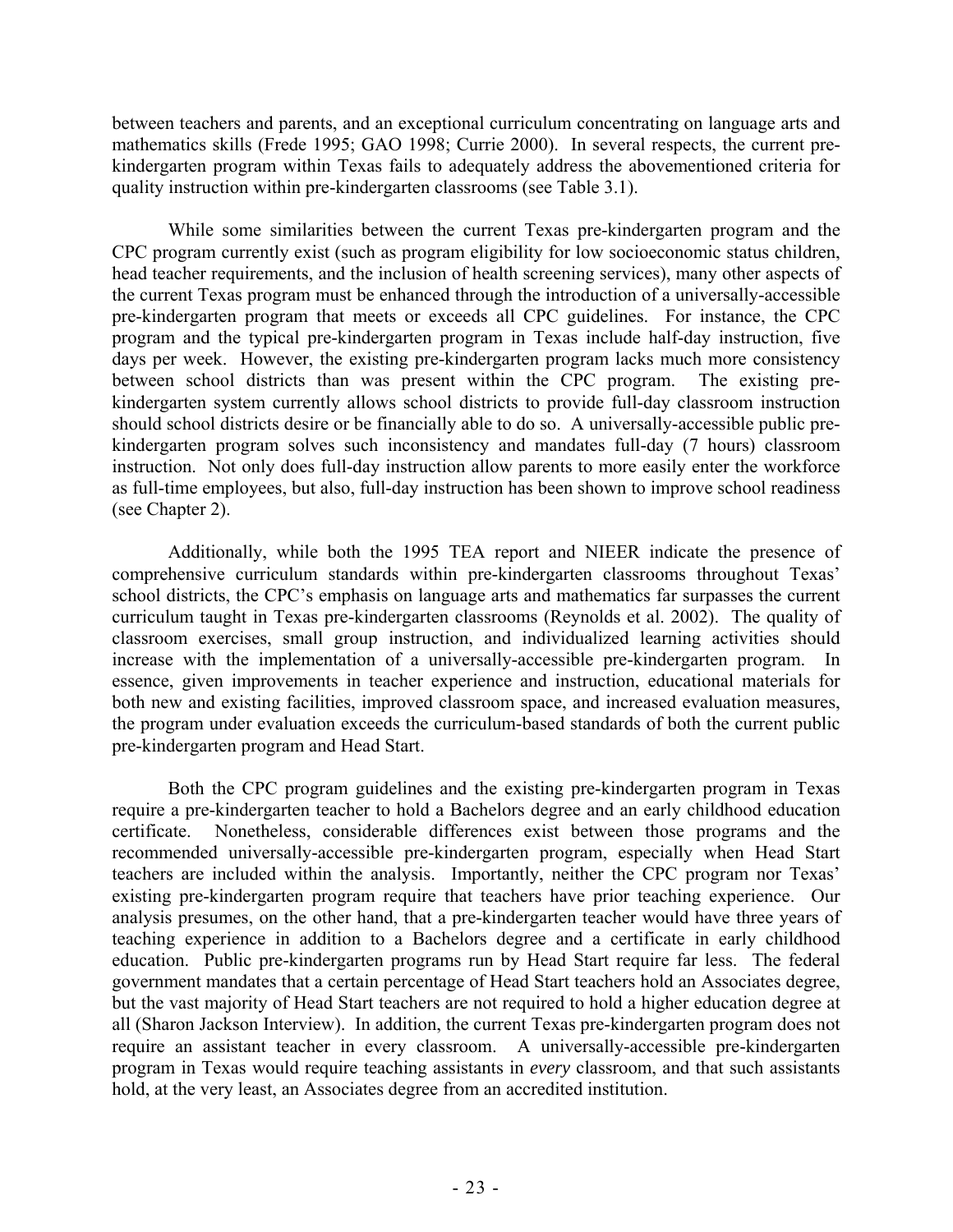between teachers and parents, and an exceptional curriculum concentrating on language arts and mathematics skills (Frede 1995; GAO 1998; Currie 2000). In several respects, the current pre-kindergarten program within Texas fails to adequately address the abovementioned criteria for quality instruction within pre-kindergarten classrooms (see Table 3.1).

While some similarities between the current Texas pre-kindergarten program and the CPC program currently exist (such as program eligibility for low socioeconomic status children, head teacher requirements, and the inclusion of health screening services), many other aspects of the current Texas program must be enhanced through the introduction of a universally-accessible pre-kindergarten program that meets or exceeds all CPC guidelines. For instance, the CPC program and the typical pre-kindergarten program in Texas include half-day instruction, five days per week. However, the existing pre-kindergarten program lacks much more consistency between school districts than was present within the CPC program. The existing pre-kindergarten system currently allows school districts to provide full-day classroom instruction should school districts desire or be financially able to do so. A universally-accessible public pre-kindergarten program solves such inconsistency and mandates full-day (7 hours) classroom instruction. Not only does full-day instruction allow parents to more easily enter the workforce as full-time employees, but also, full-day instruction has been shown to improve school readiness (see Chapter 2).

Additionally, while both the 1995 TEA report and NIEER indicate the presence of comprehensive curriculum standards within pre-kindergarten classrooms throughout Texas' school districts, the CPC's emphasis on language arts and mathematics far surpasses the current curriculum taught in Texas pre-kindergarten classrooms (Reynolds et al. 2002). The quality of classroom exercises, small group instruction, and individualized learning activities should increase with the implementation of a universally-accessible pre-kindergarten program. In essence, given improvements in teacher experience and instruction, educational materials for both new and existing facilities, improved classroom space, and increased evaluation measures, the program under evaluation exceeds the curriculum-based standards of both the current public pre-kindergarten program and Head Start.

Both the CPC program guidelines and the existing pre-kindergarten program in Texas require a pre-kindergarten teacher to hold a Bachelors degree and an early childhood education certificate. Nonetheless, considerable differences exist between those programs and the recommended universally-accessible pre-kindergarten program, especially when Head Start teachers are included within the analysis. Importantly, neither the CPC program nor Texas' existing pre-kindergarten program require that teachers have prior teaching experience. Our analysis presumes, on the other hand, that a pre-kindergarten teacher would have three years of teaching experience in addition to a Bachelors degree and a certificate in early childhood education. Public pre-kindergarten programs run by Head Start require far less. The federal government mandates that a certain percentage of Head Start teachers hold an Associates degree, but the vast majority of Head Start teachers are not required to hold a higher education degree at all (Sharon Jackson Interview). In addition, the current Texas pre-kindergarten program does not require an assistant teacher in every classroom. A universally-accessible pre-kindergarten program in Texas would require teaching assistants in *every* classroom, and that such assistants hold, at the very least, an Associates degree from an accredited institution.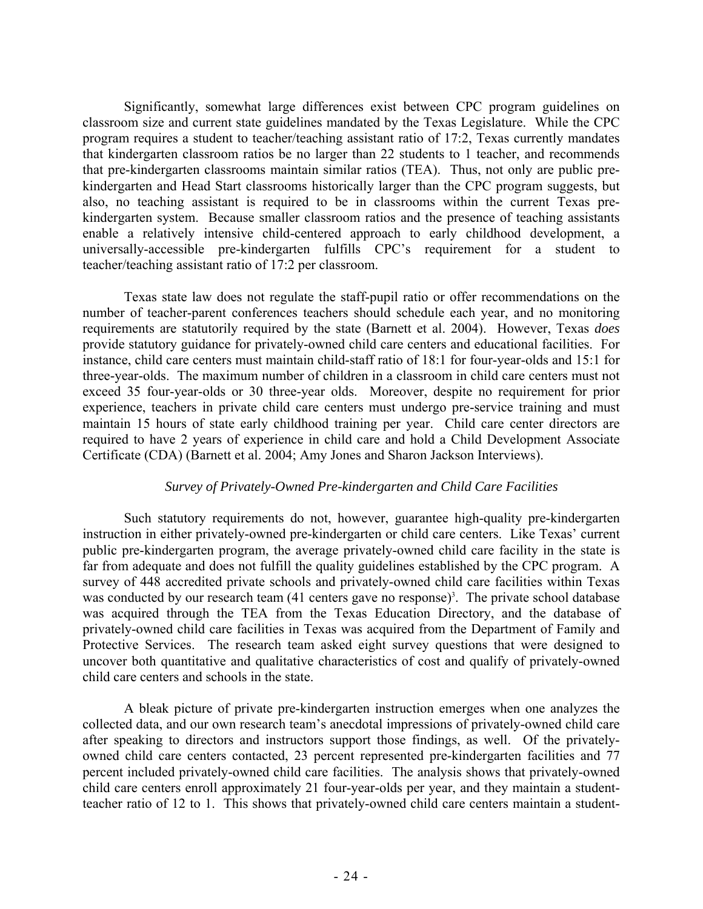Significantly, somewhat large differences exist between CPC program guidelines on classroom size and current state guidelines mandated by the Texas Legislature. While the CPC program requires a student to teacher/teaching assistant ratio of 17:2, Texas currently mandates that kindergarten classroom ratios be no larger than 22 students to 1 teacher, and recommends that pre-kindergarten classrooms maintain similar ratios (TEA). Thus, not only are public pre-kindergarten and Head Start classrooms historically larger than the CPC program suggests, but also, no teaching assistant is required to be in classrooms within the current Texas pre-kindergarten system. Because smaller classroom ratios and the presence of teaching assistants enable a relatively intensive child-centered approach to early childhood development, a universally-accessible pre-kindergarten fulfills CPC's requirement for a student to teacher/teaching assistant ratio of 17:2 per classroom.

Texas state law does not regulate the staff-pupil ratio or offer recommendations on the number of teacher-parent conferences teachers should schedule each year, and no monitoring requirements are statutorily required by the state (Barnett et al. 2004). However, Texas *does* provide statutory guidance for privately-owned child care centers and educational facilities. For instance, child care centers must maintain child-staff ratio of 18:1 for four-year-olds and 15:1 for three-year-olds. The maximum number of children in a classroom in child care centers must not exceed 35 four-year-olds or 30 three-year olds. Moreover, despite no requirement for prior experience, teachers in private child care centers must undergo pre-service training and must maintain 15 hours of state early childhood training per year. Child care center directors are required to have 2 years of experience in child care and hold a Child Development Associate Certificate (CDA) (Barnett et al. 2004; Amy Jones and Sharon Jackson Interviews).

### *Survey of Privately-Owned Pre-kindergarten and Child Care Facilities*

Such statutory requirements do not, however, guarantee high-quality pre-kindergarten instruction in either privately-owned pre-kindergarten or child care centers. Like Texas' current public pre-kindergarten program, the average privately-owned child care facility in the state is far from adequate and does not fulfill the quality guidelines established by the CPC program. A survey of 448 accredited private schools and privately-owned child care facilities within Texas was conducted by our research team (41 centers gave no response)[3]. The private school database was acquired through the TEA from the Texas Education Directory, and the database of privately-owned child care facilities in Texas was acquired from the Department of Family and Protective Services. The research team asked eight survey questions that were designed to uncover both quantitative and qualitative characteristics of cost and qualify of privately-owned child care centers and schools in the state.

A bleak picture of private pre-kindergarten instruction emerges when one analyzes the collected data, and our own research team's anecdotal impressions of privately-owned child care after speaking to directors and instructors support those findings, as well. Of the privately-owned child care centers contacted, 23 percent represented pre-kindergarten facilities and 77 percent included privately-owned child care facilities. The analysis shows that privately-owned child care centers enroll approximately 21 four-year-olds per year, and they maintain a student-teacher ratio of 12 to 1. This shows that privately-owned child care centers maintain a student-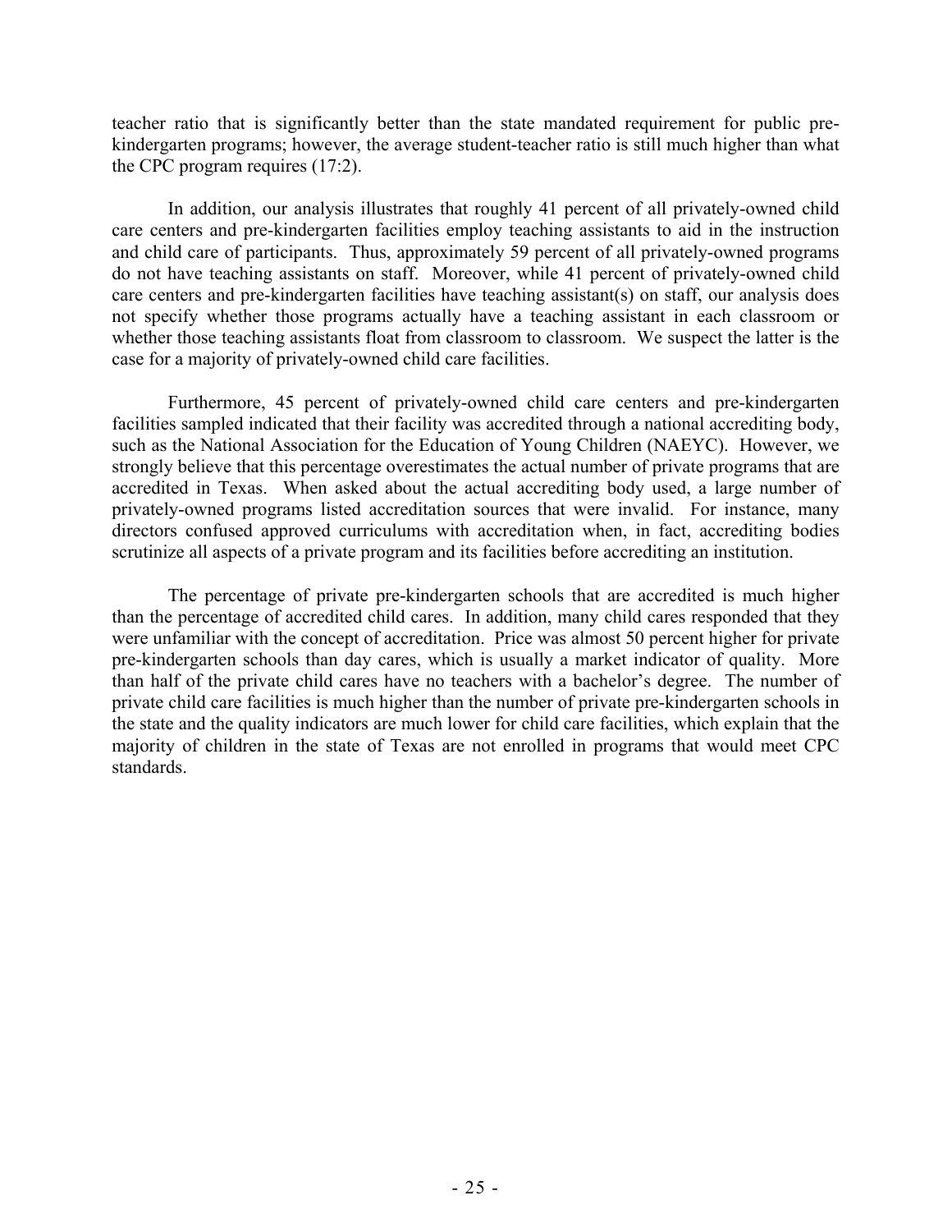teacher ratio that is significantly better than the state mandated requirement for public pre-kindergarten programs; however, the average student-teacher ratio is still much higher than what the CPC program requires (17:2).

In addition, our analysis illustrates that roughly 41 percent of all privately-owned child care centers and pre-kindergarten facilities employ teaching assistants to aid in the instruction and child care of participants. Thus, approximately 59 percent of all privately-owned programs do not have teaching assistants on staff. Moreover, while 41 percent of privately-owned child care centers and pre-kindergarten facilities have teaching assistant(s) on staff, our analysis does not specify whether those programs actually have a teaching assistant in each classroom or whether those teaching assistants float from classroom to classroom. We suspect the latter is the case for a majority of privately-owned child care facilities.

Furthermore, 45 percent of privately-owned child care centers and pre-kindergarten facilities sampled indicated that their facility was accredited through a national accrediting body, such as the National Association for the Education of Young Children (NAEYC). However, we strongly believe that this percentage overestimates the actual number of private programs that are accredited in Texas. When asked about the actual accrediting body used, a large number of privately-owned programs listed accreditation sources that were invalid. For instance, many directors confused approved curriculums with accreditation when, in fact, accrediting bodies scrutinize all aspects of a private program and its facilities before accrediting an institution.

The percentage of private pre-kindergarten schools that are accredited is much higher than the percentage of accredited child cares. In addition, many child cares responded that they were unfamiliar with the concept of accreditation. Price was almost 50 percent higher for private pre-kindergarten schools than day cares, which is usually a market indicator of quality. More than half of the private child cares have no teachers with a bachelor's degree. The number of private child care facilities is much higher than the number of private pre-kindergarten schools in the state and the quality indicators are much lower for child care facilities, which explain that the majority of children in the state of Texas are not enrolled in programs that would meet CPC standards.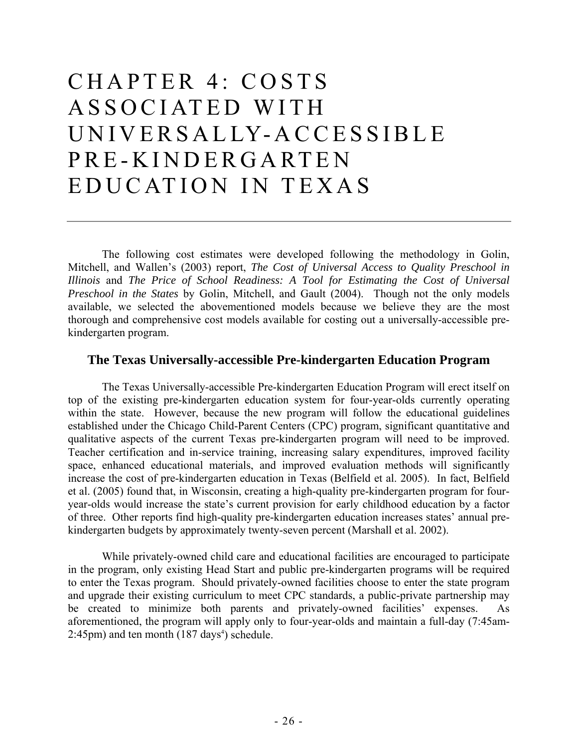# CHAPTER 4: COSTS ASSOCIATED WITH UNIVERSALLY-ACCESSIBLE PRE-KINDERGARTEN EDUCATION IN TEXAS

The following cost estimates were developed following the methodology in Golin, Mitchell, and Wallen's (2003) report, *The Cost of Universal Access to Quality Preschool in Illinois* and *The Price of School Readiness: A Tool for Estimating the Cost of Universal Preschool in the States* by Golin, Mitchell, and Gault (2004). Though not the only models available, we selected the abovementioned models because we believe they are the most thorough and comprehensive cost models available for costing out a universally-accessible pre-kindergarten program.

## The Texas Universally-accessible Pre-kindergarten Education Program

The Texas Universally-accessible Pre-kindergarten Education Program will erect itself on top of the existing pre-kindergarten education system for four-year-olds currently operating within the state. However, because the new program will follow the educational guidelines established under the Chicago Child-Parent Centers (CPC) program, significant quantitative and qualitative aspects of the current Texas pre-kindergarten program will need to be improved. Teacher certification and in-service training, increasing salary expenditures, improved facility space, enhanced educational materials, and improved evaluation methods will significantly increase the cost of pre-kindergarten education in Texas (Belfield et al. 2005). In fact, Belfield et al. (2005) found that, in Wisconsin, creating a high-quality pre-kindergarten program for four-year-olds would increase the state's current provision for early childhood education by a factor of three. Other reports find high-quality pre-kindergarten education increases states' annual pre-kindergarten budgets by approximately twenty-seven percent (Marshall et al. 2002).

While privately-owned child care and educational facilities are encouraged to participate in the program, only existing Head Start and public pre-kindergarten programs will be required to enter the Texas program. Should privately-owned facilities choose to enter the state program and upgrade their existing curriculum to meet CPC standards, a public-private partnership may be created to minimize both parents and privately-owned facilities' expenses. As aforementioned, the program will apply only to four-year-olds and maintain a full-day (7:45am-2:45pm) and ten month (187 days[4]) schedule.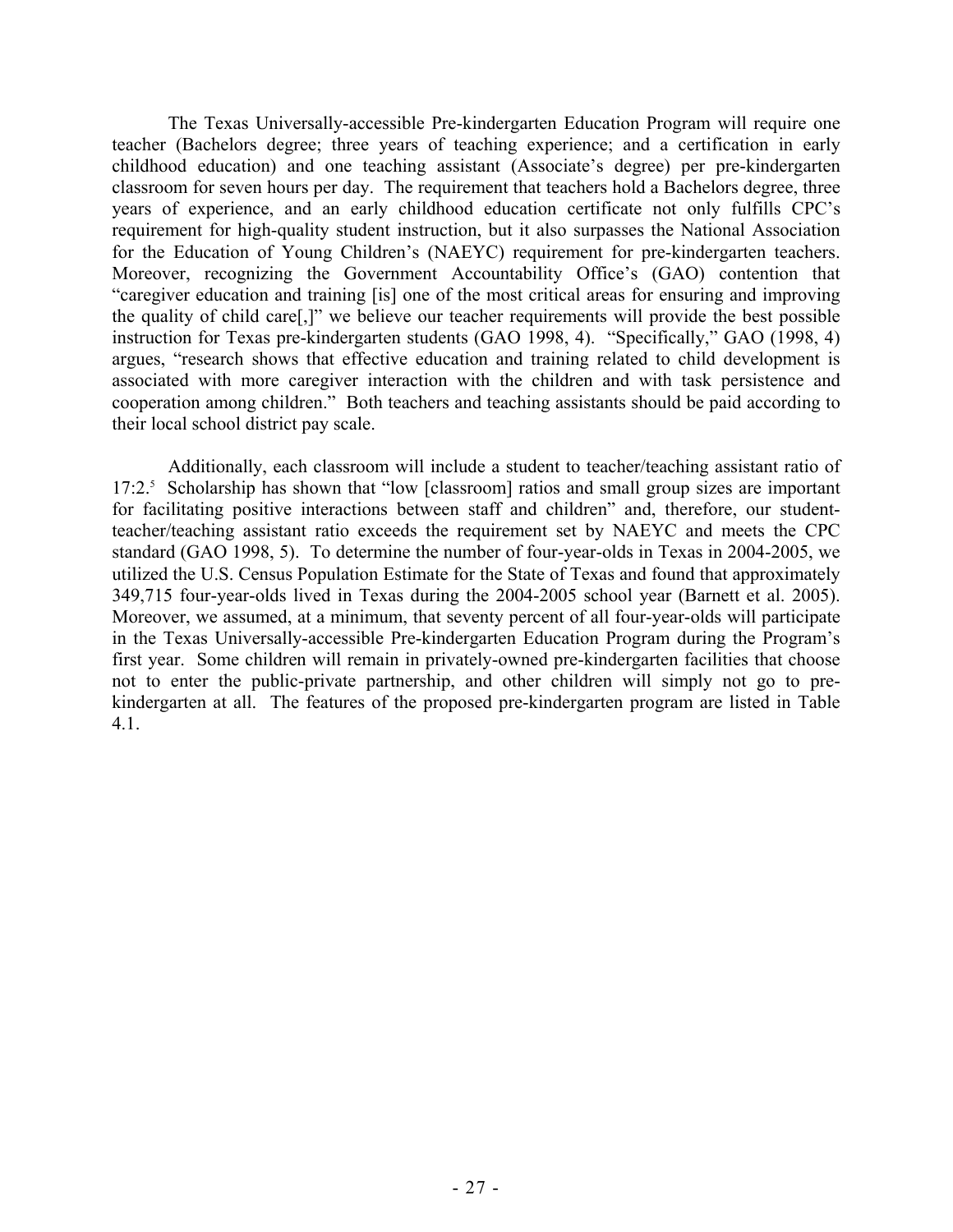The Texas Universally-accessible Pre-kindergarten Education Program will require one teacher (Bachelors degree; three years of teaching experience; and a certification in early childhood education) and one teaching assistant (Associate's degree) per pre-kindergarten classroom for seven hours per day. The requirement that teachers hold a Bachelors degree, three years of experience, and an early childhood education certificate not only fulfills CPC's requirement for high-quality student instruction, but it also surpasses the National Association for the Education of Young Children's (NAEYC) requirement for pre-kindergarten teachers. Moreover, recognizing the Government Accountability Office's (GAO) contention that "caregiver education and training [is] one of the most critical areas for ensuring and improving the quality of child care[,]" we believe our teacher requirements will provide the best possible instruction for Texas pre-kindergarten students (GAO 1998, 4). "Specifically," GAO (1998, 4) argues, "research shows that effective education and training related to child development is associated with more caregiver interaction with the children and with task persistence and cooperation among children." Both teachers and teaching assistants should be paid according to their local school district pay scale.

Additionally, each classroom will include a student to teacher/teaching assistant ratio of 17:2.[5] Scholarship has shown that "low [classroom] ratios and small group sizes are important for facilitating positive interactions between staff and children" and, therefore, our student-teacher/teaching assistant ratio exceeds the requirement set by NAEYC and meets the CPC standard (GAO 1998, 5). To determine the number of four-year-olds in Texas in 2004-2005, we utilized the U.S. Census Population Estimate for the State of Texas and found that approximately 349,715 four-year-olds lived in Texas during the 2004-2005 school year (Barnett et al. 2005). Moreover, we assumed, at a minimum, that seventy percent of all four-year-olds will participate in the Texas Universally-accessible Pre-kindergarten Education Program during the Program's first year. Some children will remain in privately-owned pre-kindergarten facilities that choose not to enter the public-private partnership, and other children will simply not go to pre-kindergarten at all. The features of the proposed pre-kindergarten program are listed in Table 4.1.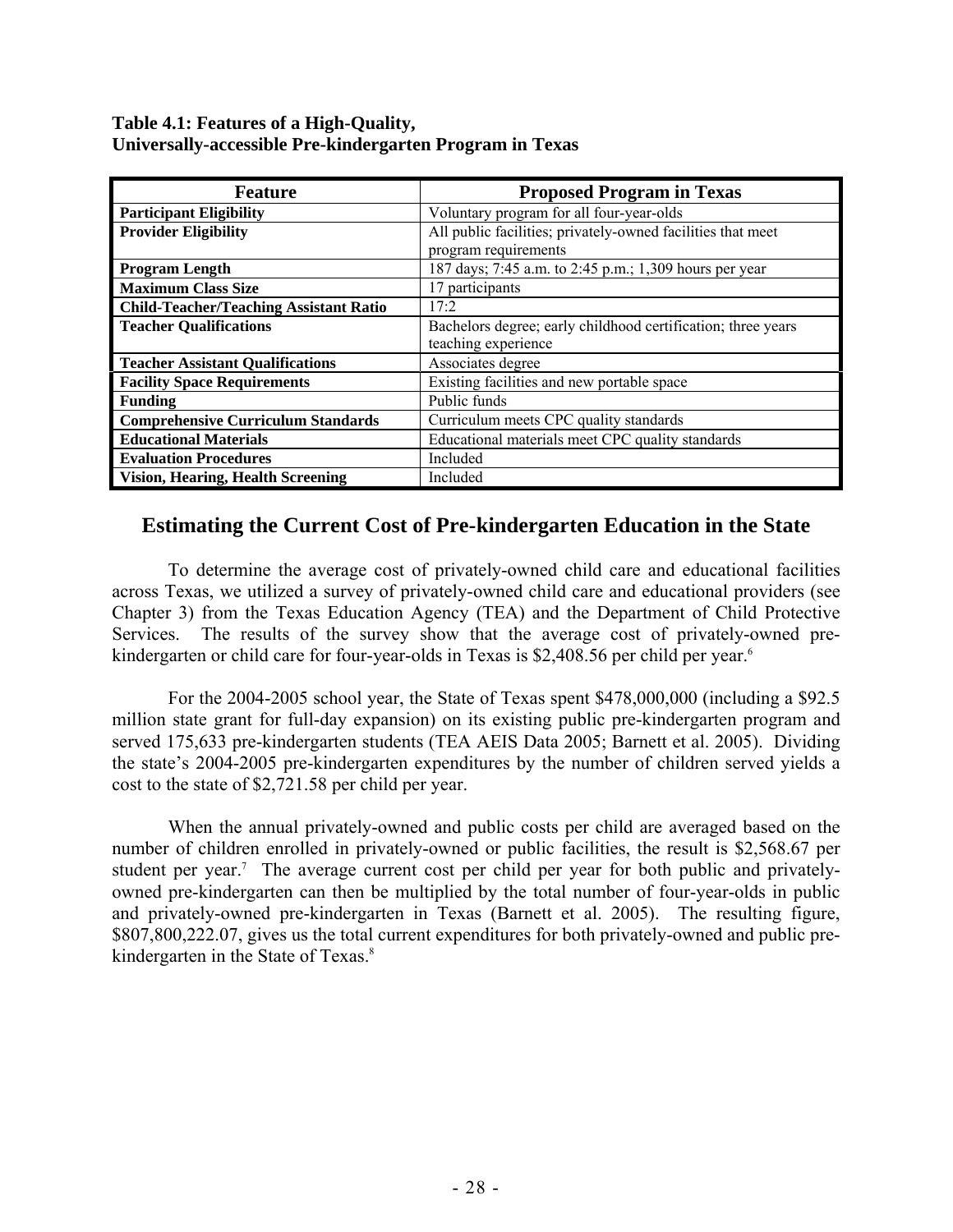**Table 4.1: Features of a High-Quality, Universally-accessible Pre-kindergarten Program in Texas**

| Feature | Proposed Program in Texas |
|---|---|
| **Participant Eligibility** | Voluntary program for all four-year-olds |
| **Provider Eligibility** | All public facilities; privately-owned facilities that meet program requirements |
| **Program Length** | 187 days; 7:45 a.m. to 2:45 p.m.; 1,309 hours per year |
| **Maximum Class Size** | 17 participants |
| **Child-Teacher/Teaching Assistant Ratio** | 17:2 |
| **Teacher Qualifications** | Bachelors degree; early childhood certification; three years teaching experience |
| **Teacher Assistant Qualifications** | Associates degree |
| **Facility Space Requirements** | Existing facilities and new portable space |
| **Funding** | Public funds |
| **Comprehensive Curriculum Standards** | Curriculum meets CPC quality standards |
| **Educational Materials** | Educational materials meet CPC quality standards |
| **Evaluation Procedures** | Included |
| **Vision, Hearing, Health Screening** | Included |

## Estimating the Current Cost of Pre-kindergarten Education in the State

To determine the average cost of privately-owned child care and educational facilities across Texas, we utilized a survey of privately-owned child care and educational providers (see Chapter 3) from the Texas Education Agency (TEA) and the Department of Child Protective Services. The results of the survey show that the average cost of privately-owned pre-kindergarten or child care for four-year-olds in Texas is $2,408.56 per child per year.[6]

For the 2004-2005 school year, the State of Texas spent $478,000,000 (including a $92.5 million state grant for full-day expansion) on its existing public pre-kindergarten program and served 175,633 pre-kindergarten students (TEA AEIS Data 2005; Barnett et al. 2005). Dividing the state's 2004-2005 pre-kindergarten expenditures by the number of children served yields a cost to the state of $2,721.58 per child per year.

When the annual privately-owned and public costs per child are averaged based on the number of children enrolled in privately-owned or public facilities, the result is $2,568.67 per student per year.[7] The average current cost per child per year for both public and privately-owned pre-kindergarten can then be multiplied by the total number of four-year-olds in public and privately-owned pre-kindergarten in Texas (Barnett et al. 2005). The resulting figure, $807,800,222.07, gives us the total current expenditures for both privately-owned and public pre-kindergarten in the State of Texas.[8]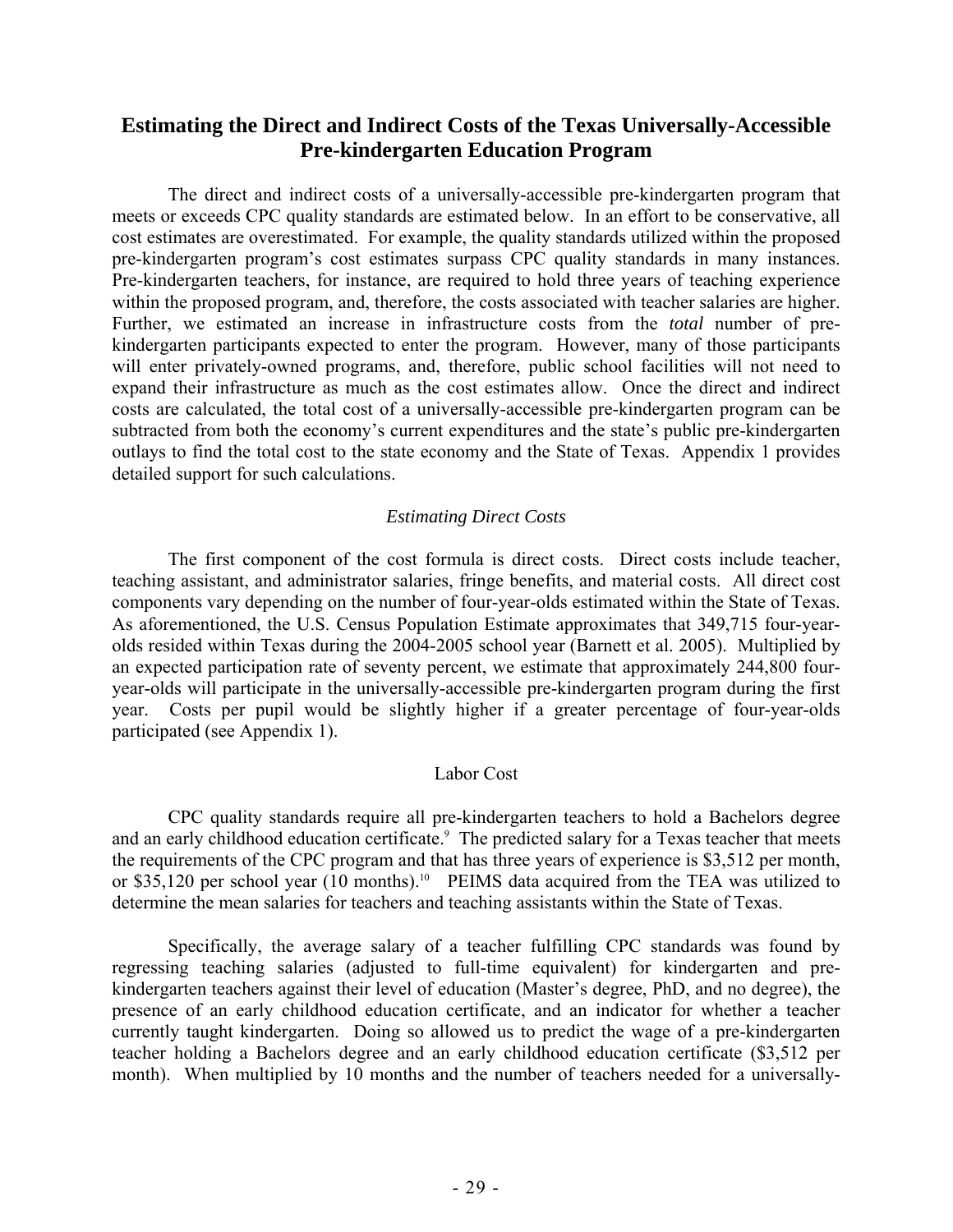## Estimating the Direct and Indirect Costs of the Texas Universally-Accessible Pre-kindergarten Education Program

The direct and indirect costs of a universally-accessible pre-kindergarten program that meets or exceeds CPC quality standards are estimated below. In an effort to be conservative, all cost estimates are overestimated. For example, the quality standards utilized within the proposed pre-kindergarten program's cost estimates surpass CPC quality standards in many instances. Pre-kindergarten teachers, for instance, are required to hold three years of teaching experience within the proposed program, and, therefore, the costs associated with teacher salaries are higher. Further, we estimated an increase in infrastructure costs from the *total* number of pre-kindergarten participants expected to enter the program. However, many of those participants will enter privately-owned programs, and, therefore, public school facilities will not need to expand their infrastructure as much as the cost estimates allow. Once the direct and indirect costs are calculated, the total cost of a universally-accessible pre-kindergarten program can be subtracted from both the economy's current expenditures and the state's public pre-kindergarten outlays to find the total cost to the state economy and the State of Texas. Appendix 1 provides detailed support for such calculations.

### *Estimating Direct Costs*

The first component of the cost formula is direct costs. Direct costs include teacher, teaching assistant, and administrator salaries, fringe benefits, and material costs. All direct cost components vary depending on the number of four-year-olds estimated within the State of Texas. As aforementioned, the U.S. Census Population Estimate approximates that 349,715 four-year-olds resided within Texas during the 2004-2005 school year (Barnett et al. 2005). Multiplied by an expected participation rate of seventy percent, we estimate that approximately 244,800 four-year-olds will participate in the universally-accessible pre-kindergarten program during the first year. Costs per pupil would be slightly higher if a greater percentage of four-year-olds participated (see Appendix 1).

#### Labor Cost

CPC quality standards require all pre-kindergarten teachers to hold a Bachelors degree and an early childhood education certificate.[9] The predicted salary for a Texas teacher that meets the requirements of the CPC program and that has three years of experience is \$3,512 per month, or \$35,120 per school year (10 months).[10] PEIMS data acquired from the TEA was utilized to determine the mean salaries for teachers and teaching assistants within the State of Texas.

Specifically, the average salary of a teacher fulfilling CPC standards was found by regressing teaching salaries (adjusted to full-time equivalent) for kindergarten and pre-kindergarten teachers against their level of education (Master's degree, PhD, and no degree), the presence of an early childhood education certificate, and an indicator for whether a teacher currently taught kindergarten. Doing so allowed us to predict the wage of a pre-kindergarten teacher holding a Bachelors degree and an early childhood education certificate (\$3,512 per month). When multiplied by 10 months and the number of teachers needed for a universally-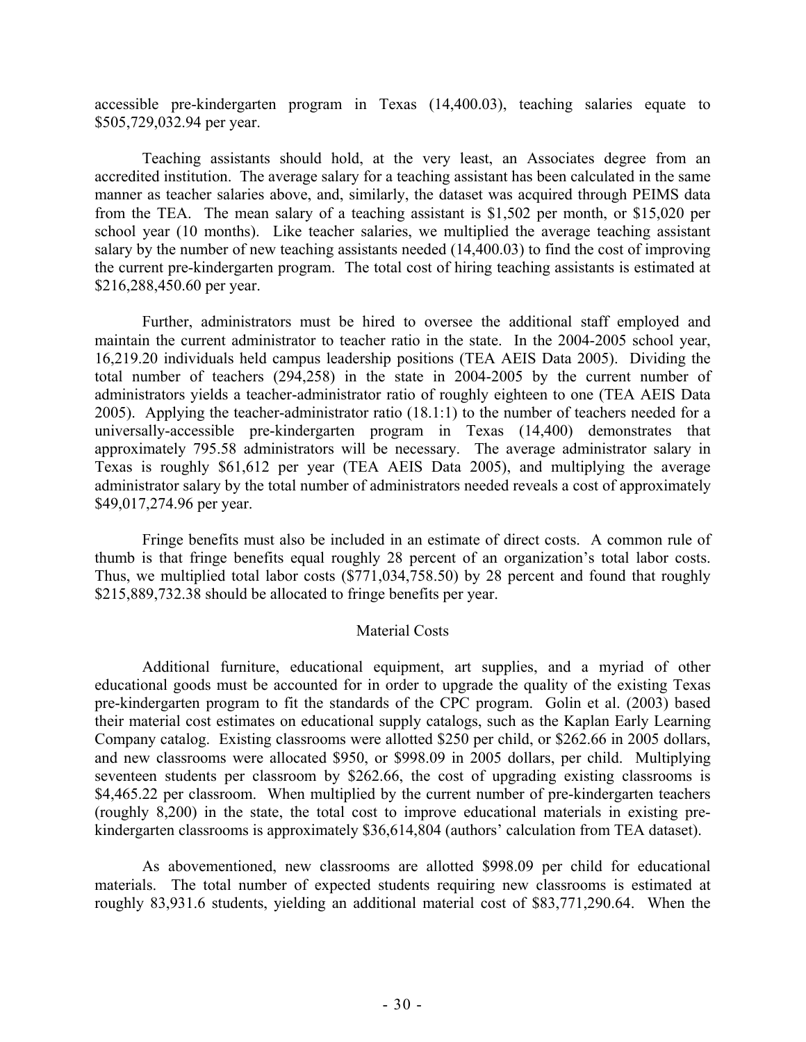accessible pre-kindergarten program in Texas (14,400.03), teaching salaries equate to $505,729,032.94 per year.

Teaching assistants should hold, at the very least, an Associates degree from an accredited institution. The average salary for a teaching assistant has been calculated in the same manner as teacher salaries above, and, similarly, the dataset was acquired through PEIMS data from the TEA. The mean salary of a teaching assistant is $1,502 per month, or $15,020 per school year (10 months). Like teacher salaries, we multiplied the average teaching assistant salary by the number of new teaching assistants needed (14,400.03) to find the cost of improving the current pre-kindergarten program. The total cost of hiring teaching assistants is estimated at $216,288,450.60 per year.

Further, administrators must be hired to oversee the additional staff employed and maintain the current administrator to teacher ratio in the state. In the 2004-2005 school year, 16,219.20 individuals held campus leadership positions (TEA AEIS Data 2005). Dividing the total number of teachers (294,258) in the state in 2004-2005 by the current number of administrators yields a teacher-administrator ratio of roughly eighteen to one (TEA AEIS Data 2005). Applying the teacher-administrator ratio (18.1:1) to the number of teachers needed for a universally-accessible pre-kindergarten program in Texas (14,400) demonstrates that approximately 795.58 administrators will be necessary. The average administrator salary in Texas is roughly $61,612 per year (TEA AEIS Data 2005), and multiplying the average administrator salary by the total number of administrators needed reveals a cost of approximately $49,017,274.96 per year.

Fringe benefits must also be included in an estimate of direct costs. A common rule of thumb is that fringe benefits equal roughly 28 percent of an organization's total labor costs. Thus, we multiplied total labor costs ($771,034,758.50) by 28 percent and found that roughly $215,889,732.38 should be allocated to fringe benefits per year.

### Material Costs

Additional furniture, educational equipment, art supplies, and a myriad of other educational goods must be accounted for in order to upgrade the quality of the existing Texas pre-kindergarten program to fit the standards of the CPC program. Golin et al. (2003) based their material cost estimates on educational supply catalogs, such as the Kaplan Early Learning Company catalog. Existing classrooms were allotted $250 per child, or $262.66 in 2005 dollars, and new classrooms were allocated $950, or $998.09 in 2005 dollars, per child. Multiplying seventeen students per classroom by $262.66, the cost of upgrading existing classrooms is $4,465.22 per classroom. When multiplied by the current number of pre-kindergarten teachers (roughly 8,200) in the state, the total cost to improve educational materials in existing pre-kindergarten classrooms is approximately $36,614,804 (authors' calculation from TEA dataset).

As abovementioned, new classrooms are allotted $998.09 per child for educational materials. The total number of expected students requiring new classrooms is estimated at roughly 83,931.6 students, yielding an additional material cost of $83,771,290.64. When the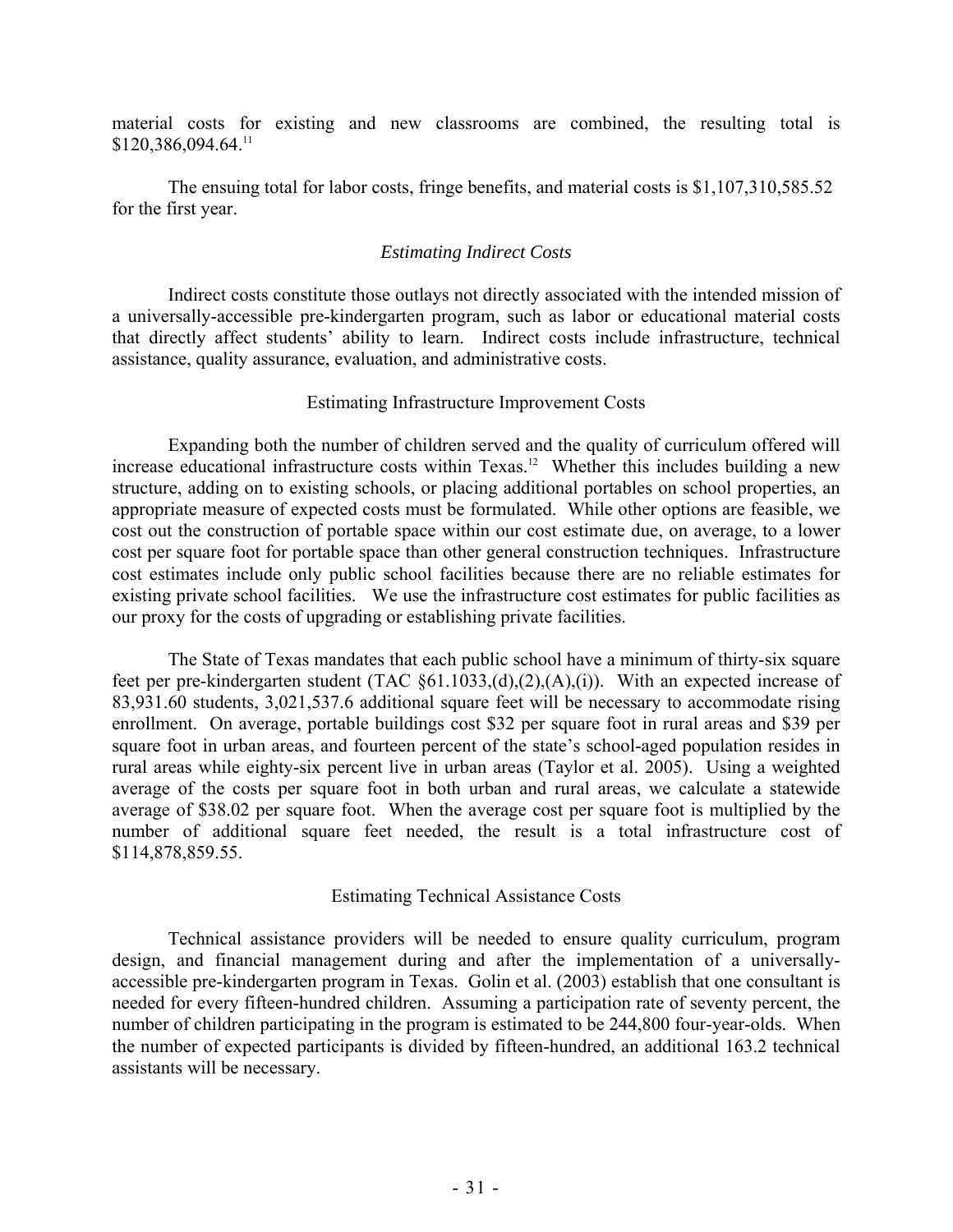material costs for existing and new classrooms are combined, the resulting total is $120,386,094.64.[11]

The ensuing total for labor costs, fringe benefits, and material costs is $1,107,310,585.52 for the first year.

### *Estimating Indirect Costs*

Indirect costs constitute those outlays not directly associated with the intended mission of a universally-accessible pre-kindergarten program, such as labor or educational material costs that directly affect students' ability to learn. Indirect costs include infrastructure, technical assistance, quality assurance, evaluation, and administrative costs.

#### Estimating Infrastructure Improvement Costs

Expanding both the number of children served and the quality of curriculum offered will increase educational infrastructure costs within Texas.[12] Whether this includes building a new structure, adding on to existing schools, or placing additional portables on school properties, an appropriate measure of expected costs must be formulated. While other options are feasible, we cost out the construction of portable space within our cost estimate due, on average, to a lower cost per square foot for portable space than other general construction techniques. Infrastructure cost estimates include only public school facilities because there are no reliable estimates for existing private school facilities. We use the infrastructure cost estimates for public facilities as our proxy for the costs of upgrading or establishing private facilities.

The State of Texas mandates that each public school have a minimum of thirty-six square feet per pre-kindergarten student (TAC §61.1033,(d),(2),(A),(i)). With an expected increase of 83,931.60 students, 3,021,537.6 additional square feet will be necessary to accommodate rising enrollment. On average, portable buildings cost $32 per square foot in rural areas and $39 per square foot in urban areas, and fourteen percent of the state's school-aged population resides in rural areas while eighty-six percent live in urban areas (Taylor et al. 2005). Using a weighted average of the costs per square foot in both urban and rural areas, we calculate a statewide average of $38.02 per square foot. When the average cost per square foot is multiplied by the number of additional square feet needed, the result is a total infrastructure cost of $114,878,859.55.

#### Estimating Technical Assistance Costs

Technical assistance providers will be needed to ensure quality curriculum, program design, and financial management during and after the implementation of a universally-accessible pre-kindergarten program in Texas. Golin et al. (2003) establish that one consultant is needed for every fifteen-hundred children. Assuming a participation rate of seventy percent, the number of children participating in the program is estimated to be 244,800 four-year-olds. When the number of expected participants is divided by fifteen-hundred, an additional 163.2 technical assistants will be necessary.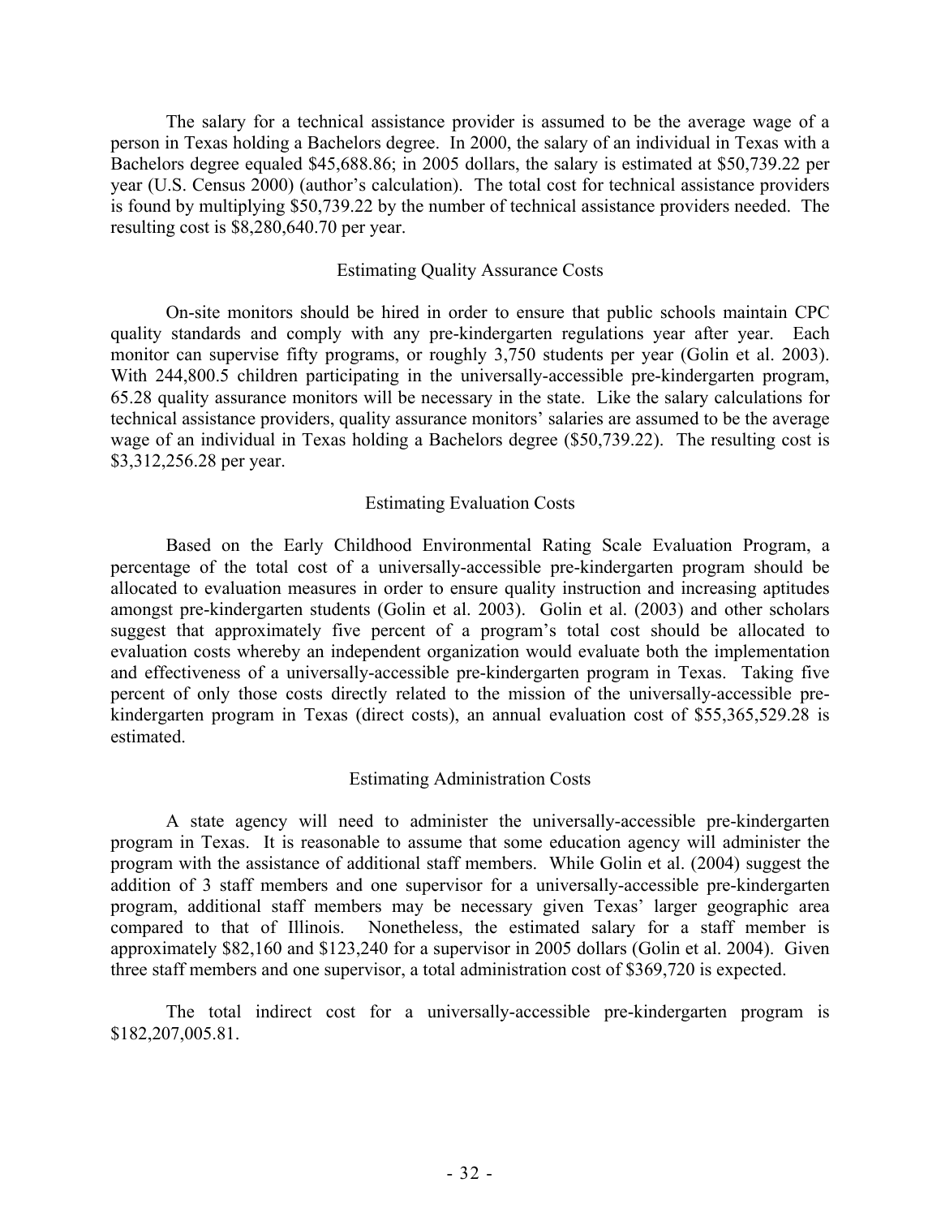The salary for a technical assistance provider is assumed to be the average wage of a person in Texas holding a Bachelors degree. In 2000, the salary of an individual in Texas with a Bachelors degree equaled $45,688.86; in 2005 dollars, the salary is estimated at $50,739.22 per year (U.S. Census 2000) (author's calculation). The total cost for technical assistance providers is found by multiplying $50,739.22 by the number of technical assistance providers needed. The resulting cost is $8,280,640.70 per year.

### Estimating Quality Assurance Costs

On-site monitors should be hired in order to ensure that public schools maintain CPC quality standards and comply with any pre-kindergarten regulations year after year. Each monitor can supervise fifty programs, or roughly 3,750 students per year (Golin et al. 2003). With 244,800.5 children participating in the universally-accessible pre-kindergarten program, 65.28 quality assurance monitors will be necessary in the state. Like the salary calculations for technical assistance providers, quality assurance monitors' salaries are assumed to be the average wage of an individual in Texas holding a Bachelors degree ($50,739.22). The resulting cost is $3,312,256.28 per year.

### Estimating Evaluation Costs

Based on the Early Childhood Environmental Rating Scale Evaluation Program, a percentage of the total cost of a universally-accessible pre-kindergarten program should be allocated to evaluation measures in order to ensure quality instruction and increasing aptitudes amongst pre-kindergarten students (Golin et al. 2003). Golin et al. (2003) and other scholars suggest that approximately five percent of a program's total cost should be allocated to evaluation costs whereby an independent organization would evaluate both the implementation and effectiveness of a universally-accessible pre-kindergarten program in Texas. Taking five percent of only those costs directly related to the mission of the universally-accessible pre-kindergarten program in Texas (direct costs), an annual evaluation cost of $55,365,529.28 is estimated.

### Estimating Administration Costs

A state agency will need to administer the universally-accessible pre-kindergarten program in Texas. It is reasonable to assume that some education agency will administer the program with the assistance of additional staff members. While Golin et al. (2004) suggest the addition of 3 staff members and one supervisor for a universally-accessible pre-kindergarten program, additional staff members may be necessary given Texas' larger geographic area compared to that of Illinois. Nonetheless, the estimated salary for a staff member is approximately $82,160 and $123,240 for a supervisor in 2005 dollars (Golin et al. 2004). Given three staff members and one supervisor, a total administration cost of $369,720 is expected.

The total indirect cost for a universally-accessible pre-kindergarten program is $182,207,005.81.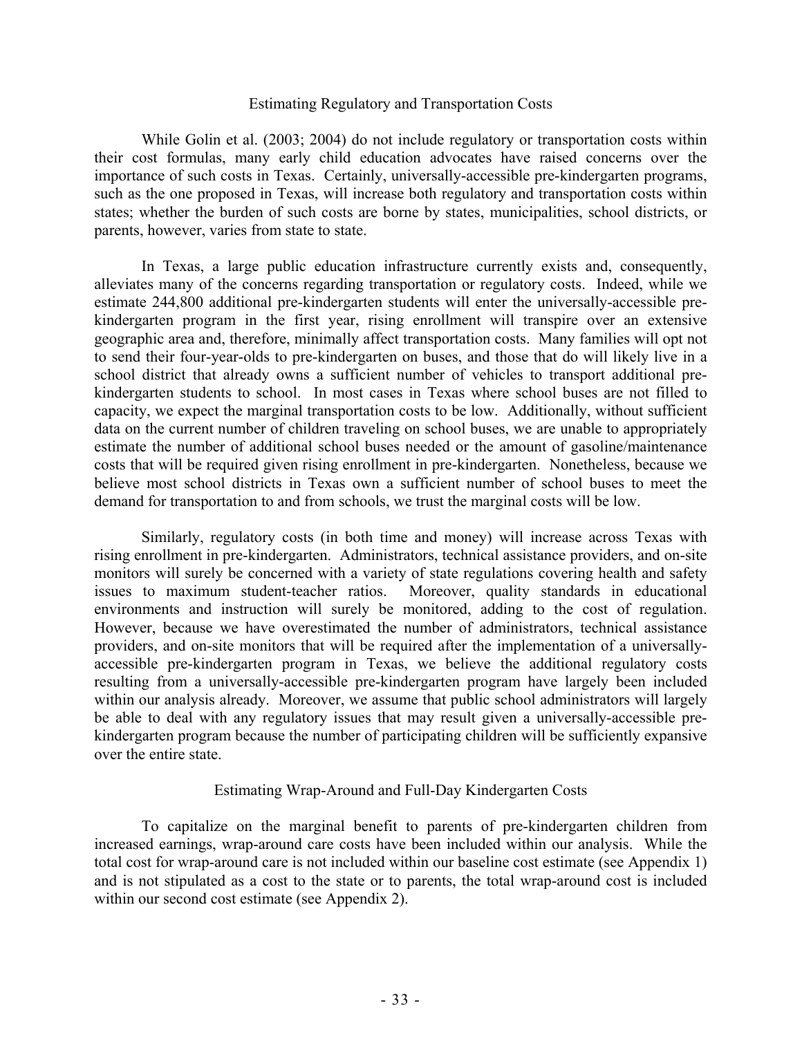## Estimating Regulatory and Transportation Costs

While Golin et al. (2003; 2004) do not include regulatory or transportation costs within their cost formulas, many early child education advocates have raised concerns over the importance of such costs in Texas. Certainly, universally-accessible pre-kindergarten programs, such as the one proposed in Texas, will increase both regulatory and transportation costs within states; whether the burden of such costs are borne by states, municipalities, school districts, or parents, however, varies from state to state.

In Texas, a large public education infrastructure currently exists and, consequently, alleviates many of the concerns regarding transportation or regulatory costs. Indeed, while we estimate 244,800 additional pre-kindergarten students will enter the universally-accessible pre-kindergarten program in the first year, rising enrollment will transpire over an extensive geographic area and, therefore, minimally affect transportation costs. Many families will opt not to send their four-year-olds to pre-kindergarten on buses, and those that do will likely live in a school district that already owns a sufficient number of vehicles to transport additional pre-kindergarten students to school. In most cases in Texas where school buses are not filled to capacity, we expect the marginal transportation costs to be low. Additionally, without sufficient data on the current number of children traveling on school buses, we are unable to appropriately estimate the number of additional school buses needed or the amount of gasoline/maintenance costs that will be required given rising enrollment in pre-kindergarten. Nonetheless, because we believe most school districts in Texas own a sufficient number of school buses to meet the demand for transportation to and from schools, we trust the marginal costs will be low.

Similarly, regulatory costs (in both time and money) will increase across Texas with rising enrollment in pre-kindergarten. Administrators, technical assistance providers, and on-site monitors will surely be concerned with a variety of state regulations covering health and safety issues to maximum student-teacher ratios. Moreover, quality standards in educational environments and instruction will surely be monitored, adding to the cost of regulation. However, because we have overestimated the number of administrators, technical assistance providers, and on-site monitors that will be required after the implementation of a universally-accessible pre-kindergarten program in Texas, we believe the additional regulatory costs resulting from a universally-accessible pre-kindergarten program have largely been included within our analysis already. Moreover, we assume that public school administrators will largely be able to deal with any regulatory issues that may result given a universally-accessible pre-kindergarten program because the number of participating children will be sufficiently expansive over the entire state.

## Estimating Wrap-Around and Full-Day Kindergarten Costs

To capitalize on the marginal benefit to parents of pre-kindergarten children from increased earnings, wrap-around care costs have been included within our analysis. While the total cost for wrap-around care is not included within our baseline cost estimate (see Appendix 1) and is not stipulated as a cost to the state or to parents, the total wrap-around cost is included within our second cost estimate (see Appendix 2).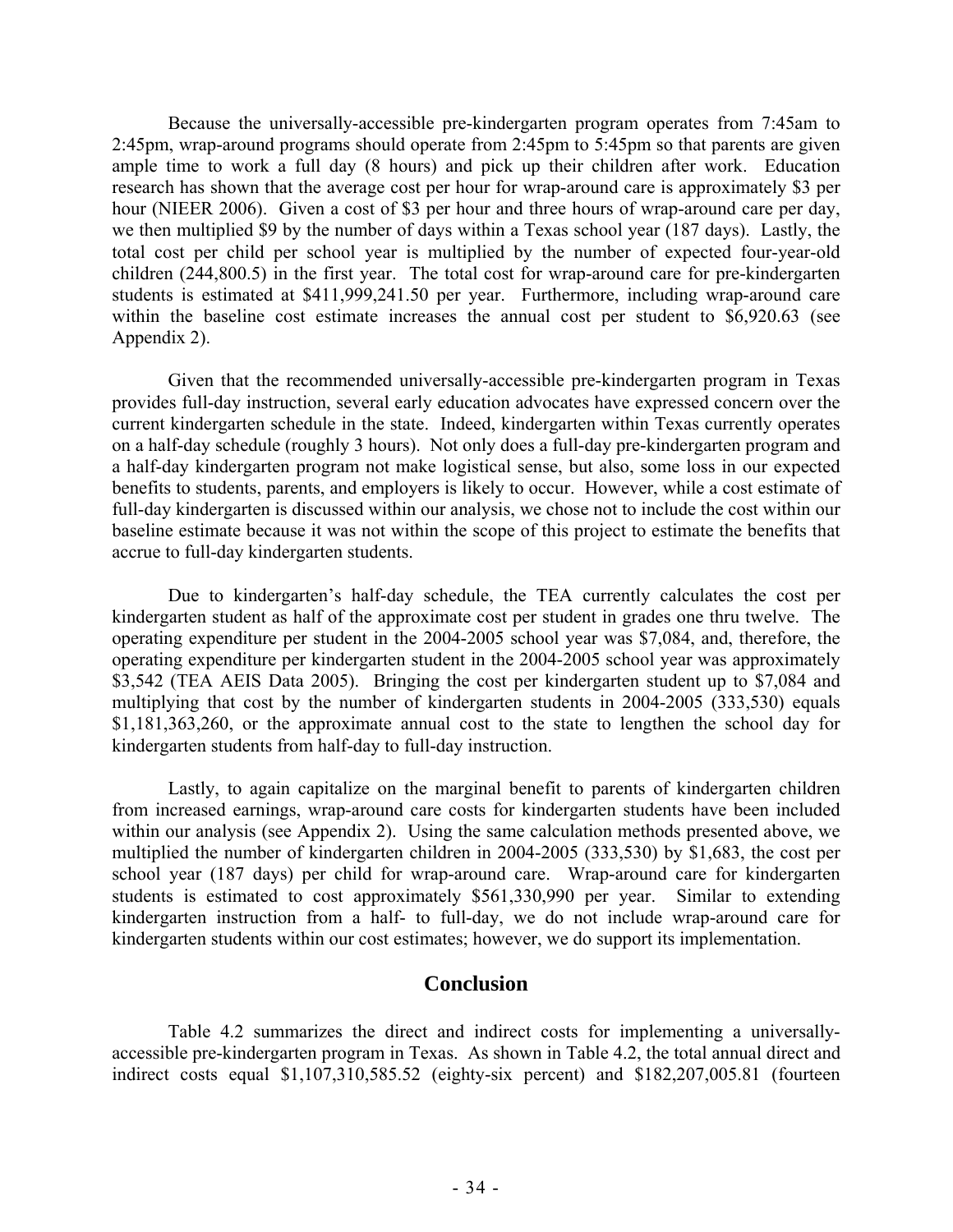Because the universally-accessible pre-kindergarten program operates from 7:45am to 2:45pm, wrap-around programs should operate from 2:45pm to 5:45pm so that parents are given ample time to work a full day (8 hours) and pick up their children after work. Education research has shown that the average cost per hour for wrap-around care is approximately $3 per hour (NIEER 2006). Given a cost of $3 per hour and three hours of wrap-around care per day, we then multiplied $9 by the number of days within a Texas school year (187 days). Lastly, the total cost per child per school year is multiplied by the number of expected four-year-old children (244,800.5) in the first year. The total cost for wrap-around care for pre-kindergarten students is estimated at $411,999,241.50 per year. Furthermore, including wrap-around care within the baseline cost estimate increases the annual cost per student to $6,920.63 (see Appendix 2).

Given that the recommended universally-accessible pre-kindergarten program in Texas provides full-day instruction, several early education advocates have expressed concern over the current kindergarten schedule in the state. Indeed, kindergarten within Texas currently operates on a half-day schedule (roughly 3 hours). Not only does a full-day pre-kindergarten program and a half-day kindergarten program not make logistical sense, but also, some loss in our expected benefits to students, parents, and employers is likely to occur. However, while a cost estimate of full-day kindergarten is discussed within our analysis, we chose not to include the cost within our baseline estimate because it was not within the scope of this project to estimate the benefits that accrue to full-day kindergarten students.

Due to kindergarten's half-day schedule, the TEA currently calculates the cost per kindergarten student as half of the approximate cost per student in grades one thru twelve. The operating expenditure per student in the 2004-2005 school year was $7,084, and, therefore, the operating expenditure per kindergarten student in the 2004-2005 school year was approximately $3,542 (TEA AEIS Data 2005). Bringing the cost per kindergarten student up to $7,084 and multiplying that cost by the number of kindergarten students in 2004-2005 (333,530) equals $1,181,363,260, or the approximate annual cost to the state to lengthen the school day for kindergarten students from half-day to full-day instruction.

Lastly, to again capitalize on the marginal benefit to parents of kindergarten children from increased earnings, wrap-around care costs for kindergarten students have been included within our analysis (see Appendix 2). Using the same calculation methods presented above, we multiplied the number of kindergarten children in 2004-2005 (333,530) by $1,683, the cost per school year (187 days) per child for wrap-around care. Wrap-around care for kindergarten students is estimated to cost approximately $561,330,990 per year. Similar to extending kindergarten instruction from a half- to full-day, we do not include wrap-around care for kindergarten students within our cost estimates; however, we do support its implementation.

## Conclusion

Table 4.2 summarizes the direct and indirect costs for implementing a universally-accessible pre-kindergarten program in Texas. As shown in Table 4.2, the total annual direct and indirect costs equal $1,107,310,585.52 (eighty-six percent) and $182,207,005.81 (fourteen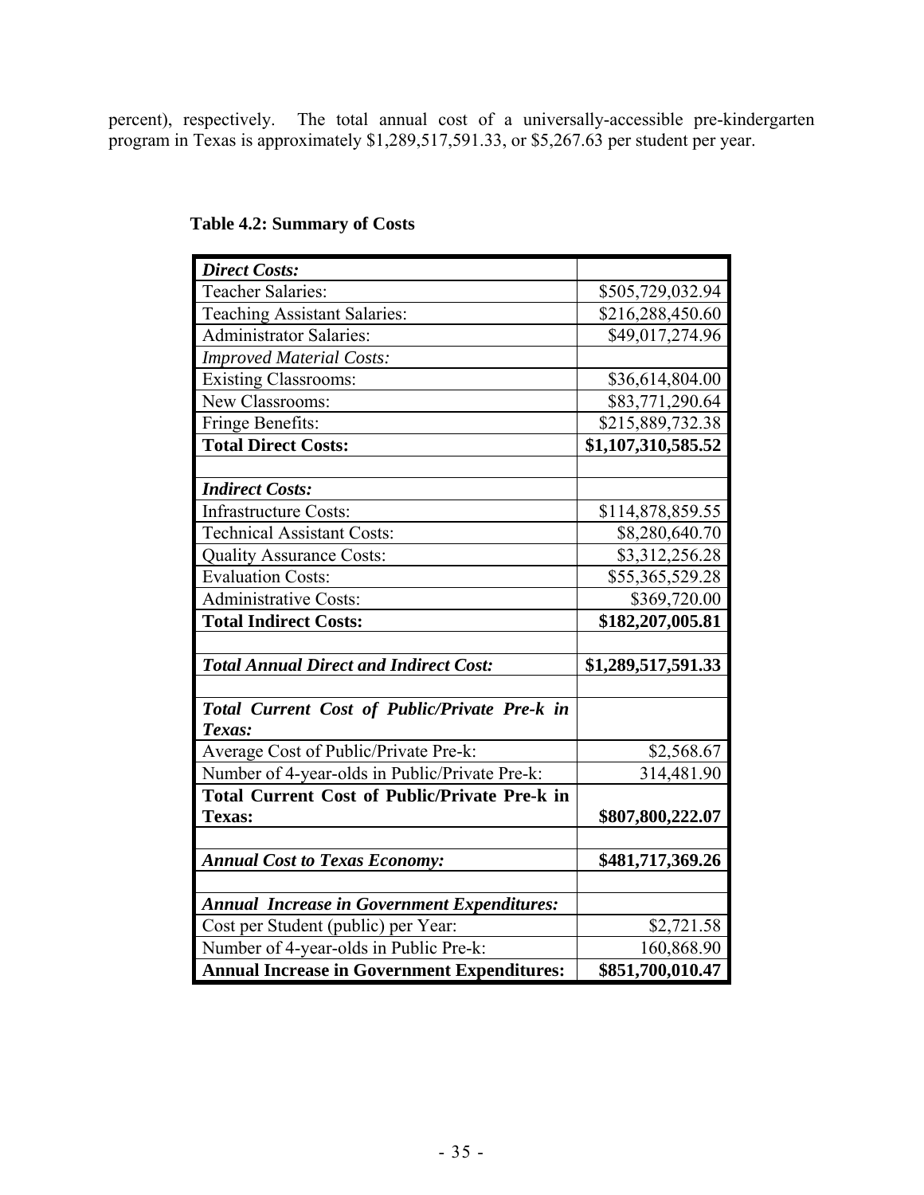percent), respectively. The total annual cost of a universally-accessible pre-kindergarten program in Texas is approximately $1,289,517,591.33, or $5,267.63 per student per year.

**Table 4.2: Summary of Costs**

| | |
|---|---|
| ***Direct Costs:*** | |
| Teacher Salaries: | $505,729,032.94 |
| Teaching Assistant Salaries: | $216,288,450.60 |
| Administrator Salaries: | $49,017,274.96 |
| *Improved Material Costs:* | |
| Existing Classrooms: | $36,614,804.00 |
| New Classrooms: | $83,771,290.64 |
| Fringe Benefits: | $215,889,732.38 |
| **Total Direct Costs:** | **$1,107,310,585.52** |
| | |
| ***Indirect Costs:*** | |
| Infrastructure Costs: | $114,878,859.55 |
| Technical Assistant Costs: | $8,280,640.70 |
| Quality Assurance Costs: | $3,312,256.28 |
| Evaluation Costs: | $55,365,529.28 |
| Administrative Costs: | $369,720.00 |
| **Total Indirect Costs:** | **$182,207,005.81** |
| | |
| ***Total Annual Direct and Indirect Cost:*** | **$1,289,517,591.33** |
| | |
| ***Total Current Cost of Public/Private Pre-k in Texas:*** | |
| Average Cost of Public/Private Pre-k: | $2,568.67 |
| Number of 4-year-olds in Public/Private Pre-k: | 314,481.90 |
| **Total Current Cost of Public/Private Pre-k in Texas:** | **$807,800,222.07** |
| | |
| ***Annual Cost to Texas Economy:*** | **$481,717,369.26** |
| | |
| ***Annual Increase in Government Expenditures:*** | |
| Cost per Student (public) per Year: | $2,721.58 |
| Number of 4-year-olds in Public Pre-k: | 160,868.90 |
| **Annual Increase in Government Expenditures:** | **$851,700,010.47** |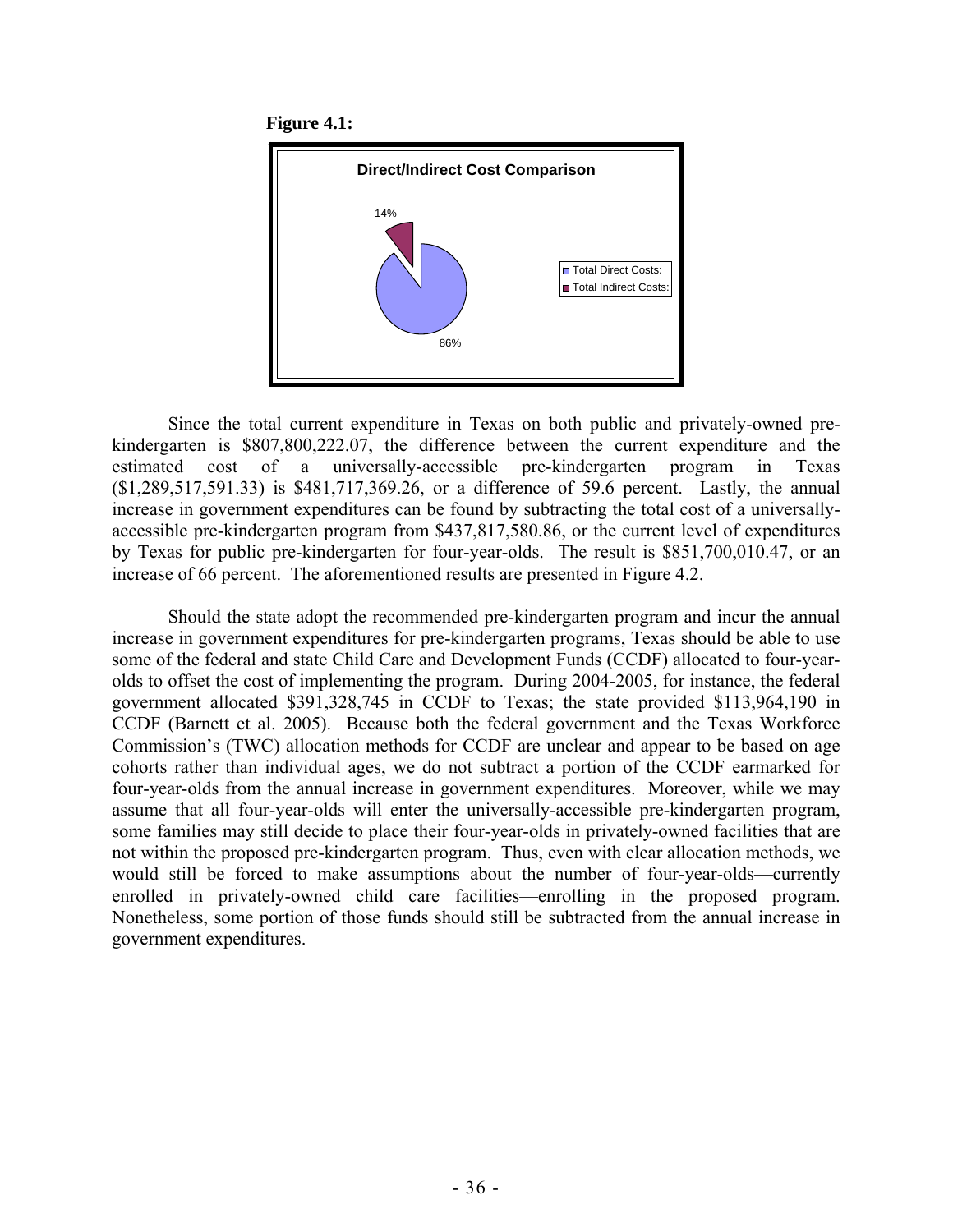**Figure 4.1:**

**Direct/Indirect Cost Comparison**

14%

86%

- Total Direct Costs:
- Total Indirect Costs:

Since the total current expenditure in Texas on both public and privately-owned pre-kindergarten is \$807,800,222.07, the difference between the current expenditure and the estimated cost of a universally-accessible pre-kindergarten program in Texas (\$1,289,517,591.33) is \$481,717,369.26, or a difference of 59.6 percent. Lastly, the annual increase in government expenditures can be found by subtracting the total cost of a universally-accessible pre-kindergarten program from \$437,817,580.86, or the current level of expenditures by Texas for public pre-kindergarten for four-year-olds. The result is \$851,700,010.47, or an increase of 66 percent. The aforementioned results are presented in Figure 4.2.

Should the state adopt the recommended pre-kindergarten program and incur the annual increase in government expenditures for pre-kindergarten programs, Texas should be able to use some of the federal and state Child Care and Development Funds (CCDF) allocated to four-year-olds to offset the cost of implementing the program. During 2004-2005, for instance, the federal government allocated \$391,328,745 in CCDF to Texas; the state provided \$113,964,190 in CCDF (Barnett et al. 2005). Because both the federal government and the Texas Workforce Commission's (TWC) allocation methods for CCDF are unclear and appear to be based on age cohorts rather than individual ages, we do not subtract a portion of the CCDF earmarked for four-year-olds from the annual increase in government expenditures. Moreover, while we may assume that all four-year-olds will enter the universally-accessible pre-kindergarten program, some families may still decide to place their four-year-olds in privately-owned facilities that are not within the proposed pre-kindergarten program. Thus, even with clear allocation methods, we would still be forced to make assumptions about the number of four-year-olds—currently enrolled in privately-owned child care facilities—enrolling in the proposed program. Nonetheless, some portion of those funds should still be subtracted from the annual increase in government expenditures.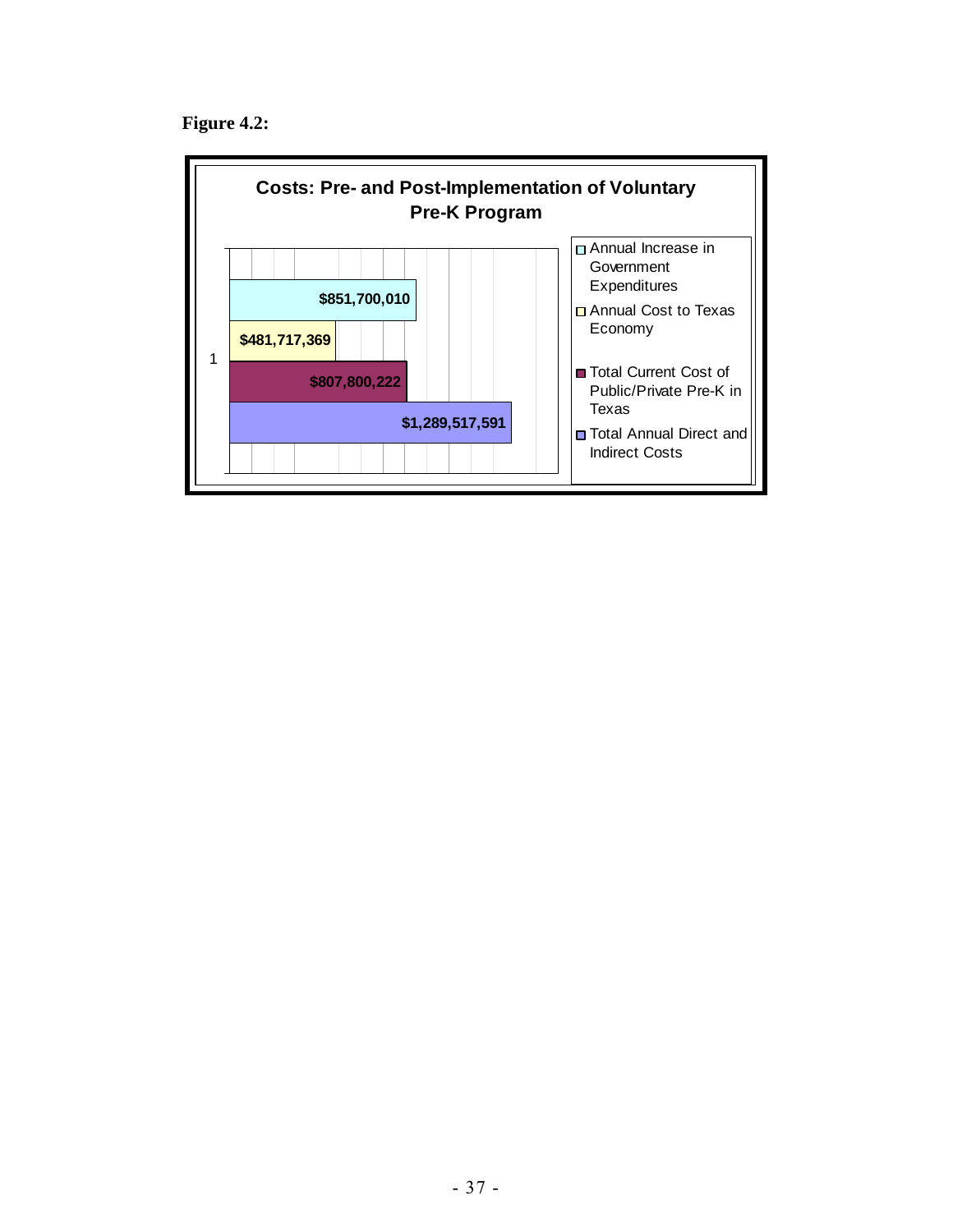**Figure 4.2:**

**Costs: Pre- and Post-Implementation of Voluntary Pre-K Program**

| Category | Amount |
|---|---|
| Annual Increase in Government Expenditures | $851,700,010 |
| Annual Cost to Texas Economy | $481,717,369 |
| Total Current Cost of Public/Private Pre-K in Texas | $807,800,222 |
| Total Annual Direct and Indirect Costs | $1,289,517,591 |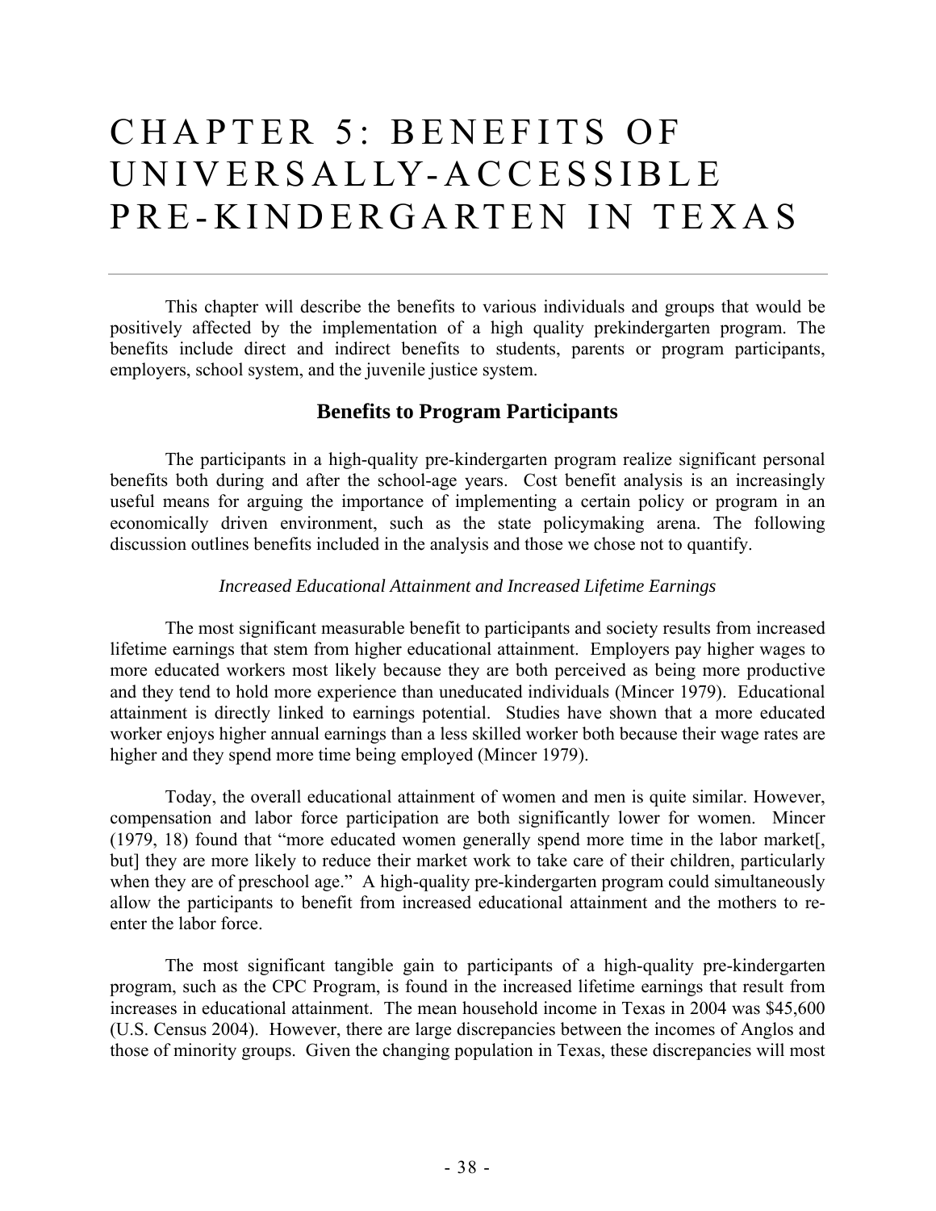# CHAPTER 5: BENEFITS OF UNIVERSALLY-ACCESSIBLE PRE-KINDERGARTEN IN TEXAS

This chapter will describe the benefits to various individuals and groups that would be positively affected by the implementation of a high quality prekindergarten program. The benefits include direct and indirect benefits to students, parents or program participants, employers, school system, and the juvenile justice system.

## Benefits to Program Participants

The participants in a high-quality pre-kindergarten program realize significant personal benefits both during and after the school-age years. Cost benefit analysis is an increasingly useful means for arguing the importance of implementing a certain policy or program in an economically driven environment, such as the state policymaking arena. The following discussion outlines benefits included in the analysis and those we chose not to quantify.

*Increased Educational Attainment and Increased Lifetime Earnings*

The most significant measurable benefit to participants and society results from increased lifetime earnings that stem from higher educational attainment. Employers pay higher wages to more educated workers most likely because they are both perceived as being more productive and they tend to hold more experience than uneducated individuals (Mincer 1979). Educational attainment is directly linked to earnings potential. Studies have shown that a more educated worker enjoys higher annual earnings than a less skilled worker both because their wage rates are higher and they spend more time being employed (Mincer 1979).

Today, the overall educational attainment of women and men is quite similar. However, compensation and labor force participation are both significantly lower for women. Mincer (1979, 18) found that "more educated women generally spend more time in the labor market[, but] they are more likely to reduce their market work to take care of their children, particularly when they are of preschool age." A high-quality pre-kindergarten program could simultaneously allow the participants to benefit from increased educational attainment and the mothers to re-enter the labor force.

The most significant tangible gain to participants of a high-quality pre-kindergarten program, such as the CPC Program, is found in the increased lifetime earnings that result from increases in educational attainment. The mean household income in Texas in 2004 was $45,600 (U.S. Census 2004). However, there are large discrepancies between the incomes of Anglos and those of minority groups. Given the changing population in Texas, these discrepancies will most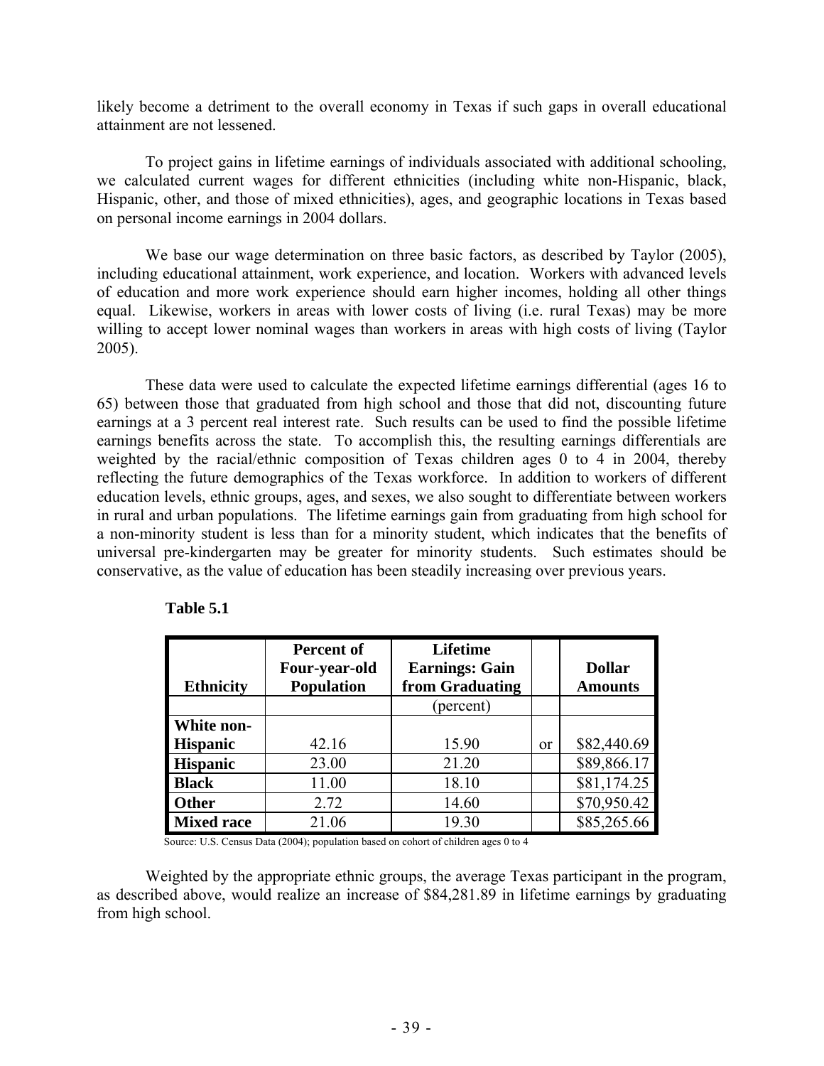likely become a detriment to the overall economy in Texas if such gaps in overall educational attainment are not lessened.

To project gains in lifetime earnings of individuals associated with additional schooling, we calculated current wages for different ethnicities (including white non-Hispanic, black, Hispanic, other, and those of mixed ethnicities), ages, and geographic locations in Texas based on personal income earnings in 2004 dollars.

We base our wage determination on three basic factors, as described by Taylor (2005), including educational attainment, work experience, and location. Workers with advanced levels of education and more work experience should earn higher incomes, holding all other things equal. Likewise, workers in areas with lower costs of living (i.e. rural Texas) may be more willing to accept lower nominal wages than workers in areas with high costs of living (Taylor 2005).

These data were used to calculate the expected lifetime earnings differential (ages 16 to 65) between those that graduated from high school and those that did not, discounting future earnings at a 3 percent real interest rate. Such results can be used to find the possible lifetime earnings benefits across the state. To accomplish this, the resulting earnings differentials are weighted by the racial/ethnic composition of Texas children ages 0 to 4 in 2004, thereby reflecting the future demographics of the Texas workforce. In addition to workers of different education levels, ethnic groups, ages, and sexes, we also sought to differentiate between workers in rural and urban populations. The lifetime earnings gain from graduating from high school for a non-minority student is less than for a minority student, which indicates that the benefits of universal pre-kindergarten may be greater for minority students. Such estimates should be conservative, as the value of education has been steadily increasing over previous years.

**Table 5.1**

| Ethnicity | Percent of Four-year-old Population | Lifetime Earnings: Gain from Graduating | | Dollar Amounts |
|---|---|---|---|---|
| | | (percent) | | |
| **White non-Hispanic** | 42.16 | 15.90 | or | \$82,440.69 |
| **Hispanic** | 23.00 | 21.20 | | \$89,866.17 |
| **Black** | 11.00 | 18.10 | | \$81,174.25 |
| **Other** | 2.72 | 14.60 | | \$70,950.42 |
| **Mixed race** | 21.06 | 19.30 | | \$85,265.66 |

Source: U.S. Census Data (2004); population based on cohort of children ages 0 to 4

Weighted by the appropriate ethnic groups, the average Texas participant in the program, as described above, would realize an increase of \$84,281.89 in lifetime earnings by graduating from high school.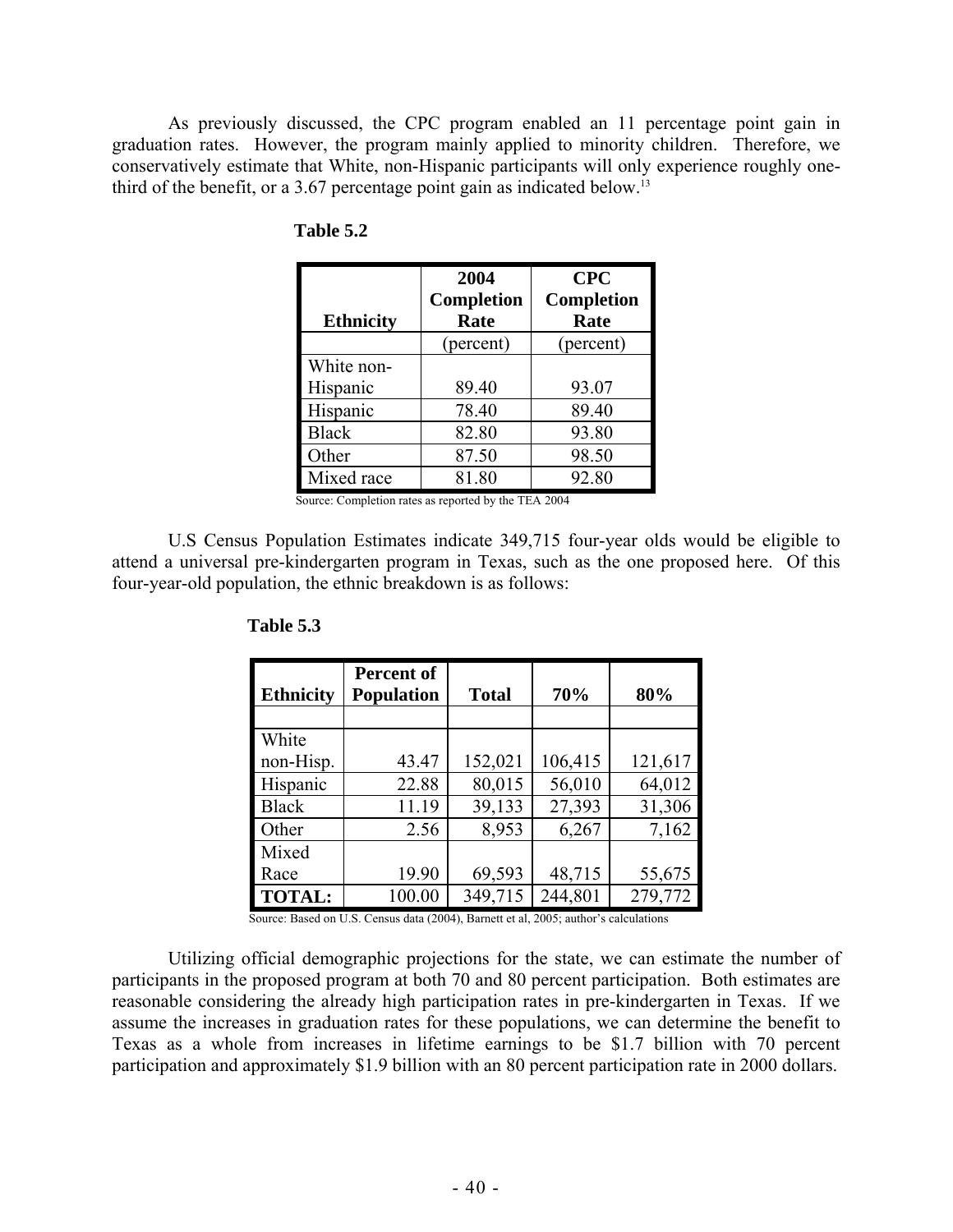As previously discussed, the CPC program enabled an 11 percentage point gain in graduation rates. However, the program mainly applied to minority children. Therefore, we conservatively estimate that White, non-Hispanic participants will only experience roughly one-third of the benefit, or a 3.67 percentage point gain as indicated below.[13]

**Table 5.2**

| Ethnicity | 2004 Completion Rate | CPC Completion Rate |
|---|---|---|
| | (percent) | (percent) |
| White non-Hispanic | 89.40 | 93.07 |
| Hispanic | 78.40 | 89.40 |
| Black | 82.80 | 93.80 |
| Other | 87.50 | 98.50 |
| Mixed race | 81.80 | 92.80 |

Source: Completion rates as reported by the TEA 2004

U.S Census Population Estimates indicate 349,715 four-year olds would be eligible to attend a universal pre-kindergarten program in Texas, such as the one proposed here. Of this four-year-old population, the ethnic breakdown is as follows:

**Table 5.3**

| Ethnicity | Percent of Population | Total | 70% | 80% |
|---|---|---|---|---|
| | | | | |
| White non-Hisp. | 43.47 | 152,021 | 106,415 | 121,617 |
| Hispanic | 22.88 | 80,015 | 56,010 | 64,012 |
| Black | 11.19 | 39,133 | 27,393 | 31,306 |
| Other | 2.56 | 8,953 | 6,267 | 7,162 |
| Mixed Race | 19.90 | 69,593 | 48,715 | 55,675 |
| **TOTAL:** | 100.00 | 349,715 | 244,801 | 279,772 |

Source: Based on U.S. Census data (2004), Barnett et al, 2005; author's calculations

Utilizing official demographic projections for the state, we can estimate the number of participants in the proposed program at both 70 and 80 percent participation. Both estimates are reasonable considering the already high participation rates in pre-kindergarten in Texas. If we assume the increases in graduation rates for these populations, we can determine the benefit to Texas as a whole from increases in lifetime earnings to be $1.7 billion with 70 percent participation and approximately $1.9 billion with an 80 percent participation rate in 2000 dollars.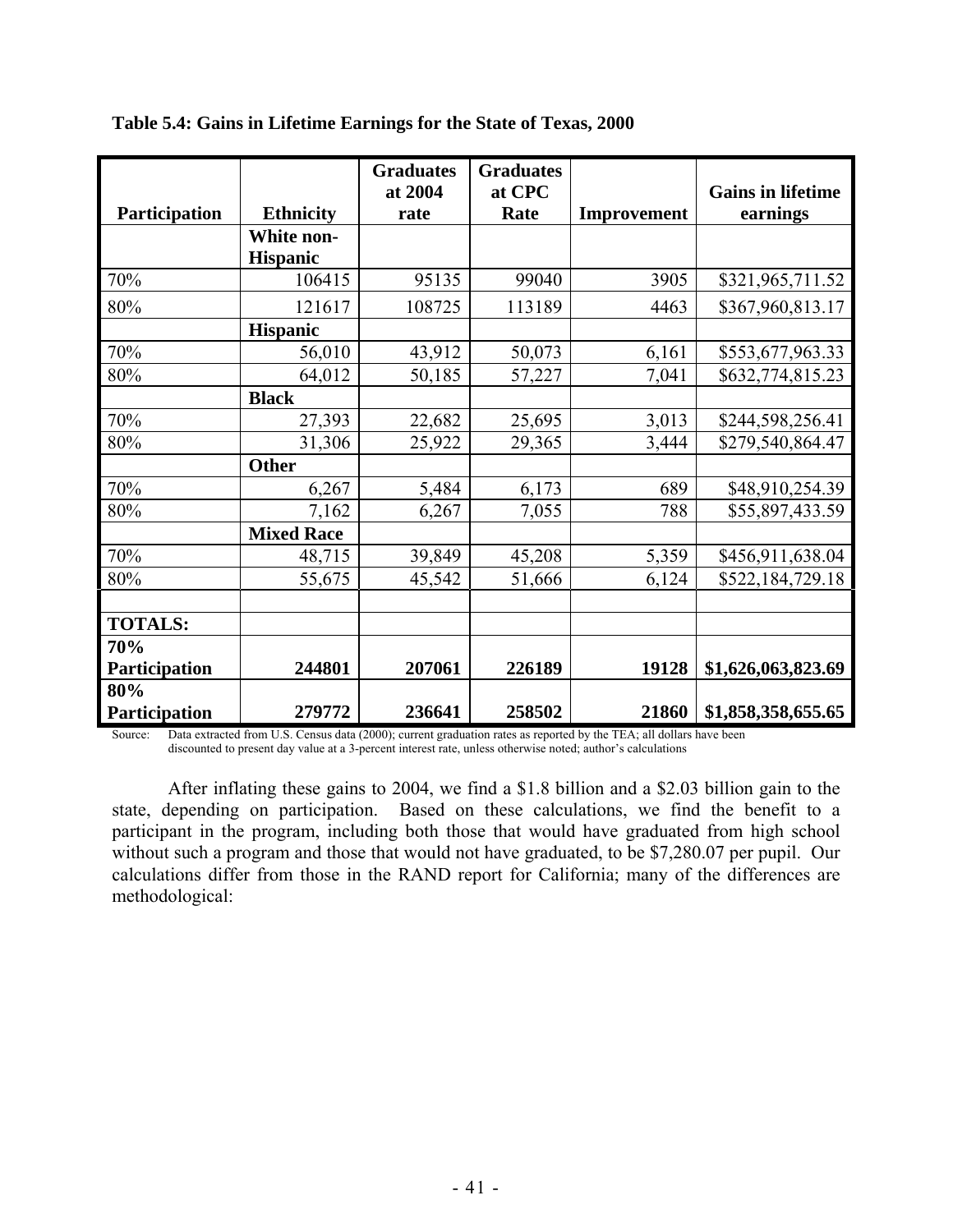**Table 5.4: Gains in Lifetime Earnings for the State of Texas, 2000**

| Participation | Ethnicity | Graduates at 2004 rate | Graduates at CPC Rate | Improvement | Gains in lifetime earnings |
|---|---|---|---|---|---|
| | **White non-Hispanic** | | | | |
| 70% | 106415 | 95135 | 99040 | 3905 | \$321,965,711.52 |
| 80% | 121617 | 108725 | 113189 | 4463 | \$367,960,813.17 |
| | **Hispanic** | | | | |
| 70% | 56,010 | 43,912 | 50,073 | 6,161 | \$553,677,963.33 |
| 80% | 64,012 | 50,185 | 57,227 | 7,041 | \$632,774,815.23 |
| | **Black** | | | | |
| 70% | 27,393 | 22,682 | 25,695 | 3,013 | \$244,598,256.41 |
| 80% | 31,306 | 25,922 | 29,365 | 3,444 | \$279,540,864.47 |
| | **Other** | | | | |
| 70% | 6,267 | 5,484 | 6,173 | 689 | \$48,910,254.39 |
| 80% | 7,162 | 6,267 | 7,055 | 788 | \$55,897,433.59 |
| | **Mixed Race** | | | | |
| 70% | 48,715 | 39,849 | 45,208 | 5,359 | \$456,911,638.04 |
| 80% | 55,675 | 45,542 | 51,666 | 6,124 | \$522,184,729.18 |
| | | | | | |
| **TOTALS:** | | | | | |
| **70% Participation** | **244801** | **207061** | **226189** | **19128** | **\$1,626,063,823.69** |
| **80% Participation** | **279772** | **236641** | **258502** | **21860** | **\$1,858,358,655.65** |

Source: Data extracted from U.S. Census data (2000); current graduation rates as reported by the TEA; all dollars have been discounted to present day value at a 3-percent interest rate, unless otherwise noted; author's calculations

After inflating these gains to 2004, we find a \$1.8 billion and a \$2.03 billion gain to the state, depending on participation. Based on these calculations, we find the benefit to a participant in the program, including both those that would have graduated from high school without such a program and those that would not have graduated, to be \$7,280.07 per pupil. Our calculations differ from those in the RAND report for California; many of the differences are methodological: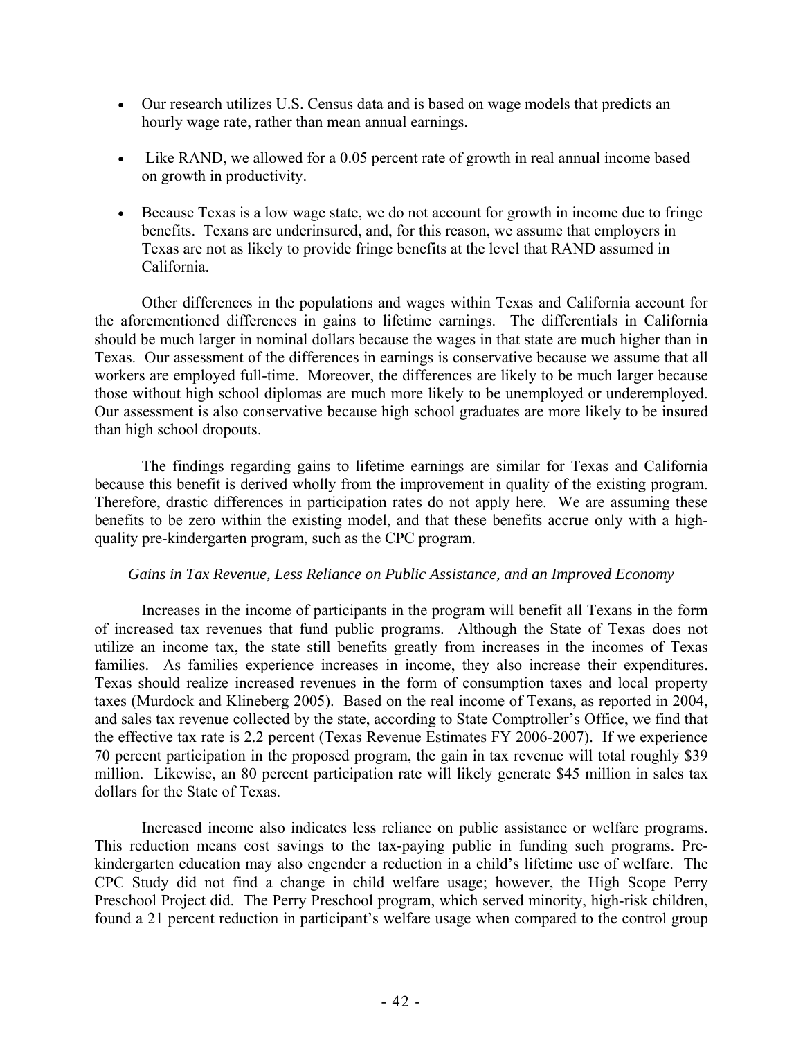- Our research utilizes U.S. Census data and is based on wage models that predicts an hourly wage rate, rather than mean annual earnings.

- Like RAND, we allowed for a 0.05 percent rate of growth in real annual income based on growth in productivity.

- Because Texas is a low wage state, we do not account for growth in income due to fringe benefits. Texans are underinsured, and, for this reason, we assume that employers in Texas are not as likely to provide fringe benefits at the level that RAND assumed in California.

Other differences in the populations and wages within Texas and California account for the aforementioned differences in gains to lifetime earnings. The differentials in California should be much larger in nominal dollars because the wages in that state are much higher than in Texas. Our assessment of the differences in earnings is conservative because we assume that all workers are employed full-time. Moreover, the differences are likely to be much larger because those without high school diplomas are much more likely to be unemployed or underemployed. Our assessment is also conservative because high school graduates are more likely to be insured than high school dropouts.

The findings regarding gains to lifetime earnings are similar for Texas and California because this benefit is derived wholly from the improvement in quality of the existing program. Therefore, drastic differences in participation rates do not apply here. We are assuming these benefits to be zero within the existing model, and that these benefits accrue only with a high-quality pre-kindergarten program, such as the CPC program.

*Gains in Tax Revenue, Less Reliance on Public Assistance, and an Improved Economy*

Increases in the income of participants in the program will benefit all Texans in the form of increased tax revenues that fund public programs. Although the State of Texas does not utilize an income tax, the state still benefits greatly from increases in the incomes of Texas families. As families experience increases in income, they also increase their expenditures. Texas should realize increased revenues in the form of consumption taxes and local property taxes (Murdock and Klineberg 2005). Based on the real income of Texans, as reported in 2004, and sales tax revenue collected by the state, according to State Comptroller's Office, we find that the effective tax rate is 2.2 percent (Texas Revenue Estimates FY 2006-2007). If we experience 70 percent participation in the proposed program, the gain in tax revenue will total roughly $39 million. Likewise, an 80 percent participation rate will likely generate $45 million in sales tax dollars for the State of Texas.

Increased income also indicates less reliance on public assistance or welfare programs. This reduction means cost savings to the tax-paying public in funding such programs. Pre-kindergarten education may also engender a reduction in a child's lifetime use of welfare. The CPC Study did not find a change in child welfare usage; however, the High Scope Perry Preschool Project did. The Perry Preschool program, which served minority, high-risk children, found a 21 percent reduction in participant's welfare usage when compared to the control group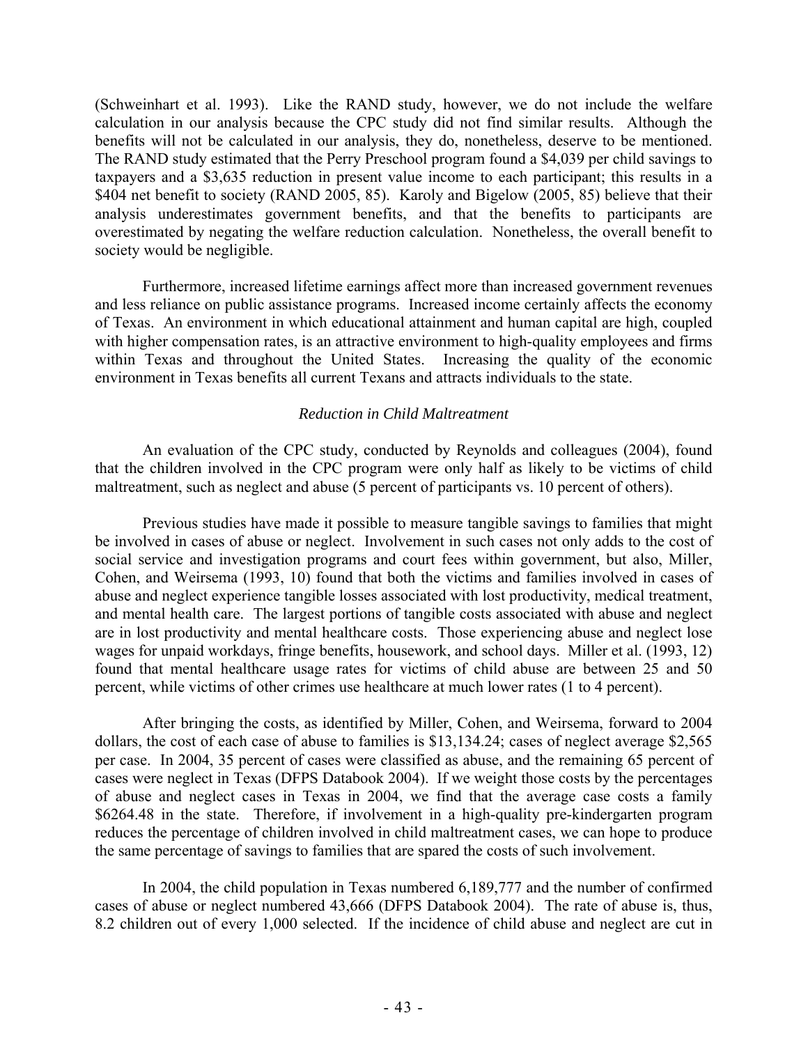(Schweinhart et al. 1993). Like the RAND study, however, we do not include the welfare calculation in our analysis because the CPC study did not find similar results. Although the benefits will not be calculated in our analysis, they do, nonetheless, deserve to be mentioned. The RAND study estimated that the Perry Preschool program found a $4,039 per child savings to taxpayers and a $3,635 reduction in present value income to each participant; this results in a $404 net benefit to society (RAND 2005, 85). Karoly and Bigelow (2005, 85) believe that their analysis underestimates government benefits, and that the benefits to participants are overestimated by negating the welfare reduction calculation. Nonetheless, the overall benefit to society would be negligible.

Furthermore, increased lifetime earnings affect more than increased government revenues and less reliance on public assistance programs. Increased income certainly affects the economy of Texas. An environment in which educational attainment and human capital are high, coupled with higher compensation rates, is an attractive environment to high-quality employees and firms within Texas and throughout the United States. Increasing the quality of the economic environment in Texas benefits all current Texans and attracts individuals to the state.

*Reduction in Child Maltreatment*

An evaluation of the CPC study, conducted by Reynolds and colleagues (2004), found that the children involved in the CPC program were only half as likely to be victims of child maltreatment, such as neglect and abuse (5 percent of participants vs. 10 percent of others).

Previous studies have made it possible to measure tangible savings to families that might be involved in cases of abuse or neglect. Involvement in such cases not only adds to the cost of social service and investigation programs and court fees within government, but also, Miller, Cohen, and Weirsema (1993, 10) found that both the victims and families involved in cases of abuse and neglect experience tangible losses associated with lost productivity, medical treatment, and mental health care. The largest portions of tangible costs associated with abuse and neglect are in lost productivity and mental healthcare costs. Those experiencing abuse and neglect lose wages for unpaid workdays, fringe benefits, housework, and school days. Miller et al. (1993, 12) found that mental healthcare usage rates for victims of child abuse are between 25 and 50 percent, while victims of other crimes use healthcare at much lower rates (1 to 4 percent).

After bringing the costs, as identified by Miller, Cohen, and Weirsema, forward to 2004 dollars, the cost of each case of abuse to families is $13,134.24; cases of neglect average $2,565 per case. In 2004, 35 percent of cases were classified as abuse, and the remaining 65 percent of cases were neglect in Texas (DFPS Databook 2004). If we weight those costs by the percentages of abuse and neglect cases in Texas in 2004, we find that the average case costs a family $6264.48 in the state. Therefore, if involvement in a high-quality pre-kindergarten program reduces the percentage of children involved in child maltreatment cases, we can hope to produce the same percentage of savings to families that are spared the costs of such involvement.

In 2004, the child population in Texas numbered 6,189,777 and the number of confirmed cases of abuse or neglect numbered 43,666 (DFPS Databook 2004). The rate of abuse is, thus, 8.2 children out of every 1,000 selected. If the incidence of child abuse and neglect are cut in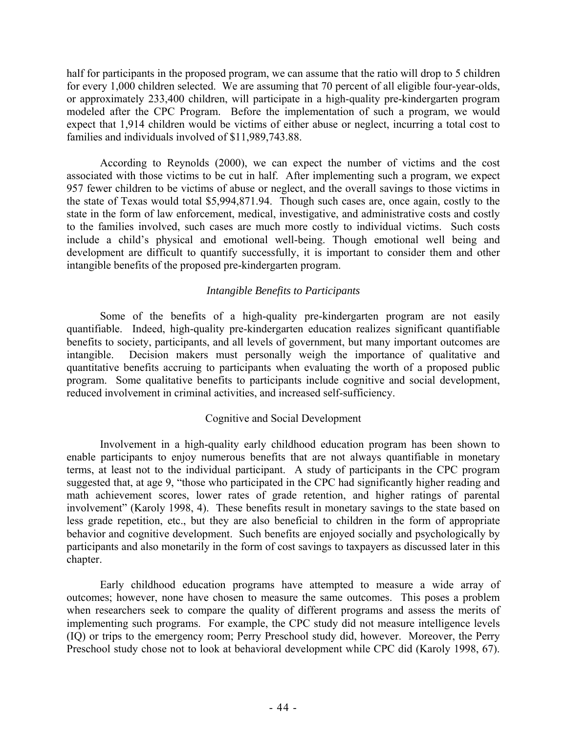half for participants in the proposed program, we can assume that the ratio will drop to 5 children for every 1,000 children selected. We are assuming that 70 percent of all eligible four-year-olds, or approximately 233,400 children, will participate in a high-quality pre-kindergarten program modeled after the CPC Program. Before the implementation of such a program, we would expect that 1,914 children would be victims of either abuse or neglect, incurring a total cost to families and individuals involved of $11,989,743.88.

According to Reynolds (2000), we can expect the number of victims and the cost associated with those victims to be cut in half. After implementing such a program, we expect 957 fewer children to be victims of abuse or neglect, and the overall savings to those victims in the state of Texas would total $5,994,871.94. Though such cases are, once again, costly to the state in the form of law enforcement, medical, investigative, and administrative costs and costly to the families involved, such cases are much more costly to individual victims. Such costs include a child's physical and emotional well-being. Though emotional well being and development are difficult to quantify successfully, it is important to consider them and other intangible benefits of the proposed pre-kindergarten program.

### *Intangible Benefits to Participants*

Some of the benefits of a high-quality pre-kindergarten program are not easily quantifiable. Indeed, high-quality pre-kindergarten education realizes significant quantifiable benefits to society, participants, and all levels of government, but many important outcomes are intangible. Decision makers must personally weigh the importance of qualitative and quantitative benefits accruing to participants when evaluating the worth of a proposed public program. Some qualitative benefits to participants include cognitive and social development, reduced involvement in criminal activities, and increased self-sufficiency.

#### Cognitive and Social Development

Involvement in a high-quality early childhood education program has been shown to enable participants to enjoy numerous benefits that are not always quantifiable in monetary terms, at least not to the individual participant. A study of participants in the CPC program suggested that, at age 9, "those who participated in the CPC had significantly higher reading and math achievement scores, lower rates of grade retention, and higher ratings of parental involvement" (Karoly 1998, 4). These benefits result in monetary savings to the state based on less grade repetition, etc., but they are also beneficial to children in the form of appropriate behavior and cognitive development. Such benefits are enjoyed socially and psychologically by participants and also monetarily in the form of cost savings to taxpayers as discussed later in this chapter.

Early childhood education programs have attempted to measure a wide array of outcomes; however, none have chosen to measure the same outcomes. This poses a problem when researchers seek to compare the quality of different programs and assess the merits of implementing such programs. For example, the CPC study did not measure intelligence levels (IQ) or trips to the emergency room; Perry Preschool study did, however. Moreover, the Perry Preschool study chose not to look at behavioral development while CPC did (Karoly 1998, 67).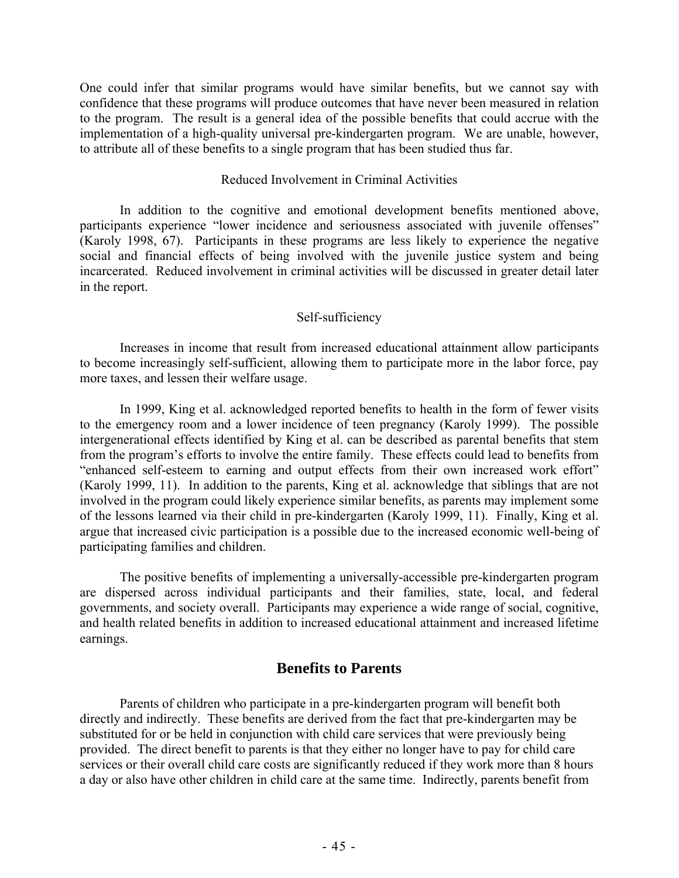One could infer that similar programs would have similar benefits, but we cannot say with confidence that these programs will produce outcomes that have never been measured in relation to the program. The result is a general idea of the possible benefits that could accrue with the implementation of a high-quality universal pre-kindergarten program. We are unable, however, to attribute all of these benefits to a single program that has been studied thus far.

### Reduced Involvement in Criminal Activities

In addition to the cognitive and emotional development benefits mentioned above, participants experience "lower incidence and seriousness associated with juvenile offenses" (Karoly 1998, 67). Participants in these programs are less likely to experience the negative social and financial effects of being involved with the juvenile justice system and being incarcerated. Reduced involvement in criminal activities will be discussed in greater detail later in the report.

### Self-sufficiency

Increases in income that result from increased educational attainment allow participants to become increasingly self-sufficient, allowing them to participate more in the labor force, pay more taxes, and lessen their welfare usage.

In 1999, King et al. acknowledged reported benefits to health in the form of fewer visits to the emergency room and a lower incidence of teen pregnancy (Karoly 1999). The possible intergenerational effects identified by King et al. can be described as parental benefits that stem from the program's efforts to involve the entire family. These effects could lead to benefits from "enhanced self-esteem to earning and output effects from their own increased work effort" (Karoly 1999, 11). In addition to the parents, King et al. acknowledge that siblings that are not involved in the program could likely experience similar benefits, as parents may implement some of the lessons learned via their child in pre-kindergarten (Karoly 1999, 11). Finally, King et al. argue that increased civic participation is a possible due to the increased economic well-being of participating families and children.

The positive benefits of implementing a universally-accessible pre-kindergarten program are dispersed across individual participants and their families, state, local, and federal governments, and society overall. Participants may experience a wide range of social, cognitive, and health related benefits in addition to increased educational attainment and increased lifetime earnings.

## Benefits to Parents

Parents of children who participate in a pre-kindergarten program will benefit both directly and indirectly. These benefits are derived from the fact that pre-kindergarten may be substituted for or be held in conjunction with child care services that were previously being provided. The direct benefit to parents is that they either no longer have to pay for child care services or their overall child care costs are significantly reduced if they work more than 8 hours a day or also have other children in child care at the same time. Indirectly, parents benefit from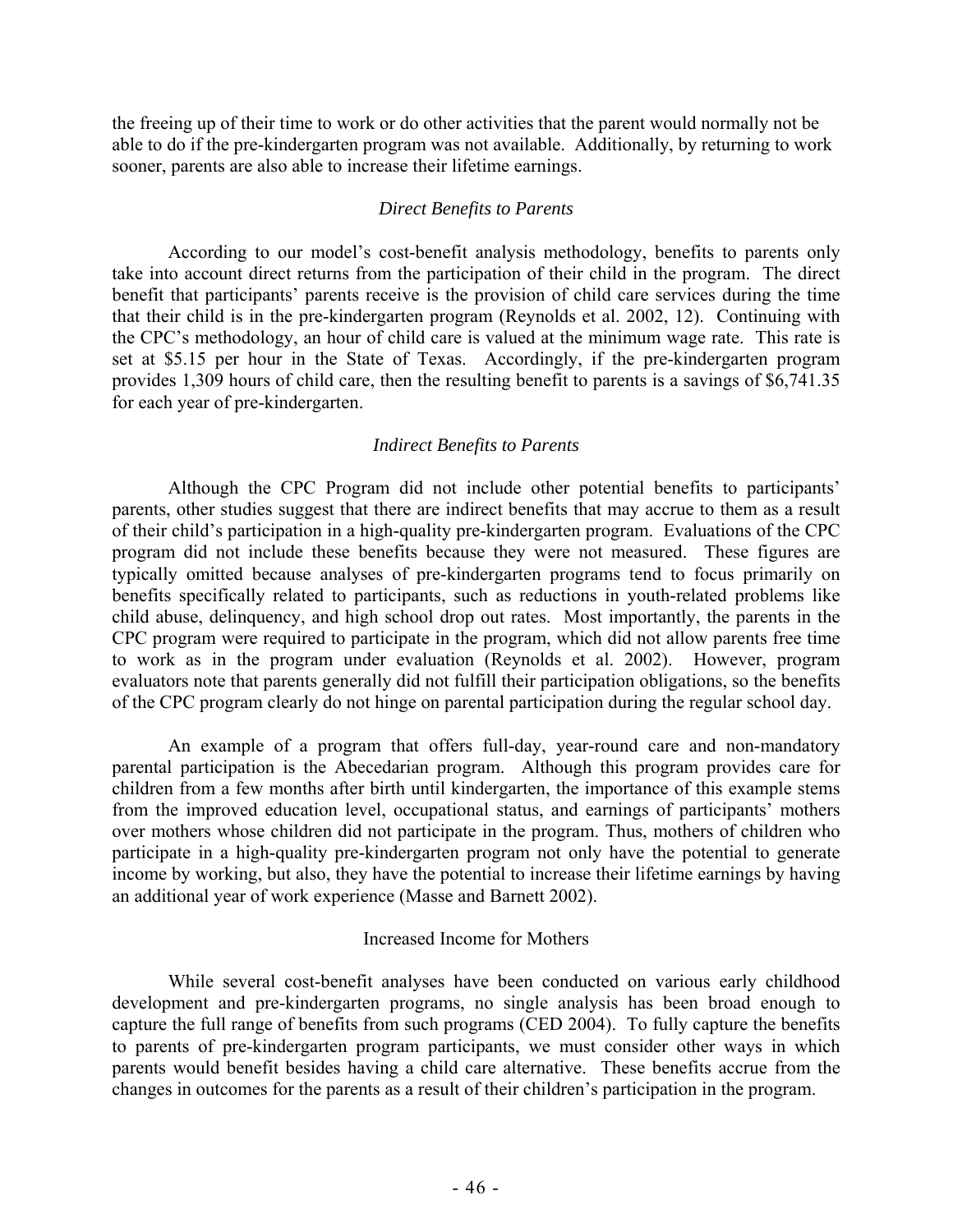the freeing up of their time to work or do other activities that the parent would normally not be able to do if the pre-kindergarten program was not available. Additionally, by returning to work sooner, parents are also able to increase their lifetime earnings.

### *Direct Benefits to Parents*

According to our model's cost-benefit analysis methodology, benefits to parents only take into account direct returns from the participation of their child in the program. The direct benefit that participants' parents receive is the provision of child care services during the time that their child is in the pre-kindergarten program (Reynolds et al. 2002, 12). Continuing with the CPC's methodology, an hour of child care is valued at the minimum wage rate. This rate is set at $5.15 per hour in the State of Texas. Accordingly, if the pre-kindergarten program provides 1,309 hours of child care, then the resulting benefit to parents is a savings of $6,741.35 for each year of pre-kindergarten.

### *Indirect Benefits to Parents*

Although the CPC Program did not include other potential benefits to participants' parents, other studies suggest that there are indirect benefits that may accrue to them as a result of their child's participation in a high-quality pre-kindergarten program. Evaluations of the CPC program did not include these benefits because they were not measured. These figures are typically omitted because analyses of pre-kindergarten programs tend to focus primarily on benefits specifically related to participants, such as reductions in youth-related problems like child abuse, delinquency, and high school drop out rates. Most importantly, the parents in the CPC program were required to participate in the program, which did not allow parents free time to work as in the program under evaluation (Reynolds et al. 2002). However, program evaluators note that parents generally did not fulfill their participation obligations, so the benefits of the CPC program clearly do not hinge on parental participation during the regular school day.

An example of a program that offers full-day, year-round care and non-mandatory parental participation is the Abecedarian program. Although this program provides care for children from a few months after birth until kindergarten, the importance of this example stems from the improved education level, occupational status, and earnings of participants' mothers over mothers whose children did not participate in the program. Thus, mothers of children who participate in a high-quality pre-kindergarten program not only have the potential to generate income by working, but also, they have the potential to increase their lifetime earnings by having an additional year of work experience (Masse and Barnett 2002).

#### Increased Income for Mothers

While several cost-benefit analyses have been conducted on various early childhood development and pre-kindergarten programs, no single analysis has been broad enough to capture the full range of benefits from such programs (CED 2004). To fully capture the benefits to parents of pre-kindergarten program participants, we must consider other ways in which parents would benefit besides having a child care alternative. These benefits accrue from the changes in outcomes for the parents as a result of their children's participation in the program.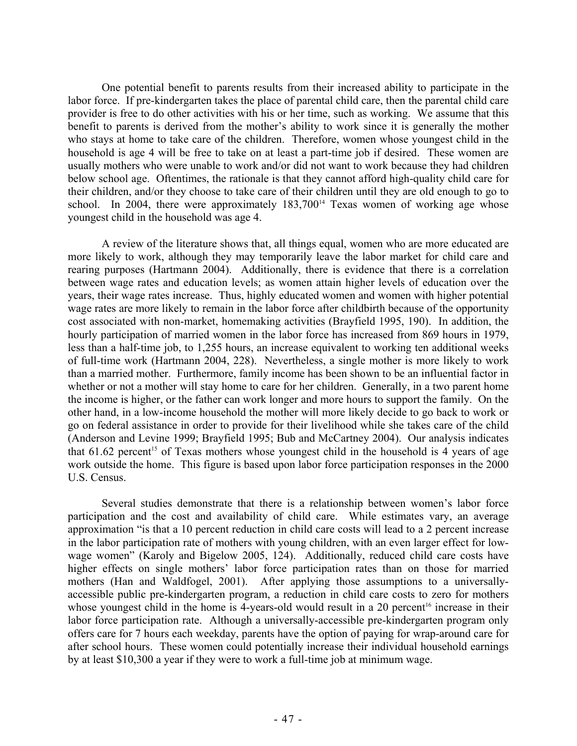One potential benefit to parents results from their increased ability to participate in the labor force. If pre-kindergarten takes the place of parental child care, then the parental child care provider is free to do other activities with his or her time, such as working. We assume that this benefit to parents is derived from the mother's ability to work since it is generally the mother who stays at home to take care of the children. Therefore, women whose youngest child in the household is age 4 will be free to take on at least a part-time job if desired. These women are usually mothers who were unable to work and/or did not want to work because they had children below school age. Oftentimes, the rationale is that they cannot afford high-quality child care for their children, and/or they choose to take care of their children until they are old enough to go to school. In 2004, there were approximately 183,700[14] Texas women of working age whose youngest child in the household was age 4.

A review of the literature shows that, all things equal, women who are more educated are more likely to work, although they may temporarily leave the labor market for child care and rearing purposes (Hartmann 2004). Additionally, there is evidence that there is a correlation between wage rates and education levels; as women attain higher levels of education over the years, their wage rates increase. Thus, highly educated women and women with higher potential wage rates are more likely to remain in the labor force after childbirth because of the opportunity cost associated with non-market, homemaking activities (Brayfield 1995, 190). In addition, the hourly participation of married women in the labor force has increased from 869 hours in 1979, less than a half-time job, to 1,255 hours, an increase equivalent to working ten additional weeks of full-time work (Hartmann 2004, 228). Nevertheless, a single mother is more likely to work than a married mother. Furthermore, family income has been shown to be an influential factor in whether or not a mother will stay home to care for her children. Generally, in a two parent home the income is higher, or the father can work longer and more hours to support the family. On the other hand, in a low-income household the mother will more likely decide to go back to work or go on federal assistance in order to provide for their livelihood while she takes care of the child (Anderson and Levine 1999; Brayfield 1995; Bub and McCartney 2004). Our analysis indicates that 61.62 percent[15] of Texas mothers whose youngest child in the household is 4 years of age work outside the home. This figure is based upon labor force participation responses in the 2000 U.S. Census.

Several studies demonstrate that there is a relationship between women's labor force participation and the cost and availability of child care. While estimates vary, an average approximation "is that a 10 percent reduction in child care costs will lead to a 2 percent increase in the labor participation rate of mothers with young children, with an even larger effect for low-wage women" (Karoly and Bigelow 2005, 124). Additionally, reduced child care costs have higher effects on single mothers' labor force participation rates than on those for married mothers (Han and Waldfogel, 2001). After applying those assumptions to a universally-accessible public pre-kindergarten program, a reduction in child care costs to zero for mothers whose youngest child in the home is 4-years-old would result in a 20 percent[16] increase in their labor force participation rate. Although a universally-accessible pre-kindergarten program only offers care for 7 hours each weekday, parents have the option of paying for wrap-around care for after school hours. These women could potentially increase their individual household earnings by at least $10,300 a year if they were to work a full-time job at minimum wage.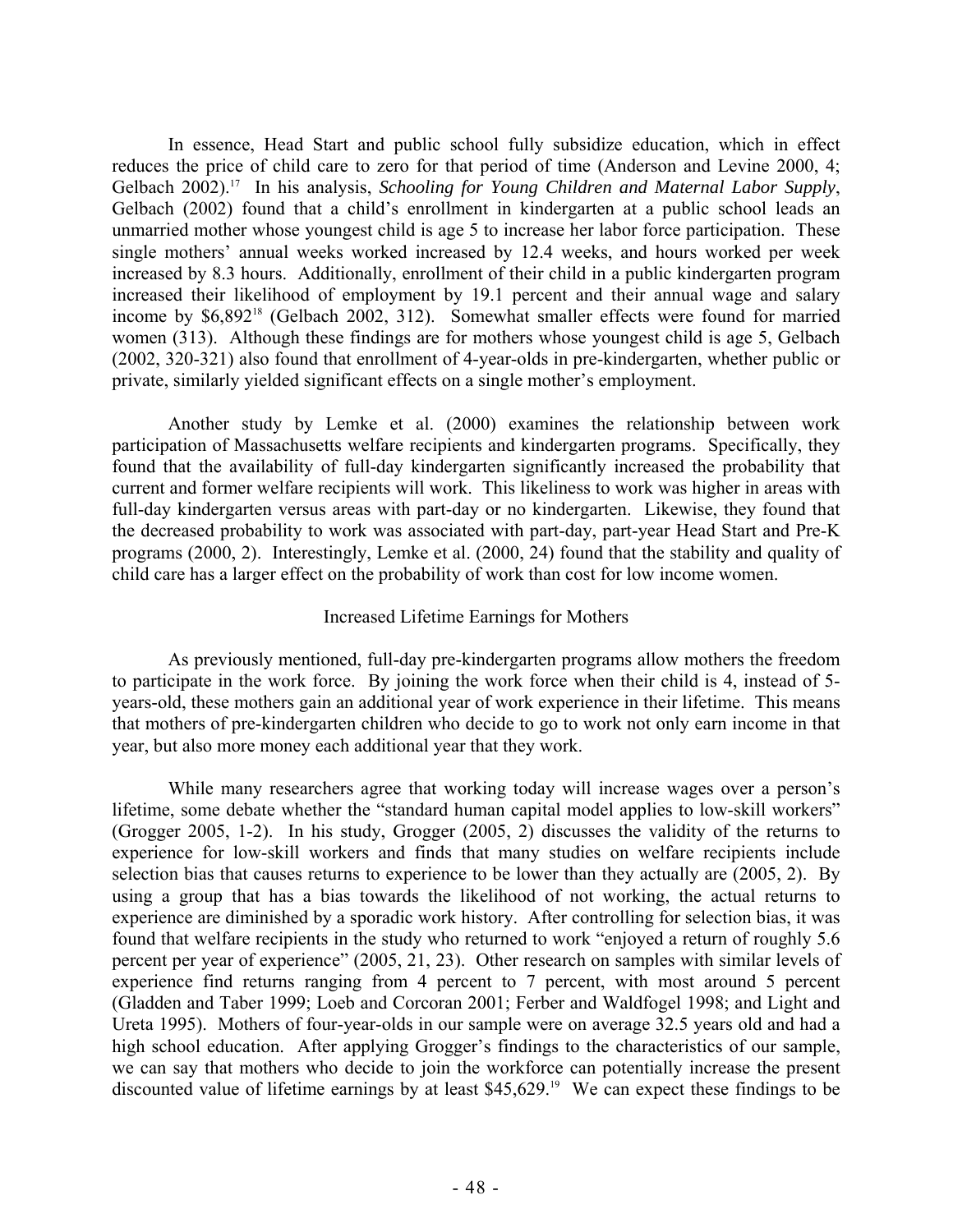In essence, Head Start and public school fully subsidize education, which in effect reduces the price of child care to zero for that period of time (Anderson and Levine 2000, 4; Gelbach 2002).[17] In his analysis, *Schooling for Young Children and Maternal Labor Supply*, Gelbach (2002) found that a child's enrollment in kindergarten at a public school leads an unmarried mother whose youngest child is age 5 to increase her labor force participation. These single mothers' annual weeks worked increased by 12.4 weeks, and hours worked per week increased by 8.3 hours. Additionally, enrollment of their child in a public kindergarten program increased their likelihood of employment by 19.1 percent and their annual wage and salary income by $6,892[18] (Gelbach 2002, 312). Somewhat smaller effects were found for married women (313). Although these findings are for mothers whose youngest child is age 5, Gelbach (2002, 320-321) also found that enrollment of 4-year-olds in pre-kindergarten, whether public or private, similarly yielded significant effects on a single mother's employment.

Another study by Lemke et al. (2000) examines the relationship between work participation of Massachusetts welfare recipients and kindergarten programs. Specifically, they found that the availability of full-day kindergarten significantly increased the probability that current and former welfare recipients will work. This likeliness to work was higher in areas with full-day kindergarten versus areas with part-day or no kindergarten. Likewise, they found that the decreased probability to work was associated with part-day, part-year Head Start and Pre-K programs (2000, 2). Interestingly, Lemke et al. (2000, 24) found that the stability and quality of child care has a larger effect on the probability of work than cost for low income women.

## Increased Lifetime Earnings for Mothers

As previously mentioned, full-day pre-kindergarten programs allow mothers the freedom to participate in the work force. By joining the work force when their child is 4, instead of 5-years-old, these mothers gain an additional year of work experience in their lifetime. This means that mothers of pre-kindergarten children who decide to go to work not only earn income in that year, but also more money each additional year that they work.

While many researchers agree that working today will increase wages over a person's lifetime, some debate whether the "standard human capital model applies to low-skill workers" (Grogger 2005, 1-2). In his study, Grogger (2005, 2) discusses the validity of the returns to experience for low-skill workers and finds that many studies on welfare recipients include selection bias that causes returns to experience to be lower than they actually are (2005, 2). By using a group that has a bias towards the likelihood of not working, the actual returns to experience are diminished by a sporadic work history. After controlling for selection bias, it was found that welfare recipients in the study who returned to work "enjoyed a return of roughly 5.6 percent per year of experience" (2005, 21, 23). Other research on samples with similar levels of experience find returns ranging from 4 percent to 7 percent, with most around 5 percent (Gladden and Taber 1999; Loeb and Corcoran 2001; Ferber and Waldfogel 1998; and Light and Ureta 1995). Mothers of four-year-olds in our sample were on average 32.5 years old and had a high school education. After applying Grogger's findings to the characteristics of our sample, we can say that mothers who decide to join the workforce can potentially increase the present discounted value of lifetime earnings by at least $45,629.[19] We can expect these findings to be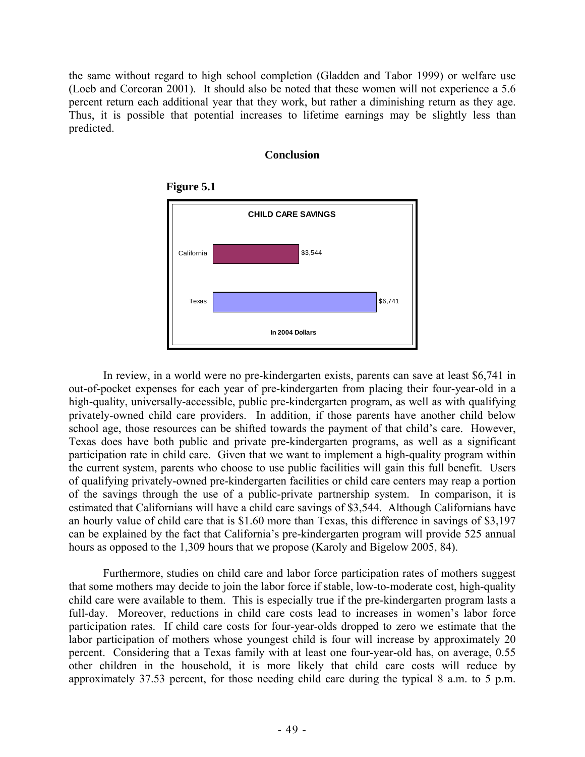the same without regard to high school completion (Gladden and Tabor 1999) or welfare use (Loeb and Corcoran 2001). It should also be noted that these women will not experience a 5.6 percent return each additional year that they work, but rather a diminishing return as they age. Thus, it is possible that potential increases to lifetime earnings may be slightly less than predicted.

## Conclusion

**Figure 5.1**

**CHILD CARE SAVINGS**

| | |
|---|---|
| California | $3,544 |
| Texas | $6,741 |

**In 2004 Dollars**

In review, in a world were no pre-kindergarten exists, parents can save at least $6,741 in out-of-pocket expenses for each year of pre-kindergarten from placing their four-year-old in a high-quality, universally-accessible, public pre-kindergarten program, as well as with qualifying privately-owned child care providers. In addition, if those parents have another child below school age, those resources can be shifted towards the payment of that child's care. However, Texas does have both public and private pre-kindergarten programs, as well as a significant participation rate in child care. Given that we want to implement a high-quality program within the current system, parents who choose to use public facilities will gain this full benefit. Users of qualifying privately-owned pre-kindergarten facilities or child care centers may reap a portion of the savings through the use of a public-private partnership system. In comparison, it is estimated that Californians will have a child care savings of $3,544. Although Californians have an hourly value of child care that is $1.60 more than Texas, this difference in savings of $3,197 can be explained by the fact that California's pre-kindergarten program will provide 525 annual hours as opposed to the 1,309 hours that we propose (Karoly and Bigelow 2005, 84).

Furthermore, studies on child care and labor force participation rates of mothers suggest that some mothers may decide to join the labor force if stable, low-to-moderate cost, high-quality child care were available to them. This is especially true if the pre-kindergarten program lasts a full-day. Moreover, reductions in child care costs lead to increases in women's labor force participation rates. If child care costs for four-year-olds dropped to zero we estimate that the labor participation of mothers whose youngest child is four will increase by approximately 20 percent. Considering that a Texas family with at least one four-year-old has, on average, 0.55 other children in the household, it is more likely that child care costs will reduce by approximately 37.53 percent, for those needing child care during the typical 8 a.m. to 5 p.m.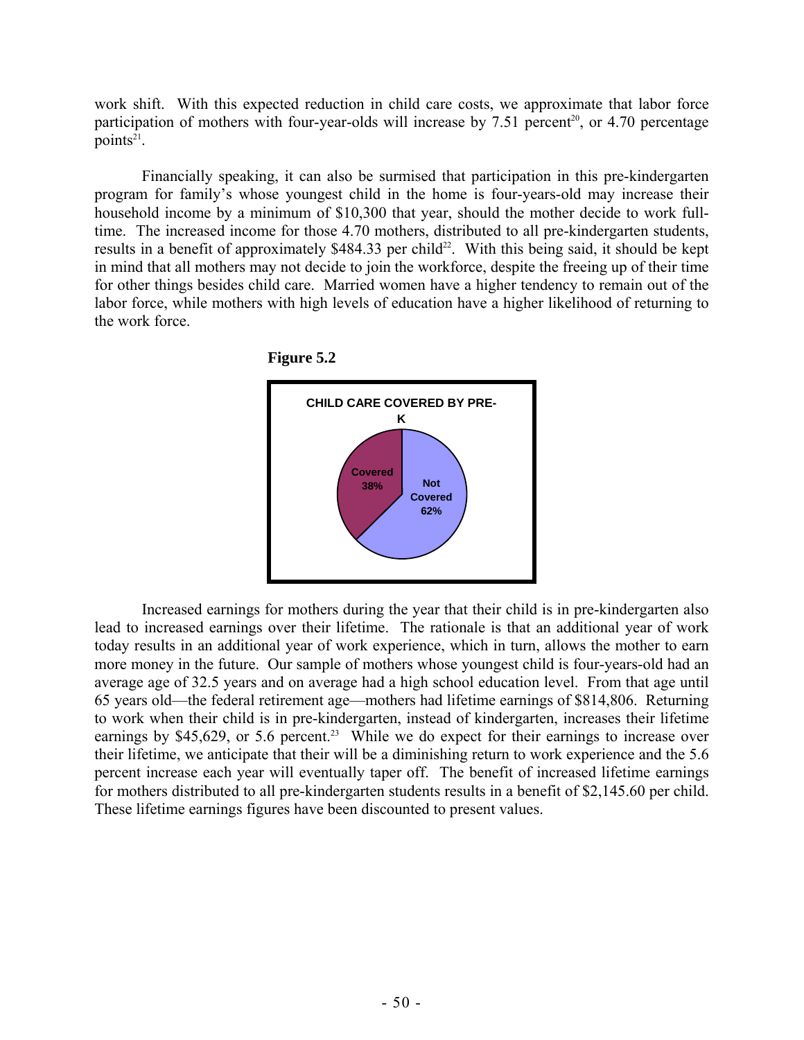work shift. With this expected reduction in child care costs, we approximate that labor force participation of mothers with four-year-olds will increase by 7.51 percent[20], or 4.70 percentage points[21].

Financially speaking, it can also be surmised that participation in this pre-kindergarten program for family's whose youngest child in the home is four-years-old may increase their household income by a minimum of $10,300 that year, should the mother decide to work full-time. The increased income for those 4.70 mothers, distributed to all pre-kindergarten students, results in a benefit of approximately $484.33 per child[22]. With this being said, it should be kept in mind that all mothers may not decide to join the workforce, despite the freeing up of their time for other things besides child care. Married women have a higher tendency to remain out of the labor force, while mothers with high levels of education have a higher likelihood of returning to the work force.

**Figure 5.2**

**CHILD CARE COVERED BY PRE-K**

| Category | Percent |
|---|---|
| Covered | 38% |
| Not Covered | 62% |

Increased earnings for mothers during the year that their child is in pre-kindergarten also lead to increased earnings over their lifetime. The rationale is that an additional year of work today results in an additional year of work experience, which in turn, allows the mother to earn more money in the future. Our sample of mothers whose youngest child is four-years-old had an average age of 32.5 years and on average had a high school education level. From that age until 65 years old—the federal retirement age—mothers had lifetime earnings of $814,806. Returning to work when their child is in pre-kindergarten, instead of kindergarten, increases their lifetime earnings by $45,629, or 5.6 percent.[23] While we do expect for their earnings to increase over their lifetime, we anticipate that their will be a diminishing return to work experience and the 5.6 percent increase each year will eventually taper off. The benefit of increased lifetime earnings for mothers distributed to all pre-kindergarten students results in a benefit of $2,145.60 per child. These lifetime earnings figures have been discounted to present values.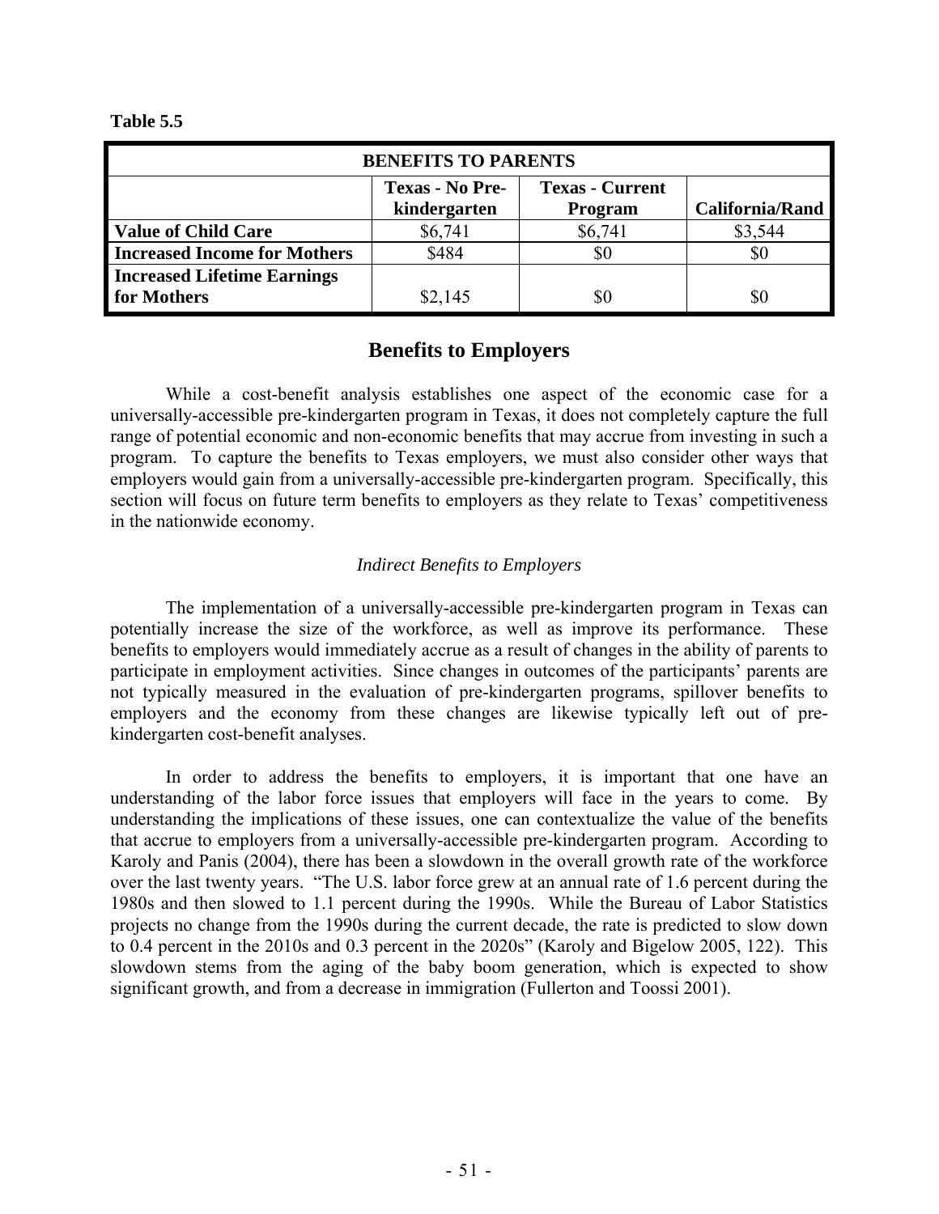**Table 5.5**

| BENEFITS TO PARENTS | | | |
|---|---|---|---|
| | **Texas - No Pre-kindergarten** | **Texas - Current Program** | **California/Rand** |
| **Value of Child Care** | \$6,741 | \$6,741 | \$3,544 |
| **Increased Income for Mothers** | \$484 | \$0 | \$0 |
| **Increased Lifetime Earnings for Mothers** | \$2,145 | \$0 | \$0 |

## Benefits to Employers

While a cost-benefit analysis establishes one aspect of the economic case for a universally-accessible pre-kindergarten program in Texas, it does not completely capture the full range of potential economic and non-economic benefits that may accrue from investing in such a program. To capture the benefits to Texas employers, we must also consider other ways that employers would gain from a universally-accessible pre-kindergarten program. Specifically, this section will focus on future term benefits to employers as they relate to Texas' competitiveness in the nationwide economy.

### *Indirect Benefits to Employers*

The implementation of a universally-accessible pre-kindergarten program in Texas can potentially increase the size of the workforce, as well as improve its performance. These benefits to employers would immediately accrue as a result of changes in the ability of parents to participate in employment activities. Since changes in outcomes of the participants' parents are not typically measured in the evaluation of pre-kindergarten programs, spillover benefits to employers and the economy from these changes are likewise typically left out of pre-kindergarten cost-benefit analyses.

In order to address the benefits to employers, it is important that one have an understanding of the labor force issues that employers will face in the years to come. By understanding the implications of these issues, one can contextualize the value of the benefits that accrue to employers from a universally-accessible pre-kindergarten program. According to Karoly and Panis (2004), there has been a slowdown in the overall growth rate of the workforce over the last twenty years. "The U.S. labor force grew at an annual rate of 1.6 percent during the 1980s and then slowed to 1.1 percent during the 1990s. While the Bureau of Labor Statistics projects no change from the 1990s during the current decade, the rate is predicted to slow down to 0.4 percent in the 2010s and 0.3 percent in the 2020s" (Karoly and Bigelow 2005, 122). This slowdown stems from the aging of the baby boom generation, which is expected to show significant growth, and from a decrease in immigration (Fullerton and Toossi 2001).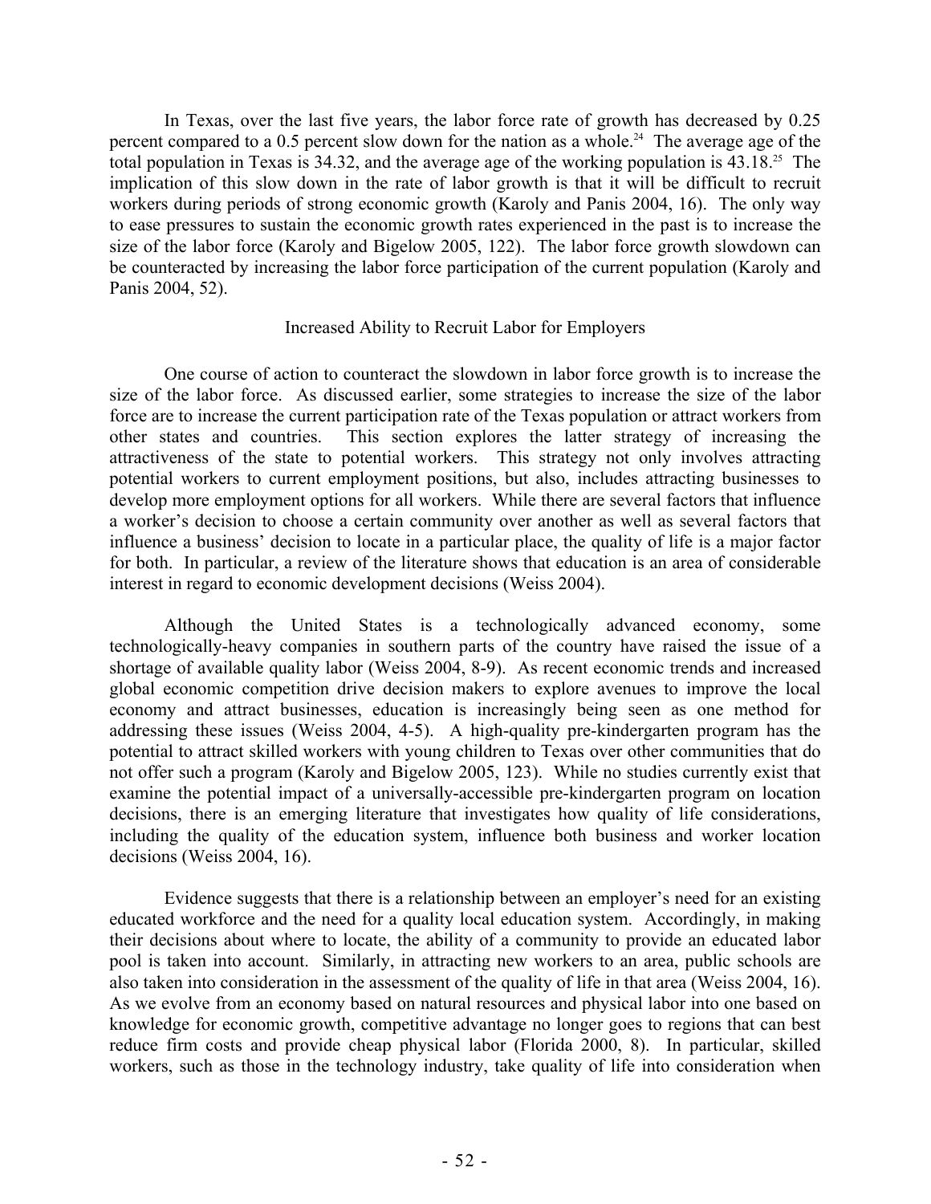In Texas, over the last five years, the labor force rate of growth has decreased by 0.25 percent compared to a 0.5 percent slow down for the nation as a whole.[24] The average age of the total population in Texas is 34.32, and the average age of the working population is 43.18.[25] The implication of this slow down in the rate of labor growth is that it will be difficult to recruit workers during periods of strong economic growth (Karoly and Panis 2004, 16). The only way to ease pressures to sustain the economic growth rates experienced in the past is to increase the size of the labor force (Karoly and Bigelow 2005, 122). The labor force growth slowdown can be counteracted by increasing the labor force participation of the current population (Karoly and Panis 2004, 52).

## Increased Ability to Recruit Labor for Employers

One course of action to counteract the slowdown in labor force growth is to increase the size of the labor force. As discussed earlier, some strategies to increase the size of the labor force are to increase the current participation rate of the Texas population or attract workers from other states and countries. This section explores the latter strategy of increasing the attractiveness of the state to potential workers. This strategy not only involves attracting potential workers to current employment positions, but also, includes attracting businesses to develop more employment options for all workers. While there are several factors that influence a worker's decision to choose a certain community over another as well as several factors that influence a business' decision to locate in a particular place, the quality of life is a major factor for both. In particular, a review of the literature shows that education is an area of considerable interest in regard to economic development decisions (Weiss 2004).

Although the United States is a technologically advanced economy, some technologically-heavy companies in southern parts of the country have raised the issue of a shortage of available quality labor (Weiss 2004, 8-9). As recent economic trends and increased global economic competition drive decision makers to explore avenues to improve the local economy and attract businesses, education is increasingly being seen as one method for addressing these issues (Weiss 2004, 4-5). A high-quality pre-kindergarten program has the potential to attract skilled workers with young children to Texas over other communities that do not offer such a program (Karoly and Bigelow 2005, 123). While no studies currently exist that examine the potential impact of a universally-accessible pre-kindergarten program on location decisions, there is an emerging literature that investigates how quality of life considerations, including the quality of the education system, influence both business and worker location decisions (Weiss 2004, 16).

Evidence suggests that there is a relationship between an employer's need for an existing educated workforce and the need for a quality local education system. Accordingly, in making their decisions about where to locate, the ability of a community to provide an educated labor pool is taken into account. Similarly, in attracting new workers to an area, public schools are also taken into consideration in the assessment of the quality of life in that area (Weiss 2004, 16). As we evolve from an economy based on natural resources and physical labor into one based on knowledge for economic growth, competitive advantage no longer goes to regions that can best reduce firm costs and provide cheap physical labor (Florida 2000, 8). In particular, skilled workers, such as those in the technology industry, take quality of life into consideration when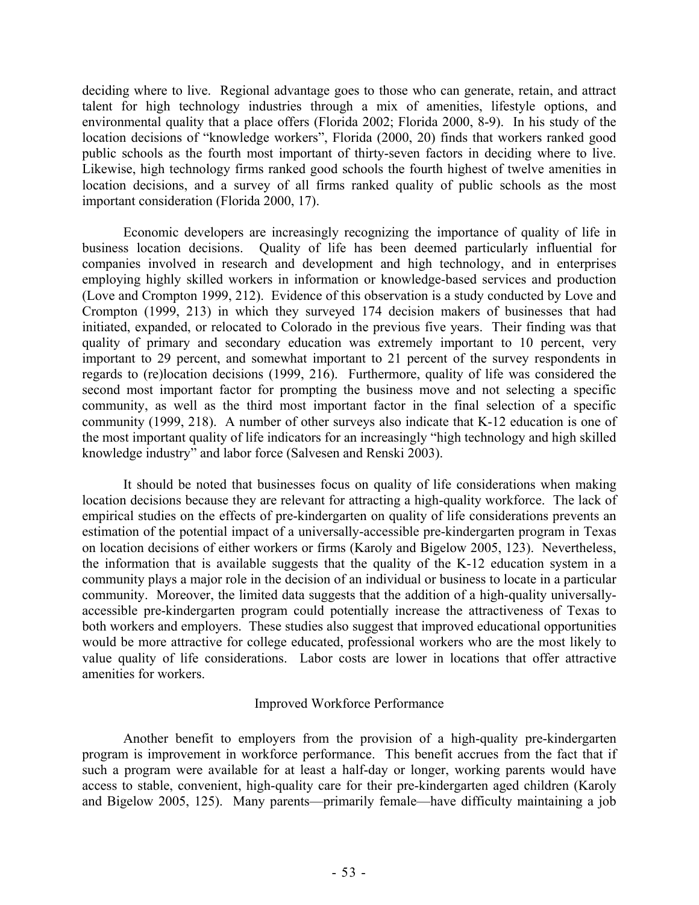deciding where to live. Regional advantage goes to those who can generate, retain, and attract talent for high technology industries through a mix of amenities, lifestyle options, and environmental quality that a place offers (Florida 2002; Florida 2000, 8-9). In his study of the location decisions of "knowledge workers", Florida (2000, 20) finds that workers ranked good public schools as the fourth most important of thirty-seven factors in deciding where to live. Likewise, high technology firms ranked good schools the fourth highest of twelve amenities in location decisions, and a survey of all firms ranked quality of public schools as the most important consideration (Florida 2000, 17).

Economic developers are increasingly recognizing the importance of quality of life in business location decisions. Quality of life has been deemed particularly influential for companies involved in research and development and high technology, and in enterprises employing highly skilled workers in information or knowledge-based services and production (Love and Crompton 1999, 212). Evidence of this observation is a study conducted by Love and Crompton (1999, 213) in which they surveyed 174 decision makers of businesses that had initiated, expanded, or relocated to Colorado in the previous five years. Their finding was that quality of primary and secondary education was extremely important to 10 percent, very important to 29 percent, and somewhat important to 21 percent of the survey respondents in regards to (re)location decisions (1999, 216). Furthermore, quality of life was considered the second most important factor for prompting the business move and not selecting a specific community, as well as the third most important factor in the final selection of a specific community (1999, 218). A number of other surveys also indicate that K-12 education is one of the most important quality of life indicators for an increasingly "high technology and high skilled knowledge industry" and labor force (Salvesen and Renski 2003).

It should be noted that businesses focus on quality of life considerations when making location decisions because they are relevant for attracting a high-quality workforce. The lack of empirical studies on the effects of pre-kindergarten on quality of life considerations prevents an estimation of the potential impact of a universally-accessible pre-kindergarten program in Texas on location decisions of either workers or firms (Karoly and Bigelow 2005, 123). Nevertheless, the information that is available suggests that the quality of the K-12 education system in a community plays a major role in the decision of an individual or business to locate in a particular community. Moreover, the limited data suggests that the addition of a high-quality universally-accessible pre-kindergarten program could potentially increase the attractiveness of Texas to both workers and employers. These studies also suggest that improved educational opportunities would be more attractive for college educated, professional workers who are the most likely to value quality of life considerations. Labor costs are lower in locations that offer attractive amenities for workers.

### Improved Workforce Performance

Another benefit to employers from the provision of a high-quality pre-kindergarten program is improvement in workforce performance. This benefit accrues from the fact that if such a program were available for at least a half-day or longer, working parents would have access to stable, convenient, high-quality care for their pre-kindergarten aged children (Karoly and Bigelow 2005, 125). Many parents—primarily female—have difficulty maintaining a job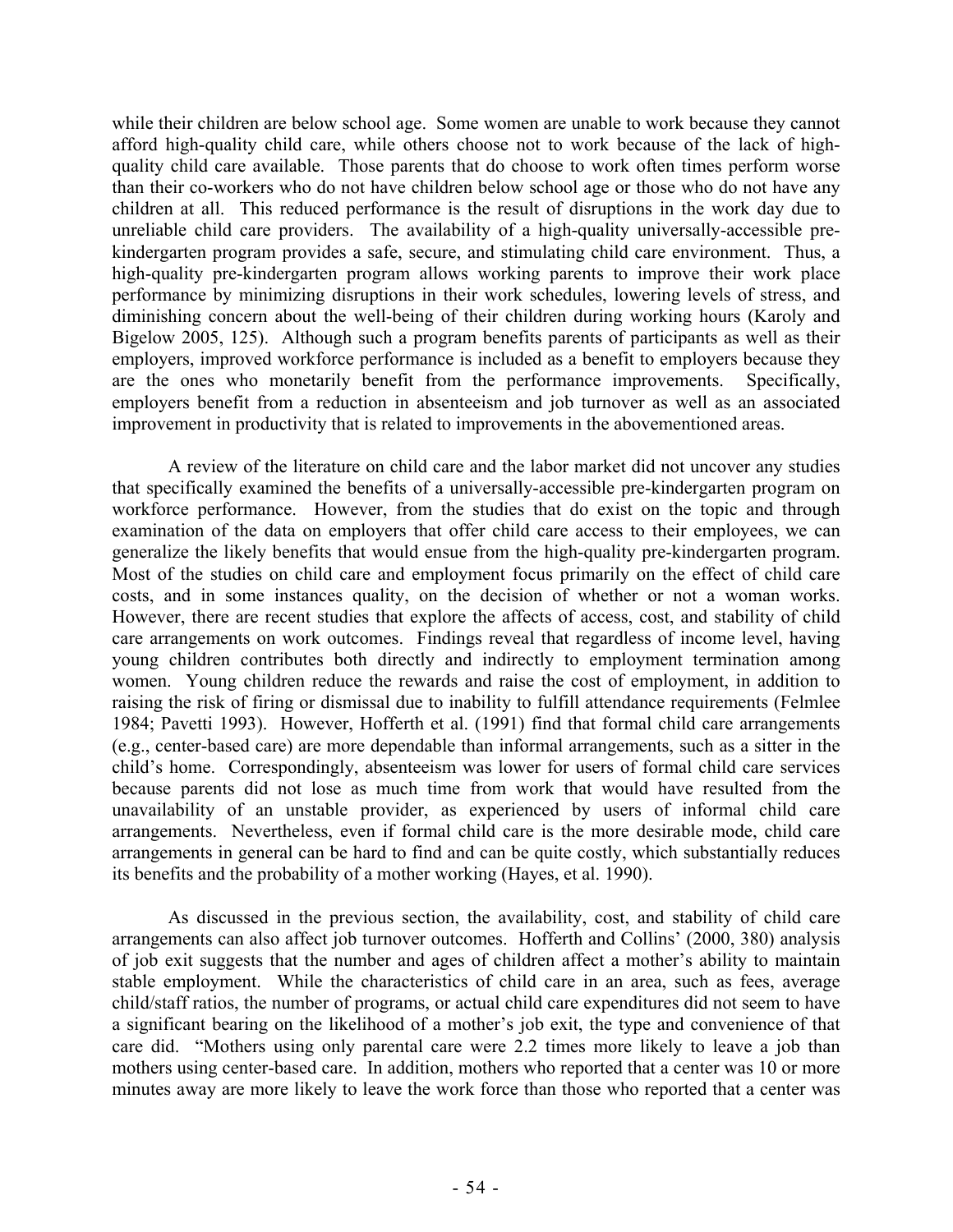while their children are below school age. Some women are unable to work because they cannot afford high-quality child care, while others choose not to work because of the lack of high-quality child care available. Those parents that do choose to work often times perform worse than their co-workers who do not have children below school age or those who do not have any children at all. This reduced performance is the result of disruptions in the work day due to unreliable child care providers. The availability of a high-quality universally-accessible pre-kindergarten program provides a safe, secure, and stimulating child care environment. Thus, a high-quality pre-kindergarten program allows working parents to improve their work place performance by minimizing disruptions in their work schedules, lowering levels of stress, and diminishing concern about the well-being of their children during working hours (Karoly and Bigelow 2005, 125). Although such a program benefits parents of participants as well as their employers, improved workforce performance is included as a benefit to employers because they are the ones who monetarily benefit from the performance improvements. Specifically, employers benefit from a reduction in absenteeism and job turnover as well as an associated improvement in productivity that is related to improvements in the abovementioned areas.

A review of the literature on child care and the labor market did not uncover any studies that specifically examined the benefits of a universally-accessible pre-kindergarten program on workforce performance. However, from the studies that do exist on the topic and through examination of the data on employers that offer child care access to their employees, we can generalize the likely benefits that would ensue from the high-quality pre-kindergarten program. Most of the studies on child care and employment focus primarily on the effect of child care costs, and in some instances quality, on the decision of whether or not a woman works. However, there are recent studies that explore the affects of access, cost, and stability of child care arrangements on work outcomes. Findings reveal that regardless of income level, having young children contributes both directly and indirectly to employment termination among women. Young children reduce the rewards and raise the cost of employment, in addition to raising the risk of firing or dismissal due to inability to fulfill attendance requirements (Felmlee 1984; Pavetti 1993). However, Hofferth et al. (1991) find that formal child care arrangements (e.g., center-based care) are more dependable than informal arrangements, such as a sitter in the child's home. Correspondingly, absenteeism was lower for users of formal child care services because parents did not lose as much time from work that would have resulted from the unavailability of an unstable provider, as experienced by users of informal child care arrangements. Nevertheless, even if formal child care is the more desirable mode, child care arrangements in general can be hard to find and can be quite costly, which substantially reduces its benefits and the probability of a mother working (Hayes, et al. 1990).

As discussed in the previous section, the availability, cost, and stability of child care arrangements can also affect job turnover outcomes. Hofferth and Collins' (2000, 380) analysis of job exit suggests that the number and ages of children affect a mother's ability to maintain stable employment. While the characteristics of child care in an area, such as fees, average child/staff ratios, the number of programs, or actual child care expenditures did not seem to have a significant bearing on the likelihood of a mother's job exit, the type and convenience of that care did. "Mothers using only parental care were 2.2 times more likely to leave a job than mothers using center-based care. In addition, mothers who reported that a center was 10 or more minutes away are more likely to leave the work force than those who reported that a center was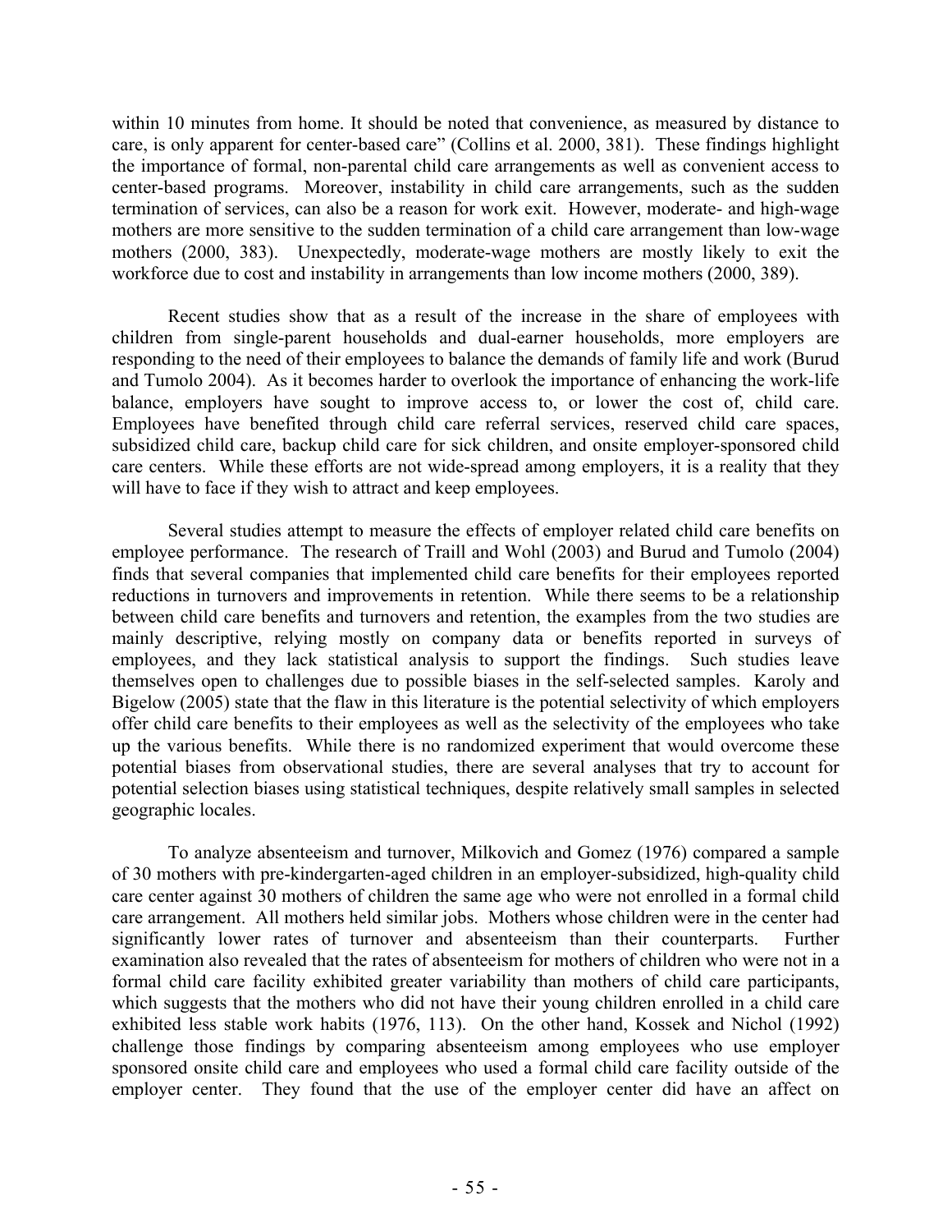within 10 minutes from home. It should be noted that convenience, as measured by distance to care, is only apparent for center-based care" (Collins et al. 2000, 381). These findings highlight the importance of formal, non-parental child care arrangements as well as convenient access to center-based programs. Moreover, instability in child care arrangements, such as the sudden termination of services, can also be a reason for work exit. However, moderate- and high-wage mothers are more sensitive to the sudden termination of a child care arrangement than low-wage mothers (2000, 383). Unexpectedly, moderate-wage mothers are mostly likely to exit the workforce due to cost and instability in arrangements than low income mothers (2000, 389).

Recent studies show that as a result of the increase in the share of employees with children from single-parent households and dual-earner households, more employers are responding to the need of their employees to balance the demands of family life and work (Burud and Tumolo 2004). As it becomes harder to overlook the importance of enhancing the work-life balance, employers have sought to improve access to, or lower the cost of, child care. Employees have benefited through child care referral services, reserved child care spaces, subsidized child care, backup child care for sick children, and onsite employer-sponsored child care centers. While these efforts are not wide-spread among employers, it is a reality that they will have to face if they wish to attract and keep employees.

Several studies attempt to measure the effects of employer related child care benefits on employee performance. The research of Traill and Wohl (2003) and Burud and Tumolo (2004) finds that several companies that implemented child care benefits for their employees reported reductions in turnovers and improvements in retention. While there seems to be a relationship between child care benefits and turnovers and retention, the examples from the two studies are mainly descriptive, relying mostly on company data or benefits reported in surveys of employees, and they lack statistical analysis to support the findings. Such studies leave themselves open to challenges due to possible biases in the self-selected samples. Karoly and Bigelow (2005) state that the flaw in this literature is the potential selectivity of which employers offer child care benefits to their employees as well as the selectivity of the employees who take up the various benefits. While there is no randomized experiment that would overcome these potential biases from observational studies, there are several analyses that try to account for potential selection biases using statistical techniques, despite relatively small samples in selected geographic locales.

To analyze absenteeism and turnover, Milkovich and Gomez (1976) compared a sample of 30 mothers with pre-kindergarten-aged children in an employer-subsidized, high-quality child care center against 30 mothers of children the same age who were not enrolled in a formal child care arrangement. All mothers held similar jobs. Mothers whose children were in the center had significantly lower rates of turnover and absenteeism than their counterparts. Further examination also revealed that the rates of absenteeism for mothers of children who were not in a formal child care facility exhibited greater variability than mothers of child care participants, which suggests that the mothers who did not have their young children enrolled in a child care exhibited less stable work habits (1976, 113). On the other hand, Kossek and Nichol (1992) challenge those findings by comparing absenteeism among employees who use employer sponsored onsite child care and employees who used a formal child care facility outside of the employer center. They found that the use of the employer center did have an affect on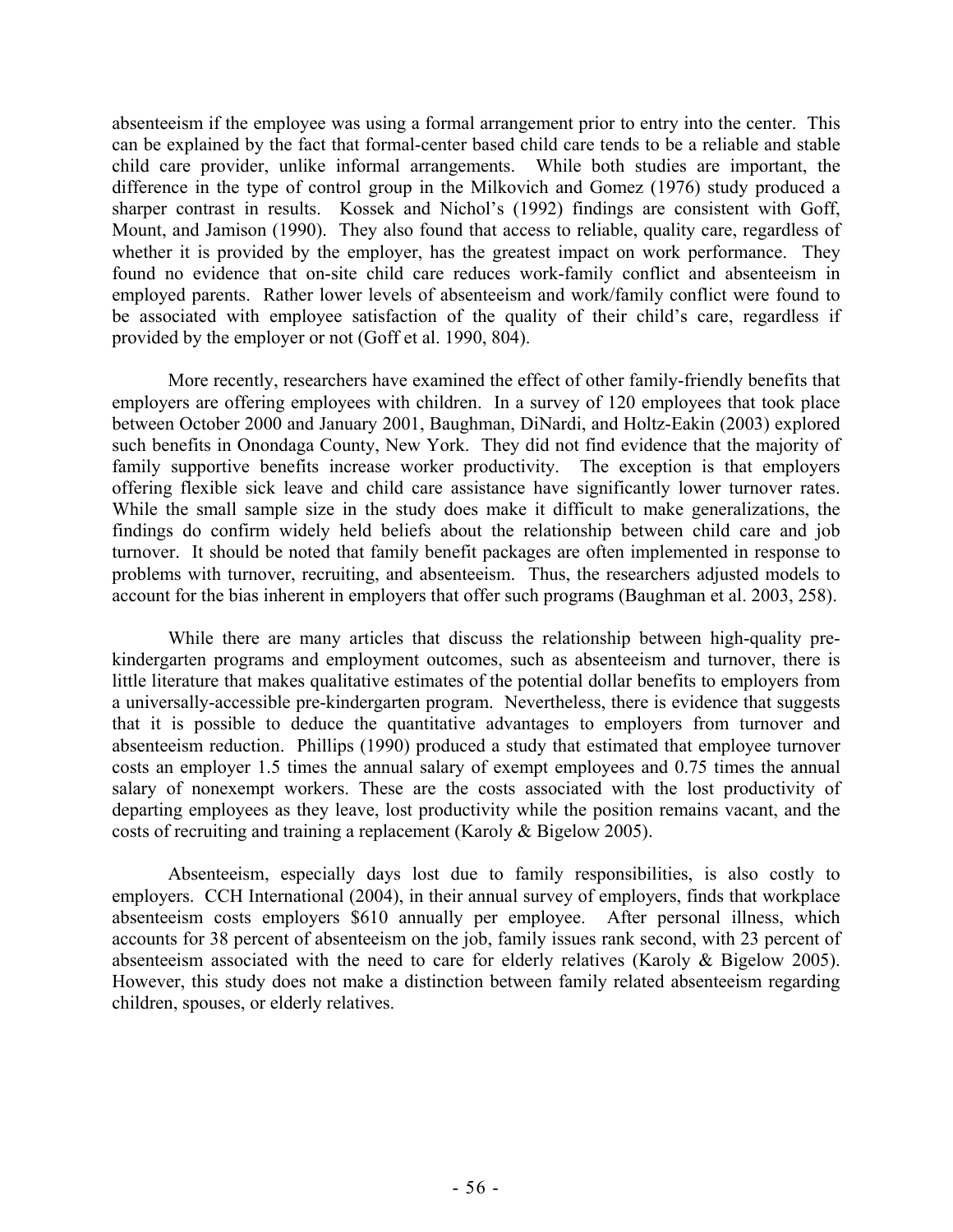absenteeism if the employee was using a formal arrangement prior to entry into the center. This can be explained by the fact that formal-center based child care tends to be a reliable and stable child care provider, unlike informal arrangements. While both studies are important, the difference in the type of control group in the Milkovich and Gomez (1976) study produced a sharper contrast in results. Kossek and Nichol's (1992) findings are consistent with Goff, Mount, and Jamison (1990). They also found that access to reliable, quality care, regardless of whether it is provided by the employer, has the greatest impact on work performance. They found no evidence that on-site child care reduces work-family conflict and absenteeism in employed parents. Rather lower levels of absenteeism and work/family conflict were found to be associated with employee satisfaction of the quality of their child's care, regardless if provided by the employer or not (Goff et al. 1990, 804).

More recently, researchers have examined the effect of other family-friendly benefits that employers are offering employees with children. In a survey of 120 employees that took place between October 2000 and January 2001, Baughman, DiNardi, and Holtz-Eakin (2003) explored such benefits in Onondaga County, New York. They did not find evidence that the majority of family supportive benefits increase worker productivity. The exception is that employers offering flexible sick leave and child care assistance have significantly lower turnover rates. While the small sample size in the study does make it difficult to make generalizations, the findings do confirm widely held beliefs about the relationship between child care and job turnover. It should be noted that family benefit packages are often implemented in response to problems with turnover, recruiting, and absenteeism. Thus, the researchers adjusted models to account for the bias inherent in employers that offer such programs (Baughman et al. 2003, 258).

While there are many articles that discuss the relationship between high-quality pre-kindergarten programs and employment outcomes, such as absenteeism and turnover, there is little literature that makes qualitative estimates of the potential dollar benefits to employers from a universally-accessible pre-kindergarten program. Nevertheless, there is evidence that suggests that it is possible to deduce the quantitative advantages to employers from turnover and absenteeism reduction. Phillips (1990) produced a study that estimated that employee turnover costs an employer 1.5 times the annual salary of exempt employees and 0.75 times the annual salary of nonexempt workers. These are the costs associated with the lost productivity of departing employees as they leave, lost productivity while the position remains vacant, and the costs of recruiting and training a replacement (Karoly & Bigelow 2005).

Absenteeism, especially days lost due to family responsibilities, is also costly to employers. CCH International (2004), in their annual survey of employers, finds that workplace absenteeism costs employers $610 annually per employee. After personal illness, which accounts for 38 percent of absenteeism on the job, family issues rank second, with 23 percent of absenteeism associated with the need to care for elderly relatives (Karoly & Bigelow 2005). However, this study does not make a distinction between family related absenteeism regarding children, spouses, or elderly relatives.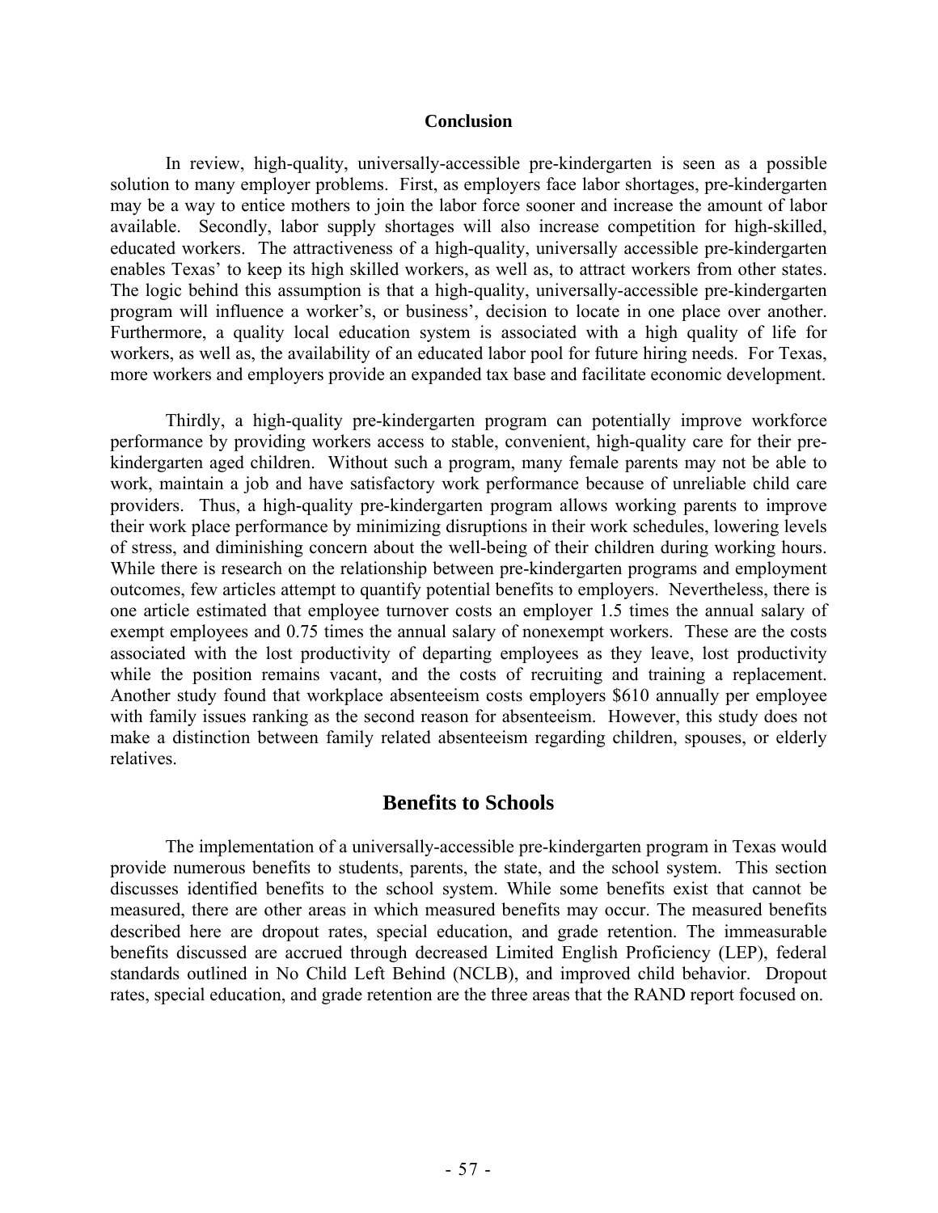### Conclusion

In review, high-quality, universally-accessible pre-kindergarten is seen as a possible solution to many employer problems. First, as employers face labor shortages, pre-kindergarten may be a way to entice mothers to join the labor force sooner and increase the amount of labor available. Secondly, labor supply shortages will also increase competition for high-skilled, educated workers. The attractiveness of a high-quality, universally accessible pre-kindergarten enables Texas' to keep its high skilled workers, as well as, to attract workers from other states. The logic behind this assumption is that a high-quality, universally-accessible pre-kindergarten program will influence a worker's, or business', decision to locate in one place over another. Furthermore, a quality local education system is associated with a high quality of life for workers, as well as, the availability of an educated labor pool for future hiring needs. For Texas, more workers and employers provide an expanded tax base and facilitate economic development.

Thirdly, a high-quality pre-kindergarten program can potentially improve workforce performance by providing workers access to stable, convenient, high-quality care for their pre-kindergarten aged children. Without such a program, many female parents may not be able to work, maintain a job and have satisfactory work performance because of unreliable child care providers. Thus, a high-quality pre-kindergarten program allows working parents to improve their work place performance by minimizing disruptions in their work schedules, lowering levels of stress, and diminishing concern about the well-being of their children during working hours. While there is research on the relationship between pre-kindergarten programs and employment outcomes, few articles attempt to quantify potential benefits to employers. Nevertheless, there is one article estimated that employee turnover costs an employer 1.5 times the annual salary of exempt employees and 0.75 times the annual salary of nonexempt workers. These are the costs associated with the lost productivity of departing employees as they leave, lost productivity while the position remains vacant, and the costs of recruiting and training a replacement. Another study found that workplace absenteeism costs employers $610 annually per employee with family issues ranking as the second reason for absenteeism. However, this study does not make a distinction between family related absenteeism regarding children, spouses, or elderly relatives.

## Benefits to Schools

The implementation of a universally-accessible pre-kindergarten program in Texas would provide numerous benefits to students, parents, the state, and the school system. This section discusses identified benefits to the school system. While some benefits exist that cannot be measured, there are other areas in which measured benefits may occur. The measured benefits described here are dropout rates, special education, and grade retention. The immeasurable benefits discussed are accrued through decreased Limited English Proficiency (LEP), federal standards outlined in No Child Left Behind (NCLB), and improved child behavior. Dropout rates, special education, and grade retention are the three areas that the RAND report focused on.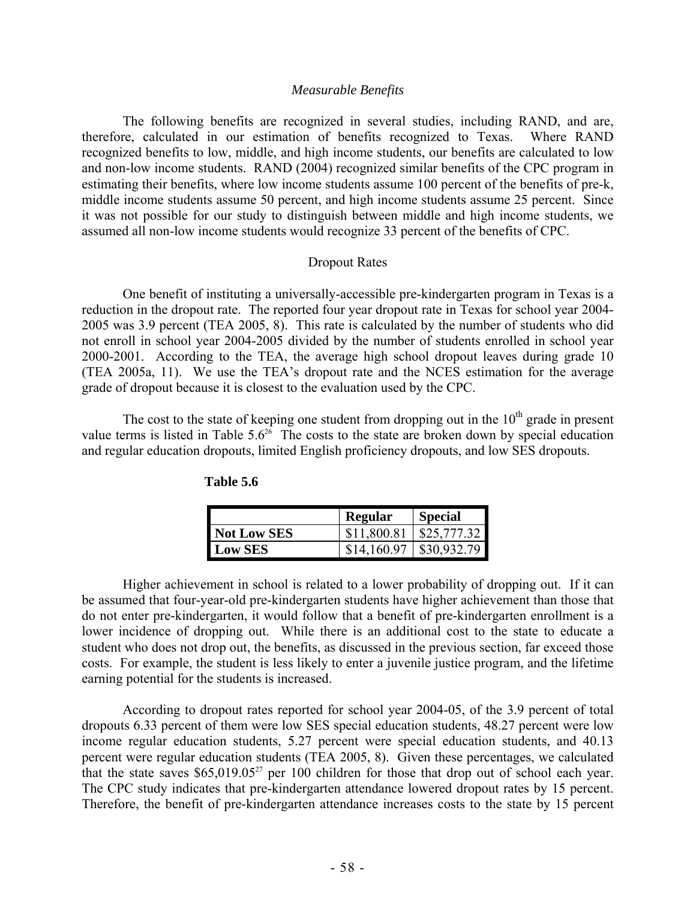*Measurable Benefits*

The following benefits are recognized in several studies, including RAND, and are, therefore, calculated in our estimation of benefits recognized to Texas. Where RAND recognized benefits to low, middle, and high income students, our benefits are calculated to low and non-low income students. RAND (2004) recognized similar benefits of the CPC program in estimating their benefits, where low income students assume 100 percent of the benefits of pre-k, middle income students assume 50 percent, and high income students assume 25 percent. Since it was not possible for our study to distinguish between middle and high income students, we assumed all non-low income students would recognize 33 percent of the benefits of CPC.

Dropout Rates

One benefit of instituting a universally-accessible pre-kindergarten program in Texas is a reduction in the dropout rate. The reported four year dropout rate in Texas for school year 2004-2005 was 3.9 percent (TEA 2005, 8). This rate is calculated by the number of students who did not enroll in school year 2004-2005 divided by the number of students enrolled in school year 2000-2001. According to the TEA, the average high school dropout leaves during grade 10 (TEA 2005a, 11). We use the TEA's dropout rate and the NCES estimation for the average grade of dropout because it is closest to the evaluation used by the CPC.

The cost to the state of keeping one student from dropping out in the 10th grade in present value terms is listed in Table 5.6[26] The costs to the state are broken down by special education and regular education dropouts, limited English proficiency dropouts, and low SES dropouts.

**Table 5.6**

| | **Regular** | **Special** |
|---|---|---|
| **Not Low SES** | $11,800.81 | $25,777.32 |
| **Low SES** | $14,160.97 | $30,932.79 |

Higher achievement in school is related to a lower probability of dropping out. If it can be assumed that four-year-old pre-kindergarten students have higher achievement than those that do not enter pre-kindergarten, it would follow that a benefit of pre-kindergarten enrollment is a lower incidence of dropping out. While there is an additional cost to the state to educate a student who does not drop out, the benefits, as discussed in the previous section, far exceed those costs. For example, the student is less likely to enter a juvenile justice program, and the lifetime earning potential for the students is increased.

According to dropout rates reported for school year 2004-05, of the 3.9 percent of total dropouts 6.33 percent of them were low SES special education students, 48.27 percent were low income regular education students, 5.27 percent were special education students, and 40.13 percent were regular education students (TEA 2005, 8). Given these percentages, we calculated that the state saves $65,019.05[27] per 100 children for those that drop out of school each year. The CPC study indicates that pre-kindergarten attendance lowered dropout rates by 15 percent. Therefore, the benefit of pre-kindergarten attendance increases costs to the state by 15 percent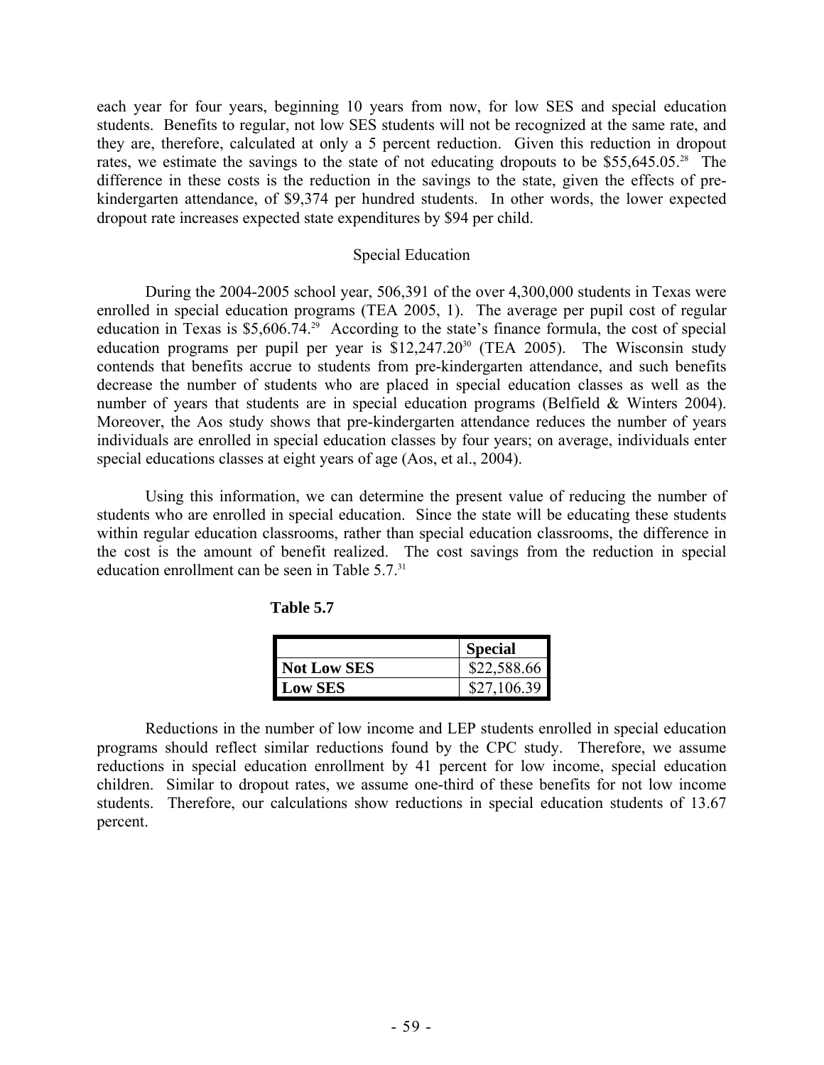each year for four years, beginning 10 years from now, for low SES and special education students. Benefits to regular, not low SES students will not be recognized at the same rate, and they are, therefore, calculated at only a 5 percent reduction. Given this reduction in dropout rates, we estimate the savings to the state of not educating dropouts to be $55,645.05.[28] The difference in these costs is the reduction in the savings to the state, given the effects of pre-kindergarten attendance, of $9,374 per hundred students. In other words, the lower expected dropout rate increases expected state expenditures by $94 per child.

### Special Education

During the 2004-2005 school year, 506,391 of the over 4,300,000 students in Texas were enrolled in special education programs (TEA 2005, 1). The average per pupil cost of regular education in Texas is $5,606.74.[29] According to the state's finance formula, the cost of special education programs per pupil per year is $12,247.20[30] (TEA 2005). The Wisconsin study contends that benefits accrue to students from pre-kindergarten attendance, and such benefits decrease the number of students who are placed in special education classes as well as the number of years that students are in special education programs (Belfield & Winters 2004). Moreover, the Aos study shows that pre-kindergarten attendance reduces the number of years individuals are enrolled in special education classes by four years; on average, individuals enter special educations classes at eight years of age (Aos, et al., 2004).

Using this information, we can determine the present value of reducing the number of students who are enrolled in special education. Since the state will be educating these students within regular education classrooms, rather than special education classrooms, the difference in the cost is the amount of benefit realized. The cost savings from the reduction in special education enrollment can be seen in Table 5.7.[31]

**Table 5.7**

| | **Special** |
|---|---|
| **Not Low SES** | $22,588.66 |
| **Low SES** | $27,106.39 |

Reductions in the number of low income and LEP students enrolled in special education programs should reflect similar reductions found by the CPC study. Therefore, we assume reductions in special education enrollment by 41 percent for low income, special education children. Similar to dropout rates, we assume one-third of these benefits for not low income students. Therefore, our calculations show reductions in special education students of 13.67 percent.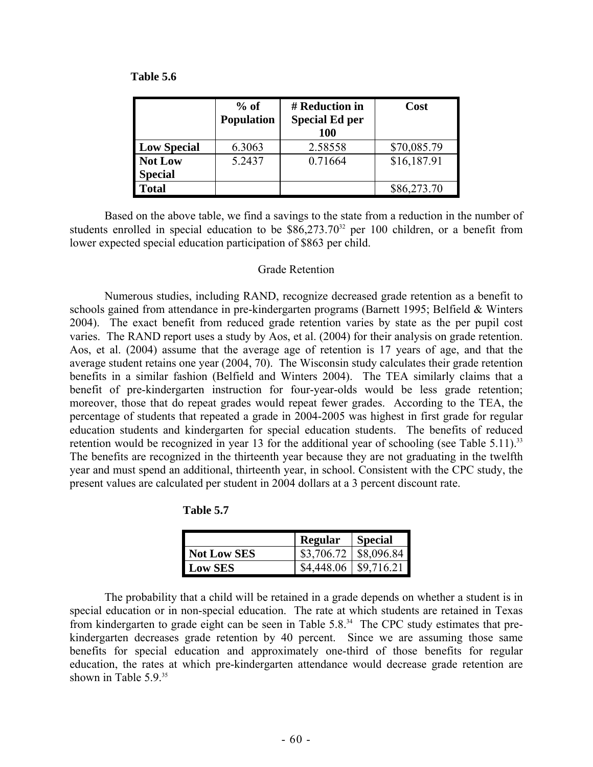**Table 5.6**

| | % of Population | # Reduction in Special Ed per 100 | Cost |
|---|---|---|---|
| **Low Special** | 6.3063 | 2.58558 | $70,085.79 |
| **Not Low Special** | 5.2437 | 0.71664 | $16,187.91 |
| **Total** | | | $86,273.70 |

Based on the above table, we find a savings to the state from a reduction in the number of students enrolled in special education to be $86,273.70[32] per 100 children, or a benefit from lower expected special education participation of $863 per child.

Grade Retention

Numerous studies, including RAND, recognize decreased grade retention as a benefit to schools gained from attendance in pre-kindergarten programs (Barnett 1995; Belfield & Winters 2004). The exact benefit from reduced grade retention varies by state as the per pupil cost varies. The RAND report uses a study by Aos, et al. (2004) for their analysis on grade retention. Aos, et al. (2004) assume that the average age of retention is 17 years of age, and that the average student retains one year (2004, 70). The Wisconsin study calculates their grade retention benefits in a similar fashion (Belfield and Winters 2004). The TEA similarly claims that a benefit of pre-kindergarten instruction for four-year-olds would be less grade retention; moreover, those that do repeat grades would repeat fewer grades. According to the TEA, the percentage of students that repeated a grade in 2004-2005 was highest in first grade for regular education students and kindergarten for special education students. The benefits of reduced retention would be recognized in year 13 for the additional year of schooling (see Table 5.11).[33] The benefits are recognized in the thirteenth year because they are not graduating in the twelfth year and must spend an additional, thirteenth year, in school. Consistent with the CPC study, the present values are calculated per student in 2004 dollars at a 3 percent discount rate.

**Table 5.7**

| | Regular | Special |
|---|---|---|
| **Not Low SES** | $3,706.72 | $8,096.84 |
| **Low SES** | $4,448.06 | $9,716.21 |

The probability that a child will be retained in a grade depends on whether a student is in special education or in non-special education. The rate at which students are retained in Texas from kindergarten to grade eight can be seen in Table 5.8.[34] The CPC study estimates that pre-kindergarten decreases grade retention by 40 percent. Since we are assuming those same benefits for special education and approximately one-third of those benefits for regular education, the rates at which pre-kindergarten attendance would decrease grade retention are shown in Table 5.9.[35]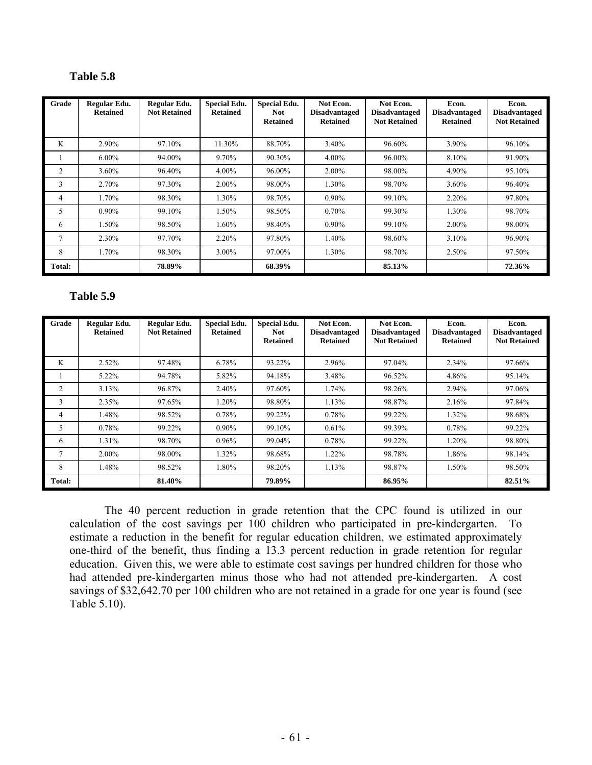**Table 5.8**

| Grade | Regular Edu. Retained | Regular Edu. Not Retained | Special Edu. Retained | Special Edu. Not Retained | Not Econ. Disadvantaged Retained | Not Econ. Disadvantaged Not Retained | Econ. Disadvantaged Retained | Econ. Disadvantaged Not Retained |
|---|---|---|---|---|---|---|---|---|
| K | 2.90% | 97.10% | 11.30% | 88.70% | 3.40% | 96.60% | 3.90% | 96.10% |
| 1 | 6.00% | 94.00% | 9.70% | 90.30% | 4.00% | 96.00% | 8.10% | 91.90% |
| 2 | 3.60% | 96.40% | 4.00% | 96.00% | 2.00% | 98.00% | 4.90% | 95.10% |
| 3 | 2.70% | 97.30% | 2.00% | 98.00% | 1.30% | 98.70% | 3.60% | 96.40% |
| 4 | 1.70% | 98.30% | 1.30% | 98.70% | 0.90% | 99.10% | 2.20% | 97.80% |
| 5 | 0.90% | 99.10% | 1.50% | 98.50% | 0.70% | 99.30% | 1.30% | 98.70% |
| 6 | 1.50% | 98.50% | 1.60% | 98.40% | 0.90% | 99.10% | 2.00% | 98.00% |
| 7 | 2.30% | 97.70% | 2.20% | 97.80% | 1.40% | 98.60% | 3.10% | 96.90% |
| 8 | 1.70% | 98.30% | 3.00% | 97.00% | 1.30% | 98.70% | 2.50% | 97.50% |
| **Total:** | | **78.89%** | | **68.39%** | | **85.13%** | | **72.36%** |

**Table 5.9**

| Grade | Regular Edu. Retained | Regular Edu. Not Retained | Special Edu. Retained | Special Edu. Not Retained | Not Econ. Disadvantaged Retained | Not Econ. Disadvantaged Not Retained | Econ. Disadvantaged Retained | Econ. Disadvantaged Not Retained |
|---|---|---|---|---|---|---|---|---|
| K | 2.52% | 97.48% | 6.78% | 93.22% | 2.96% | 97.04% | 2.34% | 97.66% |
| 1 | 5.22% | 94.78% | 5.82% | 94.18% | 3.48% | 96.52% | 4.86% | 95.14% |
| 2 | 3.13% | 96.87% | 2.40% | 97.60% | 1.74% | 98.26% | 2.94% | 97.06% |
| 3 | 2.35% | 97.65% | 1.20% | 98.80% | 1.13% | 98.87% | 2.16% | 97.84% |
| 4 | 1.48% | 98.52% | 0.78% | 99.22% | 0.78% | 99.22% | 1.32% | 98.68% |
| 5 | 0.78% | 99.22% | 0.90% | 99.10% | 0.61% | 99.39% | 0.78% | 99.22% |
| 6 | 1.31% | 98.70% | 0.96% | 99.04% | 0.78% | 99.22% | 1.20% | 98.80% |
| 7 | 2.00% | 98.00% | 1.32% | 98.68% | 1.22% | 98.78% | 1.86% | 98.14% |
| 8 | 1.48% | 98.52% | 1.80% | 98.20% | 1.13% | 98.87% | 1.50% | 98.50% |
| **Total:** | | **81.40%** | | **79.89%** | | **86.95%** | | **82.51%** |

The 40 percent reduction in grade retention that the CPC found is utilized in our calculation of the cost savings per 100 children who participated in pre-kindergarten. To estimate a reduction in the benefit for regular education children, we estimated approximately one-third of the benefit, thus finding a 13.3 percent reduction in grade retention for regular education. Given this, we were able to estimate cost savings per hundred children for those who had attended pre-kindergarten minus those who had not attended pre-kindergarten. A cost savings of $32,642.70 per 100 children who are not retained in a grade for one year is found (see Table 5.10).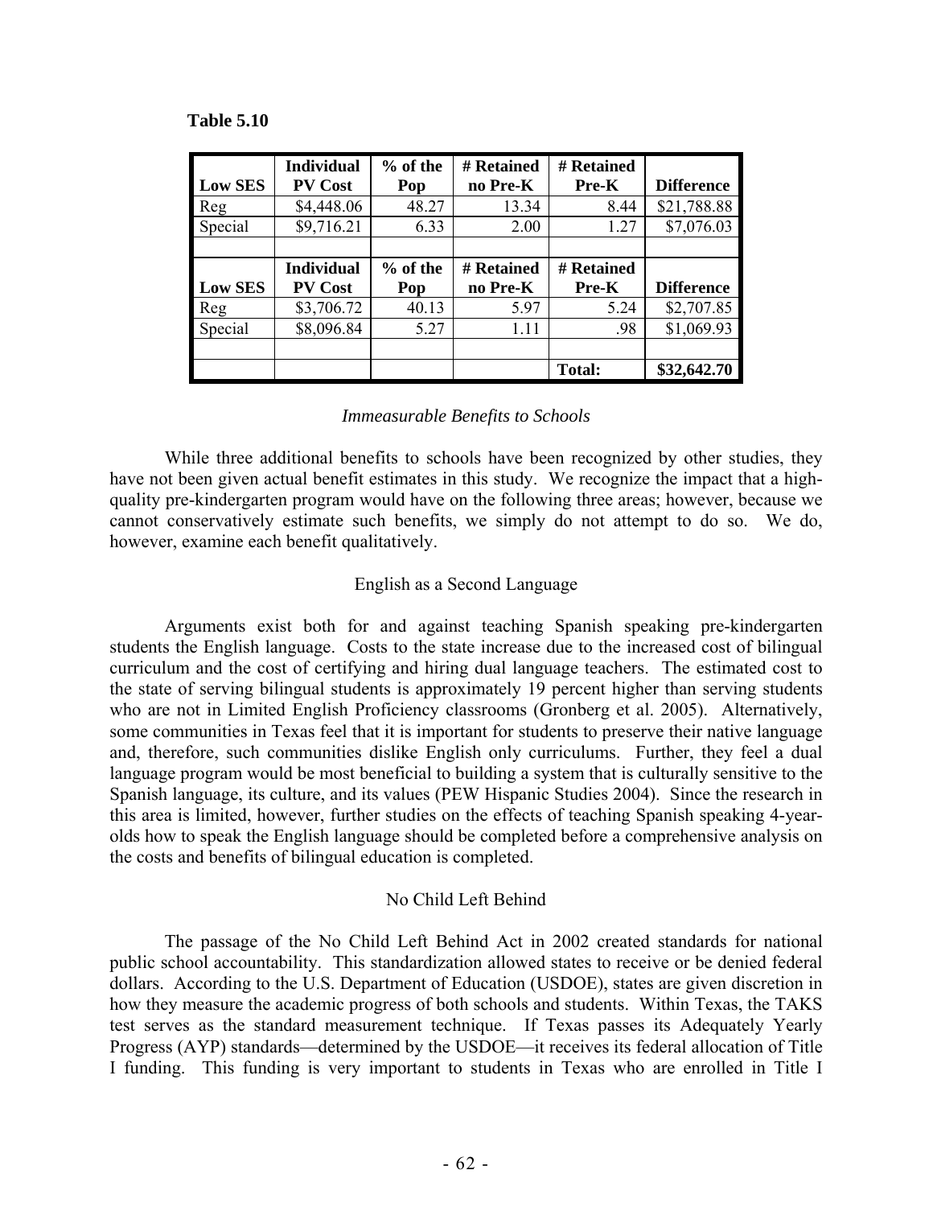**Table 5.10**

| Low SES | Individual PV Cost | % of the Pop | # Retained no Pre-K | # Retained Pre-K | Difference |
|---|---|---|---|---|---|
| Reg | $4,448.06 | 48.27 | 13.34 | 8.44 | $21,788.88 |
| Special | $9,716.21 | 6.33 | 2.00 | 1.27 | $7,076.03 |
| | | | | | |
| **Low SES** | **Individual PV Cost** | **% of the Pop** | **# Retained no Pre-K** | **# Retained Pre-K** | **Difference** |
| Reg | $3,706.72 | 40.13 | 5.97 | 5.24 | $2,707.85 |
| Special | $8,096.84 | 5.27 | 1.11 | .98 | $1,069.93 |
| | | | | | |
| | | | | **Total:** | **$32,642.70** |

### *Immeasurable Benefits to Schools*

While three additional benefits to schools have been recognized by other studies, they have not been given actual benefit estimates in this study. We recognize the impact that a high-quality pre-kindergarten program would have on the following three areas; however, because we cannot conservatively estimate such benefits, we simply do not attempt to do so. We do, however, examine each benefit qualitatively.

#### English as a Second Language

Arguments exist both for and against teaching Spanish speaking pre-kindergarten students the English language. Costs to the state increase due to the increased cost of bilingual curriculum and the cost of certifying and hiring dual language teachers. The estimated cost to the state of serving bilingual students is approximately 19 percent higher than serving students who are not in Limited English Proficiency classrooms (Gronberg et al. 2005). Alternatively, some communities in Texas feel that it is important for students to preserve their native language and, therefore, such communities dislike English only curriculums. Further, they feel a dual language program would be most beneficial to building a system that is culturally sensitive to the Spanish language, its culture, and its values (PEW Hispanic Studies 2004). Since the research in this area is limited, however, further studies on the effects of teaching Spanish speaking 4-year-olds how to speak the English language should be completed before a comprehensive analysis on the costs and benefits of bilingual education is completed.

#### No Child Left Behind

The passage of the No Child Left Behind Act in 2002 created standards for national public school accountability. This standardization allowed states to receive or be denied federal dollars. According to the U.S. Department of Education (USDOE), states are given discretion in how they measure the academic progress of both schools and students. Within Texas, the TAKS test serves as the standard measurement technique. If Texas passes its Adequately Yearly Progress (AYP) standards—determined by the USDOE—it receives its federal allocation of Title I funding. This funding is very important to students in Texas who are enrolled in Title I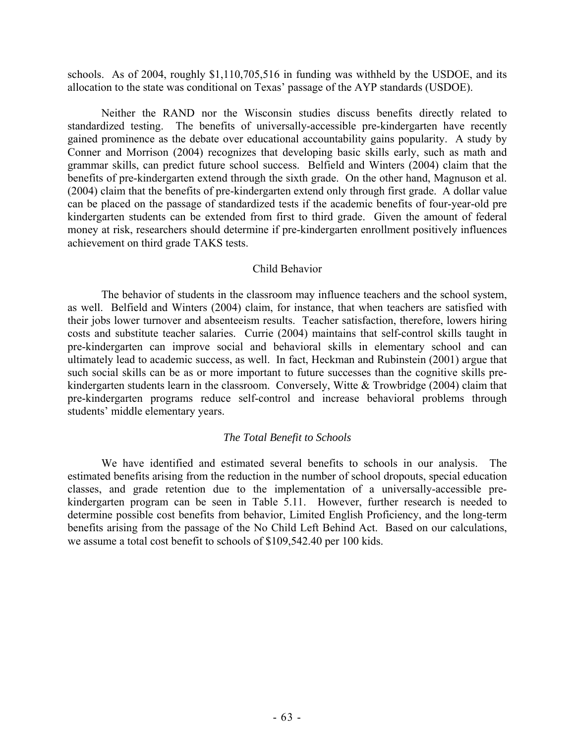schools. As of 2004, roughly $1,110,705,516 in funding was withheld by the USDOE, and its allocation to the state was conditional on Texas' passage of the AYP standards (USDOE).

Neither the RAND nor the Wisconsin studies discuss benefits directly related to standardized testing. The benefits of universally-accessible pre-kindergarten have recently gained prominence as the debate over educational accountability gains popularity. A study by Conner and Morrison (2004) recognizes that developing basic skills early, such as math and grammar skills, can predict future school success. Belfield and Winters (2004) claim that the benefits of pre-kindergarten extend through the sixth grade. On the other hand, Magnuson et al. (2004) claim that the benefits of pre-kindergarten extend only through first grade. A dollar value can be placed on the passage of standardized tests if the academic benefits of four-year-old pre kindergarten students can be extended from first to third grade. Given the amount of federal money at risk, researchers should determine if pre-kindergarten enrollment positively influences achievement on third grade TAKS tests.

### Child Behavior

The behavior of students in the classroom may influence teachers and the school system, as well. Belfield and Winters (2004) claim, for instance, that when teachers are satisfied with their jobs lower turnover and absenteeism results. Teacher satisfaction, therefore, lowers hiring costs and substitute teacher salaries. Currie (2004) maintains that self-control skills taught in pre-kindergarten can improve social and behavioral skills in elementary school and can ultimately lead to academic success, as well. In fact, Heckman and Rubinstein (2001) argue that such social skills can be as or more important to future successes than the cognitive skills pre-kindergarten students learn in the classroom. Conversely, Witte & Trowbridge (2004) claim that pre-kindergarten programs reduce self-control and increase behavioral problems through students' middle elementary years.

### *The Total Benefit to Schools*

We have identified and estimated several benefits to schools in our analysis. The estimated benefits arising from the reduction in the number of school dropouts, special education classes, and grade retention due to the implementation of a universally-accessible pre-kindergarten program can be seen in Table 5.11. However, further research is needed to determine possible cost benefits from behavior, Limited English Proficiency, and the long-term benefits arising from the passage of the No Child Left Behind Act. Based on our calculations, we assume a total cost benefit to schools of $109,542.40 per 100 kids.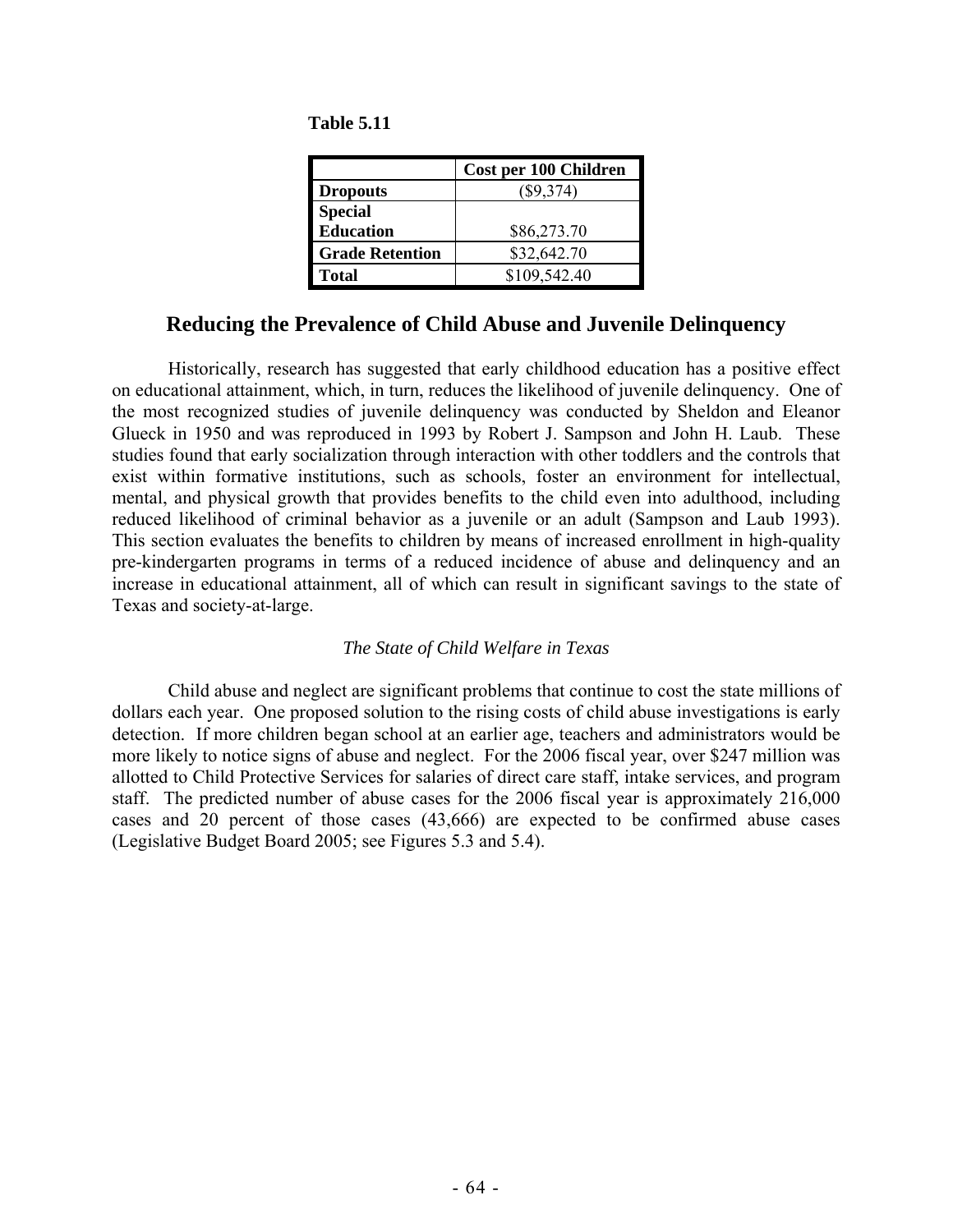**Table 5.11**

| | Cost per 100 Children |
|---|---|
| **Dropouts** | ($9,374) |
| **Special Education** | $86,273.70 |
| **Grade Retention** | $32,642.70 |
| **Total** | $109,542.40 |

## Reducing the Prevalence of Child Abuse and Juvenile Delinquency

Historically, research has suggested that early childhood education has a positive effect on educational attainment, which, in turn, reduces the likelihood of juvenile delinquency. One of the most recognized studies of juvenile delinquency was conducted by Sheldon and Eleanor Glueck in 1950 and was reproduced in 1993 by Robert J. Sampson and John H. Laub. These studies found that early socialization through interaction with other toddlers and the controls that exist within formative institutions, such as schools, foster an environment for intellectual, mental, and physical growth that provides benefits to the child even into adulthood, including reduced likelihood of criminal behavior as a juvenile or an adult (Sampson and Laub 1993). This section evaluates the benefits to children by means of increased enrollment in high-quality pre-kindergarten programs in terms of a reduced incidence of abuse and delinquency and an increase in educational attainment, all of which can result in significant savings to the state of Texas and society-at-large.

*The State of Child Welfare in Texas*

Child abuse and neglect are significant problems that continue to cost the state millions of dollars each year. One proposed solution to the rising costs of child abuse investigations is early detection. If more children began school at an earlier age, teachers and administrators would be more likely to notice signs of abuse and neglect. For the 2006 fiscal year, over $247 million was allotted to Child Protective Services for salaries of direct care staff, intake services, and program staff. The predicted number of abuse cases for the 2006 fiscal year is approximately 216,000 cases and 20 percent of those cases (43,666) are expected to be confirmed abuse cases (Legislative Budget Board 2005; see Figures 5.3 and 5.4).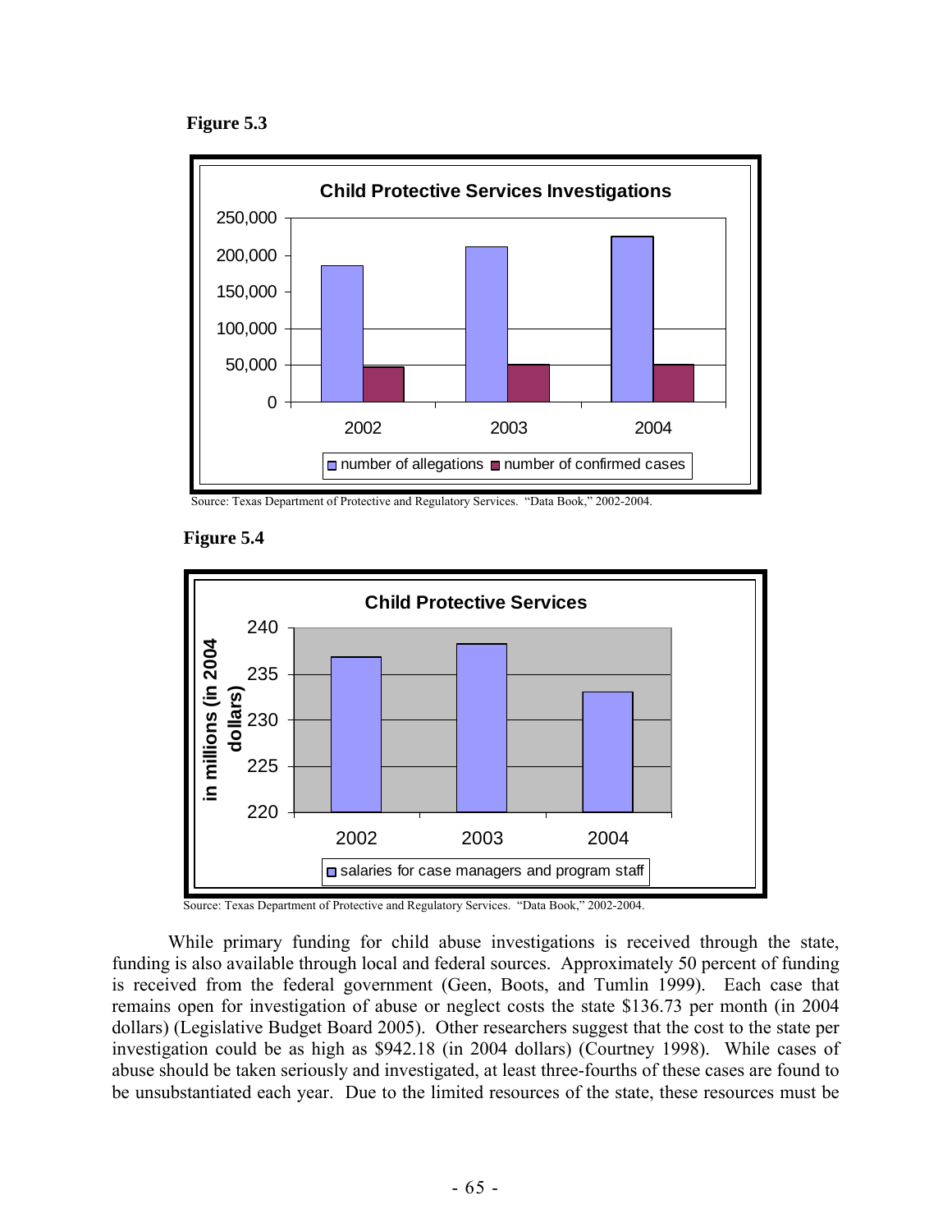**Figure 5.3**

Source: Texas Department of Protective and Regulatory Services. "Data Book," 2002-2004.

**Figure 5.4**

Source: Texas Department of Protective and Regulatory Services. "Data Book," 2002-2004.

While primary funding for child abuse investigations is received through the state, funding is also available through local and federal sources. Approximately 50 percent of funding is received from the federal government (Geen, Boots, and Tumlin 1999). Each case that remains open for investigation of abuse or neglect costs the state $136.73 per month (in 2004 dollars) (Legislative Budget Board 2005). Other researchers suggest that the cost to the state per investigation could be as high as $942.18 (in 2004 dollars) (Courtney 1998). While cases of abuse should be taken seriously and investigated, at least three-fourths of these cases are found to be unsubstantiated each year. Due to the limited resources of the state, these resources must be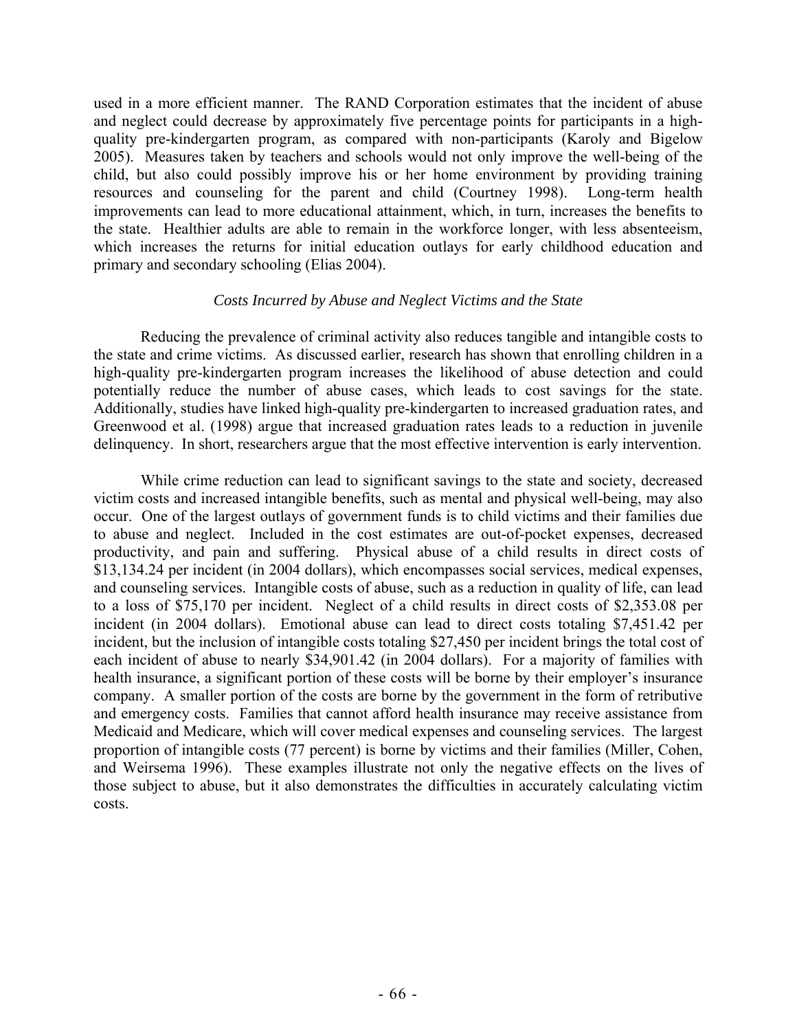used in a more efficient manner. The RAND Corporation estimates that the incident of abuse and neglect could decrease by approximately five percentage points for participants in a high-quality pre-kindergarten program, as compared with non-participants (Karoly and Bigelow 2005). Measures taken by teachers and schools would not only improve the well-being of the child, but also could possibly improve his or her home environment by providing training resources and counseling for the parent and child (Courtney 1998). Long-term health improvements can lead to more educational attainment, which, in turn, increases the benefits to the state. Healthier adults are able to remain in the workforce longer, with less absenteeism, which increases the returns for initial education outlays for early childhood education and primary and secondary schooling (Elias 2004).

### *Costs Incurred by Abuse and Neglect Victims and the State*

Reducing the prevalence of criminal activity also reduces tangible and intangible costs to the state and crime victims. As discussed earlier, research has shown that enrolling children in a high-quality pre-kindergarten program increases the likelihood of abuse detection and could potentially reduce the number of abuse cases, which leads to cost savings for the state. Additionally, studies have linked high-quality pre-kindergarten to increased graduation rates, and Greenwood et al. (1998) argue that increased graduation rates leads to a reduction in juvenile delinquency. In short, researchers argue that the most effective intervention is early intervention.

While crime reduction can lead to significant savings to the state and society, decreased victim costs and increased intangible benefits, such as mental and physical well-being, may also occur. One of the largest outlays of government funds is to child victims and their families due to abuse and neglect. Included in the cost estimates are out-of-pocket expenses, decreased productivity, and pain and suffering. Physical abuse of a child results in direct costs of $13,134.24 per incident (in 2004 dollars), which encompasses social services, medical expenses, and counseling services. Intangible costs of abuse, such as a reduction in quality of life, can lead to a loss of $75,170 per incident. Neglect of a child results in direct costs of $2,353.08 per incident (in 2004 dollars). Emotional abuse can lead to direct costs totaling $7,451.42 per incident, but the inclusion of intangible costs totaling $27,450 per incident brings the total cost of each incident of abuse to nearly $34,901.42 (in 2004 dollars). For a majority of families with health insurance, a significant portion of these costs will be borne by their employer's insurance company. A smaller portion of the costs are borne by the government in the form of retributive and emergency costs. Families that cannot afford health insurance may receive assistance from Medicaid and Medicare, which will cover medical expenses and counseling services. The largest proportion of intangible costs (77 percent) is borne by victims and their families (Miller, Cohen, and Weirsema 1996). These examples illustrate not only the negative effects on the lives of those subject to abuse, but it also demonstrates the difficulties in accurately calculating victim costs.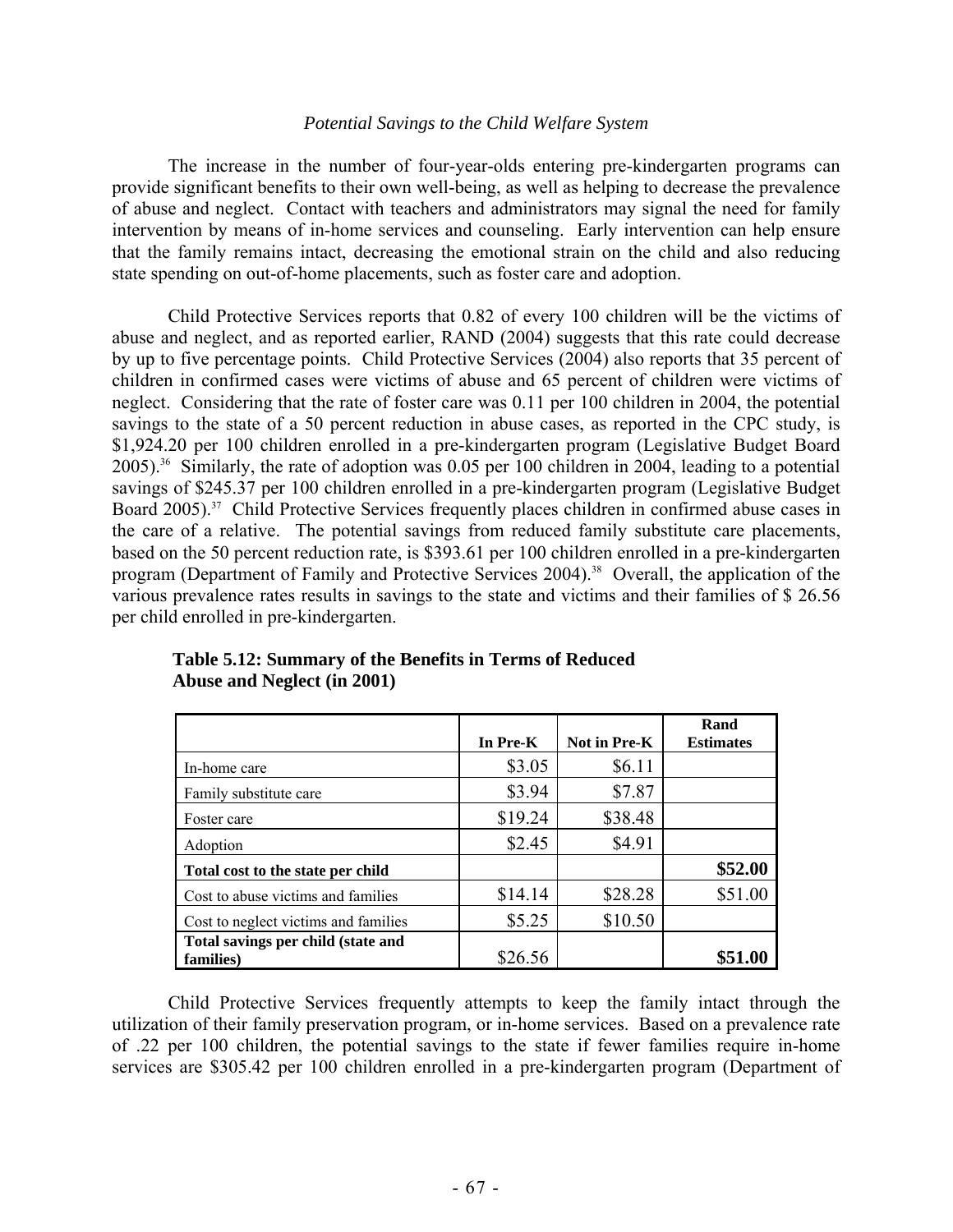*Potential Savings to the Child Welfare System*

The increase in the number of four-year-olds entering pre-kindergarten programs can provide significant benefits to their own well-being, as well as helping to decrease the prevalence of abuse and neglect. Contact with teachers and administrators may signal the need for family intervention by means of in-home services and counseling. Early intervention can help ensure that the family remains intact, decreasing the emotional strain on the child and also reducing state spending on out-of-home placements, such as foster care and adoption.

Child Protective Services reports that 0.82 of every 100 children will be the victims of abuse and neglect, and as reported earlier, RAND (2004) suggests that this rate could decrease by up to five percentage points. Child Protective Services (2004) also reports that 35 percent of children in confirmed cases were victims of abuse and 65 percent of children were victims of neglect. Considering that the rate of foster care was 0.11 per 100 children in 2004, the potential savings to the state of a 50 percent reduction in abuse cases, as reported in the CPC study, is $1,924.20 per 100 children enrolled in a pre-kindergarten program (Legislative Budget Board 2005).[36] Similarly, the rate of adoption was 0.05 per 100 children in 2004, leading to a potential savings of $245.37 per 100 children enrolled in a pre-kindergarten program (Legislative Budget Board 2005).[37] Child Protective Services frequently places children in confirmed abuse cases in the care of a relative. The potential savings from reduced family substitute care placements, based on the 50 percent reduction rate, is $393.61 per 100 children enrolled in a pre-kindergarten program (Department of Family and Protective Services 2004).[38] Overall, the application of the various prevalence rates results in savings to the state and victims and their families of $ 26.56 per child enrolled in pre-kindergarten.

**Table 5.12: Summary of the Benefits in Terms of Reduced Abuse and Neglect (in 2001)**

| | In Pre-K | Not in Pre-K | Rand Estimates |
|---|---|---|---|
| In-home care | $3.05 | $6.11 | |
| Family substitute care | $3.94 | $7.87 | |
| Foster care | $19.24 | $38.48 | |
| Adoption | $2.45 | $4.91 | |
| **Total cost to the state per child** | | | **$52.00** |
| Cost to abuse victims and families | $14.14 | $28.28 | $51.00 |
| Cost to neglect victims and families | $5.25 | $10.50 | |
| **Total savings per child (state and families)** | $26.56 | | **$51.00** |

Child Protective Services frequently attempts to keep the family intact through the utilization of their family preservation program, or in-home services. Based on a prevalence rate of .22 per 100 children, the potential savings to the state if fewer families require in-home services are $305.42 per 100 children enrolled in a pre-kindergarten program (Department of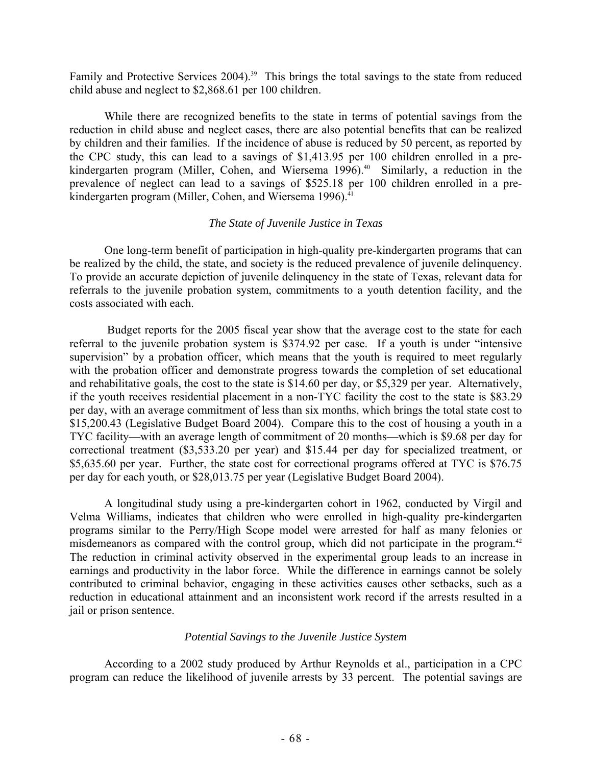Family and Protective Services 2004).[39] This brings the total savings to the state from reduced child abuse and neglect to $2,868.61 per 100 children.

While there are recognized benefits to the state in terms of potential savings from the reduction in child abuse and neglect cases, there are also potential benefits that can be realized by children and their families. If the incidence of abuse is reduced by 50 percent, as reported by the CPC study, this can lead to a savings of $1,413.95 per 100 children enrolled in a pre-kindergarten program (Miller, Cohen, and Wiersema 1996).[40] Similarly, a reduction in the prevalence of neglect can lead to a savings of $525.18 per 100 children enrolled in a pre-kindergarten program (Miller, Cohen, and Wiersema 1996).[41]

*The State of Juvenile Justice in Texas*

One long-term benefit of participation in high-quality pre-kindergarten programs that can be realized by the child, the state, and society is the reduced prevalence of juvenile delinquency. To provide an accurate depiction of juvenile delinquency in the state of Texas, relevant data for referrals to the juvenile probation system, commitments to a youth detention facility, and the costs associated with each.

Budget reports for the 2005 fiscal year show that the average cost to the state for each referral to the juvenile probation system is $374.92 per case. If a youth is under "intensive supervision" by a probation officer, which means that the youth is required to meet regularly with the probation officer and demonstrate progress towards the completion of set educational and rehabilitative goals, the cost to the state is $14.60 per day, or $5,329 per year. Alternatively, if the youth receives residential placement in a non-TYC facility the cost to the state is $83.29 per day, with an average commitment of less than six months, which brings the total state cost to $15,200.43 (Legislative Budget Board 2004). Compare this to the cost of housing a youth in a TYC facility—with an average length of commitment of 20 months—which is $9.68 per day for correctional treatment ($3,533.20 per year) and $15.44 per day for specialized treatment, or $5,635.60 per year. Further, the state cost for correctional programs offered at TYC is $76.75 per day for each youth, or $28,013.75 per year (Legislative Budget Board 2004).

A longitudinal study using a pre-kindergarten cohort in 1962, conducted by Virgil and Velma Williams, indicates that children who were enrolled in high-quality pre-kindergarten programs similar to the Perry/High Scope model were arrested for half as many felonies or misdemeanors as compared with the control group, which did not participate in the program.[42] The reduction in criminal activity observed in the experimental group leads to an increase in earnings and productivity in the labor force. While the difference in earnings cannot be solely contributed to criminal behavior, engaging in these activities causes other setbacks, such as a reduction in educational attainment and an inconsistent work record if the arrests resulted in a jail or prison sentence.

*Potential Savings to the Juvenile Justice System*

According to a 2002 study produced by Arthur Reynolds et al., participation in a CPC program can reduce the likelihood of juvenile arrests by 33 percent. The potential savings are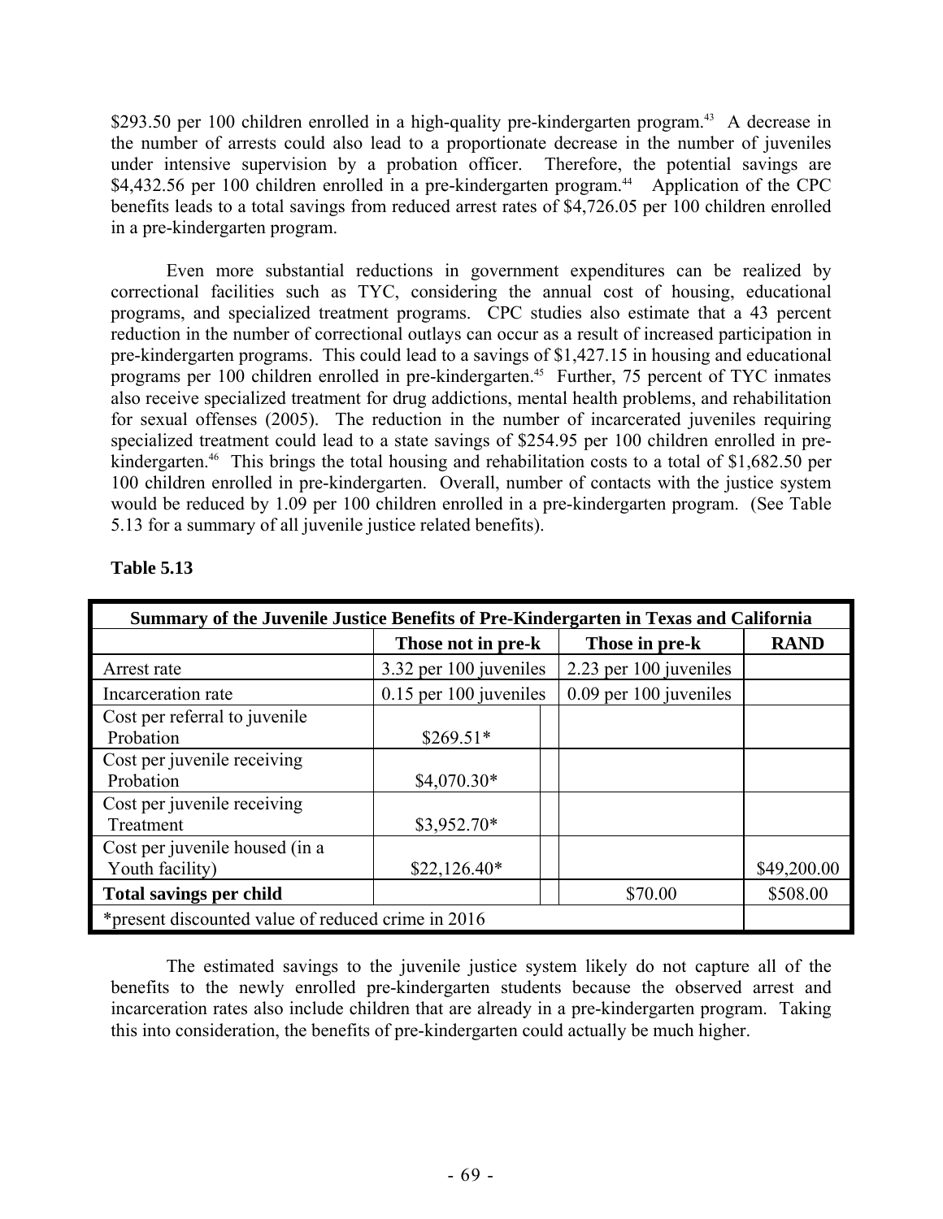$293.50 per 100 children enrolled in a high-quality pre-kindergarten program.[43] A decrease in the number of arrests could also lead to a proportionate decrease in the number of juveniles under intensive supervision by a probation officer. Therefore, the potential savings are $4,432.56 per 100 children enrolled in a pre-kindergarten program.[44] Application of the CPC benefits leads to a total savings from reduced arrest rates of $4,726.05 per 100 children enrolled in a pre-kindergarten program.

Even more substantial reductions in government expenditures can be realized by correctional facilities such as TYC, considering the annual cost of housing, educational programs, and specialized treatment programs. CPC studies also estimate that a 43 percent reduction in the number of correctional outlays can occur as a result of increased participation in pre-kindergarten programs. This could lead to a savings of $1,427.15 in housing and educational programs per 100 children enrolled in pre-kindergarten.[45] Further, 75 percent of TYC inmates also receive specialized treatment for drug addictions, mental health problems, and rehabilitation for sexual offenses (2005). The reduction in the number of incarcerated juveniles requiring specialized treatment could lead to a state savings of $254.95 per 100 children enrolled in pre-kindergarten.[46] This brings the total housing and rehabilitation costs to a total of $1,682.50 per 100 children enrolled in pre-kindergarten. Overall, number of contacts with the justice system would be reduced by 1.09 per 100 children enrolled in a pre-kindergarten program. (See Table 5.13 for a summary of all juvenile justice related benefits).

**Table 5.13**

| Summary of the Juvenile Justice Benefits of Pre-Kindergarten in Texas and California | | | |
|---|---|---|---|
| | **Those not in pre-k** | **Those in pre-k** | **RAND** |
| Arrest rate | 3.32 per 100 juveniles | 2.23 per 100 juveniles | |
| Incarceration rate | 0.15 per 100 juveniles | 0.09 per 100 juveniles | |
| Cost per referral to juvenile Probation | $269.51* | | |
| Cost per juvenile receiving Probation | $4,070.30* | | |
| Cost per juvenile receiving Treatment | $3,952.70* | | |
| Cost per juvenile housed (in a Youth facility) | $22,126.40* | | $49,200.00 |
| **Total savings per child** | | $70.00 | $508.00 |
| *present discounted value of reduced crime in 2016 | | | |

The estimated savings to the juvenile justice system likely do not capture all of the benefits to the newly enrolled pre-kindergarten students because the observed arrest and incarceration rates also include children that are already in a pre-kindergarten program. Taking this into consideration, the benefits of pre-kindergarten could actually be much higher.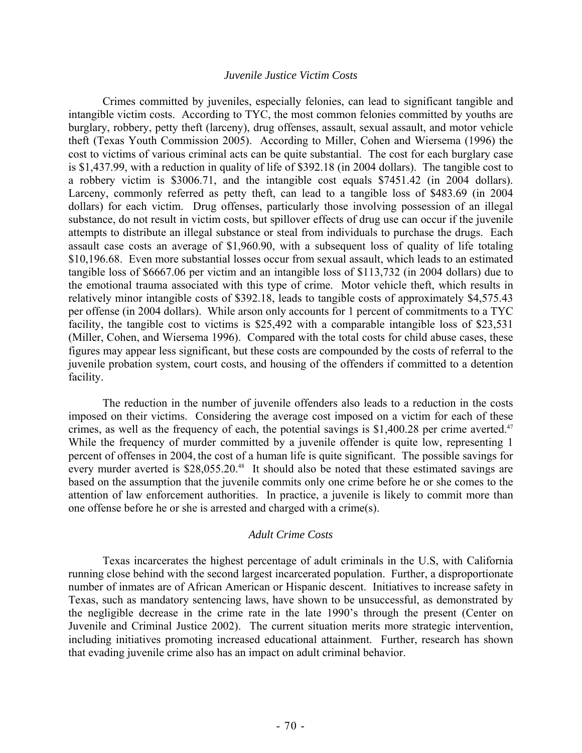### *Juvenile Justice Victim Costs*

Crimes committed by juveniles, especially felonies, can lead to significant tangible and intangible victim costs. According to TYC, the most common felonies committed by youths are burglary, robbery, petty theft (larceny), drug offenses, assault, sexual assault, and motor vehicle theft (Texas Youth Commission 2005). According to Miller, Cohen and Wiersema (1996) the cost to victims of various criminal acts can be quite substantial. The cost for each burglary case is $1,437.99, with a reduction in quality of life of $392.18 (in 2004 dollars). The tangible cost to a robbery victim is $3006.71, and the intangible cost equals $7451.42 (in 2004 dollars). Larceny, commonly referred as petty theft, can lead to a tangible loss of $483.69 (in 2004 dollars) for each victim. Drug offenses, particularly those involving possession of an illegal substance, do not result in victim costs, but spillover effects of drug use can occur if the juvenile attempts to distribute an illegal substance or steal from individuals to purchase the drugs. Each assault case costs an average of $1,960.90, with a subsequent loss of quality of life totaling $10,196.68. Even more substantial losses occur from sexual assault, which leads to an estimated tangible loss of $6667.06 per victim and an intangible loss of $113,732 (in 2004 dollars) due to the emotional trauma associated with this type of crime. Motor vehicle theft, which results in relatively minor intangible costs of $392.18, leads to tangible costs of approximately $4,575.43 per offense (in 2004 dollars). While arson only accounts for 1 percent of commitments to a TYC facility, the tangible cost to victims is $25,492 with a comparable intangible loss of $23,531 (Miller, Cohen, and Wiersema 1996). Compared with the total costs for child abuse cases, these figures may appear less significant, but these costs are compounded by the costs of referral to the juvenile probation system, court costs, and housing of the offenders if committed to a detention facility.

The reduction in the number of juvenile offenders also leads to a reduction in the costs imposed on their victims. Considering the average cost imposed on a victim for each of these crimes, as well as the frequency of each, the potential savings is $1,400.28 per crime averted.[47] While the frequency of murder committed by a juvenile offender is quite low, representing 1 percent of offenses in 2004, the cost of a human life is quite significant. The possible savings for every murder averted is $28,055.20.[48] It should also be noted that these estimated savings are based on the assumption that the juvenile commits only one crime before he or she comes to the attention of law enforcement authorities. In practice, a juvenile is likely to commit more than one offense before he or she is arrested and charged with a crime(s).

### *Adult Crime Costs*

Texas incarcerates the highest percentage of adult criminals in the U.S, with California running close behind with the second largest incarcerated population. Further, a disproportionate number of inmates are of African American or Hispanic descent. Initiatives to increase safety in Texas, such as mandatory sentencing laws, have shown to be unsuccessful, as demonstrated by the negligible decrease in the crime rate in the late 1990's through the present (Center on Juvenile and Criminal Justice 2002). The current situation merits more strategic intervention, including initiatives promoting increased educational attainment. Further, research has shown that evading juvenile crime also has an impact on adult criminal behavior.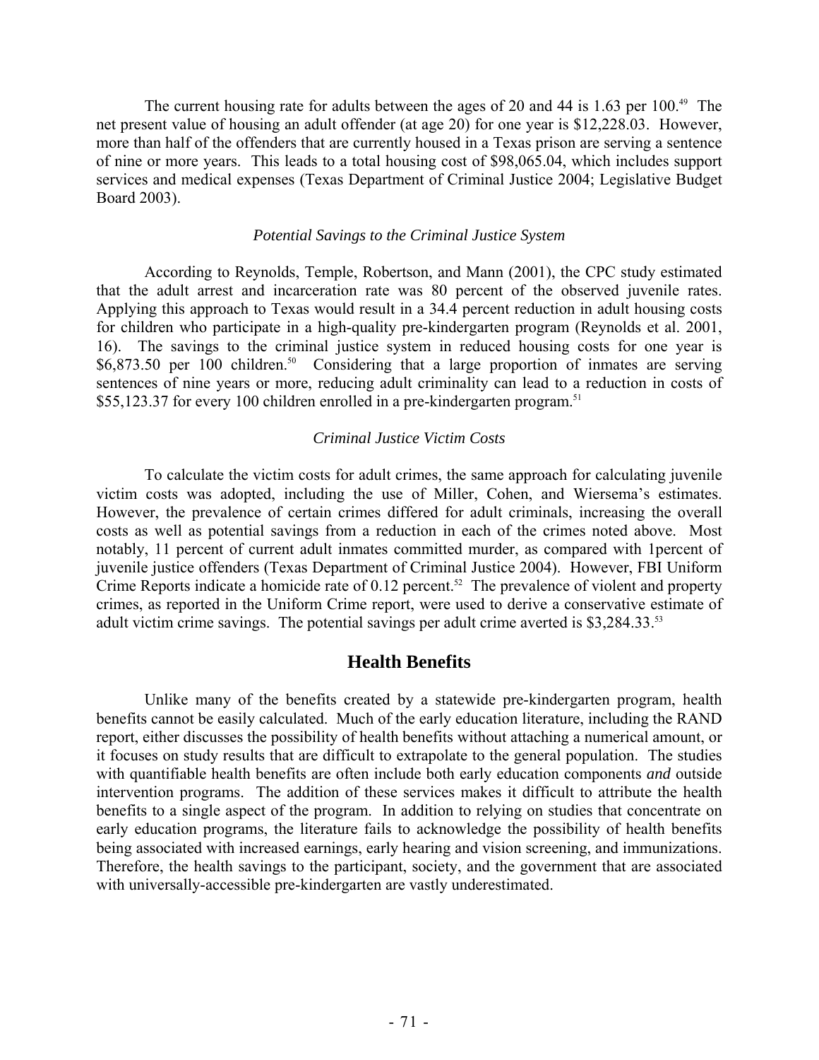The current housing rate for adults between the ages of 20 and 44 is 1.63 per 100.[49] The net present value of housing an adult offender (at age 20) for one year is $12,228.03. However, more than half of the offenders that are currently housed in a Texas prison are serving a sentence of nine or more years. This leads to a total housing cost of $98,065.04, which includes support services and medical expenses (Texas Department of Criminal Justice 2004; Legislative Budget Board 2003).

### *Potential Savings to the Criminal Justice System*

According to Reynolds, Temple, Robertson, and Mann (2001), the CPC study estimated that the adult arrest and incarceration rate was 80 percent of the observed juvenile rates. Applying this approach to Texas would result in a 34.4 percent reduction in adult housing costs for children who participate in a high-quality pre-kindergarten program (Reynolds et al. 2001, 16). The savings to the criminal justice system in reduced housing costs for one year is $6,873.50 per 100 children.[50] Considering that a large proportion of inmates are serving sentences of nine years or more, reducing adult criminality can lead to a reduction in costs of $55,123.37 for every 100 children enrolled in a pre-kindergarten program.[51]

### *Criminal Justice Victim Costs*

To calculate the victim costs for adult crimes, the same approach for calculating juvenile victim costs was adopted, including the use of Miller, Cohen, and Wiersema's estimates. However, the prevalence of certain crimes differed for adult criminals, increasing the overall costs as well as potential savings from a reduction in each of the crimes noted above. Most notably, 11 percent of current adult inmates committed murder, as compared with 1percent of juvenile justice offenders (Texas Department of Criminal Justice 2004). However, FBI Uniform Crime Reports indicate a homicide rate of 0.12 percent.[52] The prevalence of violent and property crimes, as reported in the Uniform Crime report, were used to derive a conservative estimate of adult victim crime savings. The potential savings per adult crime averted is $3,284.33.[53]

## Health Benefits

Unlike many of the benefits created by a statewide pre-kindergarten program, health benefits cannot be easily calculated. Much of the early education literature, including the RAND report, either discusses the possibility of health benefits without attaching a numerical amount, or it focuses on study results that are difficult to extrapolate to the general population. The studies with quantifiable health benefits are often include both early education components *and* outside intervention programs. The addition of these services makes it difficult to attribute the health benefits to a single aspect of the program. In addition to relying on studies that concentrate on early education programs, the literature fails to acknowledge the possibility of health benefits being associated with increased earnings, early hearing and vision screening, and immunizations. Therefore, the health savings to the participant, society, and the government that are associated with universally-accessible pre-kindergarten are vastly underestimated.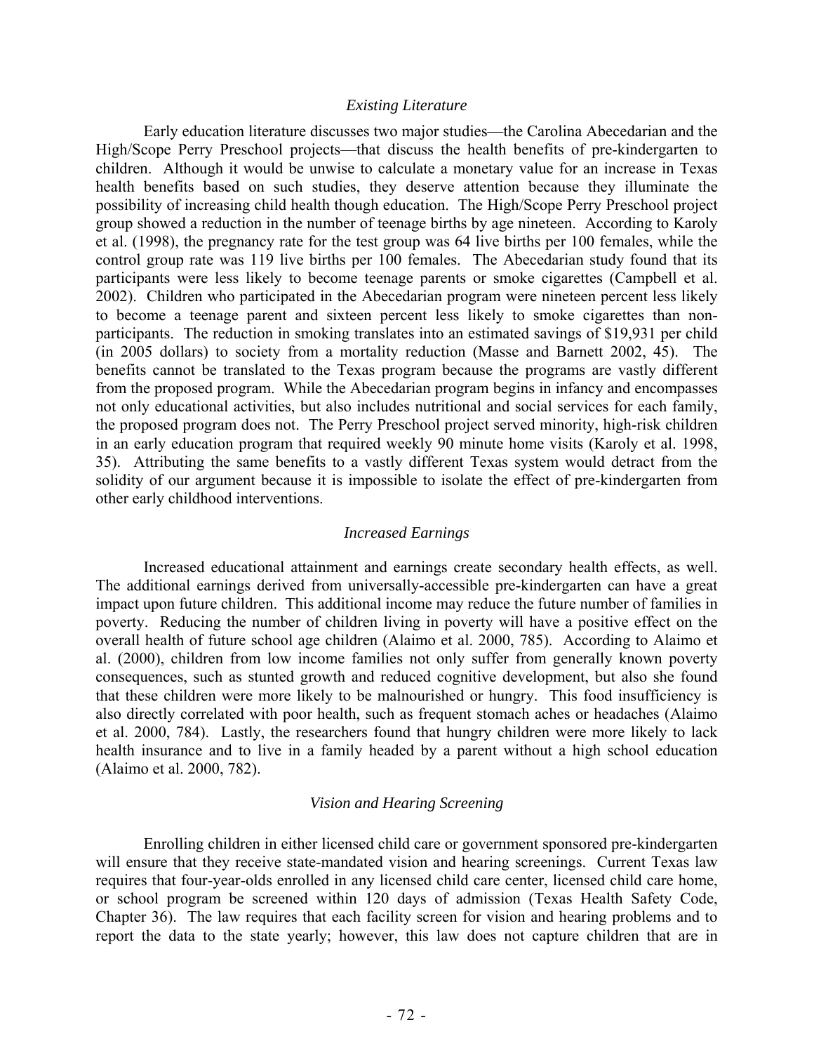### *Existing Literature*

Early education literature discusses two major studies—the Carolina Abecedarian and the High/Scope Perry Preschool projects—that discuss the health benefits of pre-kindergarten to children. Although it would be unwise to calculate a monetary value for an increase in Texas health benefits based on such studies, they deserve attention because they illuminate the possibility of increasing child health though education. The High/Scope Perry Preschool project group showed a reduction in the number of teenage births by age nineteen. According to Karoly et al. (1998), the pregnancy rate for the test group was 64 live births per 100 females, while the control group rate was 119 live births per 100 females. The Abecedarian study found that its participants were less likely to become teenage parents or smoke cigarettes (Campbell et al. 2002). Children who participated in the Abecedarian program were nineteen percent less likely to become a teenage parent and sixteen percent less likely to smoke cigarettes than non-participants. The reduction in smoking translates into an estimated savings of $19,931 per child (in 2005 dollars) to society from a mortality reduction (Masse and Barnett 2002, 45). The benefits cannot be translated to the Texas program because the programs are vastly different from the proposed program. While the Abecedarian program begins in infancy and encompasses not only educational activities, but also includes nutritional and social services for each family, the proposed program does not. The Perry Preschool project served minority, high-risk children in an early education program that required weekly 90 minute home visits (Karoly et al. 1998, 35). Attributing the same benefits to a vastly different Texas system would detract from the solidity of our argument because it is impossible to isolate the effect of pre-kindergarten from other early childhood interventions.

### *Increased Earnings*

Increased educational attainment and earnings create secondary health effects, as well. The additional earnings derived from universally-accessible pre-kindergarten can have a great impact upon future children. This additional income may reduce the future number of families in poverty. Reducing the number of children living in poverty will have a positive effect on the overall health of future school age children (Alaimo et al. 2000, 785). According to Alaimo et al. (2000), children from low income families not only suffer from generally known poverty consequences, such as stunted growth and reduced cognitive development, but also she found that these children were more likely to be malnourished or hungry. This food insufficiency is also directly correlated with poor health, such as frequent stomach aches or headaches (Alaimo et al. 2000, 784). Lastly, the researchers found that hungry children were more likely to lack health insurance and to live in a family headed by a parent without a high school education (Alaimo et al. 2000, 782).

### *Vision and Hearing Screening*

Enrolling children in either licensed child care or government sponsored pre-kindergarten will ensure that they receive state-mandated vision and hearing screenings. Current Texas law requires that four-year-olds enrolled in any licensed child care center, licensed child care home, or school program be screened within 120 days of admission (Texas Health Safety Code, Chapter 36). The law requires that each facility screen for vision and hearing problems and to report the data to the state yearly; however, this law does not capture children that are in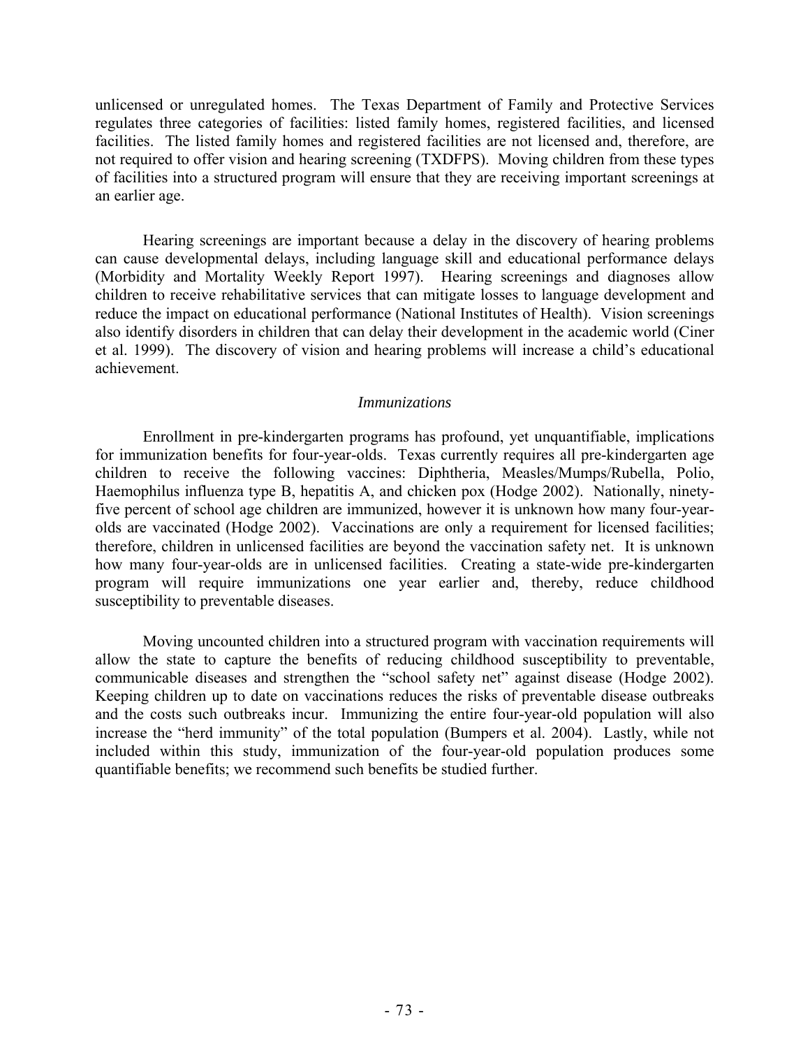unlicensed or unregulated homes. The Texas Department of Family and Protective Services regulates three categories of facilities: listed family homes, registered facilities, and licensed facilities. The listed family homes and registered facilities are not licensed and, therefore, are not required to offer vision and hearing screening (TXDFPS). Moving children from these types of facilities into a structured program will ensure that they are receiving important screenings at an earlier age.

Hearing screenings are important because a delay in the discovery of hearing problems can cause developmental delays, including language skill and educational performance delays (Morbidity and Mortality Weekly Report 1997). Hearing screenings and diagnoses allow children to receive rehabilitative services that can mitigate losses to language development and reduce the impact on educational performance (National Institutes of Health). Vision screenings also identify disorders in children that can delay their development in the academic world (Ciner et al. 1999). The discovery of vision and hearing problems will increase a child's educational achievement.

*Immunizations*

Enrollment in pre-kindergarten programs has profound, yet unquantifiable, implications for immunization benefits for four-year-olds. Texas currently requires all pre-kindergarten age children to receive the following vaccines: Diphtheria, Measles/Mumps/Rubella, Polio, Haemophilus influenza type B, hepatitis A, and chicken pox (Hodge 2002). Nationally, ninety-five percent of school age children are immunized, however it is unknown how many four-year-olds are vaccinated (Hodge 2002). Vaccinations are only a requirement for licensed facilities; therefore, children in unlicensed facilities are beyond the vaccination safety net. It is unknown how many four-year-olds are in unlicensed facilities. Creating a state-wide pre-kindergarten program will require immunizations one year earlier and, thereby, reduce childhood susceptibility to preventable diseases.

Moving uncounted children into a structured program with vaccination requirements will allow the state to capture the benefits of reducing childhood susceptibility to preventable, communicable diseases and strengthen the "school safety net" against disease (Hodge 2002). Keeping children up to date on vaccinations reduces the risks of preventable disease outbreaks and the costs such outbreaks incur. Immunizing the entire four-year-old population will also increase the "herd immunity" of the total population (Bumpers et al. 2004). Lastly, while not included within this study, immunization of the four-year-old population produces some quantifiable benefits; we recommend such benefits be studied further.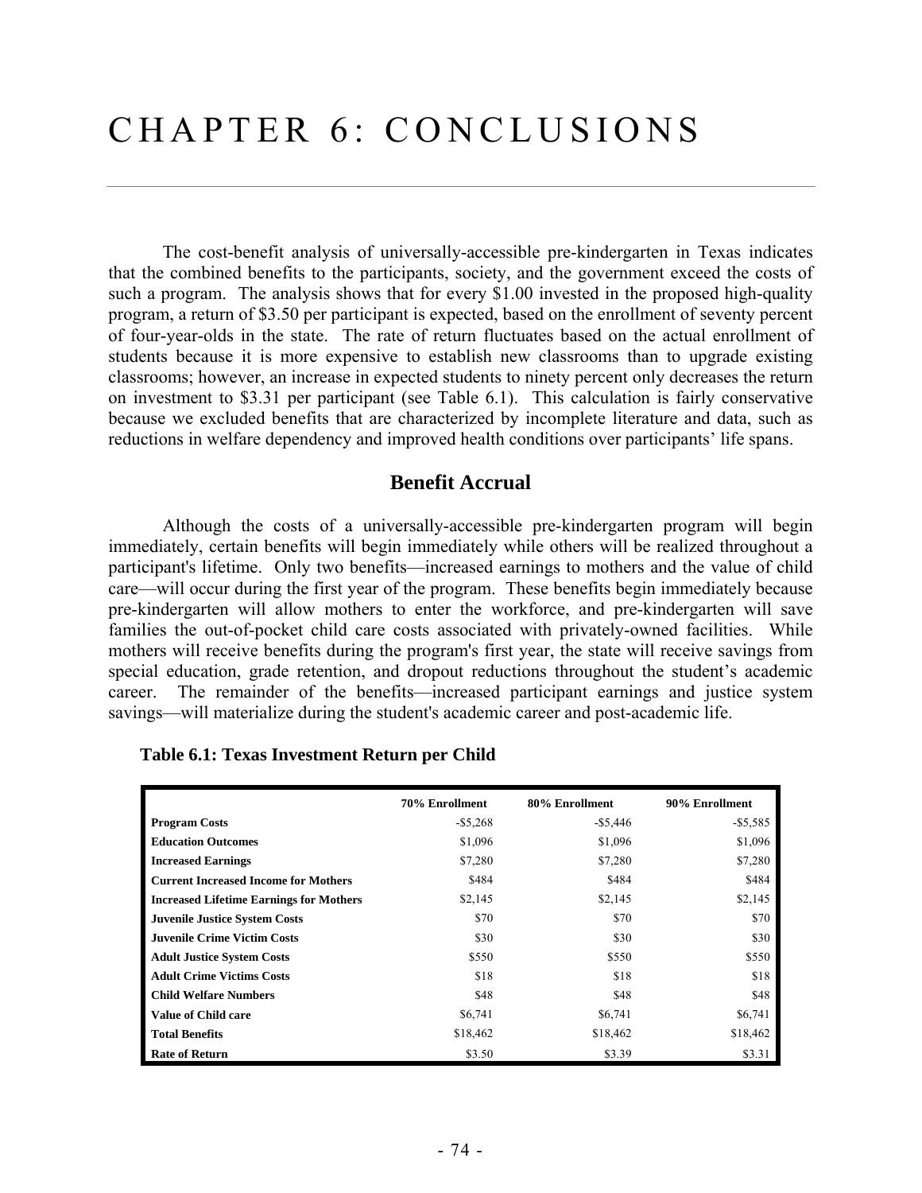# CHAPTER 6: CONCLUSIONS

The cost-benefit analysis of universally-accessible pre-kindergarten in Texas indicates that the combined benefits to the participants, society, and the government exceed the costs of such a program. The analysis shows that for every $1.00 invested in the proposed high-quality program, a return of $3.50 per participant is expected, based on the enrollment of seventy percent of four-year-olds in the state. The rate of return fluctuates based on the actual enrollment of students because it is more expensive to establish new classrooms than to upgrade existing classrooms; however, an increase in expected students to ninety percent only decreases the return on investment to $3.31 per participant (see Table 6.1). This calculation is fairly conservative because we excluded benefits that are characterized by incomplete literature and data, such as reductions in welfare dependency and improved health conditions over participants' life spans.

## Benefit Accrual

Although the costs of a universally-accessible pre-kindergarten program will begin immediately, certain benefits will begin immediately while others will be realized throughout a participant's lifetime. Only two benefits—increased earnings to mothers and the value of child care—will occur during the first year of the program. These benefits begin immediately because pre-kindergarten will allow mothers to enter the workforce, and pre-kindergarten will save families the out-of-pocket child care costs associated with privately-owned facilities. While mothers will receive benefits during the program's first year, the state will receive savings from special education, grade retention, and dropout reductions throughout the student's academic career. The remainder of the benefits—increased participant earnings and justice system savings—will materialize during the student's academic career and post-academic life.

**Table 6.1: Texas Investment Return per Child**

| | 70% Enrollment | 80% Enrollment | 90% Enrollment |
|---|---|---|---|
| **Program Costs** | -$5,268 | -$5,446 | -$5,585 |
| **Education Outcomes** | $1,096 | $1,096 | $1,096 |
| **Increased Earnings** | $7,280 | $7,280 | $7,280 |
| **Current Increased Income for Mothers** | $484 | $484 | $484 |
| **Increased Lifetime Earnings for Mothers** | $2,145 | $2,145 | $2,145 |
| **Juvenile Justice System Costs** | $70 | $70 | $70 |
| **Juvenile Crime Victim Costs** | $30 | $30 | $30 |
| **Adult Justice System Costs** | $550 | $550 | $550 |
| **Adult Crime Victims Costs** | $18 | $18 | $18 |
| **Child Welfare Numbers** | $48 | $48 | $48 |
| **Value of Child care** | $6,741 | $6,741 | $6,741 |
| **Total Benefits** | $18,462 | $18,462 | $18,462 |
| **Rate of Return** | $3.50 | $3.39 | $3.31 |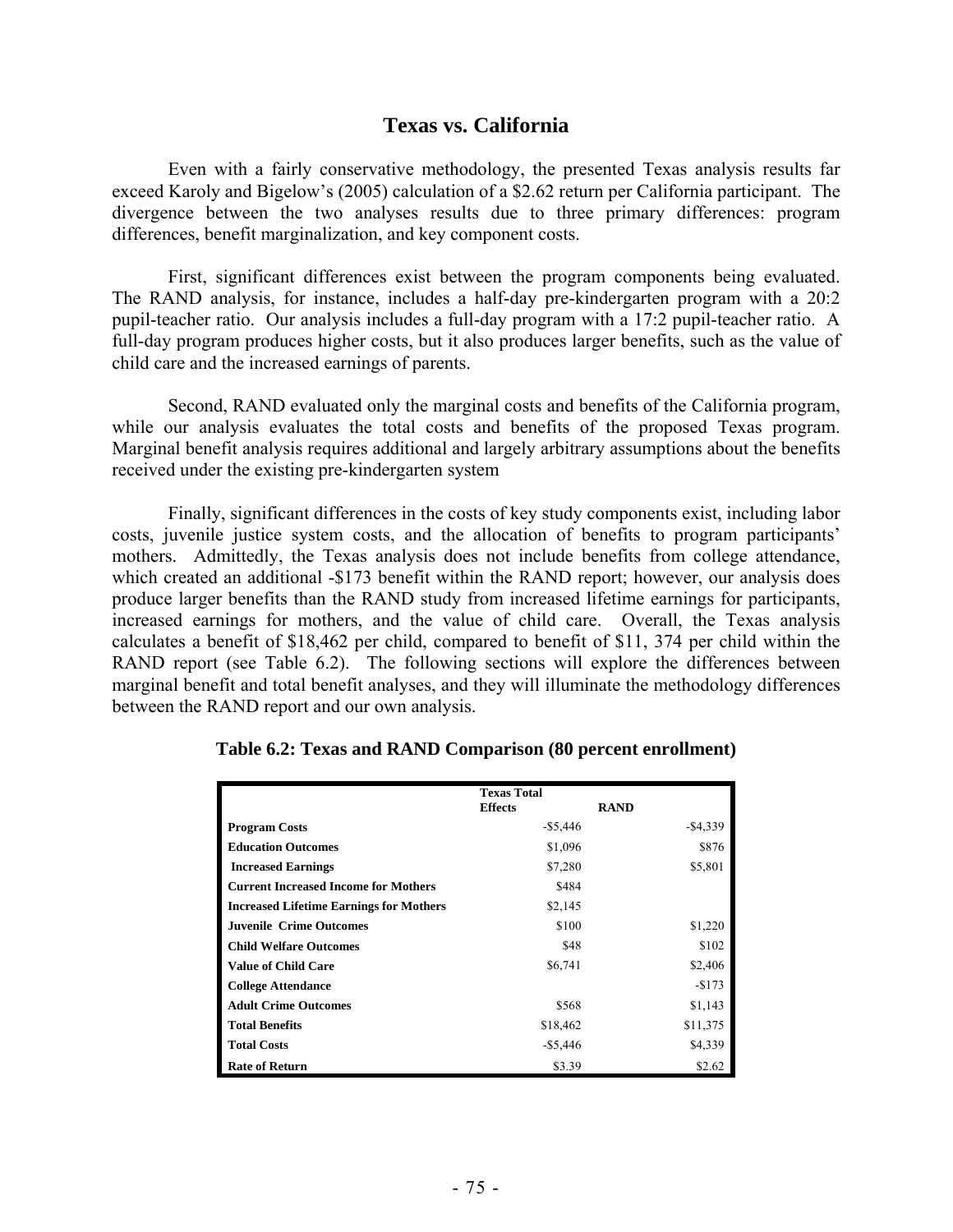## Texas vs. California

Even with a fairly conservative methodology, the presented Texas analysis results far exceed Karoly and Bigelow's (2005) calculation of a $2.62 return per California participant. The divergence between the two analyses results due to three primary differences: program differences, benefit marginalization, and key component costs.

First, significant differences exist between the program components being evaluated. The RAND analysis, for instance, includes a half-day pre-kindergarten program with a 20:2 pupil-teacher ratio. Our analysis includes a full-day program with a 17:2 pupil-teacher ratio. A full-day program produces higher costs, but it also produces larger benefits, such as the value of child care and the increased earnings of parents.

Second, RAND evaluated only the marginal costs and benefits of the California program, while our analysis evaluates the total costs and benefits of the proposed Texas program. Marginal benefit analysis requires additional and largely arbitrary assumptions about the benefits received under the existing pre-kindergarten system

Finally, significant differences in the costs of key study components exist, including labor costs, juvenile justice system costs, and the allocation of benefits to program participants' mothers. Admittedly, the Texas analysis does not include benefits from college attendance, which created an additional -$173 benefit within the RAND report; however, our analysis does produce larger benefits than the RAND study from increased lifetime earnings for participants, increased earnings for mothers, and the value of child care. Overall, the Texas analysis calculates a benefit of $18,462 per child, compared to benefit of $11, 374 per child within the RAND report (see Table 6.2). The following sections will explore the differences between marginal benefit and total benefit analyses, and they will illuminate the methodology differences between the RAND report and our own analysis.

**Table 6.2: Texas and RAND Comparison (80 percent enrollment)**

| | Texas Total Effects | RAND |
|---|---|---|
| **Program Costs** | -$5,446 | -$4,339 |
| **Education Outcomes** | $1,096 | $876 |
| **Increased Earnings** | $7,280 | $5,801 |
| **Current Increased Income for Mothers** | $484 | |
| **Increased Lifetime Earnings for Mothers** | $2,145 | |
| **Juvenile Crime Outcomes** | $100 | $1,220 |
| **Child Welfare Outcomes** | $48 | $102 |
| **Value of Child Care** | $6,741 | $2,406 |
| **College Attendance** | | -$173 |
| **Adult Crime Outcomes** | $568 | $1,143 |
| **Total Benefits** | $18,462 | $11,375 |
| **Total Costs** | -$5,446 | $4,339 |
| **Rate of Return** | $3.39 | $2.62 |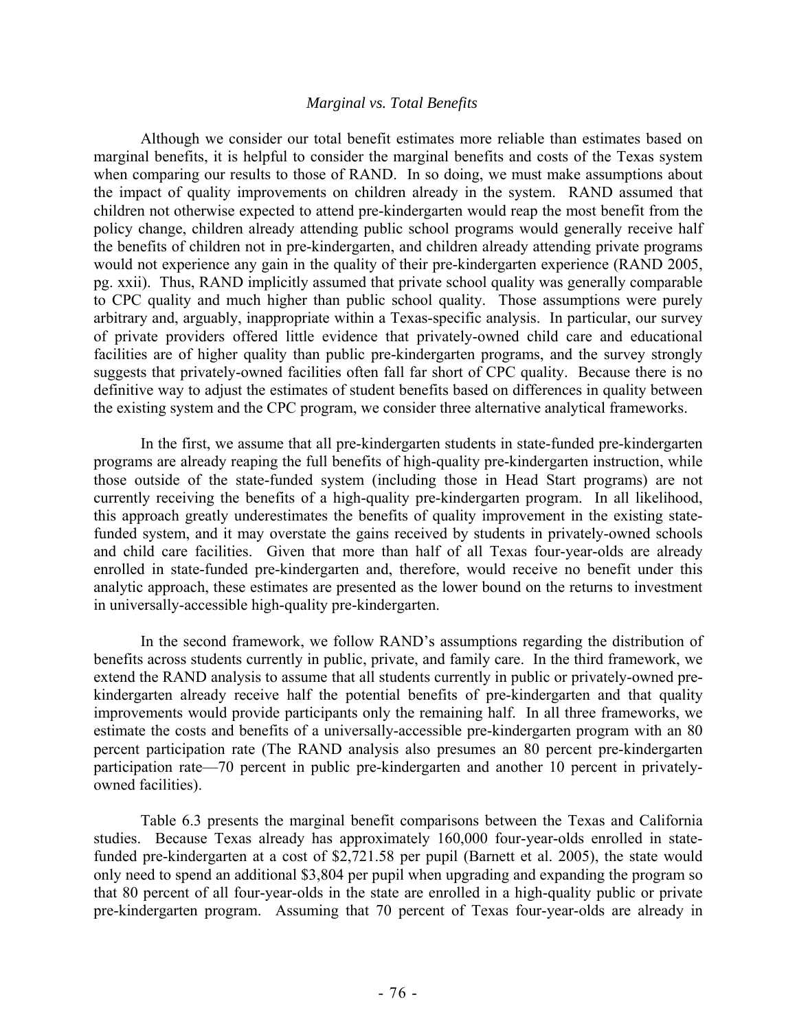*Marginal vs. Total Benefits*

Although we consider our total benefit estimates more reliable than estimates based on marginal benefits, it is helpful to consider the marginal benefits and costs of the Texas system when comparing our results to those of RAND. In so doing, we must make assumptions about the impact of quality improvements on children already in the system. RAND assumed that children not otherwise expected to attend pre-kindergarten would reap the most benefit from the policy change, children already attending public school programs would generally receive half the benefits of children not in pre-kindergarten, and children already attending private programs would not experience any gain in the quality of their pre-kindergarten experience (RAND 2005, pg. xxii). Thus, RAND implicitly assumed that private school quality was generally comparable to CPC quality and much higher than public school quality. Those assumptions were purely arbitrary and, arguably, inappropriate within a Texas-specific analysis. In particular, our survey of private providers offered little evidence that privately-owned child care and educational facilities are of higher quality than public pre-kindergarten programs, and the survey strongly suggests that privately-owned facilities often fall far short of CPC quality. Because there is no definitive way to adjust the estimates of student benefits based on differences in quality between the existing system and the CPC program, we consider three alternative analytical frameworks.

In the first, we assume that all pre-kindergarten students in state-funded pre-kindergarten programs are already reaping the full benefits of high-quality pre-kindergarten instruction, while those outside of the state-funded system (including those in Head Start programs) are not currently receiving the benefits of a high-quality pre-kindergarten program. In all likelihood, this approach greatly underestimates the benefits of quality improvement in the existing state-funded system, and it may overstate the gains received by students in privately-owned schools and child care facilities. Given that more than half of all Texas four-year-olds are already enrolled in state-funded pre-kindergarten and, therefore, would receive no benefit under this analytic approach, these estimates are presented as the lower bound on the returns to investment in universally-accessible high-quality pre-kindergarten.

In the second framework, we follow RAND's assumptions regarding the distribution of benefits across students currently in public, private, and family care. In the third framework, we extend the RAND analysis to assume that all students currently in public or privately-owned pre-kindergarten already receive half the potential benefits of pre-kindergarten and that quality improvements would provide participants only the remaining half. In all three frameworks, we estimate the costs and benefits of a universally-accessible pre-kindergarten program with an 80 percent participation rate (The RAND analysis also presumes an 80 percent pre-kindergarten participation rate—70 percent in public pre-kindergarten and another 10 percent in privately-owned facilities).

Table 6.3 presents the marginal benefit comparisons between the Texas and California studies. Because Texas already has approximately 160,000 four-year-olds enrolled in state-funded pre-kindergarten at a cost of $2,721.58 per pupil (Barnett et al. 2005), the state would only need to spend an additional $3,804 per pupil when upgrading and expanding the program so that 80 percent of all four-year-olds in the state are enrolled in a high-quality public or private pre-kindergarten program. Assuming that 70 percent of Texas four-year-olds are already in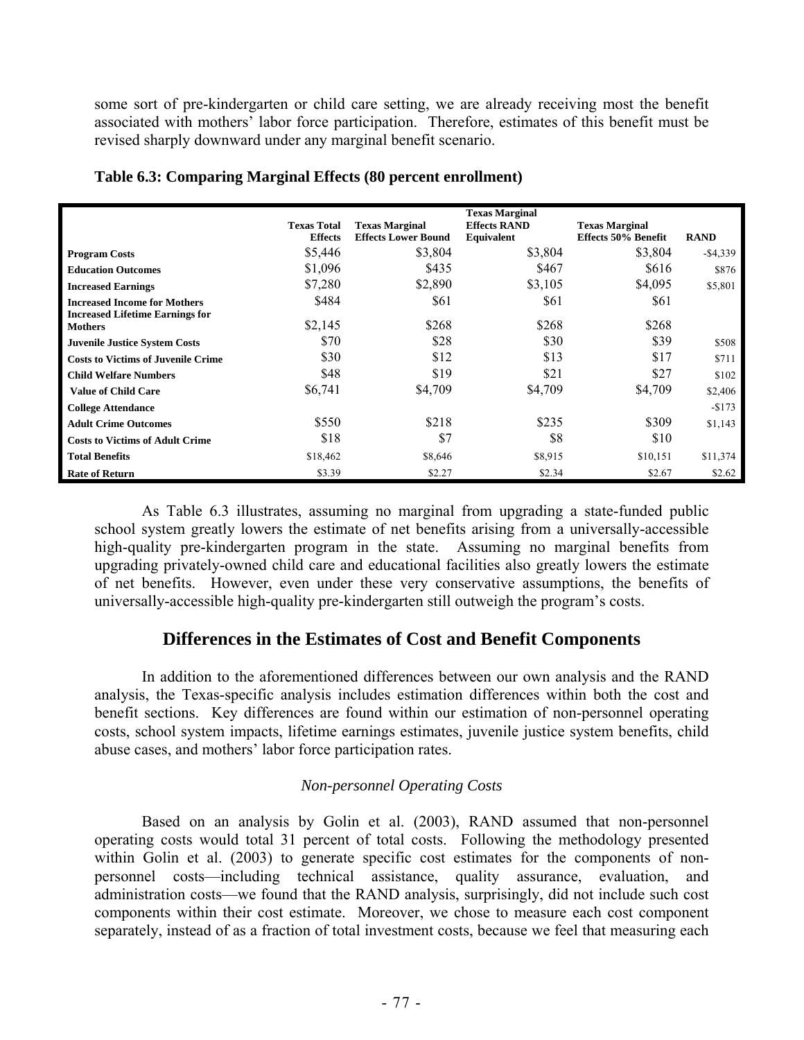some sort of pre-kindergarten or child care setting, we are already receiving most the benefit associated with mothers' labor force participation. Therefore, estimates of this benefit must be revised sharply downward under any marginal benefit scenario.

**Table 6.3: Comparing Marginal Effects (80 percent enrollment)**

| | Texas Total Effects | Texas Marginal Effects Lower Bound | Texas Marginal Effects RAND Equivalent | Texas Marginal Effects 50% Benefit | RAND |
|---|---|---|---|---|---|
| **Program Costs** | $5,446 | $3,804 | $3,804 | $3,804 | -$4,339 |
| **Education Outcomes** | $1,096 | $435 | $467 | $616 | $876 |
| **Increased Earnings** | $7,280 | $2,890 | $3,105 | $4,095 | $5,801 |
| **Increased Income for Mothers** | $484 | $61 | $61 | $61 | |
| **Increased Lifetime Earnings for Mothers** | $2,145 | $268 | $268 | $268 | |
| **Juvenile Justice System Costs** | $70 | $28 | $30 | $39 | $508 |
| **Costs to Victims of Juvenile Crime** | $30 | $12 | $13 | $17 | $711 |
| **Child Welfare Numbers** | $48 | $19 | $21 | $27 | $102 |
| **Value of Child Care** | $6,741 | $4,709 | $4,709 | $4,709 | $2,406 |
| **College Attendance** | | | | | -$173 |
| **Adult Crime Outcomes** | $550 | $218 | $235 | $309 | $1,143 |
| **Costs to Victims of Adult Crime** | $18 | $7 | $8 | $10 | |
| **Total Benefits** | $18,462 | $8,646 | $8,915 | $10,151 | $11,374 |
| **Rate of Return** | $3.39 | $2.27 | $2.34 | $2.67 | $2.62 |

As Table 6.3 illustrates, assuming no marginal from upgrading a state-funded public school system greatly lowers the estimate of net benefits arising from a universally-accessible high-quality pre-kindergarten program in the state. Assuming no marginal benefits from upgrading privately-owned child care and educational facilities also greatly lowers the estimate of net benefits. However, even under these very conservative assumptions, the benefits of universally-accessible high-quality pre-kindergarten still outweigh the program's costs.

## Differences in the Estimates of Cost and Benefit Components

In addition to the aforementioned differences between our own analysis and the RAND analysis, the Texas-specific analysis includes estimation differences within both the cost and benefit sections. Key differences are found within our estimation of non-personnel operating costs, school system impacts, lifetime earnings estimates, juvenile justice system benefits, child abuse cases, and mothers' labor force participation rates.

*Non-personnel Operating Costs*

Based on an analysis by Golin et al. (2003), RAND assumed that non-personnel operating costs would total 31 percent of total costs. Following the methodology presented within Golin et al. (2003) to generate specific cost estimates for the components of non-personnel costs—including technical assistance, quality assurance, evaluation, and administration costs—we found that the RAND analysis, surprisingly, did not include such cost components within their cost estimate. Moreover, we chose to measure each cost component separately, instead of as a fraction of total investment costs, because we feel that measuring each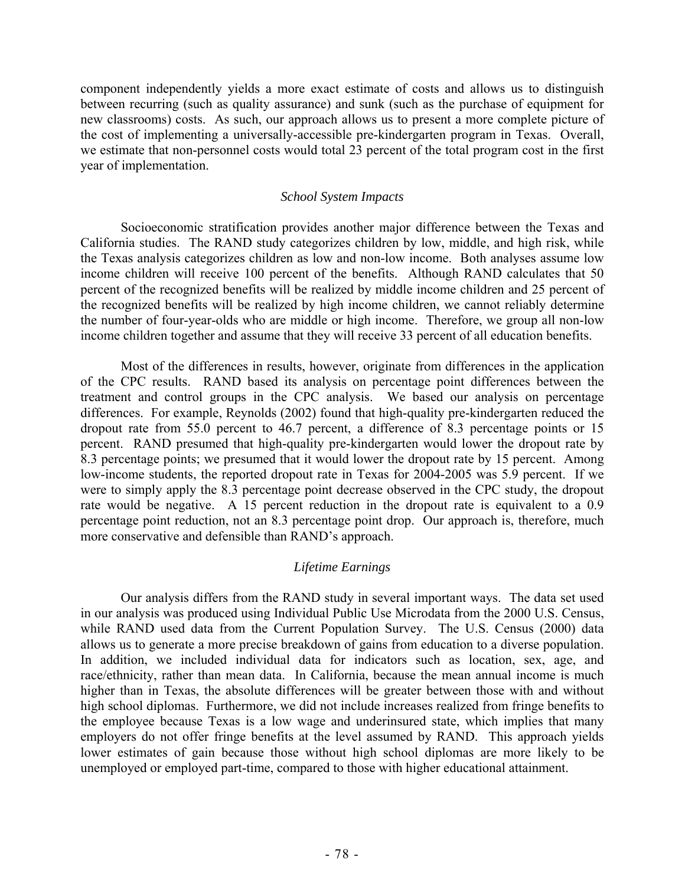component independently yields a more exact estimate of costs and allows us to distinguish between recurring (such as quality assurance) and sunk (such as the purchase of equipment for new classrooms) costs. As such, our approach allows us to present a more complete picture of the cost of implementing a universally-accessible pre-kindergarten program in Texas. Overall, we estimate that non-personnel costs would total 23 percent of the total program cost in the first year of implementation.

### *School System Impacts*

Socioeconomic stratification provides another major difference between the Texas and California studies. The RAND study categorizes children by low, middle, and high risk, while the Texas analysis categorizes children as low and non-low income. Both analyses assume low income children will receive 100 percent of the benefits. Although RAND calculates that 50 percent of the recognized benefits will be realized by middle income children and 25 percent of the recognized benefits will be realized by high income children, we cannot reliably determine the number of four-year-olds who are middle or high income. Therefore, we group all non-low income children together and assume that they will receive 33 percent of all education benefits.

Most of the differences in results, however, originate from differences in the application of the CPC results. RAND based its analysis on percentage point differences between the treatment and control groups in the CPC analysis. We based our analysis on percentage differences. For example, Reynolds (2002) found that high-quality pre-kindergarten reduced the dropout rate from 55.0 percent to 46.7 percent, a difference of 8.3 percentage points or 15 percent. RAND presumed that high-quality pre-kindergarten would lower the dropout rate by 8.3 percentage points; we presumed that it would lower the dropout rate by 15 percent. Among low-income students, the reported dropout rate in Texas for 2004-2005 was 5.9 percent. If we were to simply apply the 8.3 percentage point decrease observed in the CPC study, the dropout rate would be negative. A 15 percent reduction in the dropout rate is equivalent to a 0.9 percentage point reduction, not an 8.3 percentage point drop. Our approach is, therefore, much more conservative and defensible than RAND's approach.

### *Lifetime Earnings*

Our analysis differs from the RAND study in several important ways. The data set used in our analysis was produced using Individual Public Use Microdata from the 2000 U.S. Census, while RAND used data from the Current Population Survey. The U.S. Census (2000) data allows us to generate a more precise breakdown of gains from education to a diverse population. In addition, we included individual data for indicators such as location, sex, age, and race/ethnicity, rather than mean data. In California, because the mean annual income is much higher than in Texas, the absolute differences will be greater between those with and without high school diplomas. Furthermore, we did not include increases realized from fringe benefits to the employee because Texas is a low wage and underinsured state, which implies that many employers do not offer fringe benefits at the level assumed by RAND. This approach yields lower estimates of gain because those without high school diplomas are more likely to be unemployed or employed part-time, compared to those with higher educational attainment.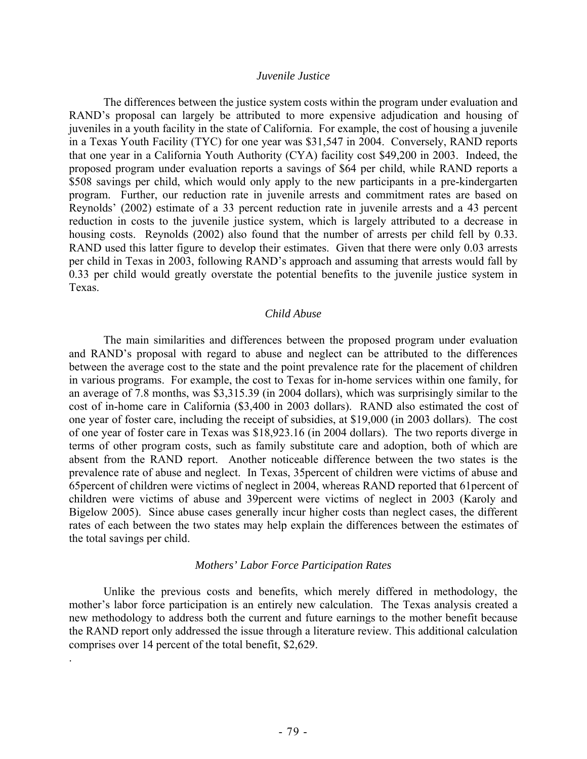### *Juvenile Justice*

The differences between the justice system costs within the program under evaluation and RAND's proposal can largely be attributed to more expensive adjudication and housing of juveniles in a youth facility in the state of California. For example, the cost of housing a juvenile in a Texas Youth Facility (TYC) for one year was $31,547 in 2004. Conversely, RAND reports that one year in a California Youth Authority (CYA) facility cost $49,200 in 2003. Indeed, the proposed program under evaluation reports a savings of $64 per child, while RAND reports a $508 savings per child, which would only apply to the new participants in a pre-kindergarten program. Further, our reduction rate in juvenile arrests and commitment rates are based on Reynolds' (2002) estimate of a 33 percent reduction rate in juvenile arrests and a 43 percent reduction in costs to the juvenile justice system, which is largely attributed to a decrease in housing costs. Reynolds (2002) also found that the number of arrests per child fell by 0.33. RAND used this latter figure to develop their estimates. Given that there were only 0.03 arrests per child in Texas in 2003, following RAND's approach and assuming that arrests would fall by 0.33 per child would greatly overstate the potential benefits to the juvenile justice system in Texas.

### *Child Abuse*

The main similarities and differences between the proposed program under evaluation and RAND's proposal with regard to abuse and neglect can be attributed to the differences between the average cost to the state and the point prevalence rate for the placement of children in various programs. For example, the cost to Texas for in-home services within one family, for an average of 7.8 months, was $3,315.39 (in 2004 dollars), which was surprisingly similar to the cost of in-home care in California ($3,400 in 2003 dollars). RAND also estimated the cost of one year of foster care, including the receipt of subsidies, at $19,000 (in 2003 dollars). The cost of one year of foster care in Texas was $18,923.16 (in 2004 dollars). The two reports diverge in terms of other program costs, such as family substitute care and adoption, both of which are absent from the RAND report. Another noticeable difference between the two states is the prevalence rate of abuse and neglect. In Texas, 35percent of children were victims of abuse and 65percent of children were victims of neglect in 2004, whereas RAND reported that 61percent of children were victims of abuse and 39percent were victims of neglect in 2003 (Karoly and Bigelow 2005). Since abuse cases generally incur higher costs than neglect cases, the different rates of each between the two states may help explain the differences between the estimates of the total savings per child.

### *Mothers' Labor Force Participation Rates*

Unlike the previous costs and benefits, which merely differed in methodology, the mother's labor force participation is an entirely new calculation. The Texas analysis created a new methodology to address both the current and future earnings to the mother benefit because the RAND report only addressed the issue through a literature review. This additional calculation comprises over 14 percent of the total benefit, $2,629.

.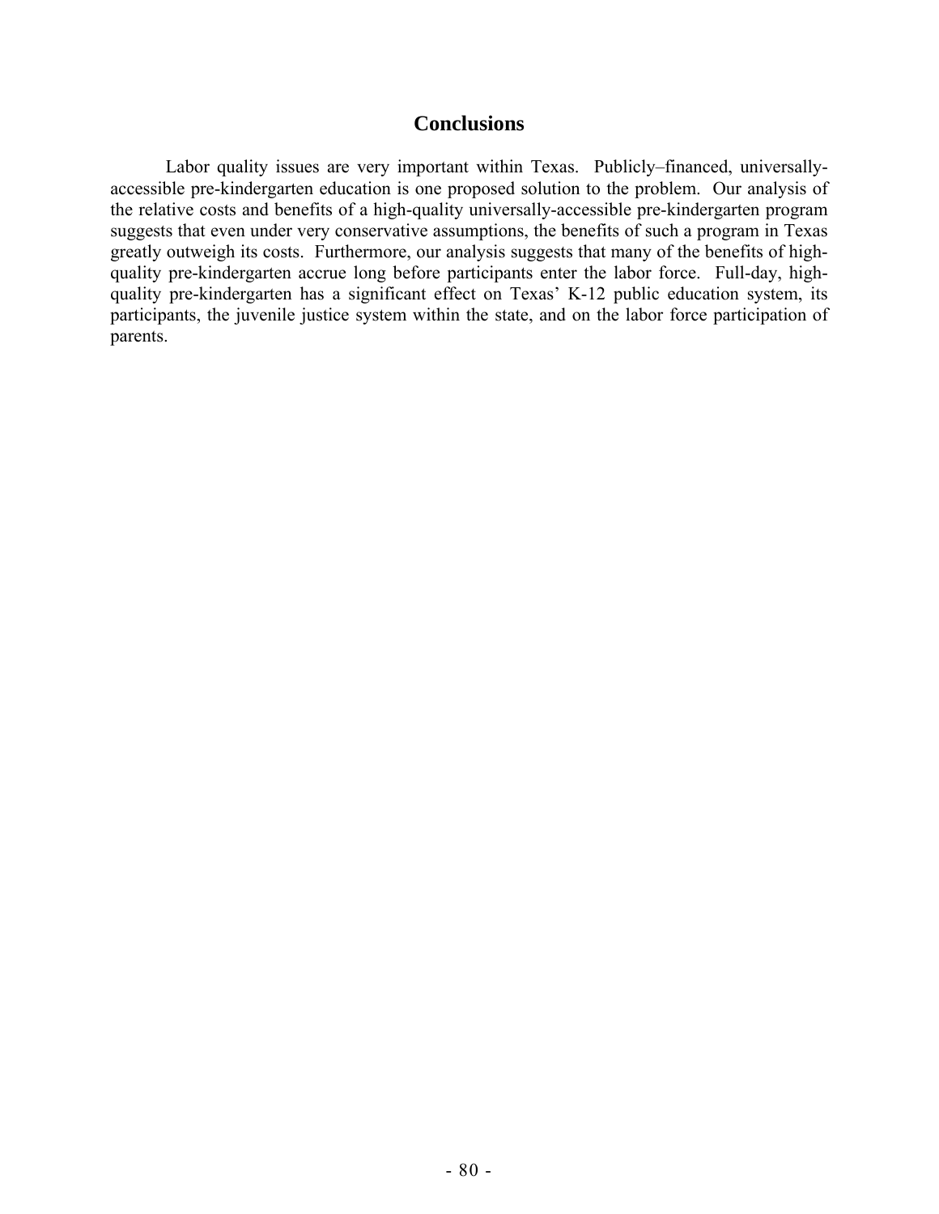## Conclusions

Labor quality issues are very important within Texas. Publicly–financed, universally-accessible pre-kindergarten education is one proposed solution to the problem. Our analysis of the relative costs and benefits of a high-quality universally-accessible pre-kindergarten program suggests that even under very conservative assumptions, the benefits of such a program in Texas greatly outweigh its costs. Furthermore, our analysis suggests that many of the benefits of high-quality pre-kindergarten accrue long before participants enter the labor force. Full-day, high-quality pre-kindergarten has a significant effect on Texas' K-12 public education system, its participants, the juvenile justice system within the state, and on the labor force participation of parents.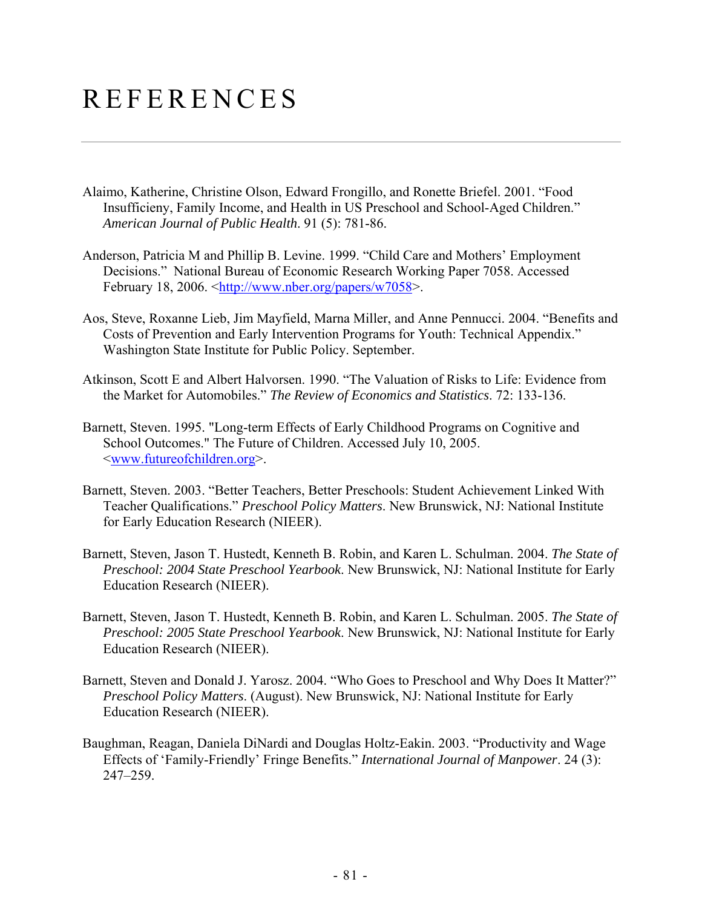# REFERENCES

Alaimo, Katherine, Christine Olson, Edward Frongillo, and Ronette Briefel. 2001. "Food Insufficieny, Family Income, and Health in US Preschool and School-Aged Children." *American Journal of Public Health*. 91 (5): 781-86.

Anderson, Patricia M and Phillip B. Levine. 1999. "Child Care and Mothers' Employment Decisions." National Bureau of Economic Research Working Paper 7058. Accessed February 18, 2006. <http://www.nber.org/papers/w7058>.

Aos, Steve, Roxanne Lieb, Jim Mayfield, Marna Miller, and Anne Pennucci. 2004. "Benefits and Costs of Prevention and Early Intervention Programs for Youth: Technical Appendix." Washington State Institute for Public Policy. September.

Atkinson, Scott E and Albert Halvorsen. 1990. "The Valuation of Risks to Life: Evidence from the Market for Automobiles." *The Review of Economics and Statistics*. 72: 133-136.

Barnett, Steven. 1995. "Long-term Effects of Early Childhood Programs on Cognitive and School Outcomes." The Future of Children. Accessed July 10, 2005. <www.futureofchildren.org>.

Barnett, Steven. 2003. "Better Teachers, Better Preschools: Student Achievement Linked With Teacher Qualifications." *Preschool Policy Matters*. New Brunswick, NJ: National Institute for Early Education Research (NIEER).

Barnett, Steven, Jason T. Hustedt, Kenneth B. Robin, and Karen L. Schulman. 2004. *The State of Preschool: 2004 State Preschool Yearbook*. New Brunswick, NJ: National Institute for Early Education Research (NIEER).

Barnett, Steven, Jason T. Hustedt, Kenneth B. Robin, and Karen L. Schulman. 2005. *The State of Preschool: 2005 State Preschool Yearbook*. New Brunswick, NJ: National Institute for Early Education Research (NIEER).

Barnett, Steven and Donald J. Yarosz. 2004. "Who Goes to Preschool and Why Does It Matter?" *Preschool Policy Matters*. (August). New Brunswick, NJ: National Institute for Early Education Research (NIEER).

Baughman, Reagan, Daniela DiNardi and Douglas Holtz-Eakin. 2003. "Productivity and Wage Effects of 'Family-Friendly' Fringe Benefits." *International Journal of Manpower*. 24 (3): 247–259.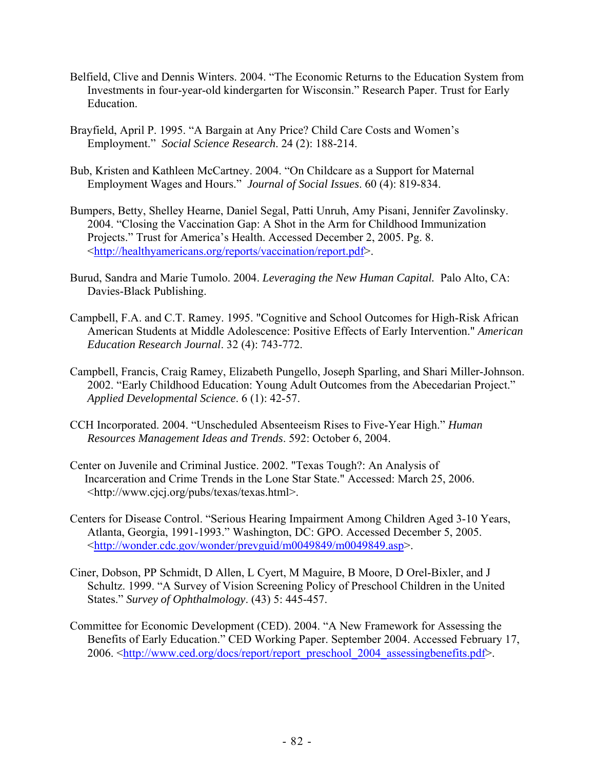Belfield, Clive and Dennis Winters. 2004. "The Economic Returns to the Education System from Investments in four-year-old kindergarten for Wisconsin." Research Paper. Trust for Early Education.

Brayfield, April P. 1995. "A Bargain at Any Price? Child Care Costs and Women's Employment." *Social Science Research*. 24 (2): 188-214.

Bub, Kristen and Kathleen McCartney. 2004. "On Childcare as a Support for Maternal Employment Wages and Hours." *Journal of Social Issues*. 60 (4): 819-834.

Bumpers, Betty, Shelley Hearne, Daniel Segal, Patti Unruh, Amy Pisani, Jennifer Zavolinsky. 2004. "Closing the Vaccination Gap: A Shot in the Arm for Childhood Immunization Projects." Trust for America's Health. Accessed December 2, 2005. Pg. 8. <http://healthyamericans.org/reports/vaccination/report.pdf>.

Burud, Sandra and Marie Tumolo. 2004. *Leveraging the New Human Capital.* Palo Alto, CA: Davies-Black Publishing.

Campbell, F.A. and C.T. Ramey. 1995. "Cognitive and School Outcomes for High-Risk African American Students at Middle Adolescence: Positive Effects of Early Intervention." *American Education Research Journal*. 32 (4): 743-772.

Campbell, Francis, Craig Ramey, Elizabeth Pungello, Joseph Sparling, and Shari Miller-Johnson. 2002. "Early Childhood Education: Young Adult Outcomes from the Abecedarian Project." *Applied Developmental Science*. 6 (1): 42-57.

CCH Incorporated. 2004. "Unscheduled Absenteeism Rises to Five-Year High." *Human Resources Management Ideas and Trends*. 592: October 6, 2004.

Center on Juvenile and Criminal Justice. 2002. "Texas Tough?: An Analysis of Incarceration and Crime Trends in the Lone Star State." Accessed: March 25, 2006. <http://www.cjcj.org/pubs/texas/texas.html>.

Centers for Disease Control. "Serious Hearing Impairment Among Children Aged 3-10 Years, Atlanta, Georgia, 1991-1993." Washington, DC: GPO. Accessed December 5, 2005. <http://wonder.cdc.gov/wonder/prevguid/m0049849/m0049849.asp>.

Ciner, Dobson, PP Schmidt, D Allen, L Cyert, M Maguire, B Moore, D Orel-Bixler, and J Schultz. 1999. "A Survey of Vision Screening Policy of Preschool Children in the United States." *Survey of Ophthalmology*. (43) 5: 445-457.

Committee for Economic Development (CED). 2004. "A New Framework for Assessing the Benefits of Early Education." CED Working Paper. September 2004. Accessed February 17, 2006. <http://www.ced.org/docs/report/report_preschool_2004_assessingbenefits.pdf>.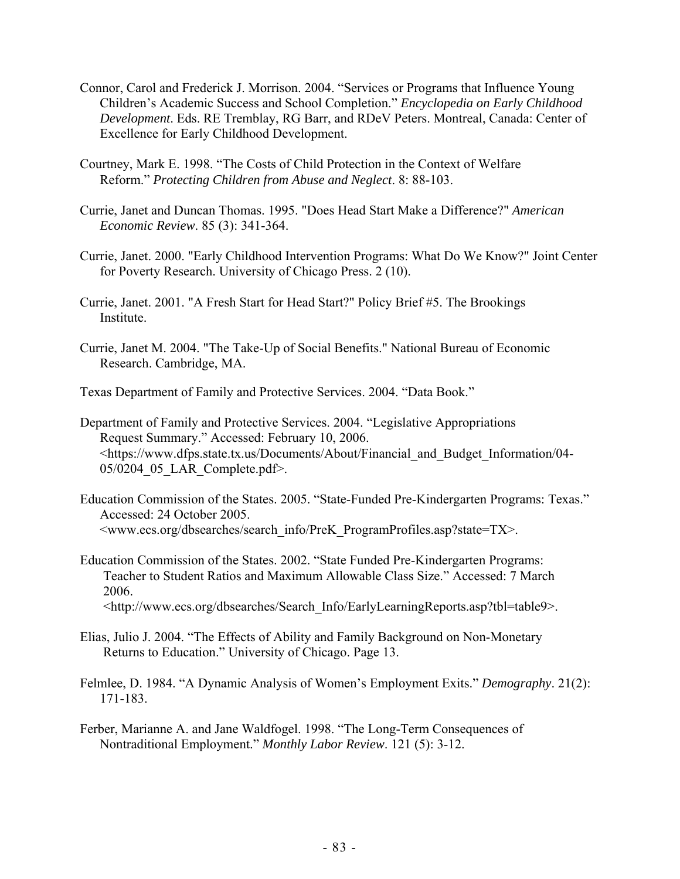Connor, Carol and Frederick J. Morrison. 2004. "Services or Programs that Influence Young Children's Academic Success and School Completion." *Encyclopedia on Early Childhood Development*. Eds. RE Tremblay, RG Barr, and RDeV Peters. Montreal, Canada: Center of Excellence for Early Childhood Development.

Courtney, Mark E. 1998. "The Costs of Child Protection in the Context of Welfare Reform." *Protecting Children from Abuse and Neglect*. 8: 88-103.

Currie, Janet and Duncan Thomas. 1995. "Does Head Start Make a Difference?" *American Economic Review*. 85 (3): 341-364.

Currie, Janet. 2000. "Early Childhood Intervention Programs: What Do We Know?" Joint Center for Poverty Research. University of Chicago Press. 2 (10).

Currie, Janet. 2001. "A Fresh Start for Head Start?" Policy Brief #5. The Brookings Institute.

Currie, Janet M. 2004. "The Take-Up of Social Benefits." National Bureau of Economic Research. Cambridge, MA.

Texas Department of Family and Protective Services. 2004. "Data Book."

Department of Family and Protective Services. 2004. "Legislative Appropriations Request Summary." Accessed: February 10, 2006. <https://www.dfps.state.tx.us/Documents/About/Financial_and_Budget_Information/04-05/0204_05_LAR_Complete.pdf>.

Education Commission of the States. 2005. "State-Funded Pre-Kindergarten Programs: Texas." Accessed: 24 October 2005. <www.ecs.org/dbsearches/search_info/PreK_ProgramProfiles.asp?state=TX>.

Education Commission of the States. 2002. "State Funded Pre-Kindergarten Programs: Teacher to Student Ratios and Maximum Allowable Class Size." Accessed: 7 March 2006. <http://www.ecs.org/dbsearches/Search_Info/EarlyLearningReports.asp?tbl=table9>.

Elias, Julio J. 2004. "The Effects of Ability and Family Background on Non-Monetary Returns to Education." University of Chicago. Page 13.

Felmlee, D. 1984. "A Dynamic Analysis of Women's Employment Exits." *Demography*. 21(2): 171-183.

Ferber, Marianne A. and Jane Waldfogel. 1998. "The Long-Term Consequences of Nontraditional Employment." *Monthly Labor Review*. 121 (5): 3-12.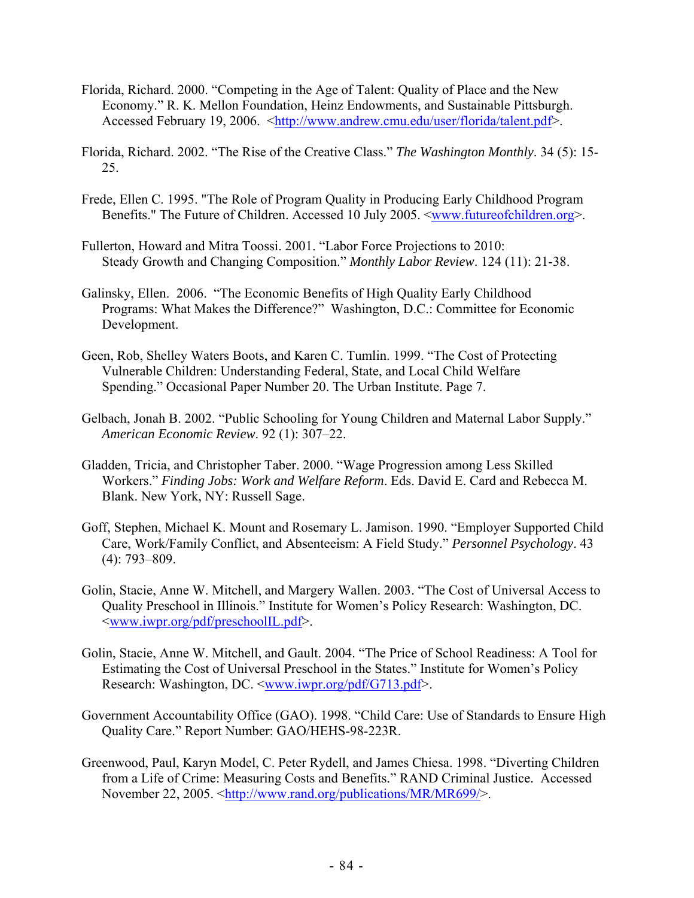Florida, Richard. 2000. “Competing in the Age of Talent: Quality of Place and the New Economy.” R. K. Mellon Foundation, Heinz Endowments, and Sustainable Pittsburgh. Accessed February 19, 2006. <http://www.andrew.cmu.edu/user/florida/talent.pdf>.

Florida, Richard. 2002. “The Rise of the Creative Class.” *The Washington Monthly*. 34 (5): 15-25.

Frede, Ellen C. 1995. "The Role of Program Quality in Producing Early Childhood Program Benefits." The Future of Children. Accessed 10 July 2005. <www.futureofchildren.org>.

Fullerton, Howard and Mitra Toossi. 2001. “Labor Force Projections to 2010: Steady Growth and Changing Composition.” *Monthly Labor Review*. 124 (11): 21-38.

Galinsky, Ellen. 2006. “The Economic Benefits of High Quality Early Childhood Programs: What Makes the Difference?” Washington, D.C.: Committee for Economic Development.

Geen, Rob, Shelley Waters Boots, and Karen C. Tumlin. 1999. “The Cost of Protecting Vulnerable Children: Understanding Federal, State, and Local Child Welfare Spending.” Occasional Paper Number 20. The Urban Institute. Page 7.

Gelbach, Jonah B. 2002. “Public Schooling for Young Children and Maternal Labor Supply.” *American Economic Review*. 92 (1): 307–22.

Gladden, Tricia, and Christopher Taber. 2000. “Wage Progression among Less Skilled Workers.” *Finding Jobs: Work and Welfare Reform*. Eds. David E. Card and Rebecca M. Blank. New York, NY: Russell Sage.

Goff, Stephen, Michael K. Mount and Rosemary L. Jamison. 1990. “Employer Supported Child Care, Work/Family Conflict, and Absenteeism: A Field Study.” *Personnel Psychology*. 43 (4): 793–809.

Golin, Stacie, Anne W. Mitchell, and Margery Wallen. 2003. “The Cost of Universal Access to Quality Preschool in Illinois.” Institute for Women’s Policy Research: Washington, DC. <www.iwpr.org/pdf/preschoolIL.pdf>.

Golin, Stacie, Anne W. Mitchell, and Gault. 2004. “The Price of School Readiness: A Tool for Estimating the Cost of Universal Preschool in the States.” Institute for Women’s Policy Research: Washington, DC. <www.iwpr.org/pdf/G713.pdf>.

Government Accountability Office (GAO). 1998. “Child Care: Use of Standards to Ensure High Quality Care.” Report Number: GAO/HEHS-98-223R.

Greenwood, Paul, Karyn Model, C. Peter Rydell, and James Chiesa. 1998. “Diverting Children from a Life of Crime: Measuring Costs and Benefits.” RAND Criminal Justice. Accessed November 22, 2005. <http://www.rand.org/publications/MR/MR699/>.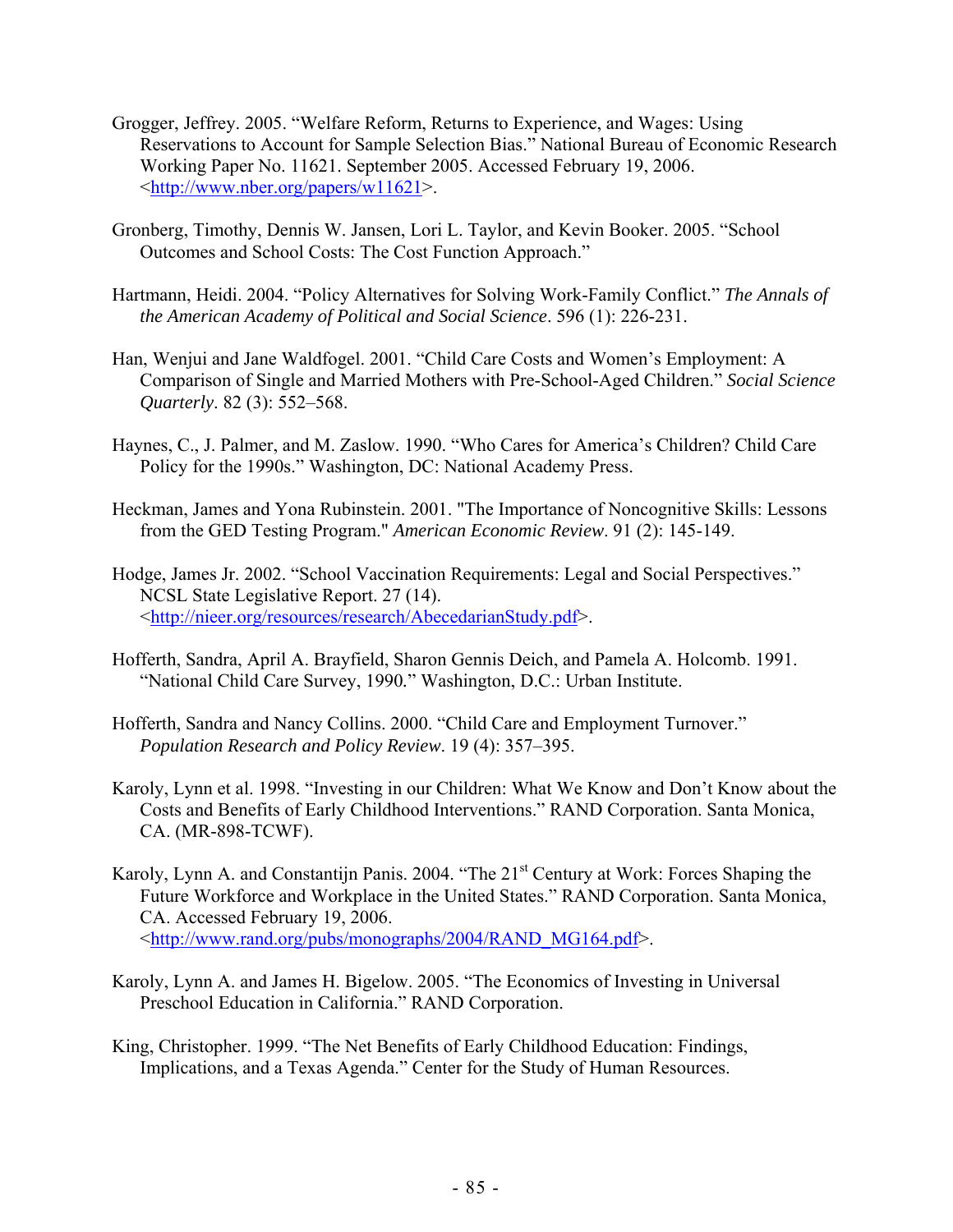Grogger, Jeffrey. 2005. "Welfare Reform, Returns to Experience, and Wages: Using Reservations to Account for Sample Selection Bias." National Bureau of Economic Research Working Paper No. 11621. September 2005. Accessed February 19, 2006. <http://www.nber.org/papers/w11621>.

Gronberg, Timothy, Dennis W. Jansen, Lori L. Taylor, and Kevin Booker. 2005. "School Outcomes and School Costs: The Cost Function Approach."

Hartmann, Heidi. 2004. "Policy Alternatives for Solving Work-Family Conflict." *The Annals of the American Academy of Political and Social Science*. 596 (1): 226-231.

Han, Wenjui and Jane Waldfogel. 2001. "Child Care Costs and Women's Employment: A Comparison of Single and Married Mothers with Pre-School-Aged Children." *Social Science Quarterly*. 82 (3): 552–568.

Haynes, C., J. Palmer, and M. Zaslow. 1990. "Who Cares for America's Children? Child Care Policy for the 1990s." Washington, DC: National Academy Press.

Heckman, James and Yona Rubinstein. 2001. "The Importance of Noncognitive Skills: Lessons from the GED Testing Program." *American Economic Review*. 91 (2): 145-149.

Hodge, James Jr. 2002. "School Vaccination Requirements: Legal and Social Perspectives." NCSL State Legislative Report. 27 (14). <http://nieer.org/resources/research/AbecedarianStudy.pdf>.

Hofferth, Sandra, April A. Brayfield, Sharon Gennis Deich, and Pamela A. Holcomb. 1991. "National Child Care Survey, 1990." Washington, D.C.: Urban Institute.

Hofferth, Sandra and Nancy Collins. 2000. "Child Care and Employment Turnover." *Population Research and Policy Review*. 19 (4): 357–395.

Karoly, Lynn et al. 1998. "Investing in our Children: What We Know and Don't Know about the Costs and Benefits of Early Childhood Interventions." RAND Corporation. Santa Monica, CA. (MR-898-TCWF).

Karoly, Lynn A. and Constantijn Panis. 2004. "The 21st Century at Work: Forces Shaping the Future Workforce and Workplace in the United States." RAND Corporation. Santa Monica, CA. Accessed February 19, 2006. <http://www.rand.org/pubs/monographs/2004/RAND_MG164.pdf>.

Karoly, Lynn A. and James H. Bigelow. 2005. "The Economics of Investing in Universal Preschool Education in California." RAND Corporation.

King, Christopher. 1999. "The Net Benefits of Early Childhood Education: Findings, Implications, and a Texas Agenda." Center for the Study of Human Resources.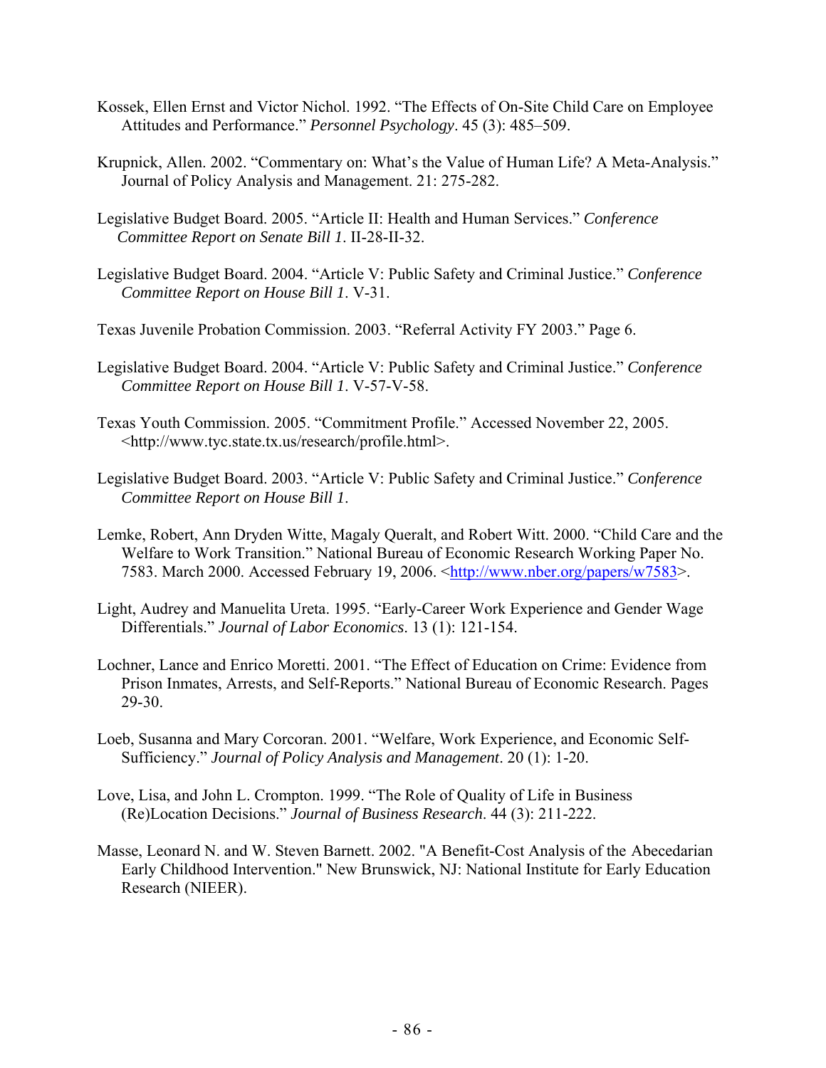Kossek, Ellen Ernst and Victor Nichol. 1992. “The Effects of On-Site Child Care on Employee Attitudes and Performance.” *Personnel Psychology*. 45 (3): 485–509.

Krupnick, Allen. 2002. “Commentary on: What’s the Value of Human Life? A Meta-Analysis.” Journal of Policy Analysis and Management. 21: 275-282.

Legislative Budget Board. 2005. “Article II: Health and Human Services.” *Conference Committee Report on Senate Bill 1*. II-28-II-32.

Legislative Budget Board. 2004. “Article V: Public Safety and Criminal Justice.” *Conference Committee Report on House Bill 1*. V-31.

Texas Juvenile Probation Commission. 2003. “Referral Activity FY 2003.” Page 6.

Legislative Budget Board. 2004. “Article V: Public Safety and Criminal Justice.” *Conference Committee Report on House Bill 1*. V-57-V-58.

Texas Youth Commission. 2005. “Commitment Profile.” Accessed November 22, 2005. <http://www.tyc.state.tx.us/research/profile.html>.

Legislative Budget Board. 2003. “Article V: Public Safety and Criminal Justice.” *Conference Committee Report on House Bill 1*.

Lemke, Robert, Ann Dryden Witte, Magaly Queralt, and Robert Witt. 2000. “Child Care and the Welfare to Work Transition.” National Bureau of Economic Research Working Paper No. 7583. March 2000. Accessed February 19, 2006. <http://www.nber.org/papers/w7583>.

Light, Audrey and Manuelita Ureta. 1995. “Early-Career Work Experience and Gender Wage Differentials.” *Journal of Labor Economics*. 13 (1): 121-154.

Lochner, Lance and Enrico Moretti. 2001. “The Effect of Education on Crime: Evidence from Prison Inmates, Arrests, and Self-Reports.” National Bureau of Economic Research. Pages 29-30.

Loeb, Susanna and Mary Corcoran. 2001. “Welfare, Work Experience, and Economic Self-Sufficiency.” *Journal of Policy Analysis and Management*. 20 (1): 1-20.

Love, Lisa, and John L. Crompton. 1999. “The Role of Quality of Life in Business (Re)Location Decisions.” *Journal of Business Research*. 44 (3): 211-222.

Masse, Leonard N. and W. Steven Barnett. 2002. "A Benefit-Cost Analysis of the Abecedarian Early Childhood Intervention." New Brunswick, NJ: National Institute for Early Education Research (NIEER).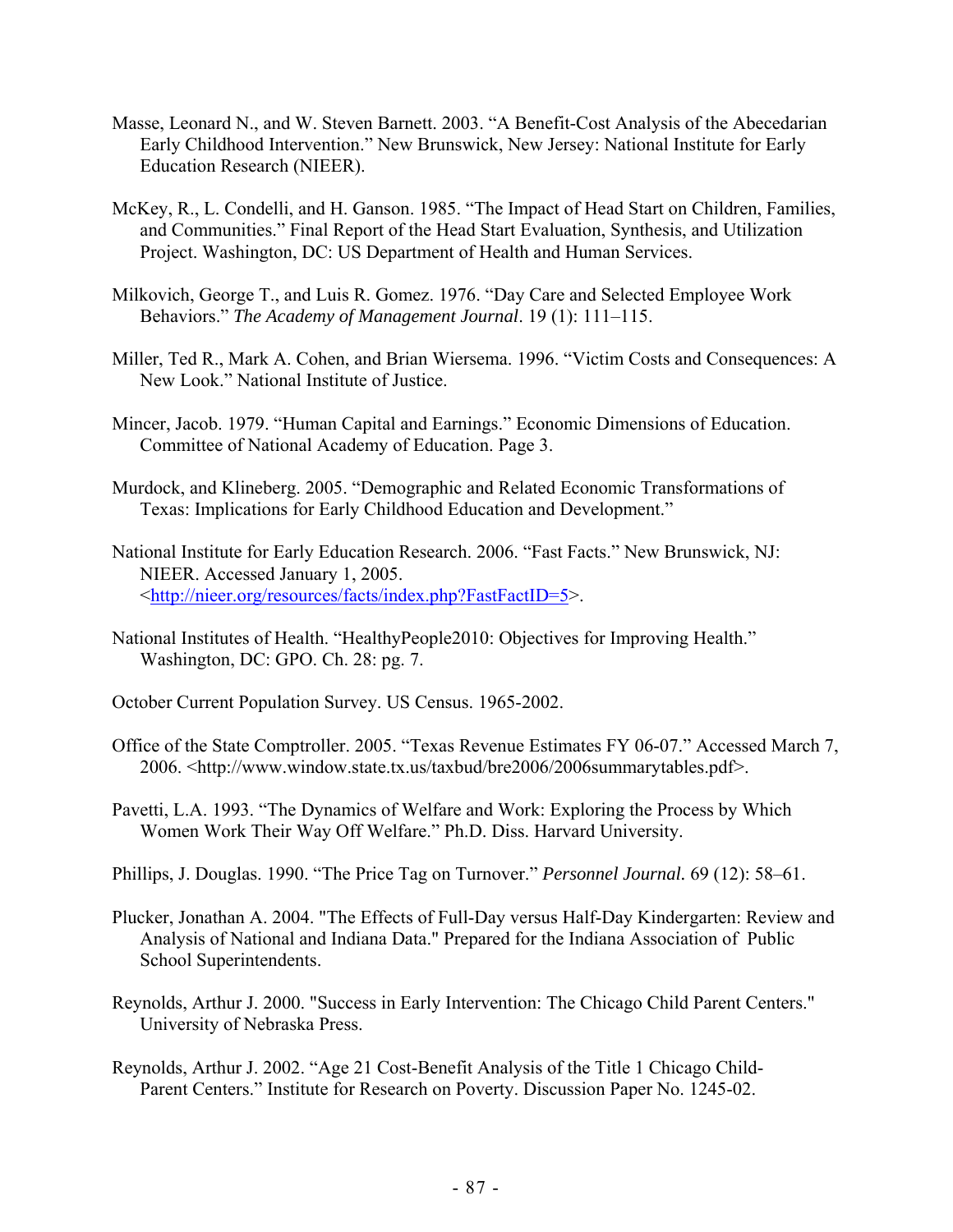Masse, Leonard N., and W. Steven Barnett. 2003. "A Benefit-Cost Analysis of the Abecedarian Early Childhood Intervention." New Brunswick, New Jersey: National Institute for Early Education Research (NIEER).

McKey, R., L. Condelli, and H. Ganson. 1985. "The Impact of Head Start on Children, Families, and Communities." Final Report of the Head Start Evaluation, Synthesis, and Utilization Project. Washington, DC: US Department of Health and Human Services.

Milkovich, George T., and Luis R. Gomez. 1976. "Day Care and Selected Employee Work Behaviors." *The Academy of Management Journal*. 19 (1): 111–115.

Miller, Ted R., Mark A. Cohen, and Brian Wiersema. 1996. "Victim Costs and Consequences: A New Look." National Institute of Justice.

Mincer, Jacob. 1979. "Human Capital and Earnings." Economic Dimensions of Education. Committee of National Academy of Education. Page 3.

Murdock, and Klineberg. 2005. "Demographic and Related Economic Transformations of Texas: Implications for Early Childhood Education and Development."

National Institute for Early Education Research. 2006. "Fast Facts." New Brunswick, NJ: NIEER. Accessed January 1, 2005. <http://nieer.org/resources/facts/index.php?FastFactID=5>.

National Institutes of Health. "HealthyPeople2010: Objectives for Improving Health." Washington, DC: GPO. Ch. 28: pg. 7.

October Current Population Survey. US Census. 1965-2002.

Office of the State Comptroller. 2005. "Texas Revenue Estimates FY 06-07." Accessed March 7, 2006. <http://www.window.state.tx.us/taxbud/bre2006/2006summarytables.pdf>.

Pavetti, L.A. 1993. "The Dynamics of Welfare and Work: Exploring the Process by Which Women Work Their Way Off Welfare." Ph.D. Diss. Harvard University.

Phillips, J. Douglas. 1990. "The Price Tag on Turnover." *Personnel Journal.* 69 (12): 58–61.

Plucker, Jonathan A. 2004. "The Effects of Full-Day versus Half-Day Kindergarten: Review and Analysis of National and Indiana Data." Prepared for the Indiana Association of Public School Superintendents.

Reynolds, Arthur J. 2000. "Success in Early Intervention: The Chicago Child Parent Centers." University of Nebraska Press.

Reynolds, Arthur J. 2002. "Age 21 Cost-Benefit Analysis of the Title 1 Chicago Child-Parent Centers." Institute for Research on Poverty. Discussion Paper No. 1245-02.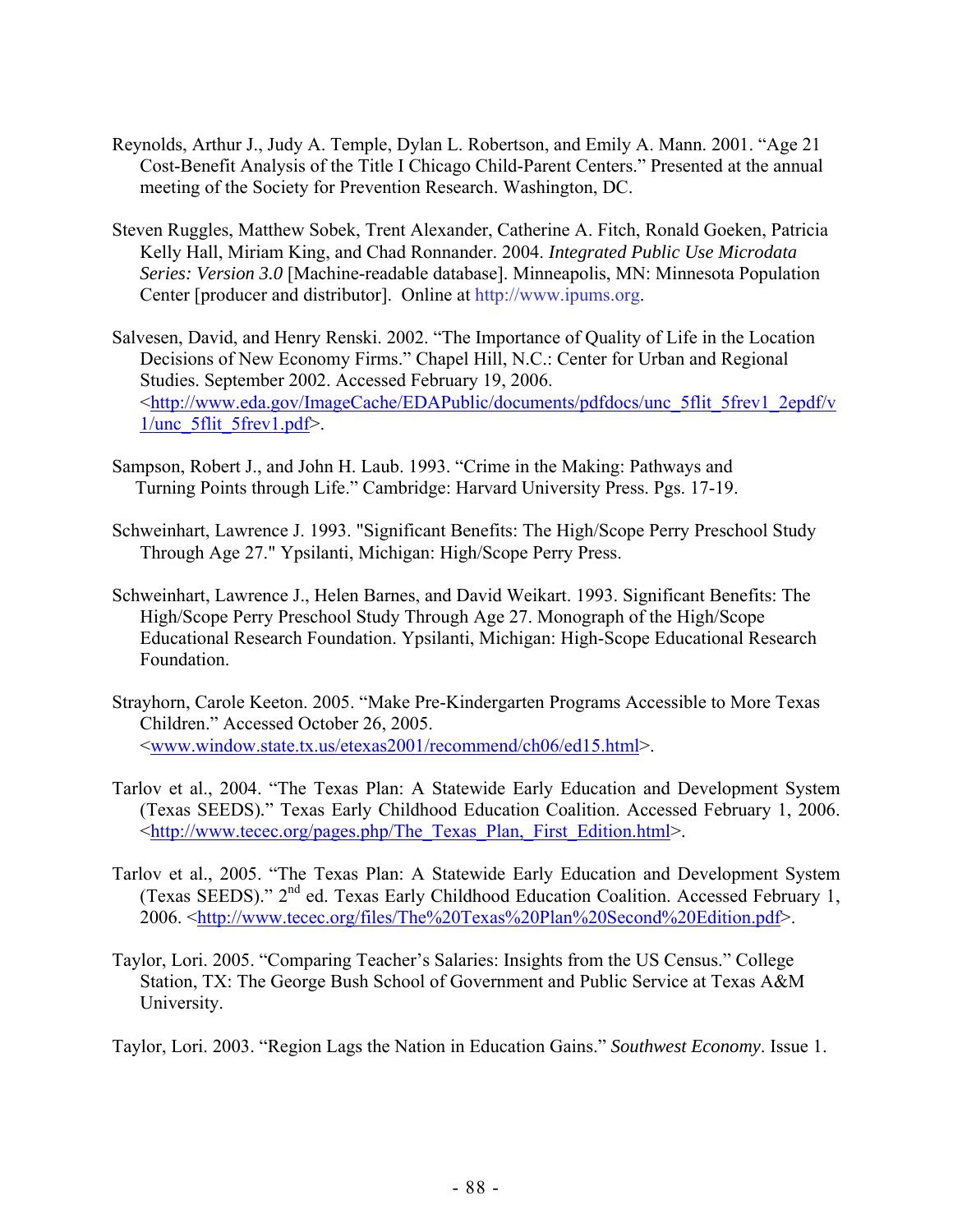Reynolds, Arthur J., Judy A. Temple, Dylan L. Robertson, and Emily A. Mann. 2001. "Age 21 Cost-Benefit Analysis of the Title I Chicago Child-Parent Centers." Presented at the annual meeting of the Society for Prevention Research. Washington, DC.

Steven Ruggles, Matthew Sobek, Trent Alexander, Catherine A. Fitch, Ronald Goeken, Patricia Kelly Hall, Miriam King, and Chad Ronnander. 2004. *Integrated Public Use Microdata Series: Version 3.0* [Machine-readable database]. Minneapolis, MN: Minnesota Population Center [producer and distributor]. Online at http://www.ipums.org.

Salvesen, David, and Henry Renski. 2002. "The Importance of Quality of Life in the Location Decisions of New Economy Firms." Chapel Hill, N.C.: Center for Urban and Regional Studies. September 2002. Accessed February 19, 2006. <http://www.eda.gov/ImageCache/EDAPublic/documents/pdfdocs/unc_5flit_5frev1_2epdf/v1/unc_5flit_5frev1.pdf>.

Sampson, Robert J., and John H. Laub. 1993. "Crime in the Making: Pathways and Turning Points through Life." Cambridge: Harvard University Press. Pgs. 17-19.

Schweinhart, Lawrence J. 1993. "Significant Benefits: The High/Scope Perry Preschool Study Through Age 27." Ypsilanti, Michigan: High/Scope Perry Press.

Schweinhart, Lawrence J., Helen Barnes, and David Weikart. 1993. Significant Benefits: The High/Scope Perry Preschool Study Through Age 27. Monograph of the High/Scope Educational Research Foundation. Ypsilanti, Michigan: High-Scope Educational Research Foundation.

Strayhorn, Carole Keeton. 2005. "Make Pre-Kindergarten Programs Accessible to More Texas Children." Accessed October 26, 2005. <www.window.state.tx.us/etexas2001/recommend/ch06/ed15.html>.

Tarlov et al., 2004. "The Texas Plan: A Statewide Early Education and Development System (Texas SEEDS)." Texas Early Childhood Education Coalition. Accessed February 1, 2006. <http://www.tecec.org/pages.php/The_Texas_Plan,_First_Edition.html>.

Tarlov et al., 2005. "The Texas Plan: A Statewide Early Education and Development System (Texas SEEDS)." 2nd ed. Texas Early Childhood Education Coalition. Accessed February 1, 2006. <http://www.tecec.org/files/The%20Texas%20Plan%20Second%20Edition.pdf>.

Taylor, Lori. 2005. "Comparing Teacher's Salaries: Insights from the US Census." College Station, TX: The George Bush School of Government and Public Service at Texas A&M University.

Taylor, Lori. 2003. "Region Lags the Nation in Education Gains." *Southwest Economy*. Issue 1.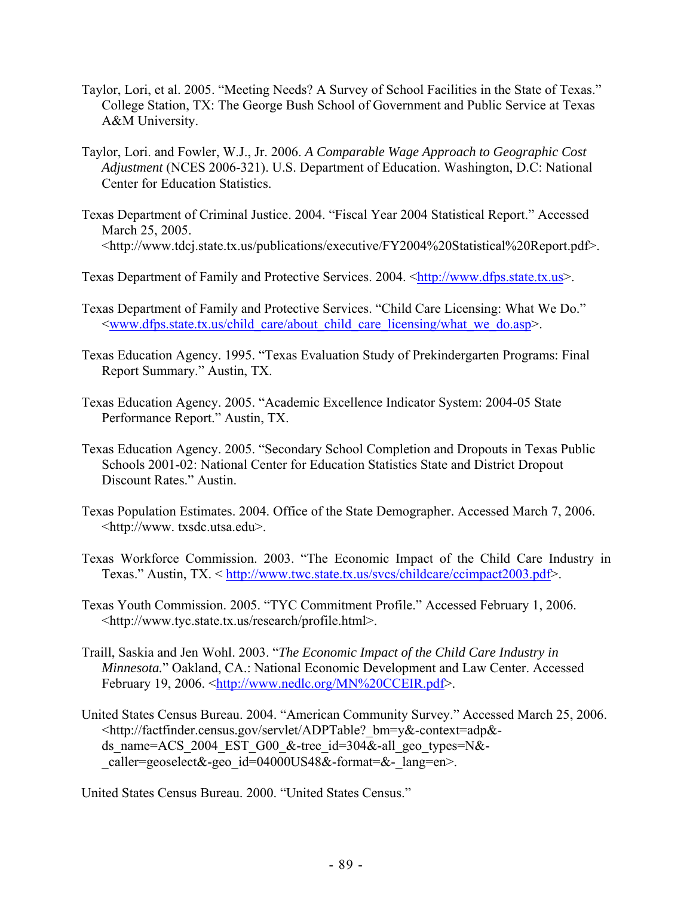Taylor, Lori, et al. 2005. "Meeting Needs? A Survey of School Facilities in the State of Texas." College Station, TX: The George Bush School of Government and Public Service at Texas A&M University.

Taylor, Lori. and Fowler, W.J., Jr. 2006. *A Comparable Wage Approach to Geographic Cost Adjustment* (NCES 2006-321). U.S. Department of Education. Washington, D.C: National Center for Education Statistics.

Texas Department of Criminal Justice. 2004. "Fiscal Year 2004 Statistical Report." Accessed March 25, 2005. <http://www.tdcj.state.tx.us/publications/executive/FY2004%20Statistical%20Report.pdf>.

Texas Department of Family and Protective Services. 2004. <http://www.dfps.state.tx.us>.

Texas Department of Family and Protective Services. "Child Care Licensing: What We Do." <www.dfps.state.tx.us/child_care/about_child_care_licensing/what_we_do.asp>.

Texas Education Agency. 1995. "Texas Evaluation Study of Prekindergarten Programs: Final Report Summary." Austin, TX.

Texas Education Agency. 2005. "Academic Excellence Indicator System: 2004-05 State Performance Report." Austin, TX.

Texas Education Agency. 2005. "Secondary School Completion and Dropouts in Texas Public Schools 2001-02: National Center for Education Statistics State and District Dropout Discount Rates." Austin.

Texas Population Estimates. 2004. Office of the State Demographer. Accessed March 7, 2006. <http://www. txsdc.utsa.edu>.

Texas Workforce Commission. 2003. "The Economic Impact of the Child Care Industry in Texas." Austin, TX. < http://www.twc.state.tx.us/svcs/childcare/ccimpact2003.pdf>.

Texas Youth Commission. 2005. "TYC Commitment Profile." Accessed February 1, 2006. <http://www.tyc.state.tx.us/research/profile.html>.

Traill, Saskia and Jen Wohl. 2003. "*The Economic Impact of the Child Care Industry in Minnesota.*" Oakland, CA.: National Economic Development and Law Center. Accessed February 19, 2006. <http://www.nedlc.org/MN%20CCEIR.pdf>.

United States Census Bureau. 2004. "American Community Survey." Accessed March 25, 2006. <http://factfinder.census.gov/servlet/ADPTable?_bm=y&-context=adp&-ds_name=ACS_2004_EST_G00_&-tree_id=304&-all_geo_types=N&-_caller=geoselect&-geo_id=04000US48&-format=&-_lang=en>.

United States Census Bureau. 2000. "United States Census."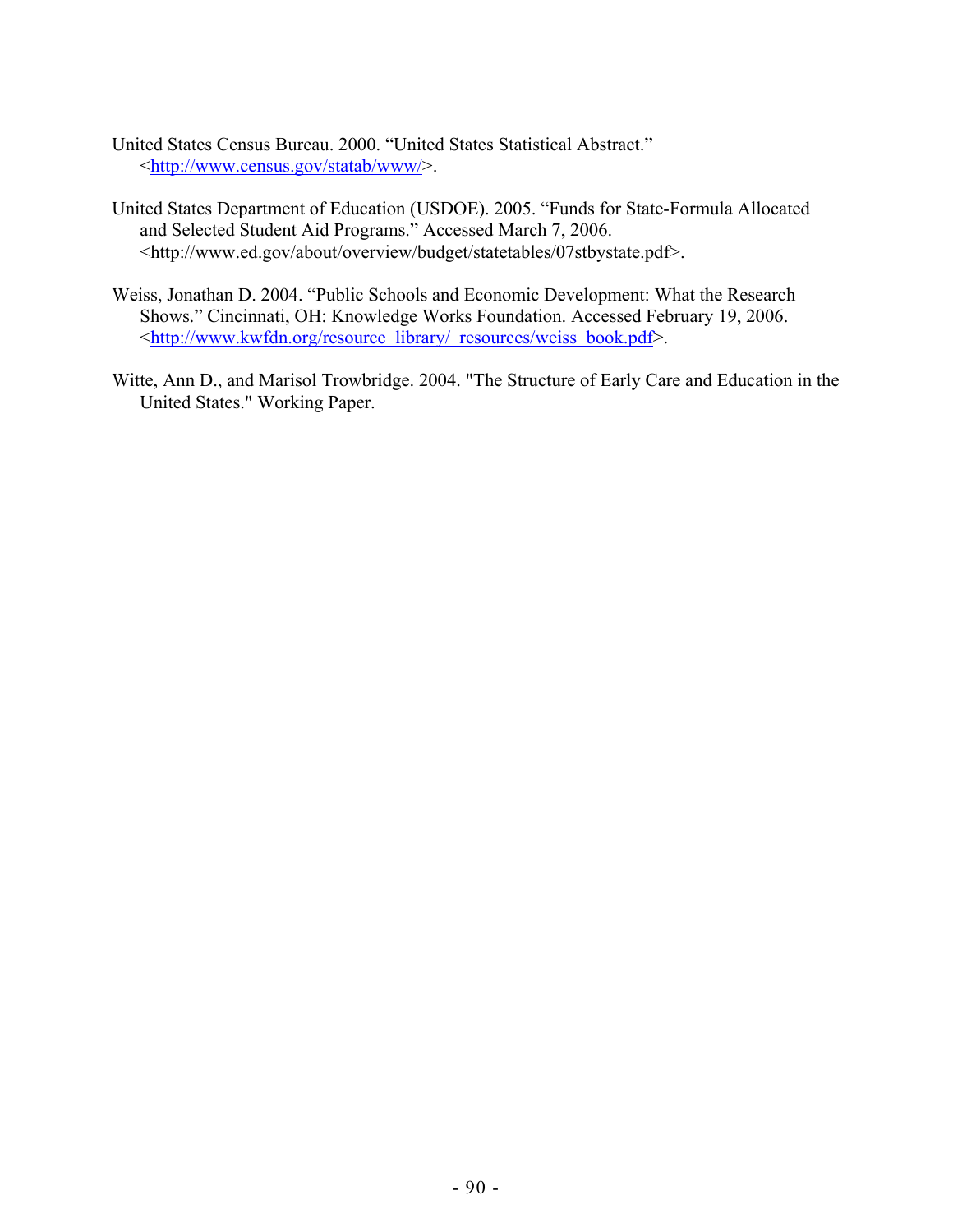United States Census Bureau. 2000. “United States Statistical Abstract.” <http://www.census.gov/statab/www/>.

United States Department of Education (USDOE). 2005. “Funds for State-Formula Allocated and Selected Student Aid Programs.” Accessed March 7, 2006. <http://www.ed.gov/about/overview/budget/statetables/07stbystate.pdf>.

Weiss, Jonathan D. 2004. “Public Schools and Economic Development: What the Research Shows.” Cincinnati, OH: Knowledge Works Foundation. Accessed February 19, 2006. <http://www.kwfdn.org/resource_library/_resources/weiss_book.pdf>.

Witte, Ann D., and Marisol Trowbridge. 2004. "The Structure of Early Care and Education in the United States." Working Paper.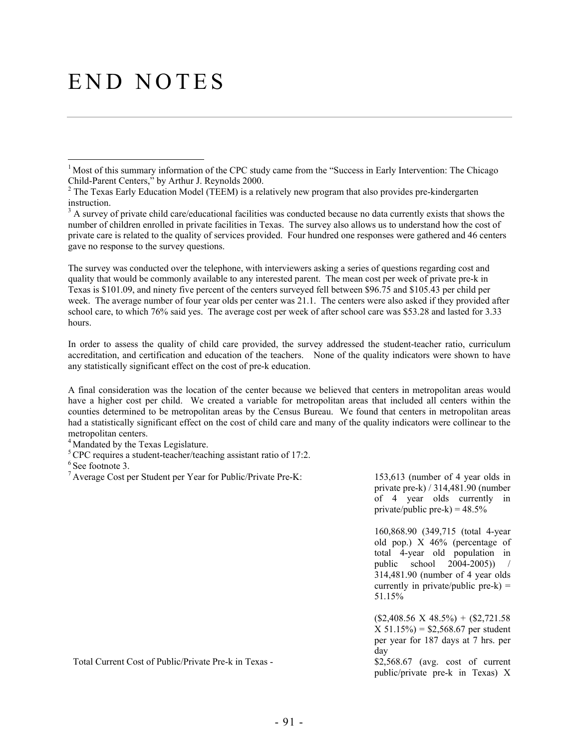# END NOTES

[1] Most of this summary information of the CPC study came from the "Success in Early Intervention: The Chicago Child-Parent Centers," by Arthur J. Reynolds 2000.

[2] The Texas Early Education Model (TEEM) is a relatively new program that also provides pre-kindergarten instruction.

[3] A survey of private child care/educational facilities was conducted because no data currently exists that shows the number of children enrolled in private facilities in Texas. The survey also allows us to understand how the cost of private care is related to the quality of services provided. Four hundred one responses were gathered and 46 centers gave no response to the survey questions.

The survey was conducted over the telephone, with interviewers asking a series of questions regarding cost and quality that would be commonly available to any interested parent. The mean cost per week of private pre-k in Texas is \$101.09, and ninety five percent of the centers surveyed fell between \$96.75 and \$105.43 per child per week. The average number of four year olds per center was 21.1. The centers were also asked if they provided after school care, to which 76% said yes. The average cost per week of after school care was \$53.28 and lasted for 3.33 hours.

In order to assess the quality of child care provided, the survey addressed the student-teacher ratio, curriculum accreditation, and certification and education of the teachers. None of the quality indicators were shown to have any statistically significant effect on the cost of pre-k education.

A final consideration was the location of the center because we believed that centers in metropolitan areas would have a higher cost per child. We created a variable for metropolitan areas that included all centers within the counties determined to be metropolitan areas by the Census Bureau. We found that centers in metropolitan areas had a statistically significant effect on the cost of child care and many of the quality indicators were collinear to the metropolitan centers.

[4] Mandated by the Texas Legislature.

[5] CPC requires a student-teacher/teaching assistant ratio of 17:2.

[6] See footnote 3.

[7] Average Cost per Student per Year for Public/Private Pre-K:

153,613 (number of 4 year olds in private pre-k) / 314,481.90 (number of 4 year olds currently in private/public pre-k) = 48.5%

160,868.90 (349,715 (total 4-year old pop.) X 46% (percentage of total 4-year old population in public school 2004-2005)) / 314,481.90 (number of 4 year olds currently in private/public pre-k) = 51.15%

(\$2,408.56 X 48.5%) + (\$2,721.58 X 51.15%) = \$2,568.67 per student per year for 187 days at 7 hrs. per day

Total Current Cost of Public/Private Pre-k in Texas - \$2,568.67 (avg. cost of current public/private pre-k in Texas) X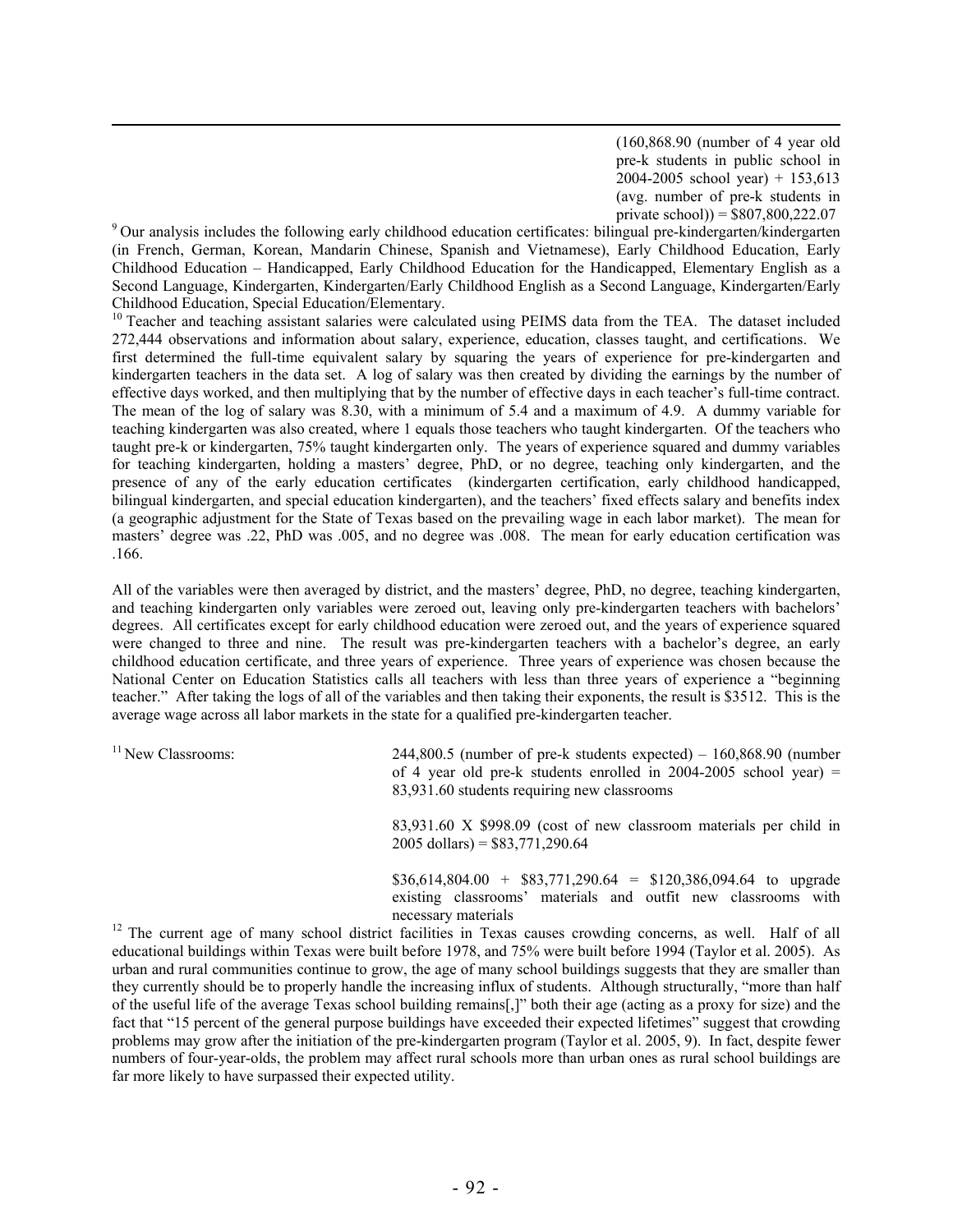(160,868.90 (number of 4 year old pre-k students in public school in 2004-2005 school year) + 153,613 (avg. number of pre-k students in private school)) = $807,800,222.07

[9] Our analysis includes the following early childhood education certificates: bilingual pre-kindergarten/kindergarten (in French, German, Korean, Mandarin Chinese, Spanish and Vietnamese), Early Childhood Education, Early Childhood Education – Handicapped, Early Childhood Education for the Handicapped, Elementary English as a Second Language, Kindergarten, Kindergarten/Early Childhood English as a Second Language, Kindergarten/Early Childhood Education, Special Education/Elementary.

[10] Teacher and teaching assistant salaries were calculated using PEIMS data from the TEA. The dataset included 272,444 observations and information about salary, experience, education, classes taught, and certifications. We first determined the full-time equivalent salary by squaring the years of experience for pre-kindergarten and kindergarten teachers in the data set. A log of salary was then created by dividing the earnings by the number of effective days worked, and then multiplying that by the number of effective days in each teacher's full-time contract. The mean of the log of salary was 8.30, with a minimum of 5.4 and a maximum of 4.9. A dummy variable for teaching kindergarten was also created, where 1 equals those teachers who taught kindergarten. Of the teachers who taught pre-k or kindergarten, 75% taught kindergarten only. The years of experience squared and dummy variables for teaching kindergarten, holding a masters' degree, PhD, or no degree, teaching only kindergarten, and the presence of any of the early education certificates (kindergarten certification, early childhood handicapped, bilingual kindergarten, and special education kindergarten), and the teachers' fixed effects salary and benefits index (a geographic adjustment for the State of Texas based on the prevailing wage in each labor market). The mean for masters' degree was .22, PhD was .005, and no degree was .008. The mean for early education certification was .166.

All of the variables were then averaged by district, and the masters' degree, PhD, no degree, teaching kindergarten, and teaching kindergarten only variables were zeroed out, leaving only pre-kindergarten teachers with bachelors' degrees. All certificates except for early childhood education were zeroed out, and the years of experience squared were changed to three and nine. The result was pre-kindergarten teachers with a bachelor's degree, an early childhood education certificate, and three years of experience. Three years of experience was chosen because the National Center on Education Statistics calls all teachers with less than three years of experience a "beginning teacher." After taking the logs of all of the variables and then taking their exponents, the result is $3512. This is the average wage across all labor markets in the state for a qualified pre-kindergarten teacher.

[11] New Classrooms:

244,800.5 (number of pre-k students expected) – 160,868.90 (number of 4 year old pre-k students enrolled in 2004-2005 school year) = 83,931.60 students requiring new classrooms

83,931.60 X $998.09 (cost of new classroom materials per child in 2005 dollars) = $83,771,290.64

$36,614,804.00 + $83,771,290.64 = $120,386,094.64 to upgrade existing classrooms' materials and outfit new classrooms with necessary materials

[12] The current age of many school district facilities in Texas causes crowding concerns, as well. Half of all educational buildings within Texas were built before 1978, and 75% were built before 1994 (Taylor et al. 2005). As urban and rural communities continue to grow, the age of many school buildings suggests that they are smaller than they currently should be to properly handle the increasing influx of students. Although structurally, "more than half of the useful life of the average Texas school building remains[,]" both their age (acting as a proxy for size) and the fact that "15 percent of the general purpose buildings have exceeded their expected lifetimes" suggest that crowding problems may grow after the initiation of the pre-kindergarten program (Taylor et al. 2005, 9). In fact, despite fewer numbers of four-year-olds, the problem may affect rural schools more than urban ones as rural school buildings are far more likely to have surpassed their expected utility.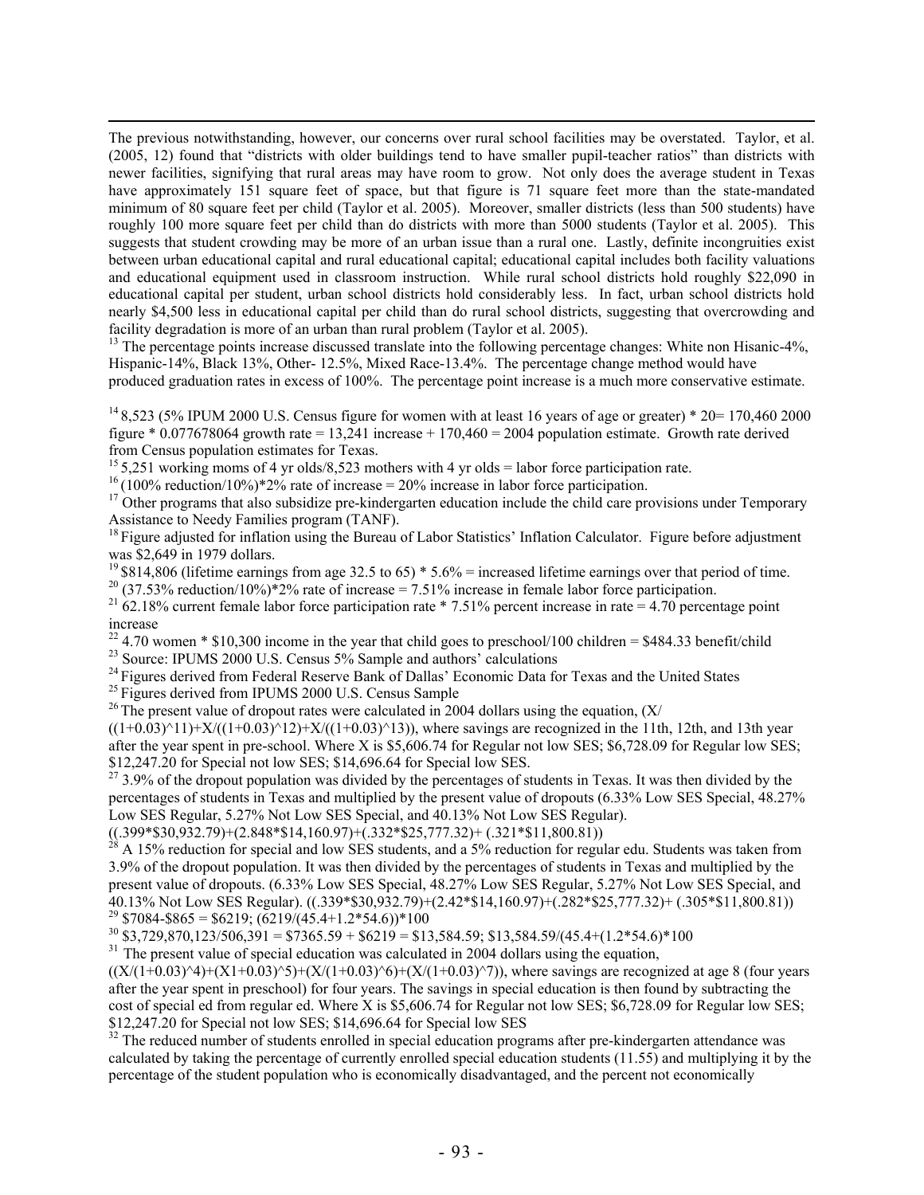The previous notwithstanding, however, our concerns over rural school facilities may be overstated. Taylor, et al. (2005, 12) found that "districts with older buildings tend to have smaller pupil-teacher ratios" than districts with newer facilities, signifying that rural areas may have room to grow. Not only does the average student in Texas have approximately 151 square feet of space, but that figure is 71 square feet more than the state-mandated minimum of 80 square feet per child (Taylor et al. 2005). Moreover, smaller districts (less than 500 students) have roughly 100 more square feet per child than do districts with more than 5000 students (Taylor et al. 2005). This suggests that student crowding may be more of an urban issue than a rural one. Lastly, definite incongruities exist between urban educational capital and rural educational capital; educational capital includes both facility valuations and educational equipment used in classroom instruction. While rural school districts hold roughly $22,090 in educational capital per student, urban school districts hold considerably less. In fact, urban school districts hold nearly $4,500 less in educational capital per child than do rural school districts, suggesting that overcrowding and facility degradation is more of an urban than rural problem (Taylor et al. 2005).

[13] The percentage points increase discussed translate into the following percentage changes: White non Hisanic-4%, Hispanic-14%, Black 13%, Other- 12.5%, Mixed Race-13.4%. The percentage change method would have produced graduation rates in excess of 100%. The percentage point increase is a much more conservative estimate.

[14] 8,523 (5% IPUM 2000 U.S. Census figure for women with at least 16 years of age or greater) * 20= 170,460 2000 figure * 0.077678064 growth rate = 13,241 increase + 170,460 = 2004 population estimate. Growth rate derived from Census population estimates for Texas.

[15] 5,251 working moms of 4 yr olds/8,523 mothers with 4 yr olds = labor force participation rate.

[16] (100% reduction/10%)*2% rate of increase = 20% increase in labor force participation.

[17] Other programs that also subsidize pre-kindergarten education include the child care provisions under Temporary Assistance to Needy Families program (TANF).

[18] Figure adjusted for inflation using the Bureau of Labor Statistics' Inflation Calculator. Figure before adjustment was $2,649 in 1979 dollars.

[19] $814,806 (lifetime earnings from age 32.5 to 65) * 5.6% = increased lifetime earnings over that period of time.

[20] (37.53% reduction/10%)*2% rate of increase = 7.51% increase in female labor force participation.

[21] 62.18% current female labor force participation rate * 7.51% percent increase in rate = 4.70 percentage point increase

[22] 4.70 women * $10,300 income in the year that child goes to preschool/100 children = $484.33 benefit/child

[23] Source: IPUMS 2000 U.S. Census 5% Sample and authors' calculations

[24] Figures derived from Federal Reserve Bank of Dallas' Economic Data for Texas and the United States

[25] Figures derived from IPUMS 2000 U.S. Census Sample

[26] The present value of dropout rates were calculated in 2004 dollars using the equation, (X/((1+0.03)^11)+X/((1+0.03)^12)+X/((1+0.03)^13)), where savings are recognized in the 11th, 12th, and 13th year after the year spent in pre-school. Where X is $5,606.74 for Regular not low SES; $6,728.09 for Regular low SES; $12,247.20 for Special not low SES; $14,696.64 for Special low SES.

[27] 3.9% of the dropout population was divided by the percentages of students in Texas. It was then divided by the percentages of students in Texas and multiplied by the present value of dropouts (6.33% Low SES Special, 48.27% Low SES Regular, 5.27% Not Low SES Special, and 40.13% Not Low SES Regular). ((.399*$30,932.79)+(2.848*$14,160.97)+(.332*$25,777.32)+ (.321*$11,800.81))

[28] A 15% reduction for special and low SES students, and a 5% reduction for regular edu. Students was taken from 3.9% of the dropout population. It was then divided by the percentages of students in Texas and multiplied by the present value of dropouts. (6.33% Low SES Special, 48.27% Low SES Regular, 5.27% Not Low SES Special, and 40.13% Not Low SES Regular). ((.339*$30,932.79)+(2.42*$14,160.97)+(.282*$25,777.32)+ (.305*$11,800.81))

[29] $7084-$865 = $6219; (6219/(45.4+1.2*54.6))*100

[30] $3,729,870,123/506,391 = $7365.59 + $6219 = $13,584.59; $13,584.59/(45.4+(1.2*54.6)*100

[31] The present value of special education was calculated in 2004 dollars using the equation, ((X/(1+0.03)^4)+(X1+0.03)^5)+(X/(1+0.03)^6)+(X/(1+0.03)^7)), where savings are recognized at age 8 (four years after the year spent in preschool) for four years. The savings in special education is then found by subtracting the cost of special ed from regular ed. Where X is $5,606.74 for Regular not low SES; $6,728.09 for Regular low SES; $12,247.20 for Special not low SES; $14,696.64 for Special low SES

[32] The reduced number of students enrolled in special education programs after pre-kindergarten attendance was calculated by taking the percentage of currently enrolled special education students (11.55) and multiplying it by the percentage of the student population who is economically disadvantaged, and the percent not economically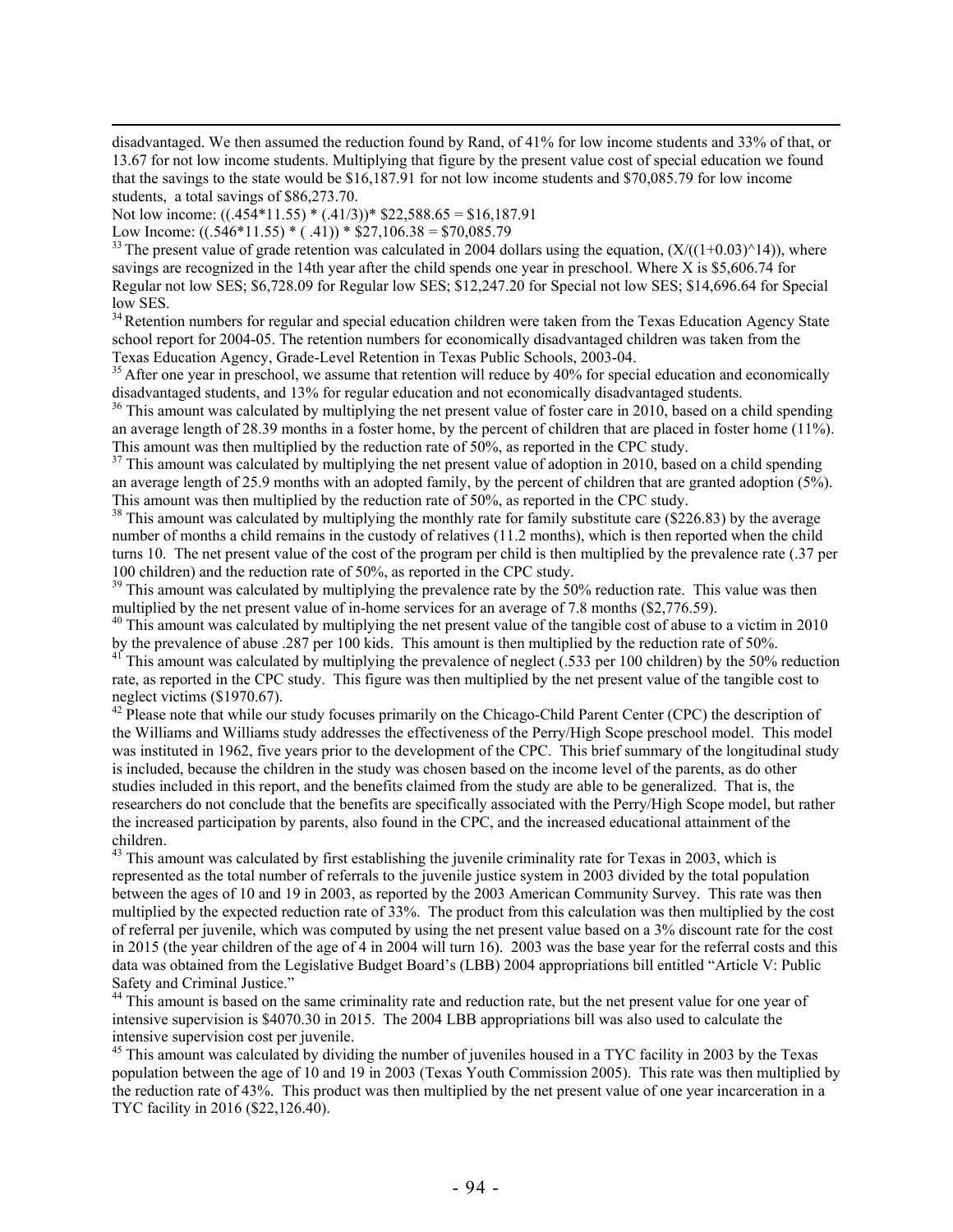disadvantaged. We then assumed the reduction found by Rand, of 41% for low income students and 33% of that, or 13.67 for not low income students. Multiplying that figure by the present value cost of special education we found that the savings to the state would be $16,187.91 for not low income students and $70,085.79 for low income students, a total savings of $86,273.70.

Not low income: ((.454*11.55) * (.41/3))* $22,588.65 = $16,187.91

Low Income: ((.546*11.55) * ( .41)) * $27,106.38 = $70,085.79

[33] The present value of grade retention was calculated in 2004 dollars using the equation, $(X/((1+0.03)^14))$, where savings are recognized in the 14th year after the child spends one year in preschool. Where X is $5,606.74 for Regular not low SES; $6,728.09 for Regular low SES; $12,247.20 for Special not low SES; $14,696.64 for Special low SES.

[34] Retention numbers for regular and special education children were taken from the Texas Education Agency State school report for 2004-05. The retention numbers for economically disadvantaged children was taken from the Texas Education Agency, Grade-Level Retention in Texas Public Schools, 2003-04.

[35] After one year in preschool, we assume that retention will reduce by 40% for special education and economically disadvantaged students, and 13% for regular education and not economically disadvantaged students.

[36] This amount was calculated by multiplying the net present value of foster care in 2010, based on a child spending an average length of 28.39 months in a foster home, by the percent of children that are placed in foster home (11%). This amount was then multiplied by the reduction rate of 50%, as reported in the CPC study.

[37] This amount was calculated by multiplying the net present value of adoption in 2010, based on a child spending an average length of 25.9 months with an adopted family, by the percent of children that are granted adoption (5%). This amount was then multiplied by the reduction rate of 50%, as reported in the CPC study.

[38] This amount was calculated by multiplying the monthly rate for family substitute care ($226.83) by the average number of months a child remains in the custody of relatives (11.2 months), which is then reported when the child turns 10. The net present value of the cost of the program per child is then multiplied by the prevalence rate (.37 per 100 children) and the reduction rate of 50%, as reported in the CPC study.

[39] This amount was calculated by multiplying the prevalence rate by the 50% reduction rate. This value was then multiplied by the net present value of in-home services for an average of 7.8 months ($2,776.59).

[40] This amount was calculated by multiplying the net present value of the tangible cost of abuse to a victim in 2010 by the prevalence of abuse .287 per 100 kids. This amount is then multiplied by the reduction rate of 50%.

[41] This amount was calculated by multiplying the prevalence of neglect (.533 per 100 children) by the 50% reduction rate, as reported in the CPC study. This figure was then multiplied by the net present value of the tangible cost to neglect victims ($1970.67).

[42] Please note that while our study focuses primarily on the Chicago-Child Parent Center (CPC) the description of the Williams and Williams study addresses the effectiveness of the Perry/High Scope preschool model. This model was instituted in 1962, five years prior to the development of the CPC. This brief summary of the longitudinal study is included, because the children in the study was chosen based on the income level of the parents, as do other studies included in this report, and the benefits claimed from the study are able to be generalized. That is, the researchers do not conclude that the benefits are specifically associated with the Perry/High Scope model, but rather the increased participation by parents, also found in the CPC, and the increased educational attainment of the children.

[43] This amount was calculated by first establishing the juvenile criminality rate for Texas in 2003, which is represented as the total number of referrals to the juvenile justice system in 2003 divided by the total population between the ages of 10 and 19 in 2003, as reported by the 2003 American Community Survey. This rate was then multiplied by the expected reduction rate of 33%. The product from this calculation was then multiplied by the cost of referral per juvenile, which was computed by using the net present value based on a 3% discount rate for the cost in 2015 (the year children of the age of 4 in 2004 will turn 16). 2003 was the base year for the referral costs and this data was obtained from the Legislative Budget Board's (LBB) 2004 appropriations bill entitled "Article V: Public Safety and Criminal Justice."

[44] This amount is based on the same criminality rate and reduction rate, but the net present value for one year of intensive supervision is $4070.30 in 2015. The 2004 LBB appropriations bill was also used to calculate the intensive supervision cost per juvenile.

[45] This amount was calculated by dividing the number of juveniles housed in a TYC facility in 2003 by the Texas population between the age of 10 and 19 in 2003 (Texas Youth Commission 2005). This rate was then multiplied by the reduction rate of 43%. This product was then multiplied by the net present value of one year incarceration in a TYC facility in 2016 ($22,126.40).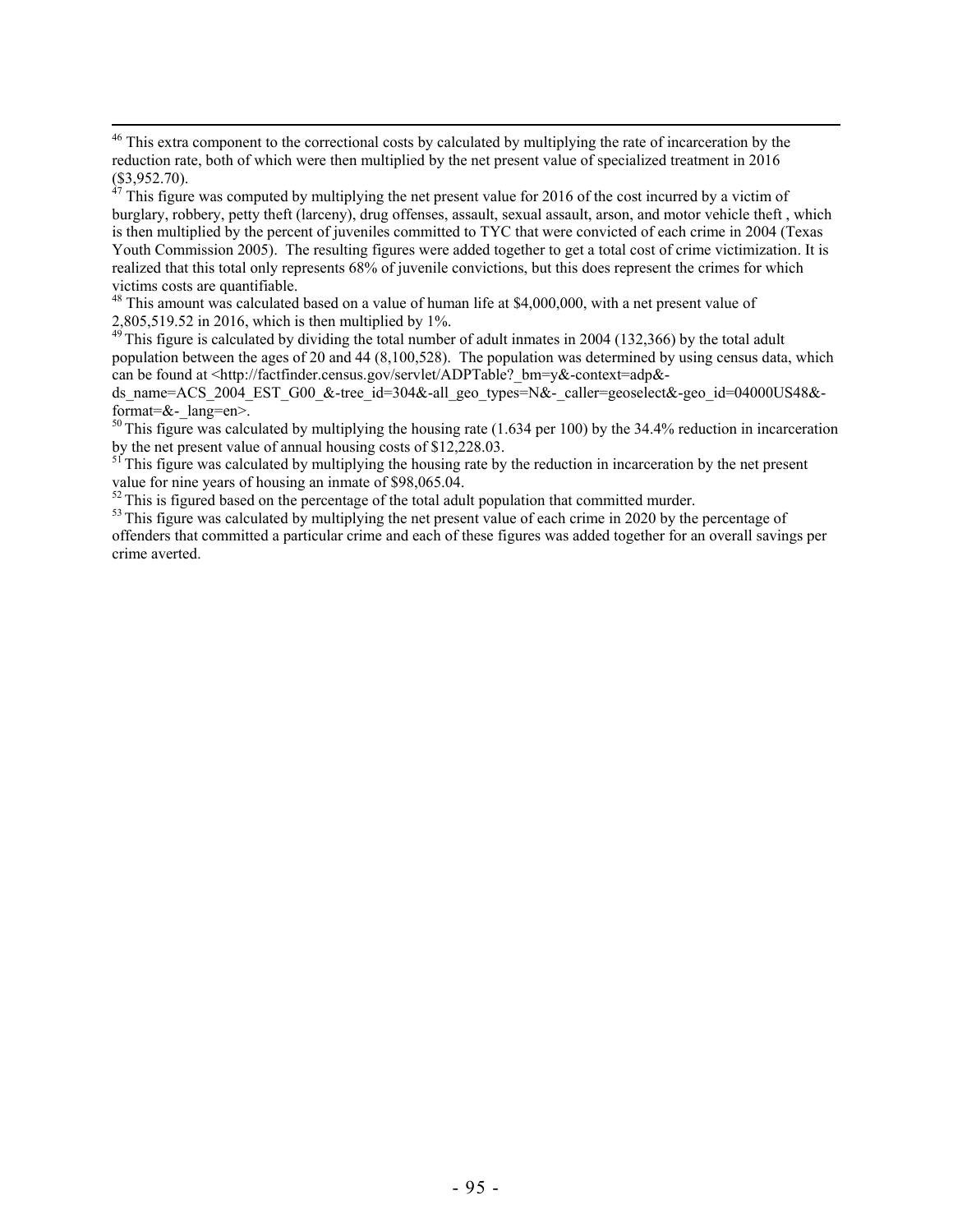[46] This extra component to the correctional costs by calculated by multiplying the rate of incarceration by the reduction rate, both of which were then multiplied by the net present value of specialized treatment in 2016 ($3,952.70).

[47] This figure was computed by multiplying the net present value for 2016 of the cost incurred by a victim of burglary, robbery, petty theft (larceny), drug offenses, assault, sexual assault, arson, and motor vehicle theft , which is then multiplied by the percent of juveniles committed to TYC that were convicted of each crime in 2004 (Texas Youth Commission 2005). The resulting figures were added together to get a total cost of crime victimization. It is realized that this total only represents 68% of juvenile convictions, but this does represent the crimes for which victims costs are quantifiable.

[48] This amount was calculated based on a value of human life at $4,000,000, with a net present value of 2,805,519.52 in 2016, which is then multiplied by 1%.

[49] This figure is calculated by dividing the total number of adult inmates in 2004 (132,366) by the total adult population between the ages of 20 and 44 (8,100,528). The population was determined by using census data, which can be found at <http://factfinder.census.gov/servlet/ADPTable?_bm=y&-context=adp&-ds_name=ACS_2004_EST_G00_&-tree_id=304&-all_geo_types=N&-_caller=geoselect&-geo_id=04000US48&-format=&-_lang=en>.

[50] This figure was calculated by multiplying the housing rate (1.634 per 100) by the 34.4% reduction in incarceration by the net present value of annual housing costs of $12,228.03.

[51] This figure was calculated by multiplying the housing rate by the reduction in incarceration by the net present value for nine years of housing an inmate of $98,065.04.

[52] This is figured based on the percentage of the total adult population that committed murder.

[53] This figure was calculated by multiplying the net present value of each crime in 2020 by the percentage of offenders that committed a particular crime and each of these figures was added together for an overall savings per crime averted.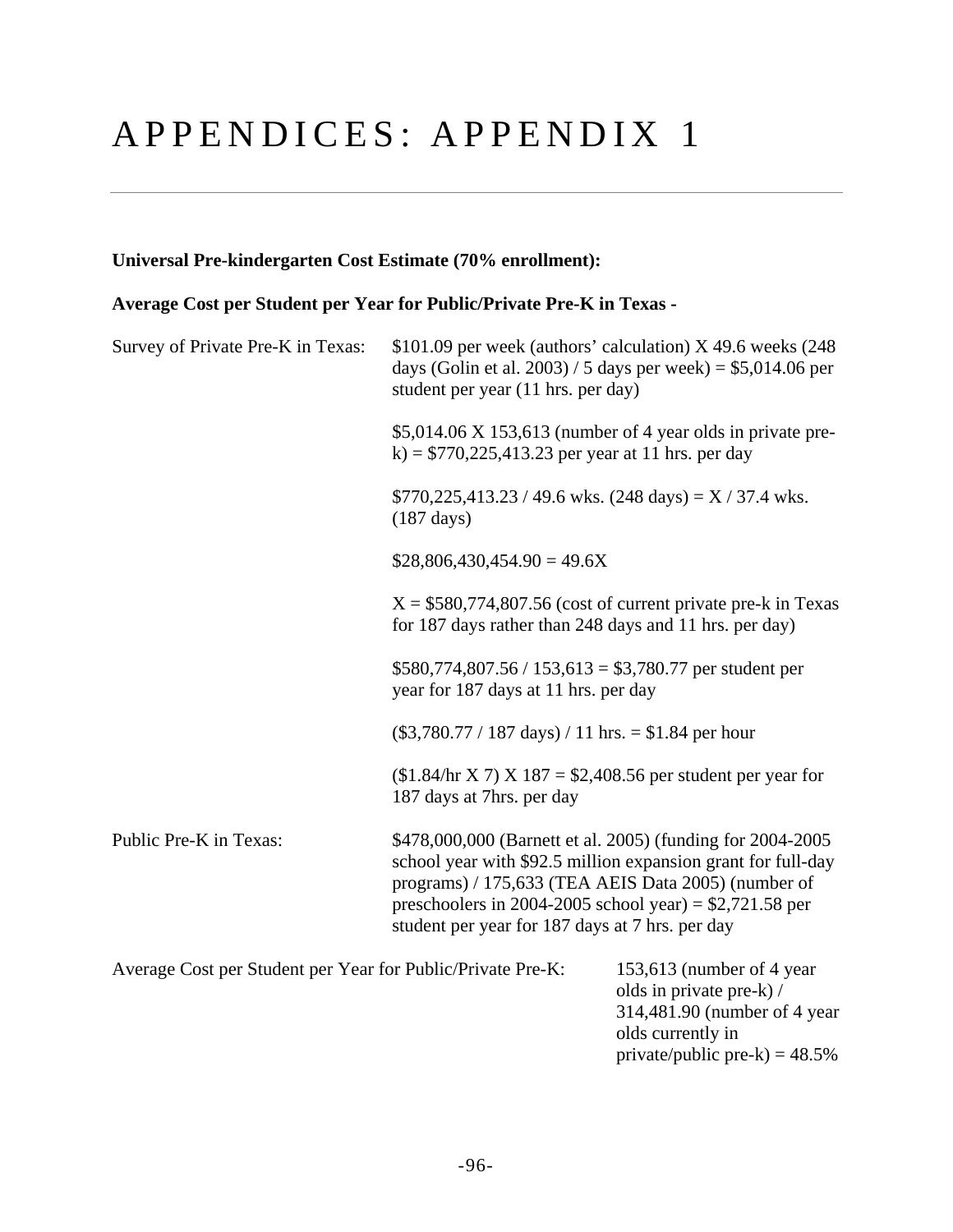# APPENDICES: APPENDIX 1

**Universal Pre-kindergarten Cost Estimate (70% enrollment):**

**Average Cost per Student per Year for Public/Private Pre-K in Texas -**

Survey of Private Pre-K in Texas:

$101.09 per week (authors' calculation) X 49.6 weeks (248 days (Golin et al. 2003) / 5 days per week) = $5,014.06 per student per year (11 hrs. per day)

$5,014.06 X 153,613 (number of 4 year olds in private pre-k) = $770,225,413.23 per year at 11 hrs. per day

$770,225,413.23 / 49.6 wks. (248 days) = X / 37.4 wks. (187 days)

$28,806,430,454.90 = 49.6X

X = $580,774,807.56 (cost of current private pre-k in Texas for 187 days rather than 248 days and 11 hrs. per day)

$580,774,807.56 / 153,613 = $3,780.77 per student per year for 187 days at 11 hrs. per day

($3,780.77 / 187 days) / 11 hrs. = $1.84 per hour

($1.84/hr X 7) X 187 = $2,408.56 per student per year for 187 days at 7hrs. per day

Public Pre-K in Texas:

$478,000,000 (Barnett et al. 2005) (funding for 2004-2005 school year with $92.5 million expansion grant for full-day programs) / 175,633 (TEA AEIS Data 2005) (number of preschoolers in 2004-2005 school year) = $2,721.58 per student per year for 187 days at 7 hrs. per day

Average Cost per Student per Year for Public/Private Pre-K:

153,613 (number of 4 year olds in private pre-k) / 314,481.90 (number of 4 year olds currently in private/public pre-k) = 48.5%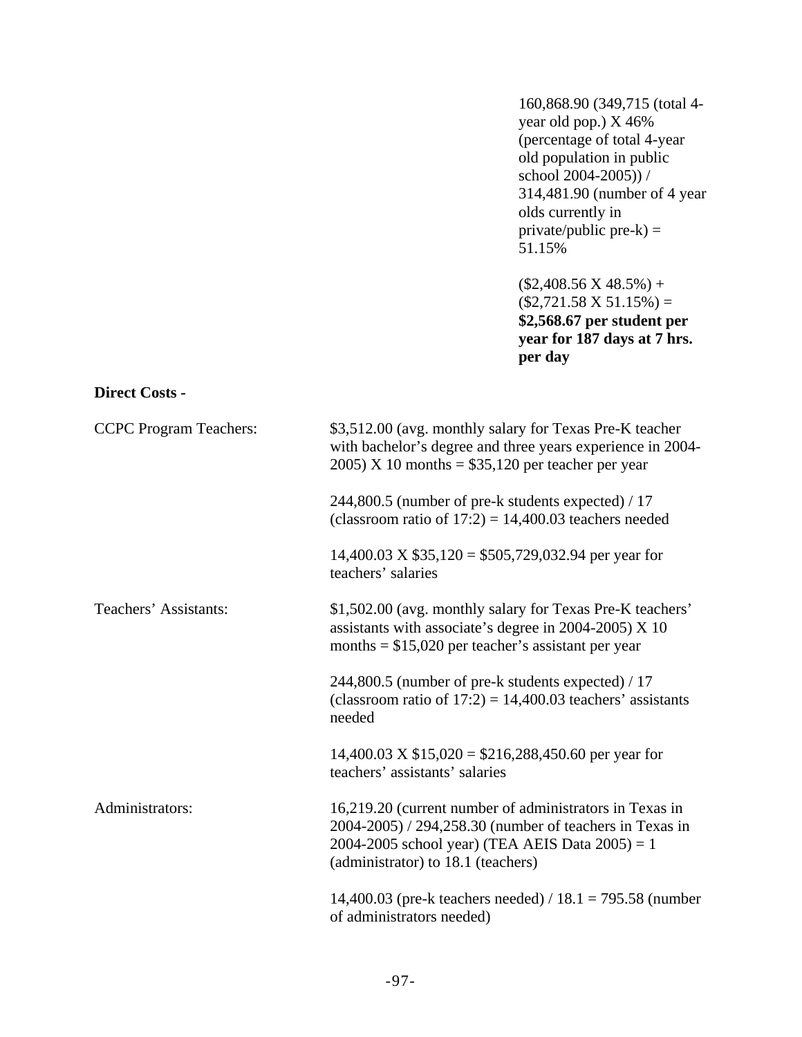160,868.90 (349,715 (total 4-year old pop.) X 46% (percentage of total 4-year old population in public school 2004-2005)) / 314,481.90 (number of 4 year olds currently in private/public pre-k) = 51.15%

($2,408.56 X 48.5%) + ($2,721.58 X 51.15%) = **$2,568.67 per student per year for 187 days at 7 hrs. per day**

**Direct Costs -**

CCPC Program Teachers: $3,512.00 (avg. monthly salary for Texas Pre-K teacher with bachelor's degree and three years experience in 2004-2005) X 10 months = $35,120 per teacher per year

244,800.5 (number of pre-k students expected) / 17 (classroom ratio of 17:2) = 14,400.03 teachers needed

14,400.03 X $35,120 = $505,729,032.94 per year for teachers' salaries

Teachers' Assistants: $1,502.00 (avg. monthly salary for Texas Pre-K teachers' assistants with associate's degree in 2004-2005) X 10 months = $15,020 per teacher's assistant per year

244,800.5 (number of pre-k students expected) / 17 (classroom ratio of 17:2) = 14,400.03 teachers' assistants needed

14,400.03 X $15,020 = $216,288,450.60 per year for teachers' assistants' salaries

Administrators: 16,219.20 (current number of administrators in Texas in 2004-2005) / 294,258.30 (number of teachers in Texas in 2004-2005 school year) (TEA AEIS Data 2005) = 1 (administrator) to 18.1 (teachers)

14,400.03 (pre-k teachers needed) / 18.1 = 795.58 (number of administrators needed)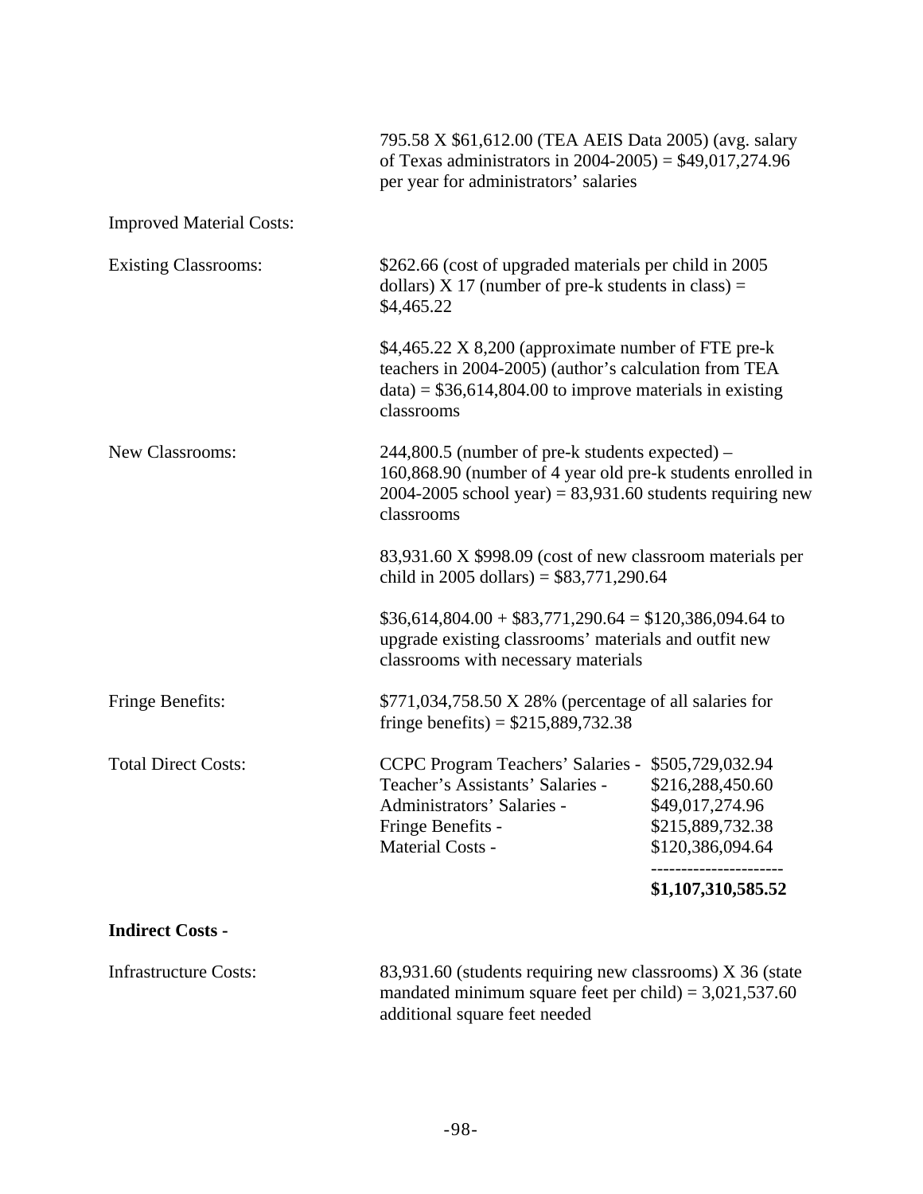795.58 X $61,612.00 (TEA AEIS Data 2005) (avg. salary of Texas administrators in 2004-2005) = $49,017,274.96 per year for administrators' salaries

Improved Material Costs:

Existing Classrooms: $262.66 (cost of upgraded materials per child in 2005 dollars) X 17 (number of pre-k students in class) = $4,465.22

$4,465.22 X 8,200 (approximate number of FTE pre-k teachers in 2004-2005) (author's calculation from TEA data) = $36,614,804.00 to improve materials in existing classrooms

New Classrooms: 244,800.5 (number of pre-k students expected) – 160,868.90 (number of 4 year old pre-k students enrolled in 2004-2005 school year) = 83,931.60 students requiring new classrooms

83,931.60 X $998.09 (cost of new classroom materials per child in 2005 dollars) = $83,771,290.64

$36,614,804.00 + $83,771,290.64 = $120,386,094.64 to upgrade existing classrooms' materials and outfit new classrooms with necessary materials

Fringe Benefits: $771,034,758.50 X 28% (percentage of all salaries for fringe benefits) = $215,889,732.38

Total Direct Costs:

| | |
|---|---|
| CCPC Program Teachers' Salaries - | $505,729,032.94 |
| Teacher's Assistants' Salaries - | $216,288,450.60 |
| Administrators' Salaries - | $49,017,274.96 |
| Fringe Benefits - | $215,889,732.38 |
| Material Costs - | $120,386,094.64 |
| | **$1,107,310,585.52** |

**Indirect Costs -**

Infrastructure Costs: 83,931.60 (students requiring new classrooms) X 36 (state mandated minimum square feet per child) = 3,021,537.60 additional square feet needed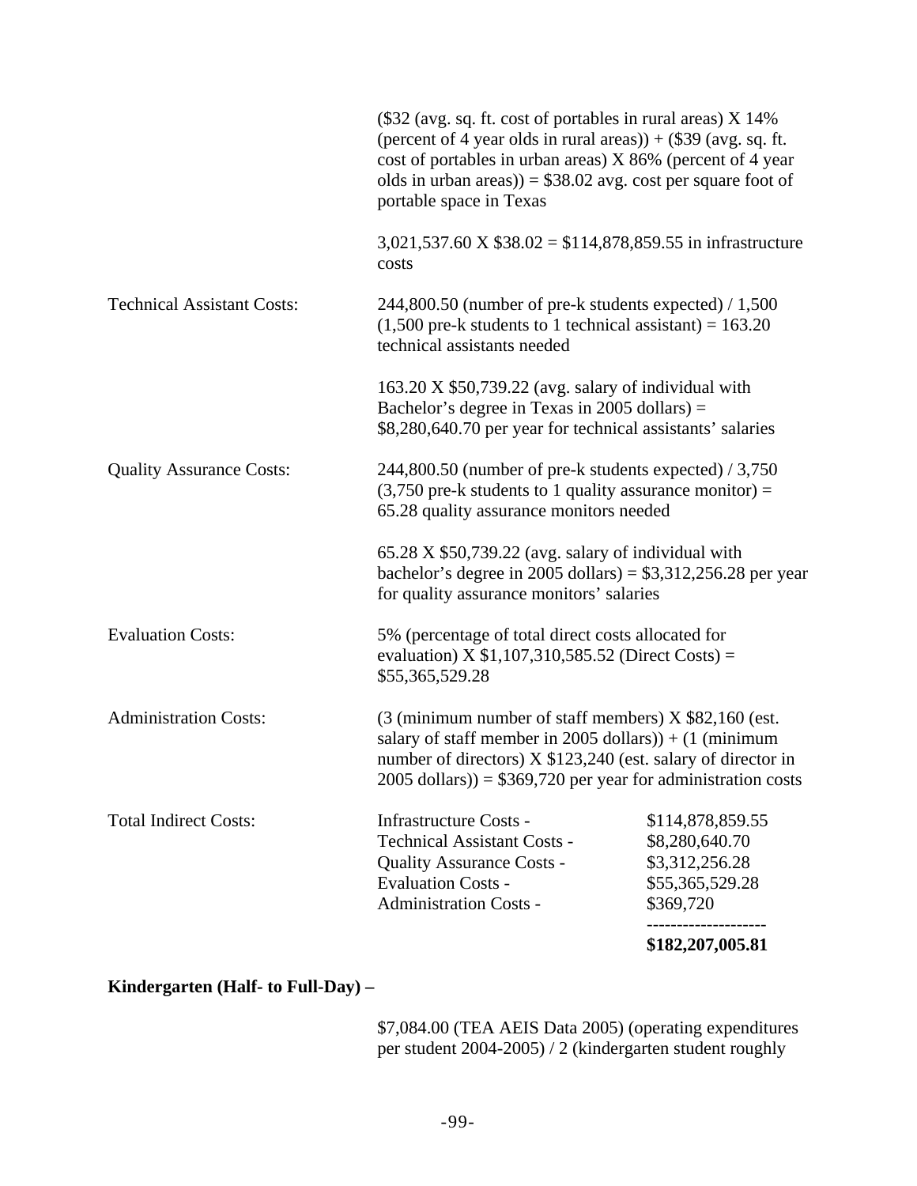($32 (avg. sq. ft. cost of portables in rural areas) X 14% (percent of 4 year olds in rural areas)) + ($39 (avg. sq. ft. cost of portables in urban areas) X 86% (percent of 4 year olds in urban areas)) = $38.02 avg. cost per square foot of portable space in Texas

3,021,537.60 X $38.02 = $114,878,859.55 in infrastructure costs

Technical Assistant Costs:

244,800.50 (number of pre-k students expected) / 1,500 (1,500 pre-k students to 1 technical assistant) = 163.20 technical assistants needed

163.20 X $50,739.22 (avg. salary of individual with Bachelor's degree in Texas in 2005 dollars) = $8,280,640.70 per year for technical assistants' salaries

Quality Assurance Costs:

244,800.50 (number of pre-k students expected) / 3,750 (3,750 pre-k students to 1 quality assurance monitor) = 65.28 quality assurance monitors needed

65.28 X $50,739.22 (avg. salary of individual with bachelor's degree in 2005 dollars) = $3,312,256.28 per year for quality assurance monitors' salaries

Evaluation Costs:

5% (percentage of total direct costs allocated for evaluation) X $1,107,310,585.52 (Direct Costs) = $55,365,529.28

Administration Costs:

(3 (minimum number of staff members) X $82,160 (est. salary of staff member in 2005 dollars)) + (1 (minimum number of directors) X $123,240 (est. salary of director in 2005 dollars)) = $369,720 per year for administration costs

Total Indirect Costs:

| | |
|---|---|
| Infrastructure Costs - | $114,878,859.55 |
| Technical Assistant Costs - | $8,280,640.70 |
| Quality Assurance Costs - | $3,312,256.28 |
| Evaluation Costs - | $55,365,529.28 |
| Administration Costs - | $369,720 |
| | **$182,207,005.81** |

**Kindergarten (Half- to Full-Day) –**

$7,084.00 (TEA AEIS Data 2005) (operating expenditures per student 2004-2005) / 2 (kindergarten student roughly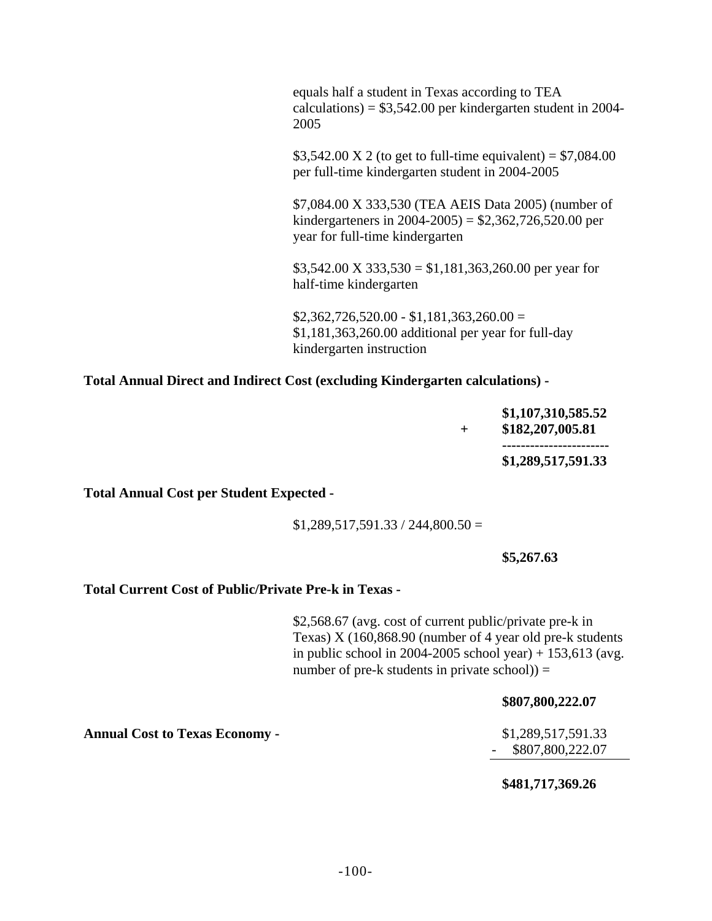equals half a student in Texas according to TEA calculations) = \$3,542.00 per kindergarten student in 2004-2005

\$3,542.00 X 2 (to get to full-time equivalent) = \$7,084.00 per full-time kindergarten student in 2004-2005

\$7,084.00 X 333,530 (TEA AEIS Data 2005) (number of kindergarteners in 2004-2005) = \$2,362,726,520.00 per year for full-time kindergarten

\$3,542.00 X 333,530 = \$1,181,363,260.00 per year for half-time kindergarten

\$2,362,726,520.00 - \$1,181,363,260.00 = \$1,181,363,260.00 additional per year for full-day kindergarten instruction

**Total Annual Direct and Indirect Cost (excluding Kindergarten calculations) -**

```
    $1,107,310,585.52
+   $182,207,005.81
    ----------------------
    $1,289,517,591.33
```

**Total Annual Cost per Student Expected -**

\$1,289,517,591.33 / 244,800.50 =

**\$5,267.63**

**Total Current Cost of Public/Private Pre-k in Texas -**

\$2,568.67 (avg. cost of current public/private pre-k in Texas) X (160,868.90 (number of 4 year old pre-k students in public school in 2004-2005 school year) + 153,613 (avg. number of pre-k students in private school)) =

**\$807,800,222.07**

**Annual Cost to Texas Economy -**

```
    $1,289,517,591.33
-   $807,800,222.07
    ----------------------
    $481,717,369.26
```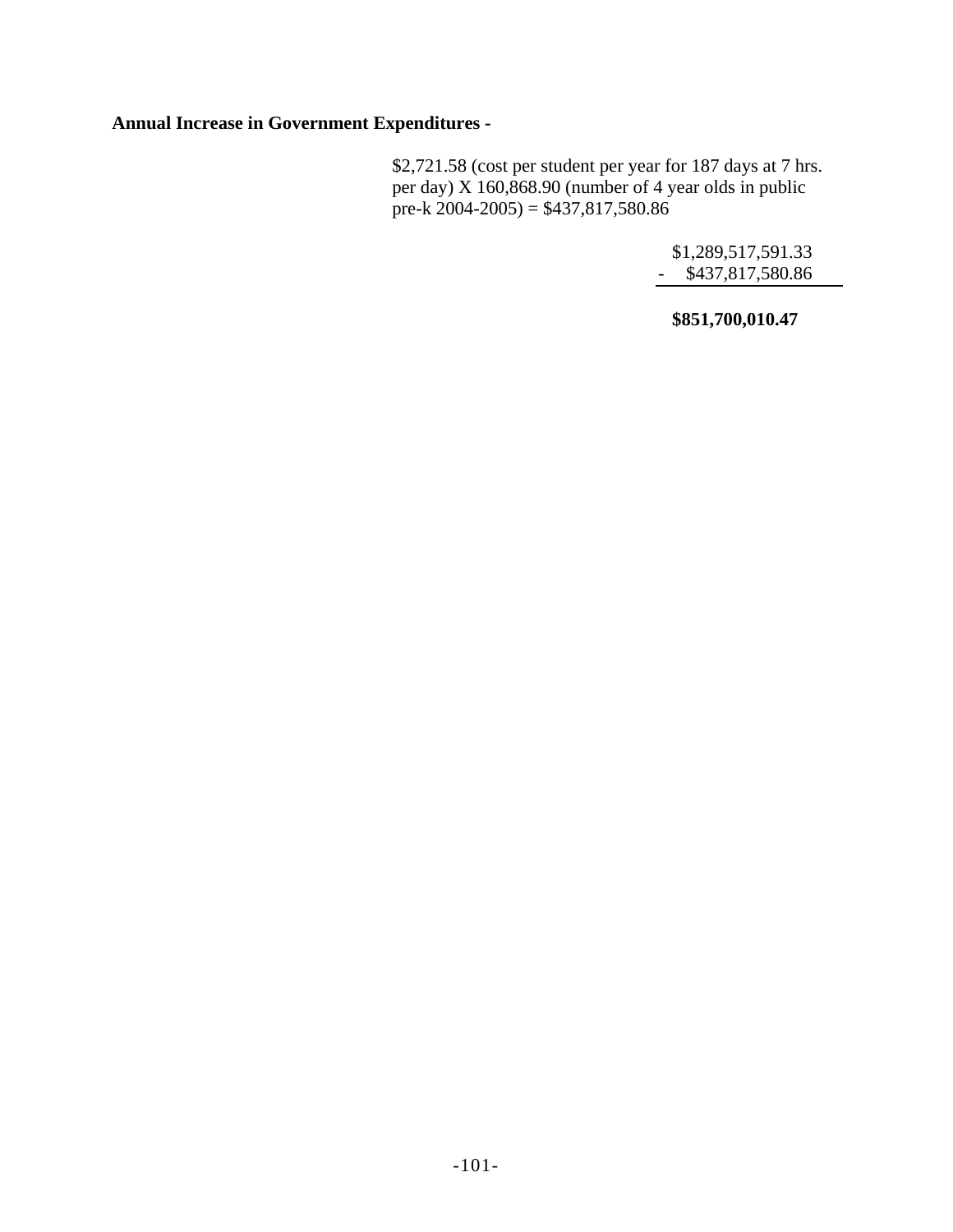**Annual Increase in Government Expenditures -**

$2,721.58 (cost per student per year for 187 days at 7 hrs. per day) X 160,868.90 (number of 4 year olds in public pre-k 2004-2005) = $437,817,580.86

```
   $1,289,517,591.33
-    $437,817,580.86
```

**$851,700,010.47**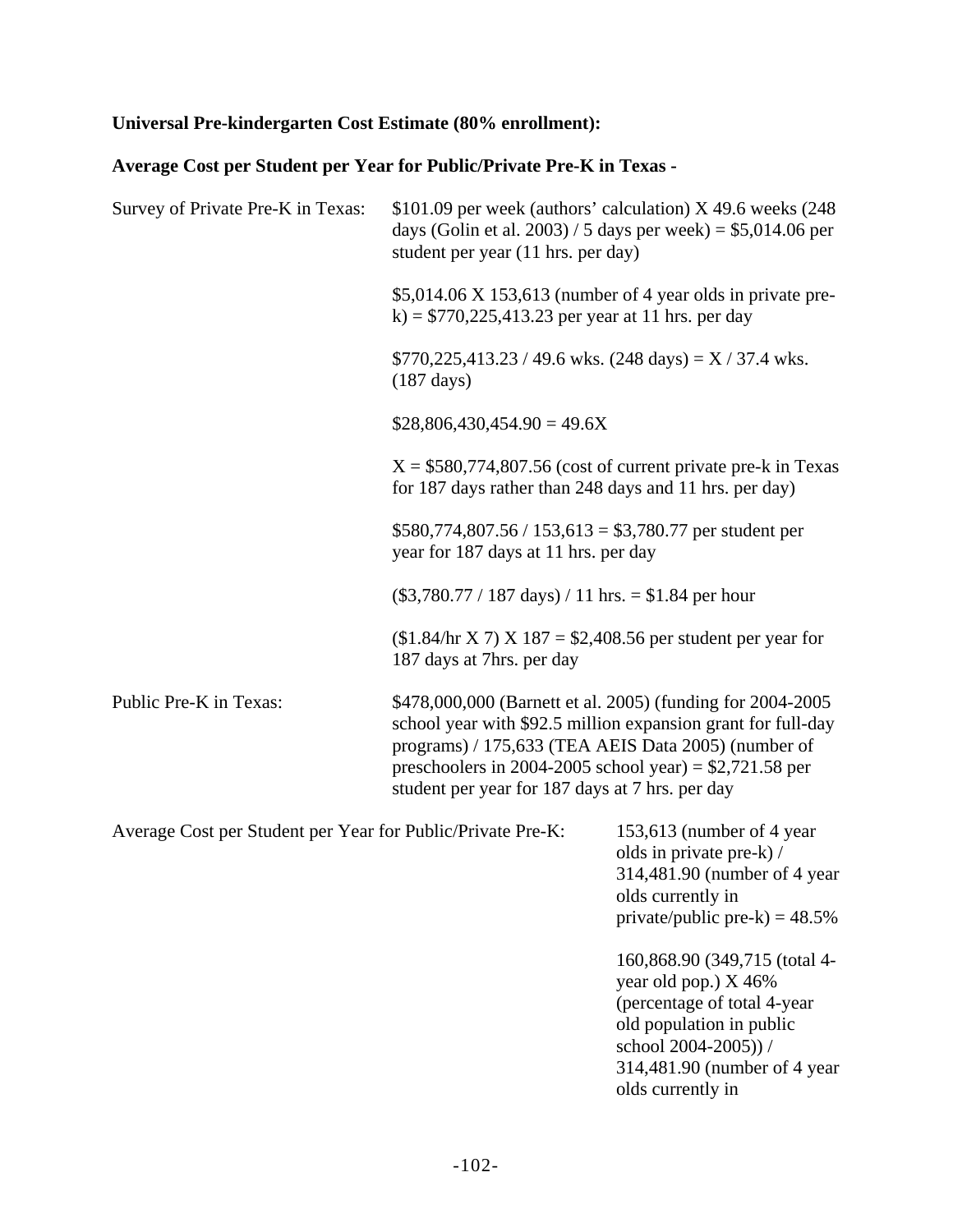**Universal Pre-kindergarten Cost Estimate (80% enrollment):**

**Average Cost per Student per Year for Public/Private Pre-K in Texas -**

| | |
|---|---|
| Survey of Private Pre-K in Texas: | \$101.09 per week (authors' calculation) X 49.6 weeks (248 days (Golin et al. 2003) / 5 days per week) = \$5,014.06 per student per year (11 hrs. per day) |
| | \$5,014.06 X 153,613 (number of 4 year olds in private pre-k) = \$770,225,413.23 per year at 11 hrs. per day |
| | \$770,225,413.23 / 49.6 wks. (248 days) = X / 37.4 wks. (187 days) |
| | \$28,806,430,454.90 = 49.6X |
| | X = \$580,774,807.56 (cost of current private pre-k in Texas for 187 days rather than 248 days and 11 hrs. per day) |
| | \$580,774,807.56 / 153,613 = \$3,780.77 per student per year for 187 days at 11 hrs. per day |
| | (\$3,780.77 / 187 days) / 11 hrs. = \$1.84 per hour |
| | (\$1.84/hr X 7) X 187 = \$2,408.56 per student per year for 187 days at 7hrs. per day |
| Public Pre-K in Texas: | \$478,000,000 (Barnett et al. 2005) (funding for 2004-2005 school year with \$92.5 million expansion grant for full-day programs) / 175,633 (TEA AEIS Data 2005) (number of preschoolers in 2004-2005 school year) = \$2,721.58 per student per year for 187 days at 7 hrs. per day |

| | |
|---|---|
| Average Cost per Student per Year for Public/Private Pre-K: | 153,613 (number of 4 year olds in private pre-k) / 314,481.90 (number of 4 year olds currently in private/public pre-k) = 48.5% |
| | 160,868.90 (349,715 (total 4-year old pop.) X 46% (percentage of total 4-year old population in public school 2004-2005)) / 314,481.90 (number of 4 year olds currently in |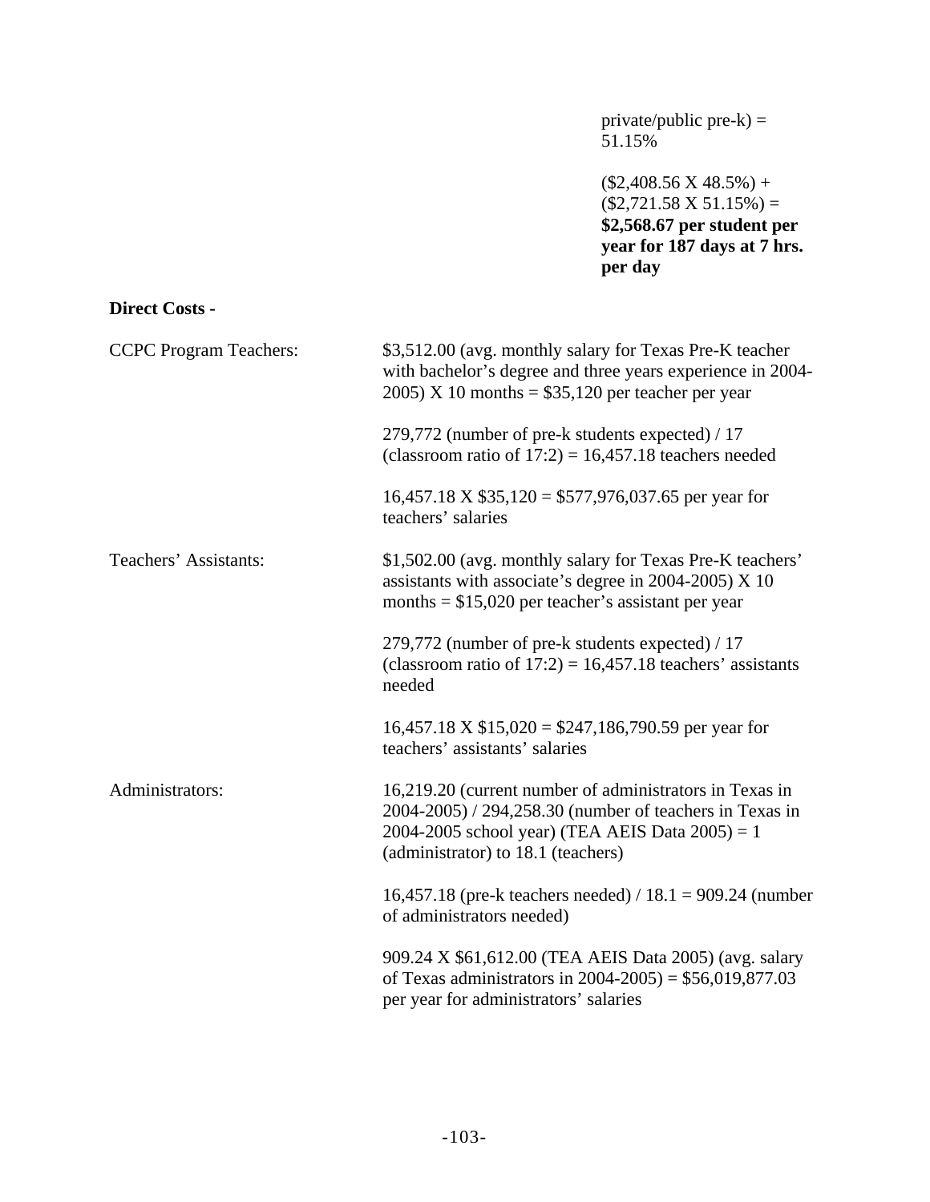private/public pre-k) = 51.15%

($2,408.56 X 48.5%) + ($2,721.58 X 51.15%) = **$2,568.67 per student per year for 187 days at 7 hrs. per day**

**Direct Costs -**

| | |
|---|---|
| CCPC Program Teachers: | $3,512.00 (avg. monthly salary for Texas Pre-K teacher with bachelor's degree and three years experience in 2004-2005) X 10 months = $35,120 per teacher per year<br><br>279,772 (number of pre-k students expected) / 17 (classroom ratio of 17:2) = 16,457.18 teachers needed<br><br>16,457.18 X $35,120 = $577,976,037.65 per year for teachers' salaries |
| Teachers' Assistants: | $1,502.00 (avg. monthly salary for Texas Pre-K teachers' assistants with associate's degree in 2004-2005) X 10 months = $15,020 per teacher's assistant per year<br><br>279,772 (number of pre-k students expected) / 17 (classroom ratio of 17:2) = 16,457.18 teachers' assistants needed<br><br>16,457.18 X $15,020 = $247,186,790.59 per year for teachers' assistants' salaries |
| Administrators: | 16,219.20 (current number of administrators in Texas in 2004-2005) / 294,258.30 (number of teachers in Texas in 2004-2005 school year) (TEA AEIS Data 2005) = 1 (administrator) to 18.1 (teachers)<br><br>16,457.18 (pre-k teachers needed) / 18.1 = 909.24 (number of administrators needed)<br><br>909.24 X $61,612.00 (TEA AEIS Data 2005) (avg. salary of Texas administrators in 2004-2005) = $56,019,877.03 per year for administrators' salaries |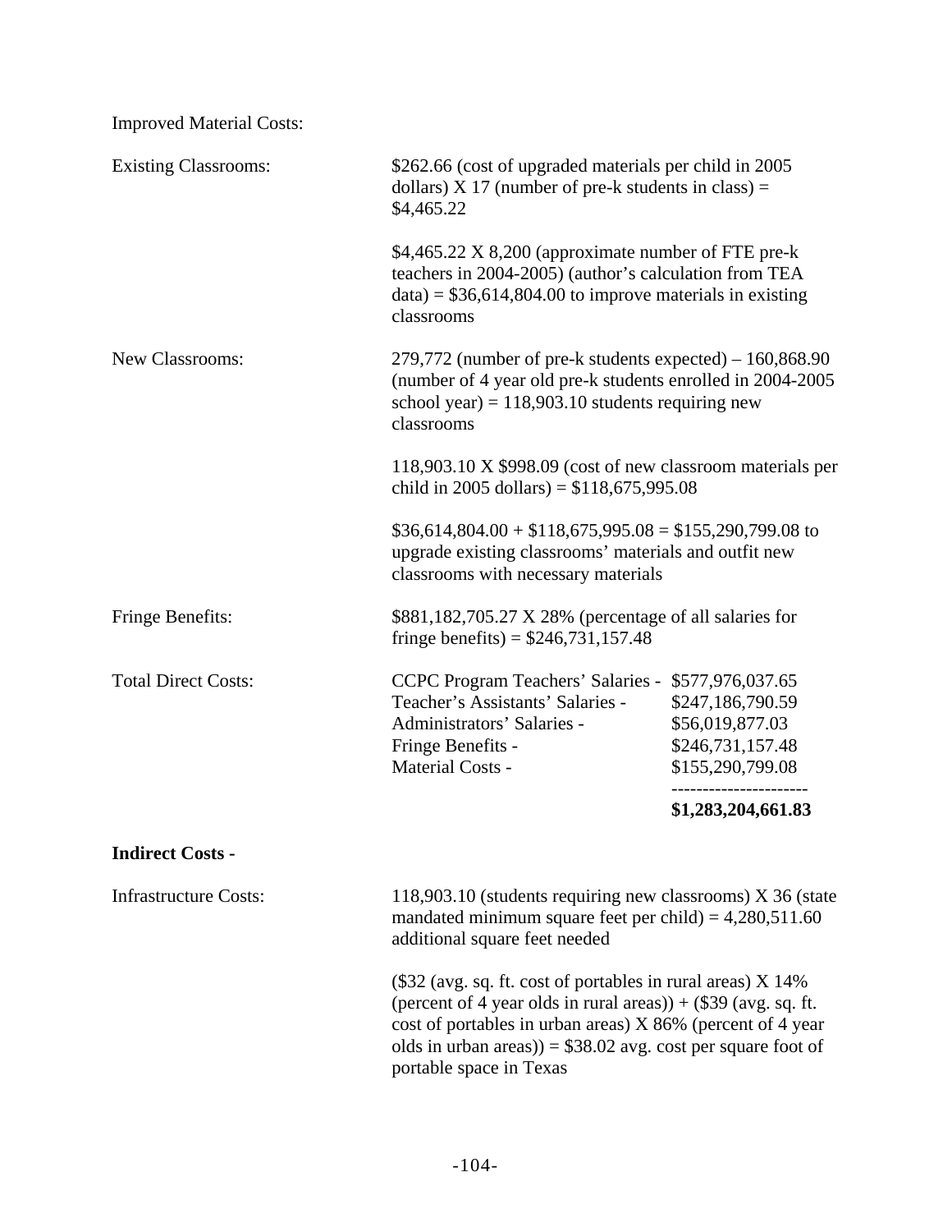Improved Material Costs:

Existing Classrooms: $262.66 (cost of upgraded materials per child in 2005 dollars) X 17 (number of pre-k students in class) = $4,465.22

$4,465.22 X 8,200 (approximate number of FTE pre-k teachers in 2004-2005) (author's calculation from TEA data) = $36,614,804.00 to improve materials in existing classrooms

New Classrooms: 279,772 (number of pre-k students expected) – 160,868.90 (number of 4 year old pre-k students enrolled in 2004-2005 school year) = 118,903.10 students requiring new classrooms

118,903.10 X $998.09 (cost of new classroom materials per child in 2005 dollars) = $118,675,995.08

$36,614,804.00 + $118,675,995.08 = $155,290,799.08 to upgrade existing classrooms' materials and outfit new classrooms with necessary materials

Fringe Benefits: $881,182,705.27 X 28% (percentage of all salaries for fringe benefits) = $246,731,157.48

Total Direct Costs:

| | |
|---|---|
| CCPC Program Teachers' Salaries - | $577,976,037.65 |
| Teacher's Assistants' Salaries - | $247,186,790.59 |
| Administrators' Salaries - | $56,019,877.03 |
| Fringe Benefits - | $246,731,157.48 |
| Material Costs - | $155,290,799.08 |
| | **$1,283,204,661.83** |

**Indirect Costs -**

Infrastructure Costs: 118,903.10 (students requiring new classrooms) X 36 (state mandated minimum square feet per child) = 4,280,511.60 additional square feet needed

($32 (avg. sq. ft. cost of portables in rural areas) X 14% (percent of 4 year olds in rural areas)) + ($39 (avg. sq. ft. cost of portables in urban areas) X 86% (percent of 4 year olds in urban areas)) = $38.02 avg. cost per square foot of portable space in Texas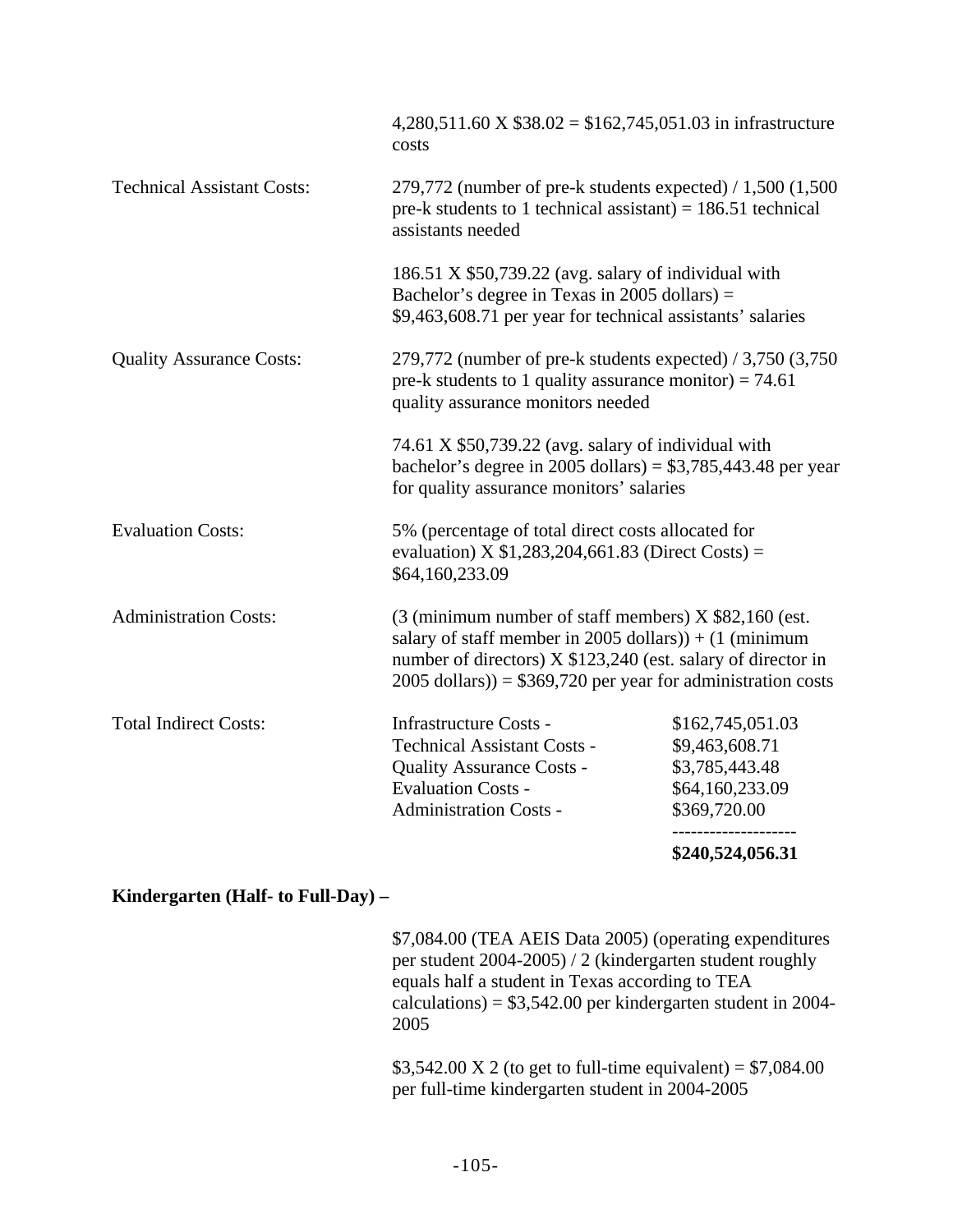| | |
|---|---|
| | 4,280,511.60 X $38.02 = $162,745,051.03 in infrastructure costs |
| Technical Assistant Costs: | 279,772 (number of pre-k students expected) / 1,500 (1,500 pre-k students to 1 technical assistant) = 186.51 technical assistants needed<br><br>186.51 X $50,739.22 (avg. salary of individual with Bachelor's degree in Texas in 2005 dollars) = $9,463,608.71 per year for technical assistants' salaries |
| Quality Assurance Costs: | 279,772 (number of pre-k students expected) / 3,750 (3,750 pre-k students to 1 quality assurance monitor) = 74.61 quality assurance monitors needed<br><br>74.61 X $50,739.22 (avg. salary of individual with bachelor's degree in 2005 dollars) = $3,785,443.48 per year for quality assurance monitors' salaries |
| Evaluation Costs: | 5% (percentage of total direct costs allocated for evaluation) X $1,283,204,661.83 (Direct Costs) = $64,160,233.09 |
| Administration Costs: | (3 (minimum number of staff members) X $82,160 (est. salary of staff member in 2005 dollars)) + (1 (minimum number of directors) X $123,240 (est. salary of director in 2005 dollars)) = $369,720 per year for administration costs |

**Total Indirect Costs:**

| | |
|---|---|
| Infrastructure Costs - | $162,745,051.03 |
| Technical Assistant Costs - | $9,463,608.71 |
| Quality Assurance Costs - | $3,785,443.48 |
| Evaluation Costs - | $64,160,233.09 |
| Administration Costs - | $369,720.00 |
| | **$240,524,056.31** |

**Kindergarten (Half- to Full-Day) –**

$7,084.00 (TEA AEIS Data 2005) (operating expenditures per student 2004-2005) / 2 (kindergarten student roughly equals half a student in Texas according to TEA calculations) = $3,542.00 per kindergarten student in 2004-2005

$3,542.00 X 2 (to get to full-time equivalent) = $7,084.00 per full-time kindergarten student in 2004-2005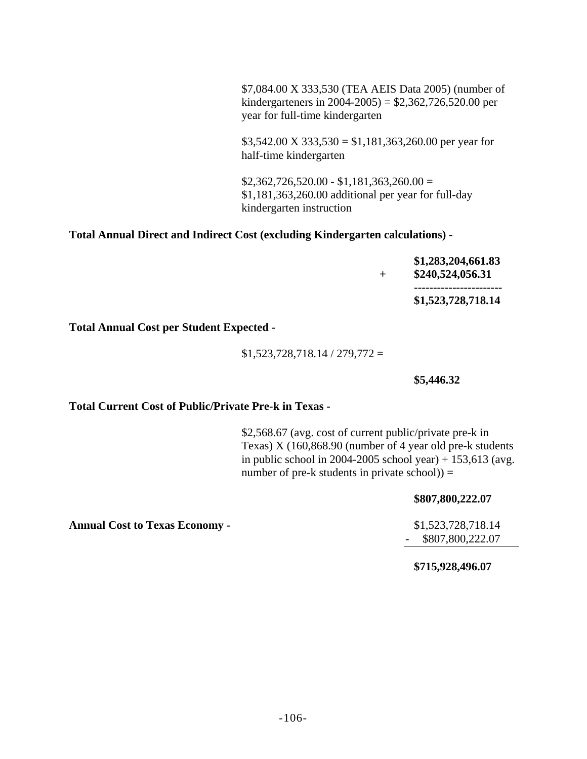$7,084.00 X 333,530 (TEA AEIS Data 2005) (number of kindergarteners in 2004-2005) = $2,362,726,520.00 per year for full-time kindergarten

$3,542.00 X 333,530 = $1,181,363,260.00 per year for half-time kindergarten

$2,362,726,520.00 - $1,181,363,260.00 = $1,181,363,260.00 additional per year for full-day kindergarten instruction

**Total Annual Direct and Indirect Cost (excluding Kindergarten calculations) -**

```
     $1,283,204,661.83
 +   $240,524,056.31
     -----------------------
     $1,523,728,718.14
```

**Total Annual Cost per Student Expected -**

$1,523,728,718.14 / 279,772 =

**$5,446.32**

**Total Current Cost of Public/Private Pre-k in Texas -**

$2,568.67 (avg. cost of current public/private pre-k in Texas) X (160,868.90 (number of 4 year old pre-k students in public school in 2004-2005 school year) + 153,613 (avg. number of pre-k students in private school)) =

**$807,800,222.07**

**Annual Cost to Texas Economy -**

```
     $1,523,728,718.14
 -   $807,800,222.07
     -----------------------
     $715,928,496.07
```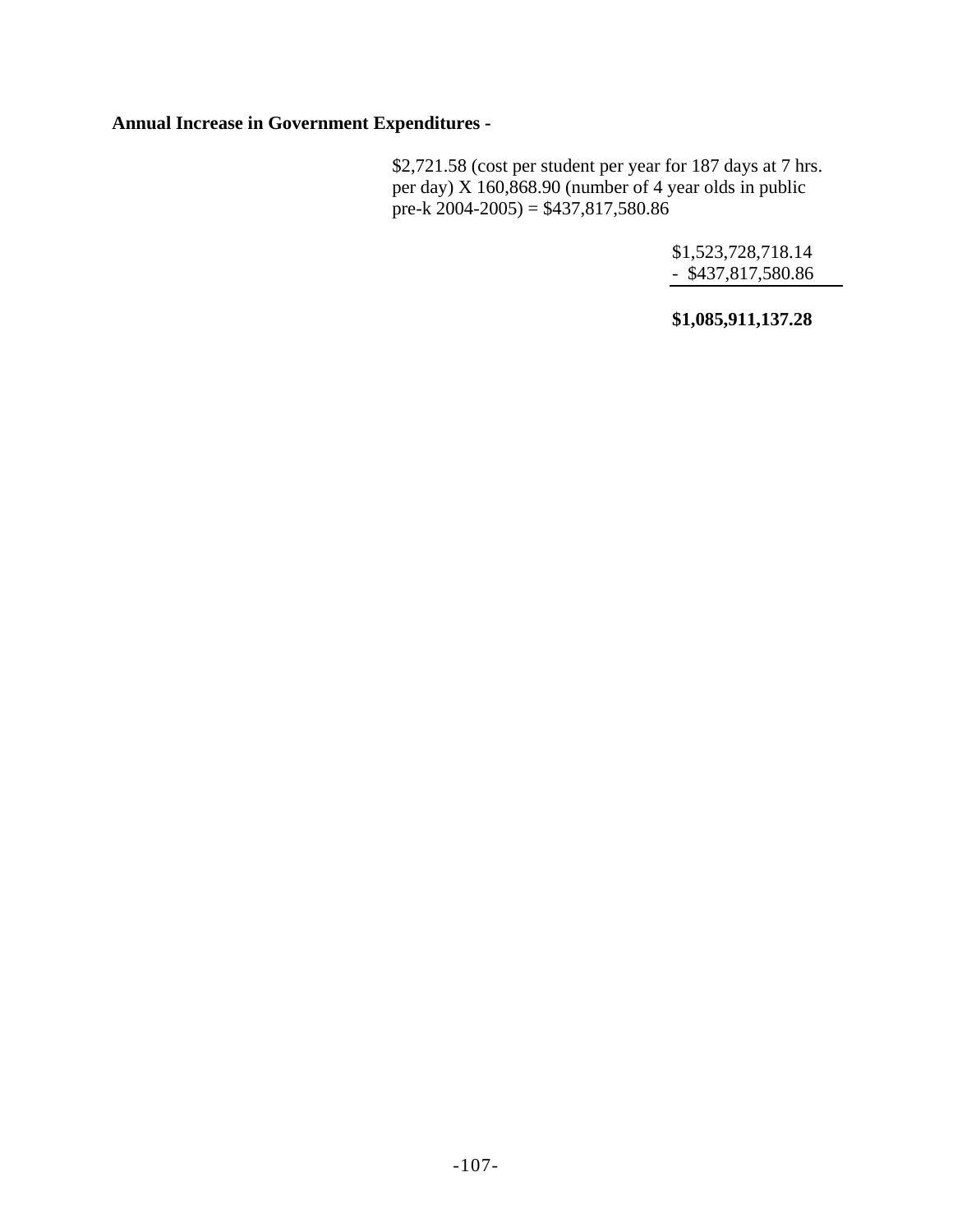**Annual Increase in Government Expenditures -**

$2,721.58 (cost per student per year for 187 days at 7 hrs. per day) X 160,868.90 (number of 4 year olds in public pre-k 2004-2005) = $437,817,580.86

$1,523,728,718.14
- $437,817,580.86

**$1,085,911,137.28**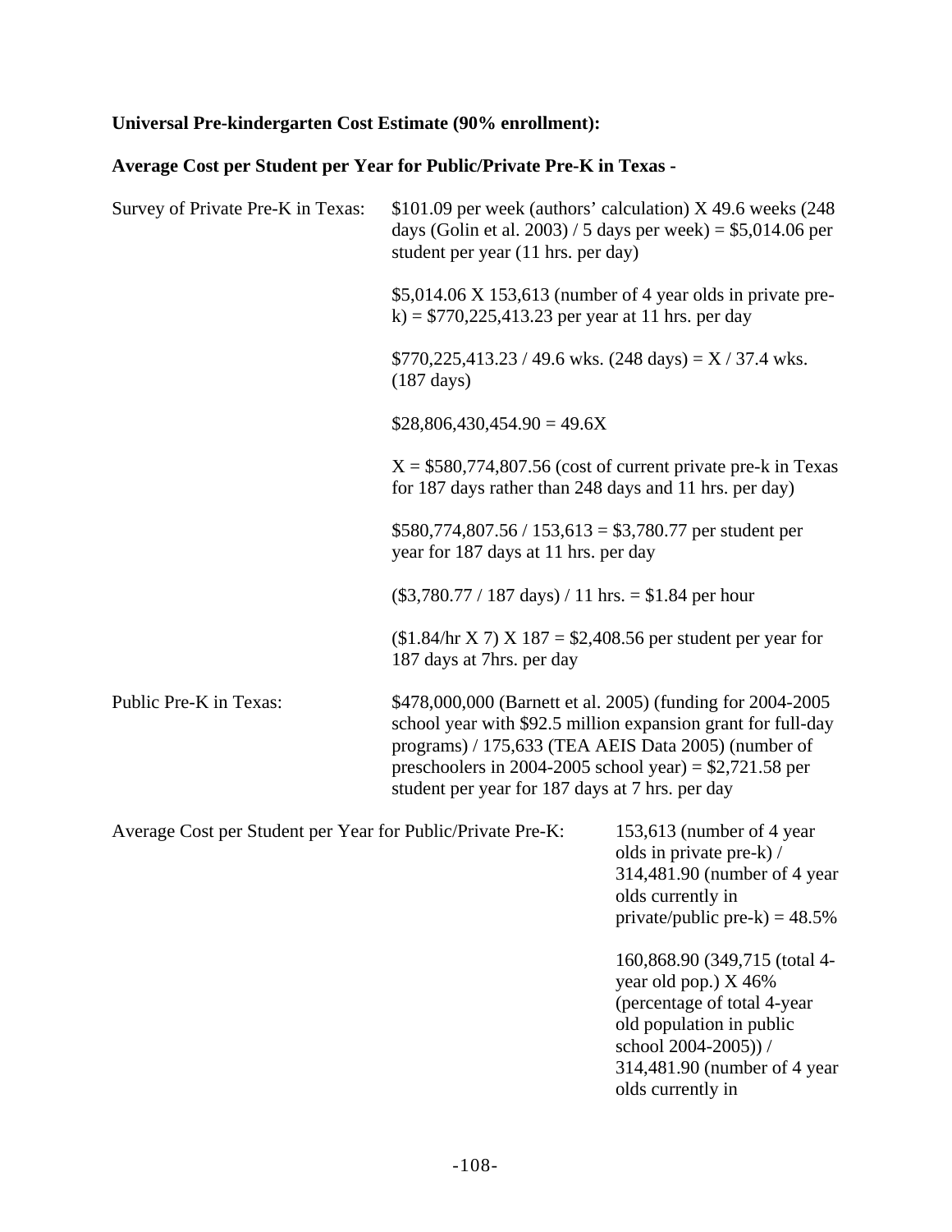**Universal Pre-kindergarten Cost Estimate (90% enrollment):**

**Average Cost per Student per Year for Public/Private Pre-K in Texas -**

Survey of Private Pre-K in Texas:

$101.09 per week (authors' calculation) X 49.6 weeks (248 days (Golin et al. 2003) / 5 days per week) = $5,014.06 per student per year (11 hrs. per day)

$5,014.06 X 153,613 (number of 4 year olds in private pre-k) = $770,225,413.23 per year at 11 hrs. per day

$770,225,413.23 / 49.6 wks. (248 days) = X / 37.4 wks. (187 days)

$28,806,430,454.90 = 49.6X

X = $580,774,807.56 (cost of current private pre-k in Texas for 187 days rather than 248 days and 11 hrs. per day)

$580,774,807.56 / 153,613 = $3,780.77 per student per year for 187 days at 11 hrs. per day

($3,780.77 / 187 days) / 11 hrs. = $1.84 per hour

($1.84/hr X 7) X 187 = $2,408.56 per student per year for 187 days at 7hrs. per day

Public Pre-K in Texas:

$478,000,000 (Barnett et al. 2005) (funding for 2004-2005 school year with $92.5 million expansion grant for full-day programs) / 175,633 (TEA AEIS Data 2005) (number of preschoolers in 2004-2005 school year) = $2,721.58 per student per year for 187 days at 7 hrs. per day

Average Cost per Student per Year for Public/Private Pre-K:

153,613 (number of 4 year olds in private pre-k) / 314,481.90 (number of 4 year olds currently in private/public pre-k) = 48.5%

160,868.90 (349,715 (total 4-year old pop.) X 46% (percentage of total 4-year old population in public school 2004-2005)) / 314,481.90 (number of 4 year olds currently in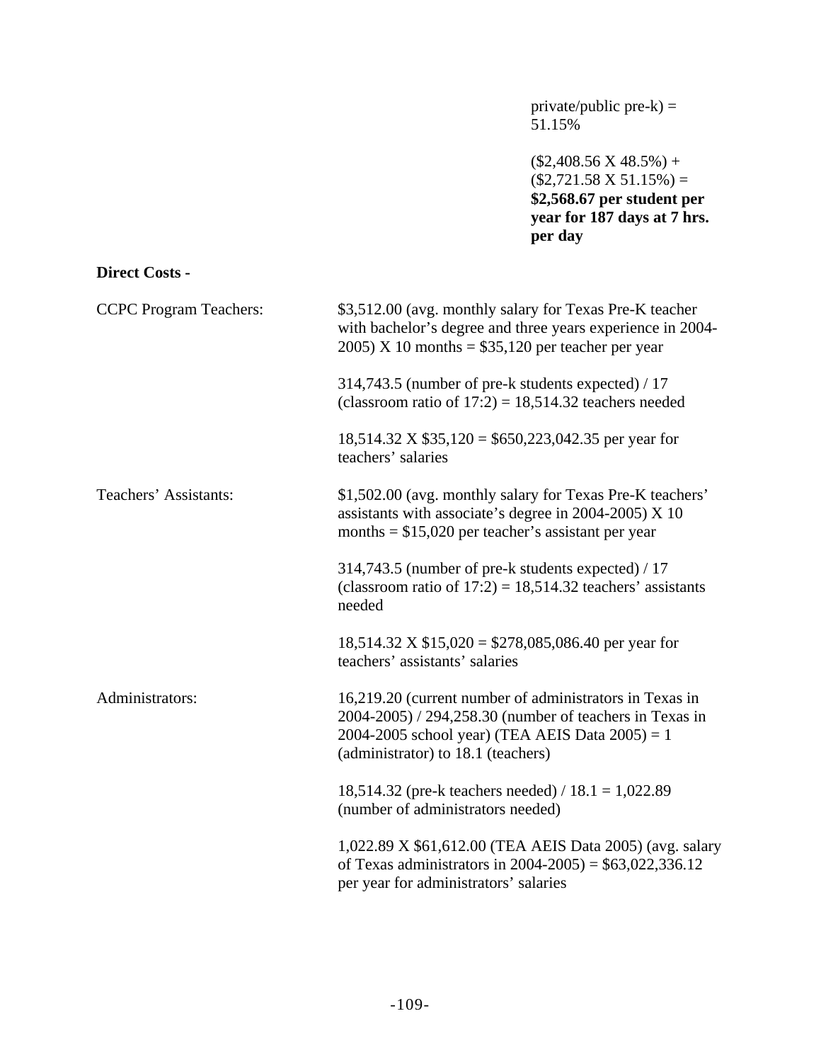private/public pre-k) = 51.15%

($2,408.56 X 48.5%) + ($2,721.58 X 51.15%) = **$2,568.67 per student per year for 187 days at 7 hrs. per day**

**Direct Costs -**

| | |
|---|---|
| CCPC Program Teachers: | $3,512.00 (avg. monthly salary for Texas Pre-K teacher with bachelor's degree and three years experience in 2004-2005) X 10 months = $35,120 per teacher per year<br><br>314,743.5 (number of pre-k students expected) / 17 (classroom ratio of 17:2) = 18,514.32 teachers needed<br><br>18,514.32 X $35,120 = $650,223,042.35 per year for teachers' salaries |
| Teachers' Assistants: | $1,502.00 (avg. monthly salary for Texas Pre-K teachers' assistants with associate's degree in 2004-2005) X 10 months = $15,020 per teacher's assistant per year<br><br>314,743.5 (number of pre-k students expected) / 17 (classroom ratio of 17:2) = 18,514.32 teachers' assistants needed<br><br>18,514.32 X $15,020 = $278,085,086.40 per year for teachers' assistants' salaries |
| Administrators: | 16,219.20 (current number of administrators in Texas in 2004-2005) / 294,258.30 (number of teachers in Texas in 2004-2005 school year) (TEA AEIS Data 2005) = 1 (administrator) to 18.1 (teachers)<br><br>18,514.32 (pre-k teachers needed) / 18.1 = 1,022.89 (number of administrators needed)<br><br>1,022.89 X $61,612.00 (TEA AEIS Data 2005) (avg. salary of Texas administrators in 2004-2005) = $63,022,336.12 per year for administrators' salaries |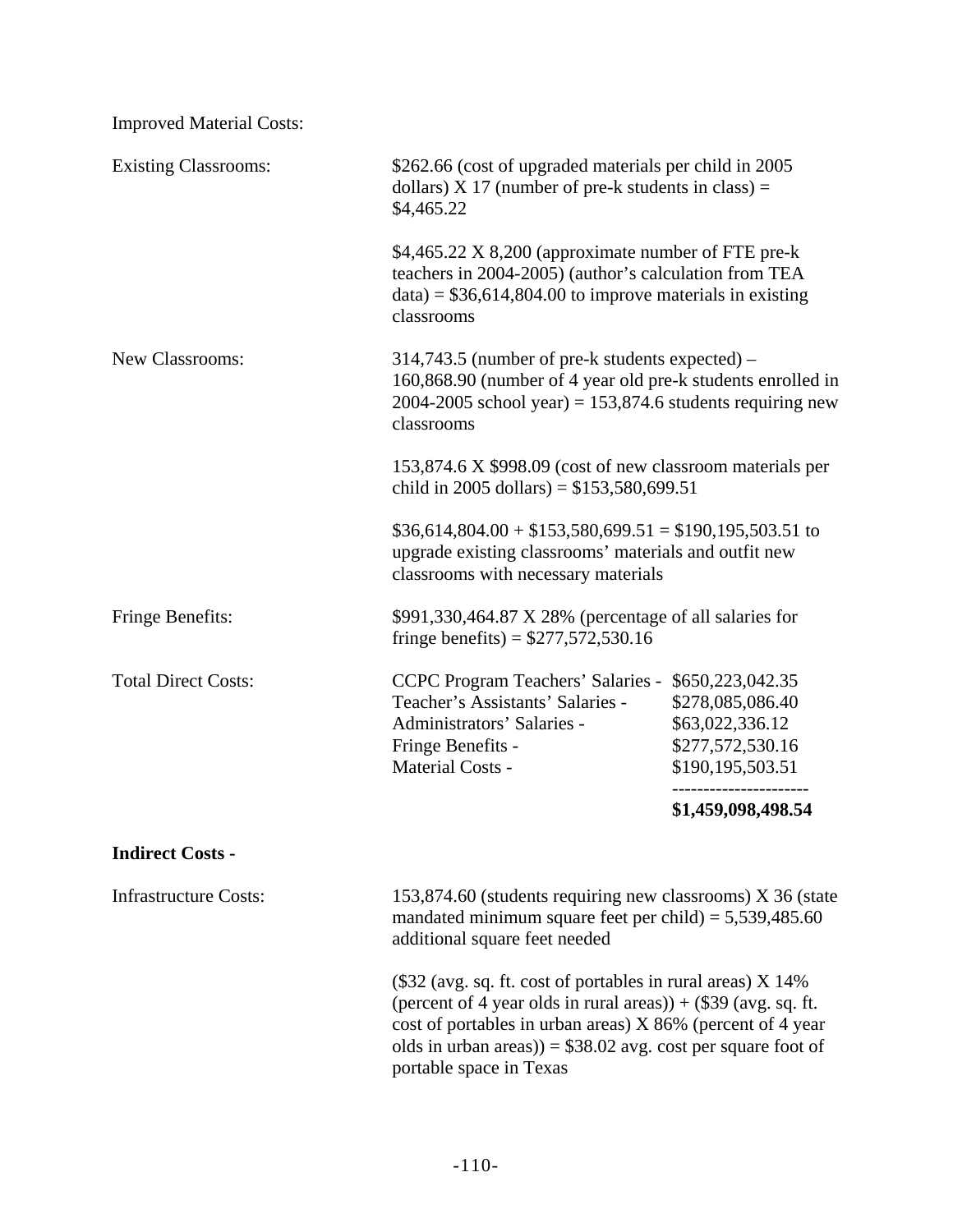Improved Material Costs:

Existing Classrooms: $262.66 (cost of upgraded materials per child in 2005 dollars) X 17 (number of pre-k students in class) = $4,465.22

$4,465.22 X 8,200 (approximate number of FTE pre-k teachers in 2004-2005) (author's calculation from TEA data) = $36,614,804.00 to improve materials in existing classrooms

New Classrooms: 314,743.5 (number of pre-k students expected) – 160,868.90 (number of 4 year old pre-k students enrolled in 2004-2005 school year) = 153,874.6 students requiring new classrooms

153,874.6 X $998.09 (cost of new classroom materials per child in 2005 dollars) = $153,580,699.51

$36,614,804.00 + $153,580,699.51 = $190,195,503.51 to upgrade existing classrooms' materials and outfit new classrooms with necessary materials

Fringe Benefits: $991,330,464.87 X 28% (percentage of all salaries for fringe benefits) = $277,572,530.16

Total Direct Costs:

| | |
|---|---|
| CCPC Program Teachers' Salaries - | $650,223,042.35 |
| Teacher's Assistants' Salaries - | $278,085,086.40 |
| Administrators' Salaries - | $63,022,336.12 |
| Fringe Benefits - | $277,572,530.16 |
| Material Costs - | $190,195,503.51 |
| | **$1,459,098,498.54** |

**Indirect Costs -**

Infrastructure Costs: 153,874.60 (students requiring new classrooms) X 36 (state mandated minimum square feet per child) = 5,539,485.60 additional square feet needed

($32 (avg. sq. ft. cost of portables in rural areas) X 14% (percent of 4 year olds in rural areas)) + ($39 (avg. sq. ft. cost of portables in urban areas) X 86% (percent of 4 year olds in urban areas)) = $38.02 avg. cost per square foot of portable space in Texas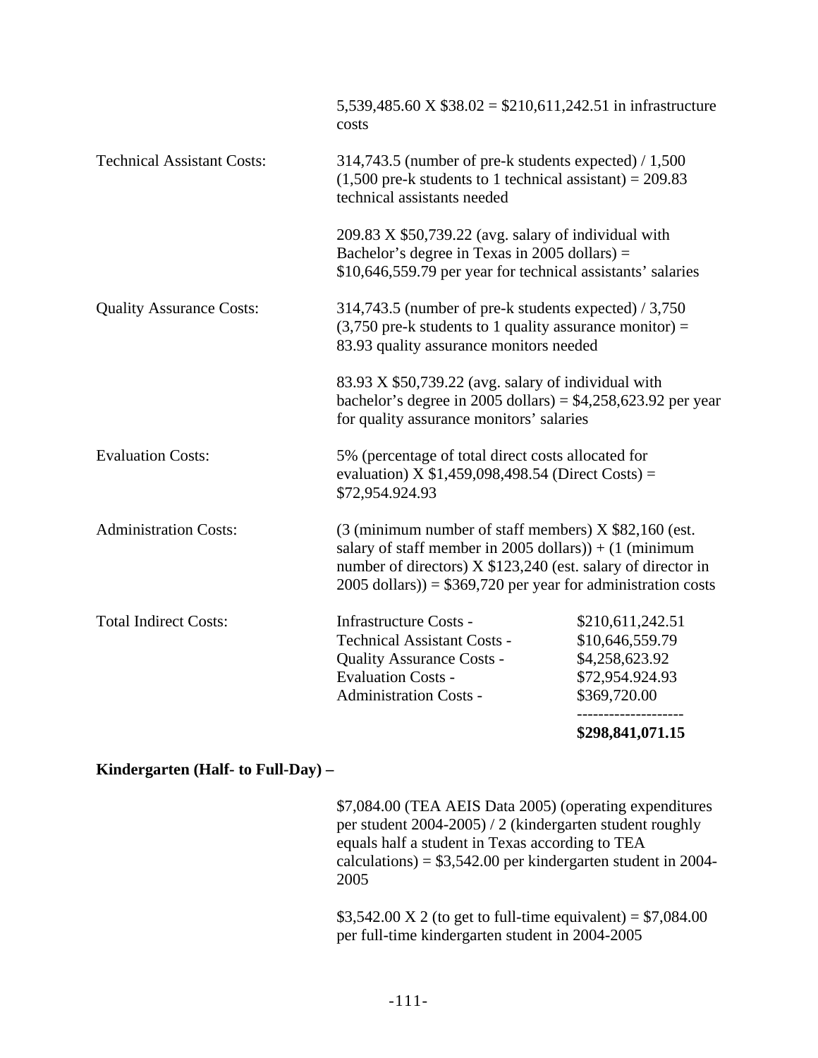5,539,485.60 X $38.02 = $210,611,242.51 in infrastructure costs

| | |
|---|---|
| Technical Assistant Costs: | 314,743.5 (number of pre-k students expected) / 1,500 (1,500 pre-k students to 1 technical assistant) = 209.83 technical assistants needed<br><br>209.83 X $50,739.22 (avg. salary of individual with Bachelor's degree in Texas in 2005 dollars) = $10,646,559.79 per year for technical assistants' salaries |
| Quality Assurance Costs: | 314,743.5 (number of pre-k students expected) / 3,750 (3,750 pre-k students to 1 quality assurance monitor) = 83.93 quality assurance monitors needed<br><br>83.93 X $50,739.22 (avg. salary of individual with bachelor's degree in 2005 dollars) = $4,258,623.92 per year for quality assurance monitors' salaries |
| Evaluation Costs: | 5% (percentage of total direct costs allocated for evaluation) X $1,459,098,498.54 (Direct Costs) = $72,954.924.93 |
| Administration Costs: | (3 (minimum number of staff members) X $82,160 (est. salary of staff member in 2005 dollars)) + (1 (minimum number of directors) X $123,240 (est. salary of director in 2005 dollars)) = $369,720 per year for administration costs |

| Total Indirect Costs: | | |
|---|---|---|
| | Infrastructure Costs - | $210,611,242.51 |
| | Technical Assistant Costs - | $10,646,559.79 |
| | Quality Assurance Costs - | $4,258,623.92 |
| | Evaluation Costs - | $72,954.924.93 |
| | Administration Costs - | $369,720.00 |
| | | **$298,841,071.15** |

**Kindergarten (Half- to Full-Day) –**

$7,084.00 (TEA AEIS Data 2005) (operating expenditures per student 2004-2005) / 2 (kindergarten student roughly equals half a student in Texas according to TEA calculations) = $3,542.00 per kindergarten student in 2004-2005

$3,542.00 X 2 (to get to full-time equivalent) = $7,084.00 per full-time kindergarten student in 2004-2005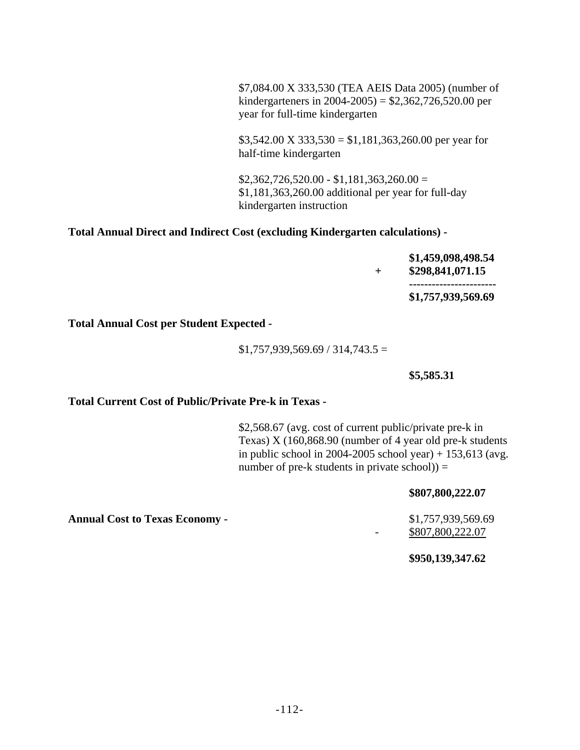$7,084.00 X 333,530 (TEA AEIS Data 2005) (number of kindergarteners in 2004-2005) = $2,362,726,520.00 per year for full-time kindergarten

$3,542.00 X 333,530 = $1,181,363,260.00 per year for half-time kindergarten

$2,362,726,520.00 - $1,181,363,260.00 = $1,181,363,260.00 additional per year for full-day kindergarten instruction

**Total Annual Direct and Indirect Cost (excluding Kindergarten calculations) -**

```
   $1,459,098,498.54
+  $298,841,071.15
   ----------------------
   $1,757,939,569.69
```

**Total Annual Cost per Student Expected -**

$1,757,939,569.69 / 314,743.5 =

**$5,585.31**

**Total Current Cost of Public/Private Pre-k in Texas -**

$2,568.67 (avg. cost of current public/private pre-k in Texas) X (160,868.90 (number of 4 year old pre-k students in public school in 2004-2005 school year) + 153,613 (avg. number of pre-k students in private school)) =

**$807,800,222.07**

**Annual Cost to Texas Economy -**

```
   $1,757,939,569.69
-  $807,800,222.07

   $950,139,347.62
```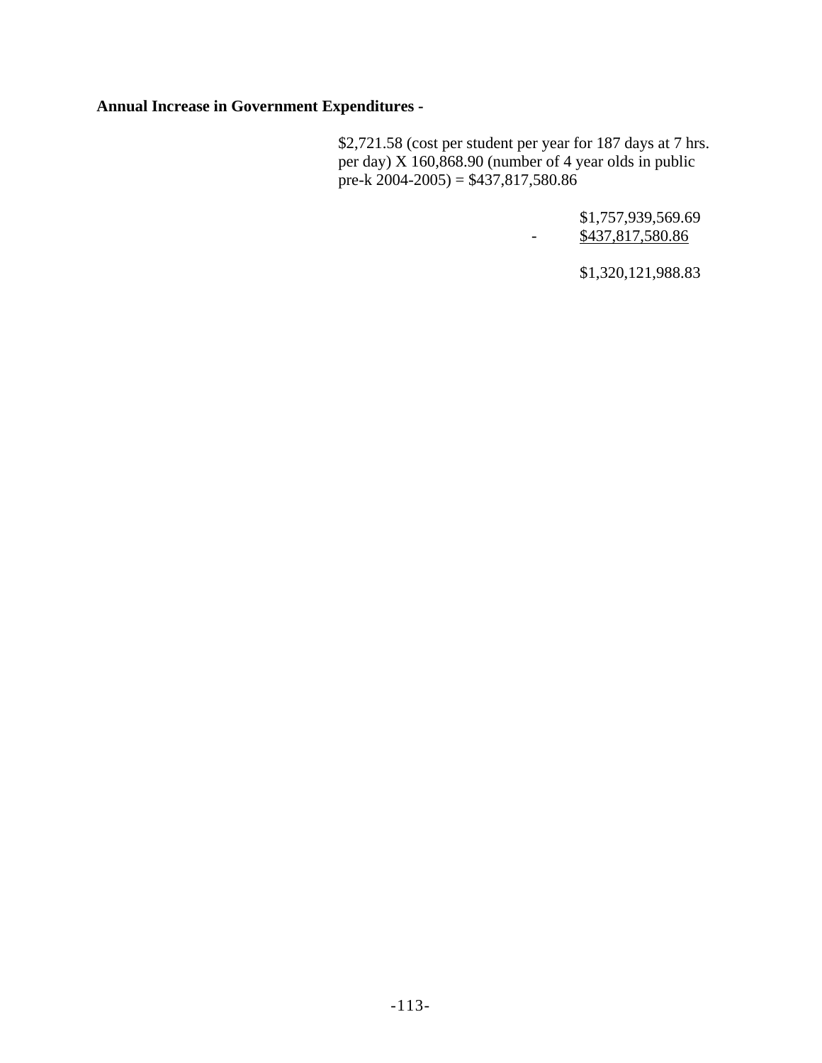**Annual Increase in Government Expenditures -**

$2,721.58 (cost per student per year for 187 days at 7 hrs. per day) X 160,868.90 (number of 4 year olds in public pre-k 2004-2005) = $437,817,580.86

| | |
|---|---|
| | $1,757,939,569.69 |
| - | <u>$437,817,580.86</u> |
| | $1,320,121,988.83 |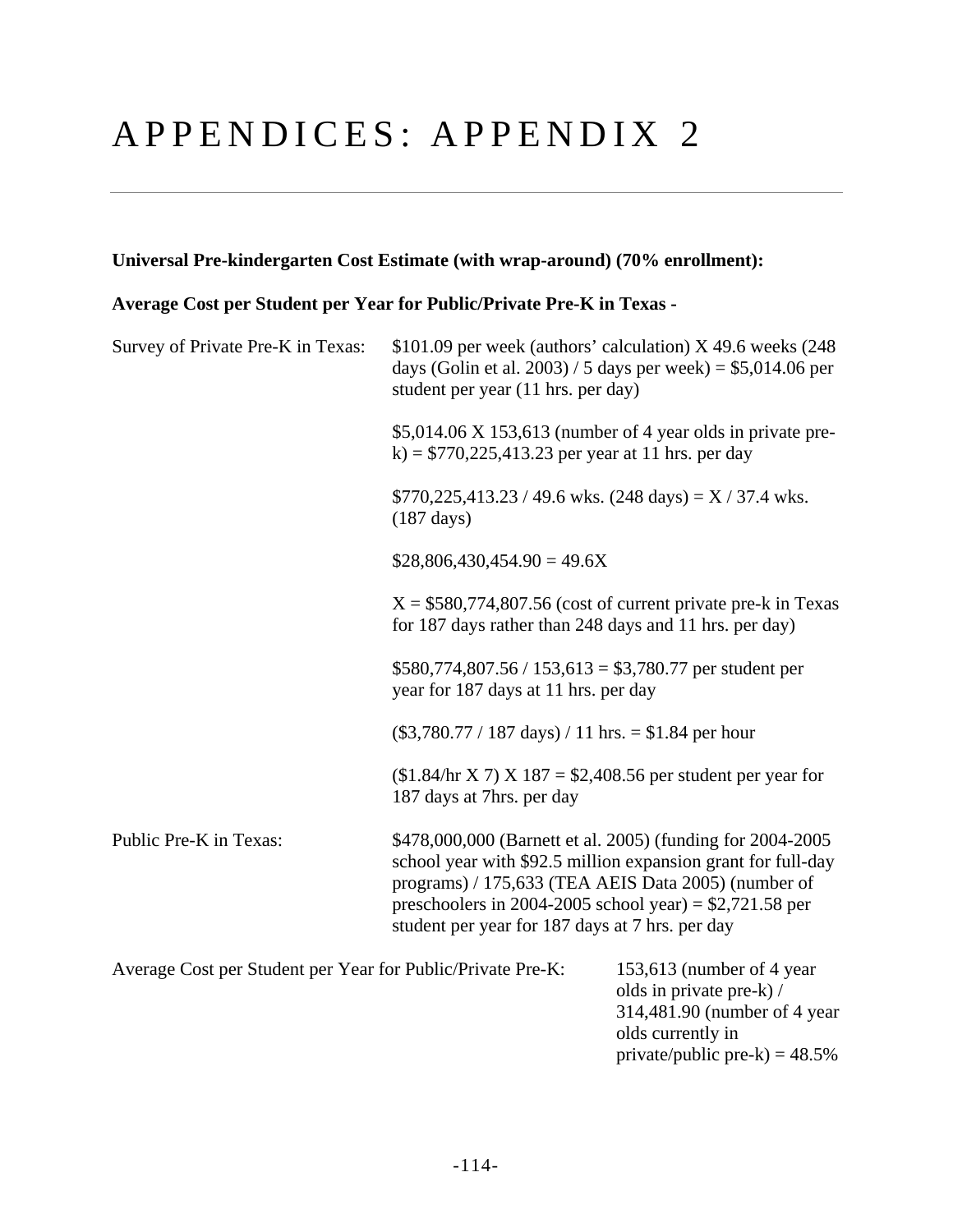# APPENDICES: APPENDIX 2

**Universal Pre-kindergarten Cost Estimate (with wrap-around) (70% enrollment):**

**Average Cost per Student per Year for Public/Private Pre-K in Texas -**

Survey of Private Pre-K in Texas:

$101.09 per week (authors' calculation) X 49.6 weeks (248 days (Golin et al. 2003) / 5 days per week) = $5,014.06 per student per year (11 hrs. per day)

$5,014.06 X 153,613 (number of 4 year olds in private pre-k) = $770,225,413.23 per year at 11 hrs. per day

$770,225,413.23 / 49.6 wks. (248 days) = X / 37.4 wks. (187 days)

$28,806,430,454.90 = 49.6X

X = $580,774,807.56 (cost of current private pre-k in Texas for 187 days rather than 248 days and 11 hrs. per day)

$580,774,807.56 / 153,613 = $3,780.77 per student per year for 187 days at 11 hrs. per day

($3,780.77 / 187 days) / 11 hrs. = $1.84 per hour

($1.84/hr X 7) X 187 = $2,408.56 per student per year for 187 days at 7hrs. per day

Public Pre-K in Texas:

$478,000,000 (Barnett et al. 2005) (funding for 2004-2005 school year with $92.5 million expansion grant for full-day programs) / 175,633 (TEA AEIS Data 2005) (number of preschoolers in 2004-2005 school year) = $2,721.58 per student per year for 187 days at 7 hrs. per day

Average Cost per Student per Year for Public/Private Pre-K:

153,613 (number of 4 year olds in private pre-k) / 314,481.90 (number of 4 year olds currently in private/public pre-k) = 48.5%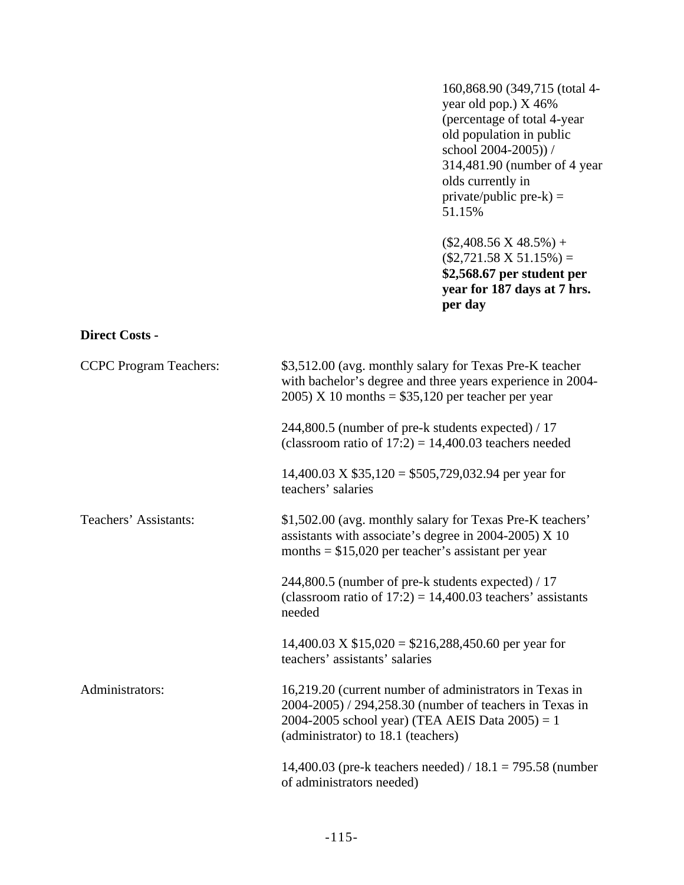160,868.90 (349,715 (total 4-year old pop.) X 46% (percentage of total 4-year old population in public school 2004-2005)) / 314,481.90 (number of 4 year olds currently in private/public pre-k) = 51.15%

($2,408.56 X 48.5%) + ($2,721.58 X 51.15%) = **$2,568.67 per student per year for 187 days at 7 hrs. per day**

**Direct Costs -**

| | |
|---|---|
| CCPC Program Teachers: | $3,512.00 (avg. monthly salary for Texas Pre-K teacher with bachelor's degree and three years experience in 2004-2005) X 10 months = $35,120 per teacher per year |
| | 244,800.5 (number of pre-k students expected) / 17 (classroom ratio of 17:2) = 14,400.03 teachers needed |
| | 14,400.03 X $35,120 = $505,729,032.94 per year for teachers' salaries |
| Teachers' Assistants: | $1,502.00 (avg. monthly salary for Texas Pre-K teachers' assistants with associate's degree in 2004-2005) X 10 months = $15,020 per teacher's assistant per year |
| | 244,800.5 (number of pre-k students expected) / 17 (classroom ratio of 17:2) = 14,400.03 teachers' assistants needed |
| | 14,400.03 X $15,020 = $216,288,450.60 per year for teachers' assistants' salaries |
| Administrators: | 16,219.20 (current number of administrators in Texas in 2004-2005) / 294,258.30 (number of teachers in Texas in 2004-2005 school year) (TEA AEIS Data 2005) = 1 (administrator) to 18.1 (teachers) |
| | 14,400.03 (pre-k teachers needed) / 18.1 = 795.58 (number of administrators needed) |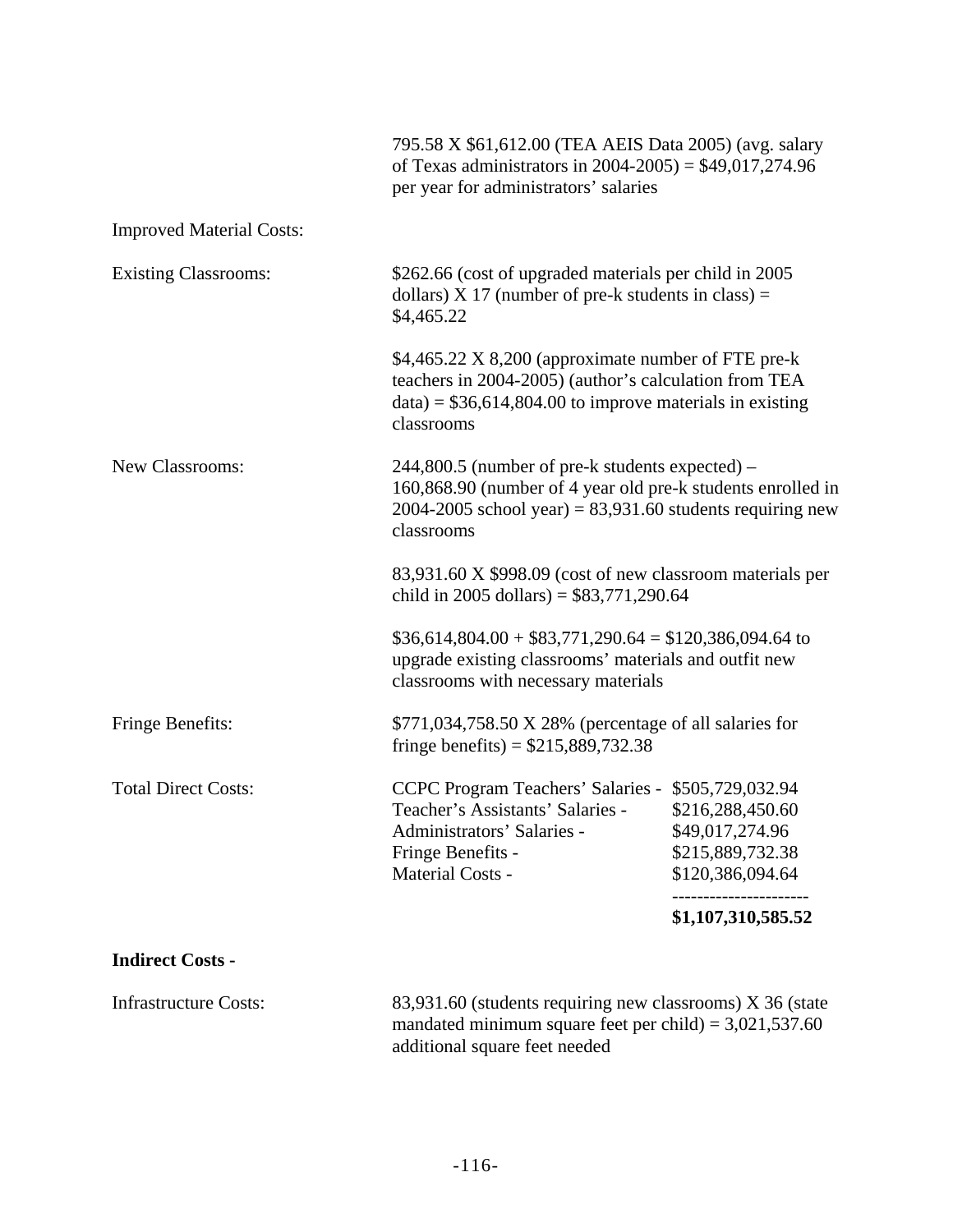795.58 X $61,612.00 (TEA AEIS Data 2005) (avg. salary of Texas administrators in 2004-2005) = $49,017,274.96 per year for administrators' salaries

Improved Material Costs:

Existing Classrooms: $262.66 (cost of upgraded materials per child in 2005 dollars) X 17 (number of pre-k students in class) = $4,465.22

$4,465.22 X 8,200 (approximate number of FTE pre-k teachers in 2004-2005) (author's calculation from TEA data) = $36,614,804.00 to improve materials in existing classrooms

New Classrooms: 244,800.5 (number of pre-k students expected) – 160,868.90 (number of 4 year old pre-k students enrolled in 2004-2005 school year) = 83,931.60 students requiring new classrooms

83,931.60 X $998.09 (cost of new classroom materials per child in 2005 dollars) = $83,771,290.64

$36,614,804.00 + $83,771,290.64 = $120,386,094.64 to upgrade existing classrooms' materials and outfit new classrooms with necessary materials

Fringe Benefits: $771,034,758.50 X 28% (percentage of all salaries for fringe benefits) = $215,889,732.38

Total Direct Costs:

| | |
|---|---|
| CCPC Program Teachers' Salaries - | $505,729,032.94 |
| Teacher's Assistants' Salaries - | $216,288,450.60 |
| Administrators' Salaries - | $49,017,274.96 |
| Fringe Benefits - | $215,889,732.38 |
| Material Costs - | $120,386,094.64 |
| | **$1,107,310,585.52** |

**Indirect Costs -**

Infrastructure Costs: 83,931.60 (students requiring new classrooms) X 36 (state mandated minimum square feet per child) = 3,021,537.60 additional square feet needed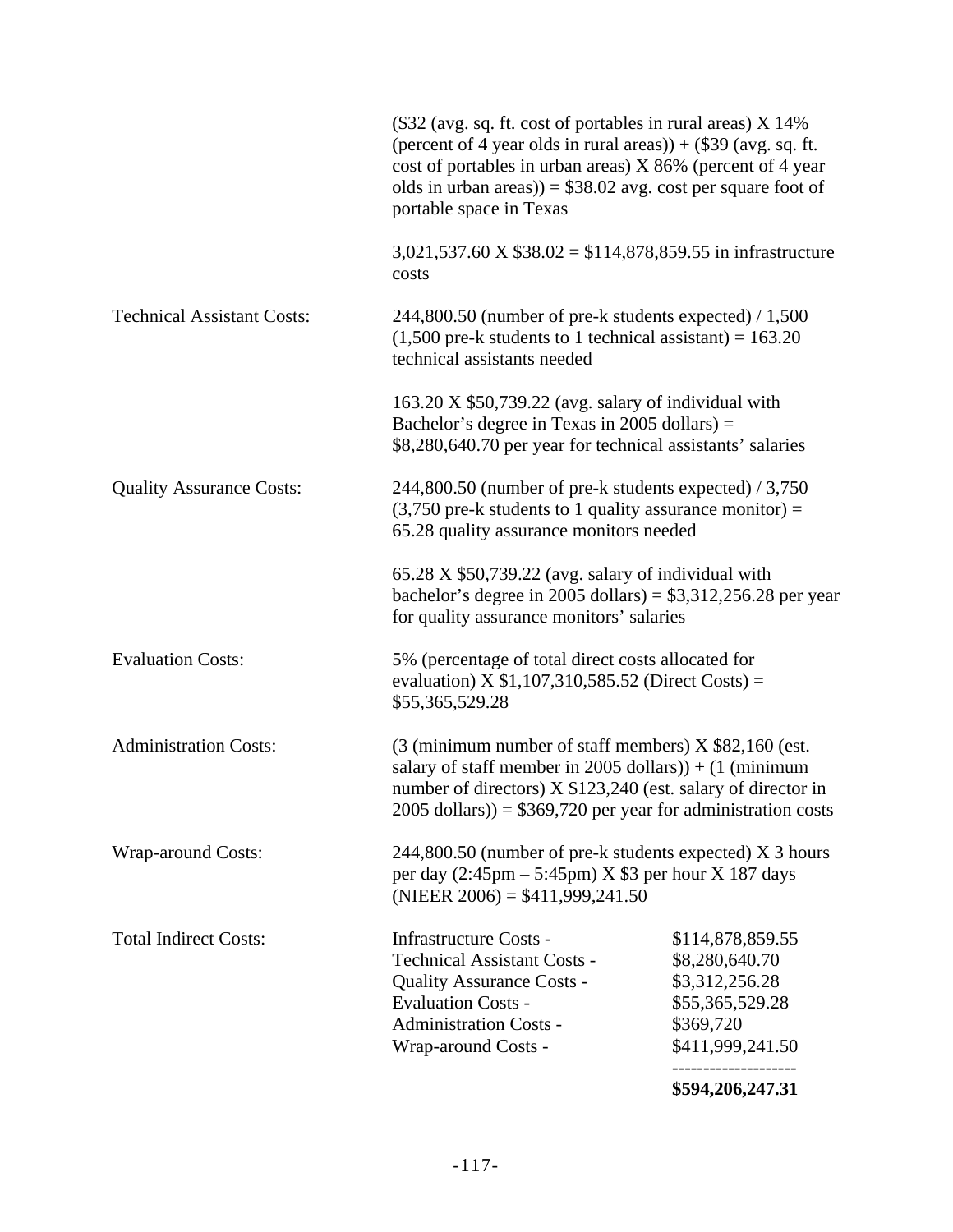| | |
|---|---|
| | ($32 (avg. sq. ft. cost of portables in rural areas) X 14% (percent of 4 year olds in rural areas)) + ($39 (avg. sq. ft. cost of portables in urban areas) X 86% (percent of 4 year olds in urban areas)) = $38.02 avg. cost per square foot of portable space in Texas<br><br>3,021,537.60 X $38.02 = $114,878,859.55 in infrastructure costs |
| Technical Assistant Costs: | 244,800.50 (number of pre-k students expected) / 1,500 (1,500 pre-k students to 1 technical assistant) = 163.20 technical assistants needed<br><br>163.20 X $50,739.22 (avg. salary of individual with Bachelor's degree in Texas in 2005 dollars) = $8,280,640.70 per year for technical assistants' salaries |
| Quality Assurance Costs: | 244,800.50 (number of pre-k students expected) / 3,750 (3,750 pre-k students to 1 quality assurance monitor) = 65.28 quality assurance monitors needed<br><br>65.28 X $50,739.22 (avg. salary of individual with bachelor's degree in 2005 dollars) = $3,312,256.28 per year for quality assurance monitors' salaries |
| Evaluation Costs: | 5% (percentage of total direct costs allocated for evaluation) X $1,107,310,585.52 (Direct Costs) = $55,365,529.28 |
| Administration Costs: | (3 (minimum number of staff members) X $82,160 (est. salary of staff member in 2005 dollars)) + (1 (minimum number of directors) X $123,240 (est. salary of director in 2005 dollars)) = $369,720 per year for administration costs |
| Wrap-around Costs: | 244,800.50 (number of pre-k students expected) X 3 hours per day (2:45pm – 5:45pm) X $3 per hour X 187 days (NIEER 2006) = $411,999,241.50 |

| Total Indirect Costs: | | |
|---|---|---|
| | Infrastructure Costs - | $114,878,859.55 |
| | Technical Assistant Costs - | $8,280,640.70 |
| | Quality Assurance Costs - | $3,312,256.28 |
| | Evaluation Costs - | $55,365,529.28 |
| | Administration Costs - | $369,720 |
| | Wrap-around Costs - | $411,999,241.50 |
| | | **$594,206,247.31** |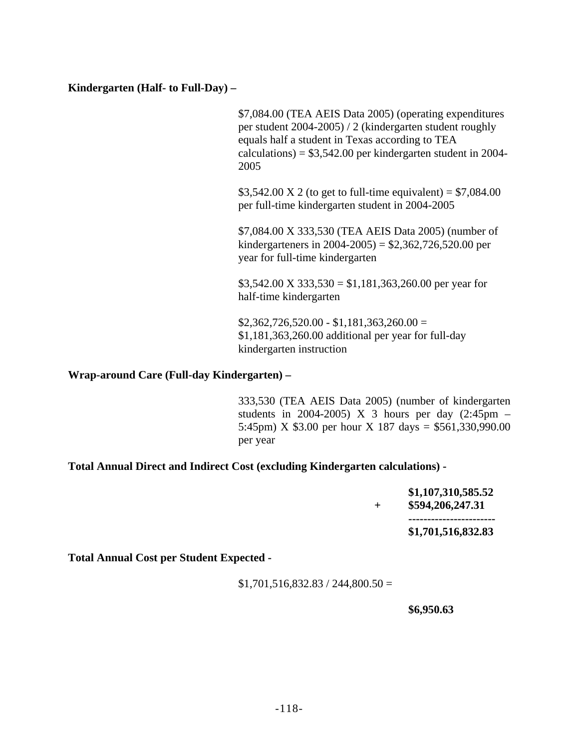**Kindergarten (Half- to Full-Day) –**

$7,084.00 (TEA AEIS Data 2005) (operating expenditures per student 2004-2005) / 2 (kindergarten student roughly equals half a student in Texas according to TEA calculations) = $3,542.00 per kindergarten student in 2004-2005

$3,542.00 X 2 (to get to full-time equivalent) = $7,084.00 per full-time kindergarten student in 2004-2005

$7,084.00 X 333,530 (TEA AEIS Data 2005) (number of kindergarteners in 2004-2005) = $2,362,726,520.00 per year for full-time kindergarten

$3,542.00 X 333,530 = $1,181,363,260.00 per year for half-time kindergarten

$2,362,726,520.00 - $1,181,363,260.00 = $1,181,363,260.00 additional per year for full-day kindergarten instruction

**Wrap-around Care (Full-day Kindergarten) –**

333,530 (TEA AEIS Data 2005) (number of kindergarten students in 2004-2005) X 3 hours per day (2:45pm – 5:45pm) X $3.00 per hour X 187 days = $561,330,990.00 per year

**Total Annual Direct and Indirect Cost (excluding Kindergarten calculations) -**

```
    $1,107,310,585.52
+   $594,206,247.31
    ----------------------
    $1,701,516,832.83
```

**Total Annual Cost per Student Expected -**

$1,701,516,832.83 / 244,800.50 =

**$6,950.63**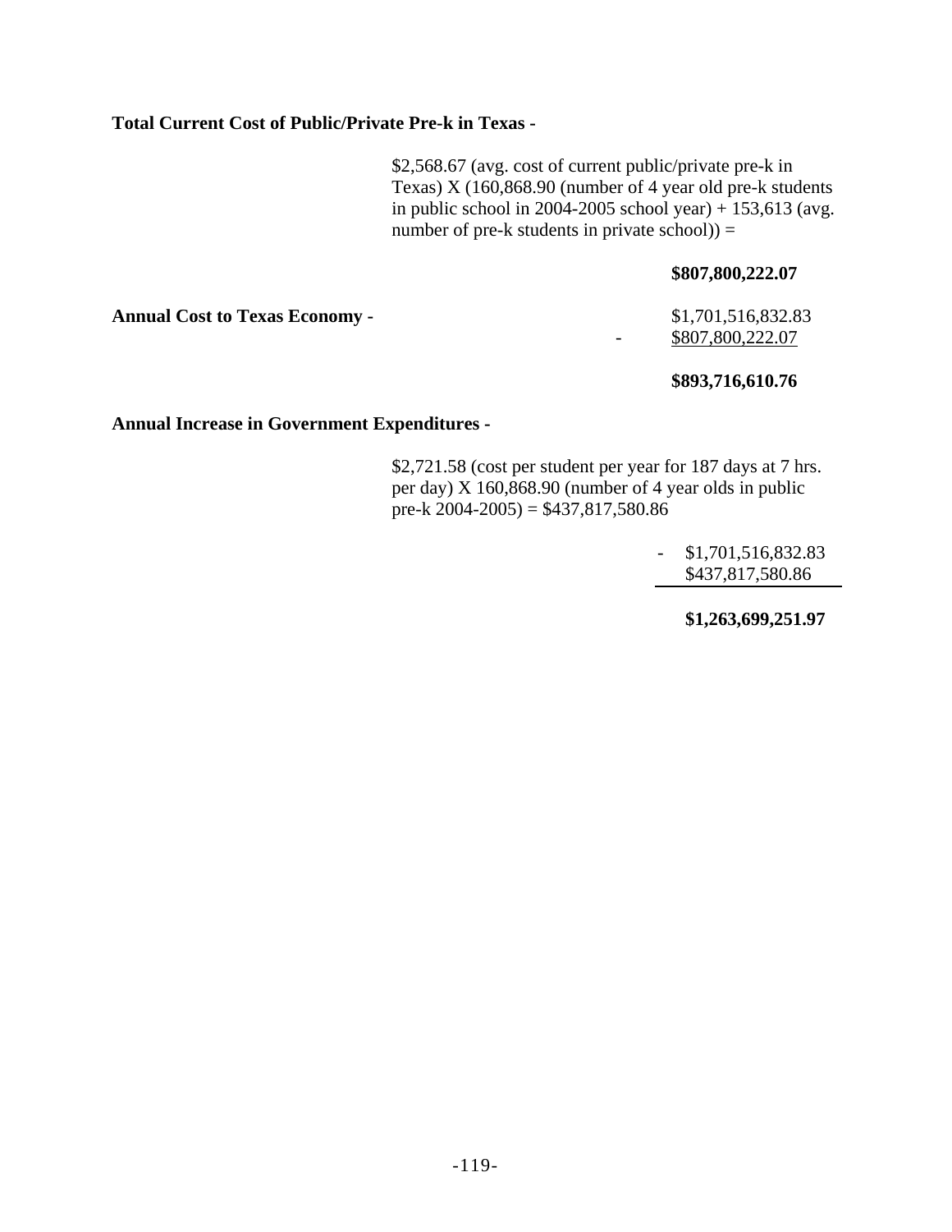**Total Current Cost of Public/Private Pre-k in Texas -**

$2,568.67 (avg. cost of current public/private pre-k in Texas) X (160,868.90 (number of 4 year old pre-k students in public school in 2004-2005 school year) + 153,613 (avg. number of pre-k students in private school)) =

**$807,800,222.07**

**Annual Cost to Texas Economy -**

$1,701,516,832.83
\- $807,800,222.07

**$893,716,610.76**

**Annual Increase in Government Expenditures -**

$2,721.58 (cost per student per year for 187 days at 7 hrs. per day) X 160,868.90 (number of 4 year olds in public pre-k 2004-2005) = $437,817,580.86

\- $1,701,516,832.83
$437,817,580.86

**$1,263,699,251.97**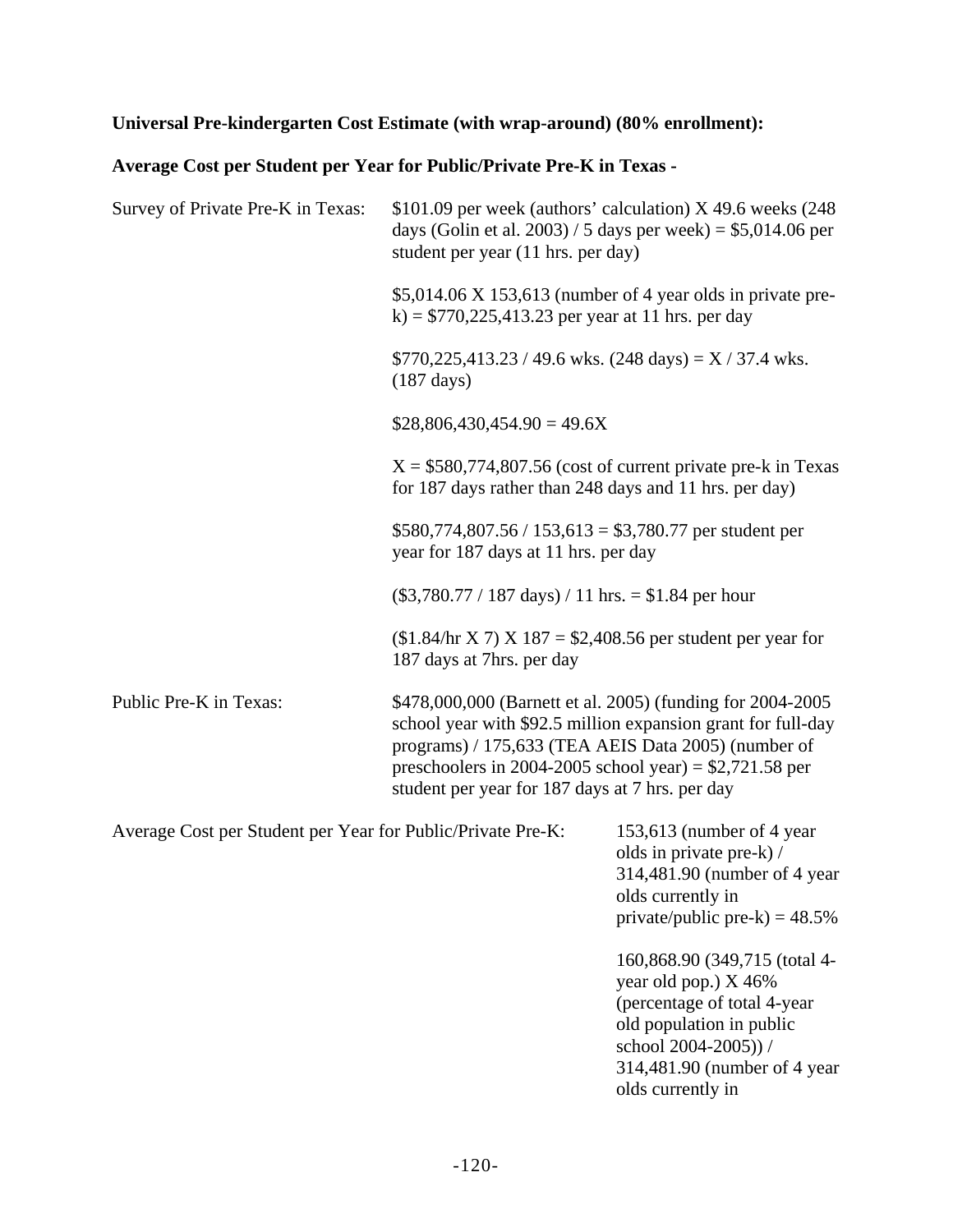**Universal Pre-kindergarten Cost Estimate (with wrap-around) (80% enrollment):**

**Average Cost per Student per Year for Public/Private Pre-K in Texas -**

Survey of Private Pre-K in Texas:

$101.09 per week (authors' calculation) X 49.6 weeks (248 days (Golin et al. 2003) / 5 days per week) = $5,014.06 per student per year (11 hrs. per day)

$5,014.06 X 153,613 (number of 4 year olds in private pre-k) = $770,225,413.23 per year at 11 hrs. per day

$770,225,413.23 / 49.6 wks. (248 days) = X / 37.4 wks. (187 days)

$28,806,430,454.90 = 49.6X

X = $580,774,807.56 (cost of current private pre-k in Texas for 187 days rather than 248 days and 11 hrs. per day)

$580,774,807.56 / 153,613 = $3,780.77 per student per year for 187 days at 11 hrs. per day

($3,780.77 / 187 days) / 11 hrs. = $1.84 per hour

($1.84/hr X 7) X 187 = $2,408.56 per student per year for 187 days at 7hrs. per day

Public Pre-K in Texas:

$478,000,000 (Barnett et al. 2005) (funding for 2004-2005 school year with $92.5 million expansion grant for full-day programs) / 175,633 (TEA AEIS Data 2005) (number of preschoolers in 2004-2005 school year) = $2,721.58 per student per year for 187 days at 7 hrs. per day

Average Cost per Student per Year for Public/Private Pre-K:

153,613 (number of 4 year olds in private pre-k) / 314,481.90 (number of 4 year olds currently in private/public pre-k) = 48.5%

160,868.90 (349,715 (total 4-year old pop.) X 46% (percentage of total 4-year old population in public school 2004-2005)) / 314,481.90 (number of 4 year olds currently in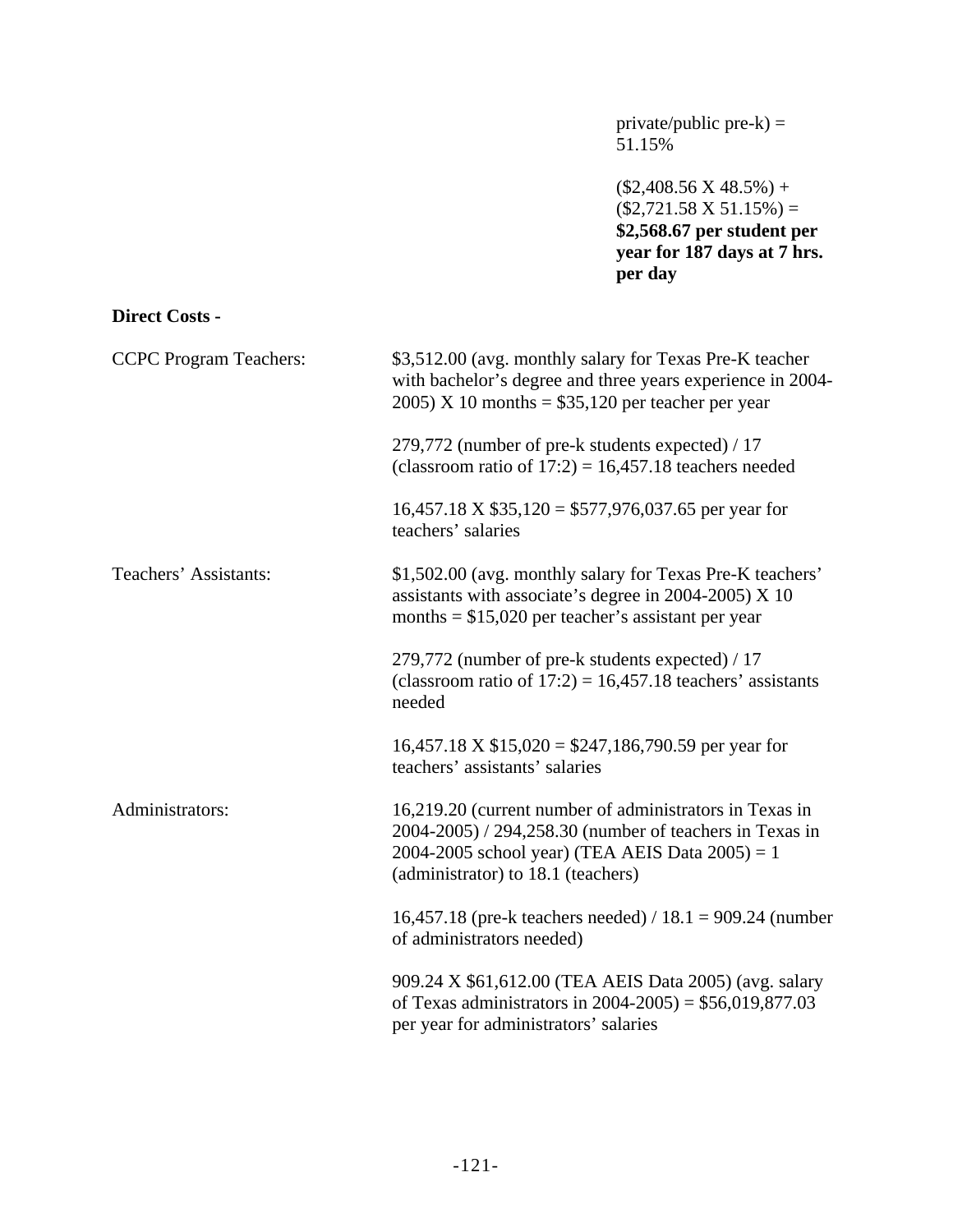private/public pre-k) = 51.15%

($2,408.56 X 48.5%) + ($2,721.58 X 51.15%) = **$2,568.67 per student per year for 187 days at 7 hrs. per day**

**Direct Costs -**

| | |
|---|---|
| CCPC Program Teachers: | $3,512.00 (avg. monthly salary for Texas Pre-K teacher with bachelor's degree and three years experience in 2004-2005) X 10 months = $35,120 per teacher per year<br><br>279,772 (number of pre-k students expected) / 17 (classroom ratio of 17:2) = 16,457.18 teachers needed<br><br>16,457.18 X $35,120 = $577,976,037.65 per year for teachers' salaries |
| Teachers' Assistants: | $1,502.00 (avg. monthly salary for Texas Pre-K teachers' assistants with associate's degree in 2004-2005) X 10 months = $15,020 per teacher's assistant per year<br><br>279,772 (number of pre-k students expected) / 17 (classroom ratio of 17:2) = 16,457.18 teachers' assistants needed<br><br>16,457.18 X $15,020 = $247,186,790.59 per year for teachers' assistants' salaries |
| Administrators: | 16,219.20 (current number of administrators in Texas in 2004-2005) / 294,258.30 (number of teachers in Texas in 2004-2005 school year) (TEA AEIS Data 2005) = 1 (administrator) to 18.1 (teachers)<br><br>16,457.18 (pre-k teachers needed) / 18.1 = 909.24 (number of administrators needed)<br><br>909.24 X $61,612.00 (TEA AEIS Data 2005) (avg. salary of Texas administrators in 2004-2005) = $56,019,877.03 per year for administrators' salaries |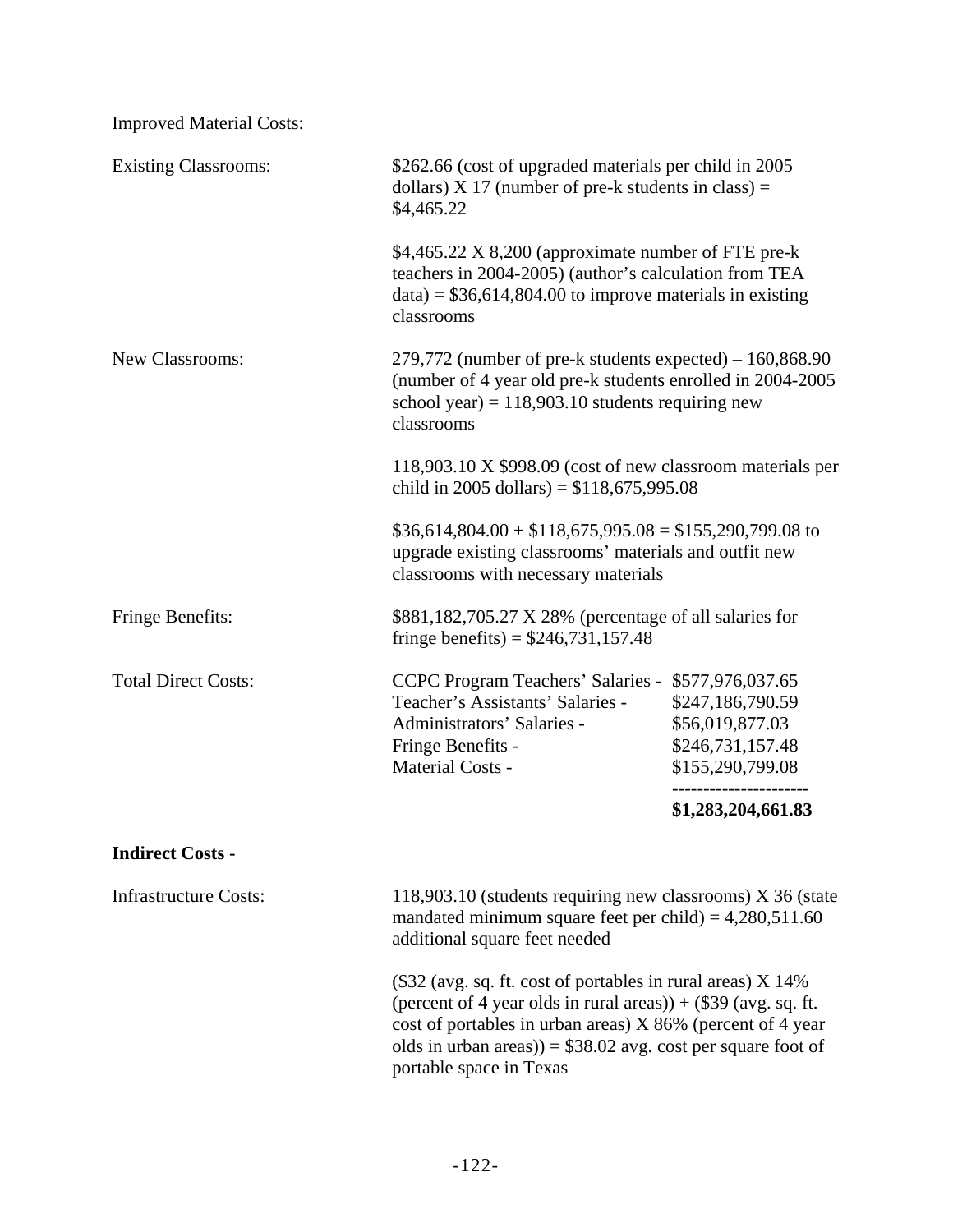Improved Material Costs:

Existing Classrooms: $262.66 (cost of upgraded materials per child in 2005 dollars) X 17 (number of pre-k students in class) = $4,465.22

$4,465.22 X 8,200 (approximate number of FTE pre-k teachers in 2004-2005) (author's calculation from TEA data) = $36,614,804.00 to improve materials in existing classrooms

New Classrooms: 279,772 (number of pre-k students expected) – 160,868.90 (number of 4 year old pre-k students enrolled in 2004-2005 school year) = 118,903.10 students requiring new classrooms

118,903.10 X $998.09 (cost of new classroom materials per child in 2005 dollars) = $118,675,995.08

$36,614,804.00 + $118,675,995.08 = $155,290,799.08 to upgrade existing classrooms' materials and outfit new classrooms with necessary materials

Fringe Benefits: $881,182,705.27 X 28% (percentage of all salaries for fringe benefits) = $246,731,157.48

Total Direct Costs:

| | |
|---|---|
| CCPC Program Teachers' Salaries - | $577,976,037.65 |
| Teacher's Assistants' Salaries - | $247,186,790.59 |
| Administrators' Salaries - | $56,019,877.03 |
| Fringe Benefits - | $246,731,157.48 |
| Material Costs - | $155,290,799.08 |
| | **$1,283,204,661.83** |

**Indirect Costs -**

Infrastructure Costs: 118,903.10 (students requiring new classrooms) X 36 (state mandated minimum square feet per child) = 4,280,511.60 additional square feet needed

($32 (avg. sq. ft. cost of portables in rural areas) X 14% (percent of 4 year olds in rural areas)) + ($39 (avg. sq. ft. cost of portables in urban areas) X 86% (percent of 4 year olds in urban areas)) = $38.02 avg. cost per square foot of portable space in Texas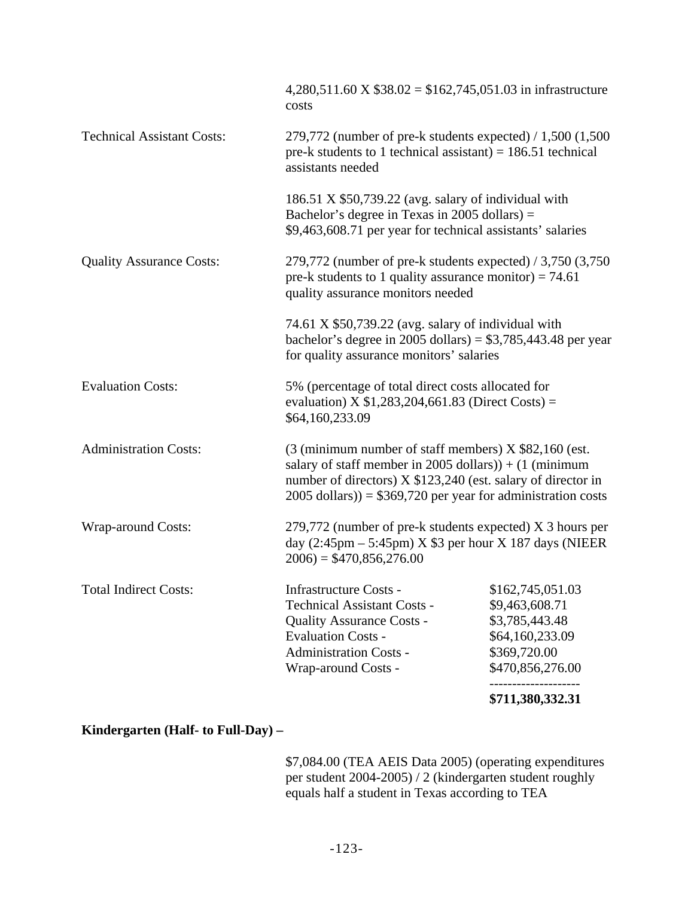| | |
|---|---|
| | 4,280,511.60 X \$38.02 = \$162,745,051.03 in infrastructure costs |
| Technical Assistant Costs: | 279,772 (number of pre-k students expected) / 1,500 (1,500 pre-k students to 1 technical assistant) = 186.51 technical assistants needed |
| | 186.51 X \$50,739.22 (avg. salary of individual with Bachelor's degree in Texas in 2005 dollars) = \$9,463,608.71 per year for technical assistants' salaries |
| Quality Assurance Costs: | 279,772 (number of pre-k students expected) / 3,750 (3,750 pre-k students to 1 quality assurance monitor) = 74.61 quality assurance monitors needed |
| | 74.61 X \$50,739.22 (avg. salary of individual with bachelor's degree in 2005 dollars) = \$3,785,443.48 per year for quality assurance monitors' salaries |
| Evaluation Costs: | 5% (percentage of total direct costs allocated for evaluation) X \$1,283,204,661.83 (Direct Costs) = \$64,160,233.09 |
| Administration Costs: | (3 (minimum number of staff members) X \$82,160 (est. salary of staff member in 2005 dollars)) + (1 (minimum number of directors) X \$123,240 (est. salary of director in 2005 dollars)) = \$369,720 per year for administration costs |
| Wrap-around Costs: | 279,772 (number of pre-k students expected) X 3 hours per day (2:45pm – 5:45pm) X \$3 per hour X 187 days (NIEER 2006) = \$470,856,276.00 |

| Total Indirect Costs: | | |
|---|---|---|
| | Infrastructure Costs - | \$162,745,051.03 |
| | Technical Assistant Costs - | \$9,463,608.71 |
| | Quality Assurance Costs - | \$3,785,443.48 |
| | Evaluation Costs - | \$64,160,233.09 |
| | Administration Costs - | \$369,720.00 |
| | Wrap-around Costs - | \$470,856,276.00 |
| | | **\$711,380,332.31** |

**Kindergarten (Half- to Full-Day) –**

\$7,084.00 (TEA AEIS Data 2005) (operating expenditures per student 2004-2005) / 2 (kindergarten student roughly equals half a student in Texas according to TEA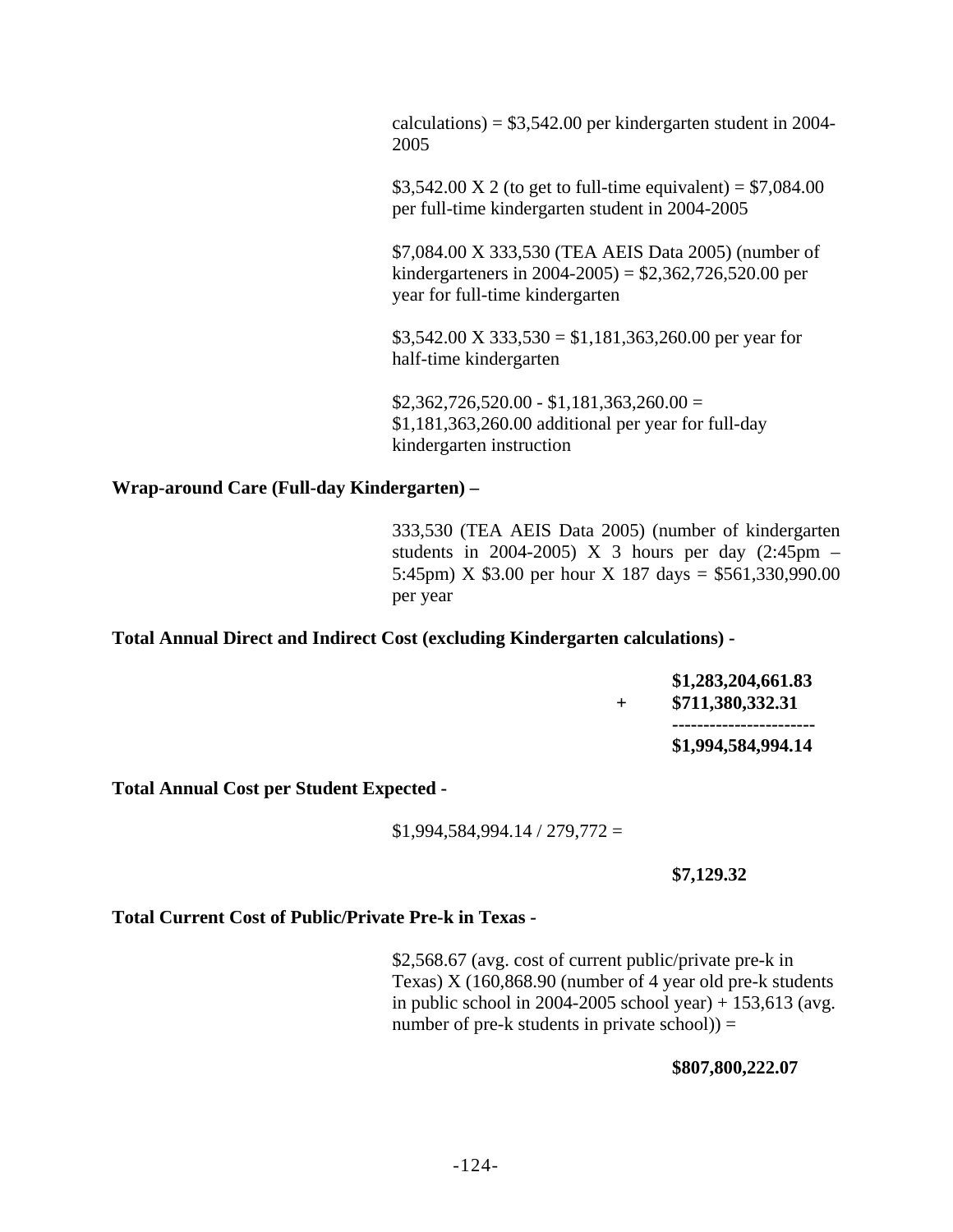calculations) = $3,542.00 per kindergarten student in 2004-2005

$3,542.00 X 2 (to get to full-time equivalent) = $7,084.00 per full-time kindergarten student in 2004-2005

$7,084.00 X 333,530 (TEA AEIS Data 2005) (number of kindergarteners in 2004-2005) = $2,362,726,520.00 per year for full-time kindergarten

$3,542.00 X 333,530 = $1,181,363,260.00 per year for half-time kindergarten

$2,362,726,520.00 - $1,181,363,260.00 = $1,181,363,260.00 additional per year for full-day kindergarten instruction

**Wrap-around Care (Full-day Kindergarten) –**

333,530 (TEA AEIS Data 2005) (number of kindergarten students in 2004-2005) X 3 hours per day (2:45pm – 5:45pm) X $3.00 per hour X 187 days = $561,330,990.00 per year

**Total Annual Direct and Indirect Cost (excluding Kindergarten calculations) -**

| | |
|---|---|
| | **$1,283,204,661.83** |
| + | **$711,380,332.31** |
| | **$1,994,584,994.14** |

**Total Annual Cost per Student Expected -**

$1,994,584,994.14 / 279,772 =

**$7,129.32**

**Total Current Cost of Public/Private Pre-k in Texas -**

$2,568.67 (avg. cost of current public/private pre-k in Texas) X (160,868.90 (number of 4 year old pre-k students in public school in 2004-2005 school year) + 153,613 (avg. number of pre-k students in private school)) =

**$807,800,222.07**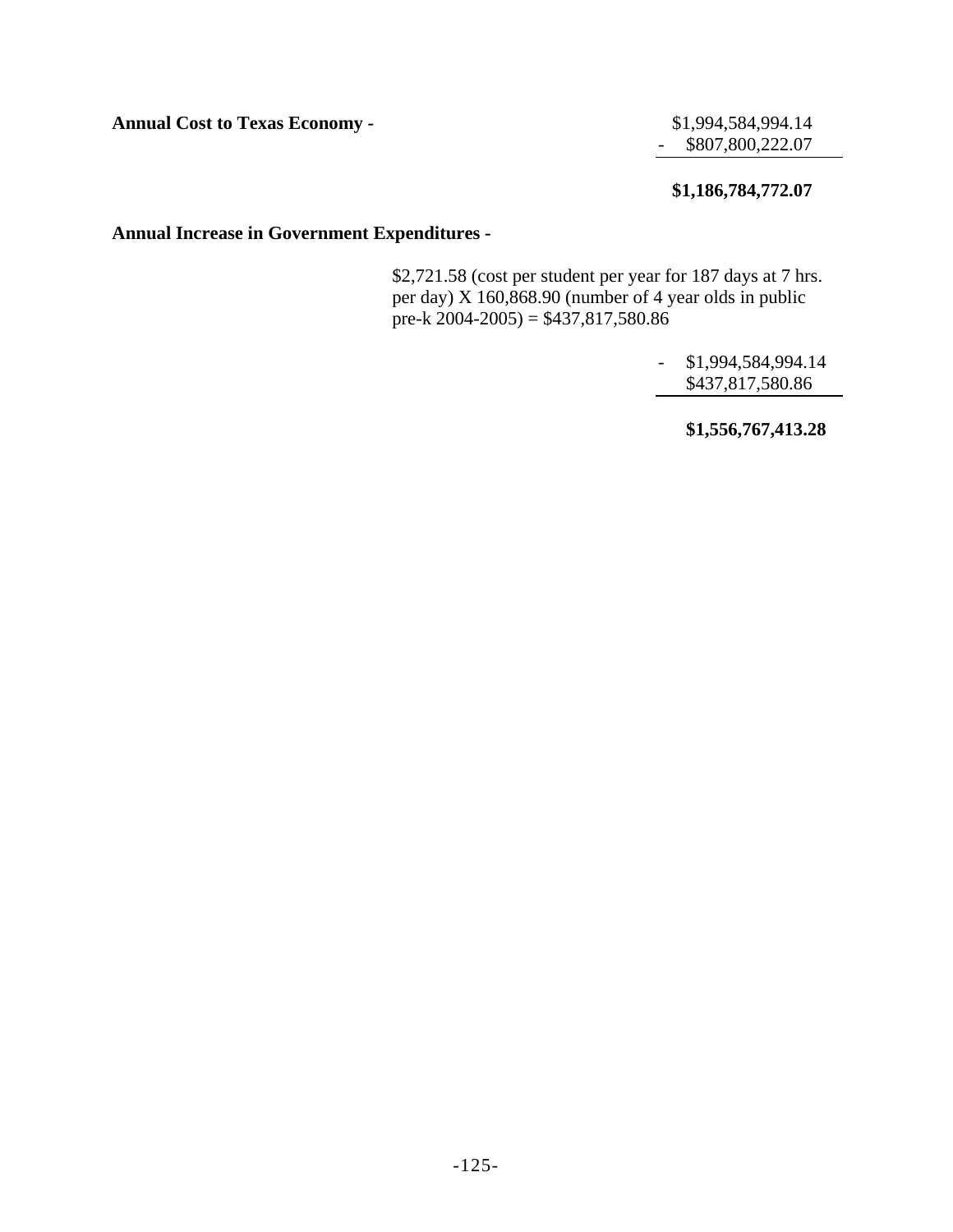**Annual Cost to Texas Economy -**

$1,994,584,994.14
\- $807,800,222.07

**$1,186,784,772.07**

**Annual Increase in Government Expenditures -**

$2,721.58 (cost per student per year for 187 days at 7 hrs. per day) X 160,868.90 (number of 4 year olds in public pre-k 2004-2005) = $437,817,580.86

\- $1,994,584,994.14
$437,817,580.86

**$1,556,767,413.28**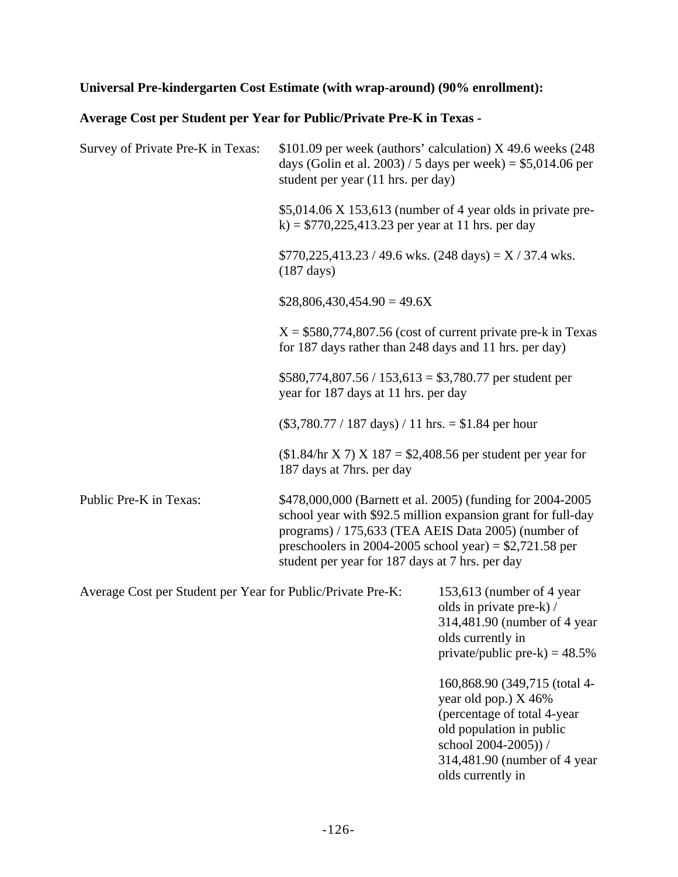**Universal Pre-kindergarten Cost Estimate (with wrap-around) (90% enrollment):**

**Average Cost per Student per Year for Public/Private Pre-K in Texas -**

Survey of Private Pre-K in Texas:

\$101.09 per week (authors' calculation) X 49.6 weeks (248 days (Golin et al. 2003) / 5 days per week) = \$5,014.06 per student per year (11 hrs. per day)

\$5,014.06 X 153,613 (number of 4 year olds in private pre-k) = \$770,225,413.23 per year at 11 hrs. per day

\$770,225,413.23 / 49.6 wks. (248 days) = X / 37.4 wks. (187 days)

\$28,806,430,454.90 = 49.6X

X = \$580,774,807.56 (cost of current private pre-k in Texas for 187 days rather than 248 days and 11 hrs. per day)

\$580,774,807.56 / 153,613 = \$3,780.77 per student per year for 187 days at 11 hrs. per day

(\$3,780.77 / 187 days) / 11 hrs. = \$1.84 per hour

(\$1.84/hr X 7) X 187 = \$2,408.56 per student per year for 187 days at 7hrs. per day

Public Pre-K in Texas:

\$478,000,000 (Barnett et al. 2005) (funding for 2004-2005 school year with \$92.5 million expansion grant for full-day programs) / 175,633 (TEA AEIS Data 2005) (number of preschoolers in 2004-2005 school year) = \$2,721.58 per student per year for 187 days at 7 hrs. per day

Average Cost per Student per Year for Public/Private Pre-K:

153,613 (number of 4 year olds in private pre-k) / 314,481.90 (number of 4 year olds currently in private/public pre-k) = 48.5%

160,868.90 (349,715 (total 4-year old pop.) X 46% (percentage of total 4-year old population in public school 2004-2005)) / 314,481.90 (number of 4 year olds currently in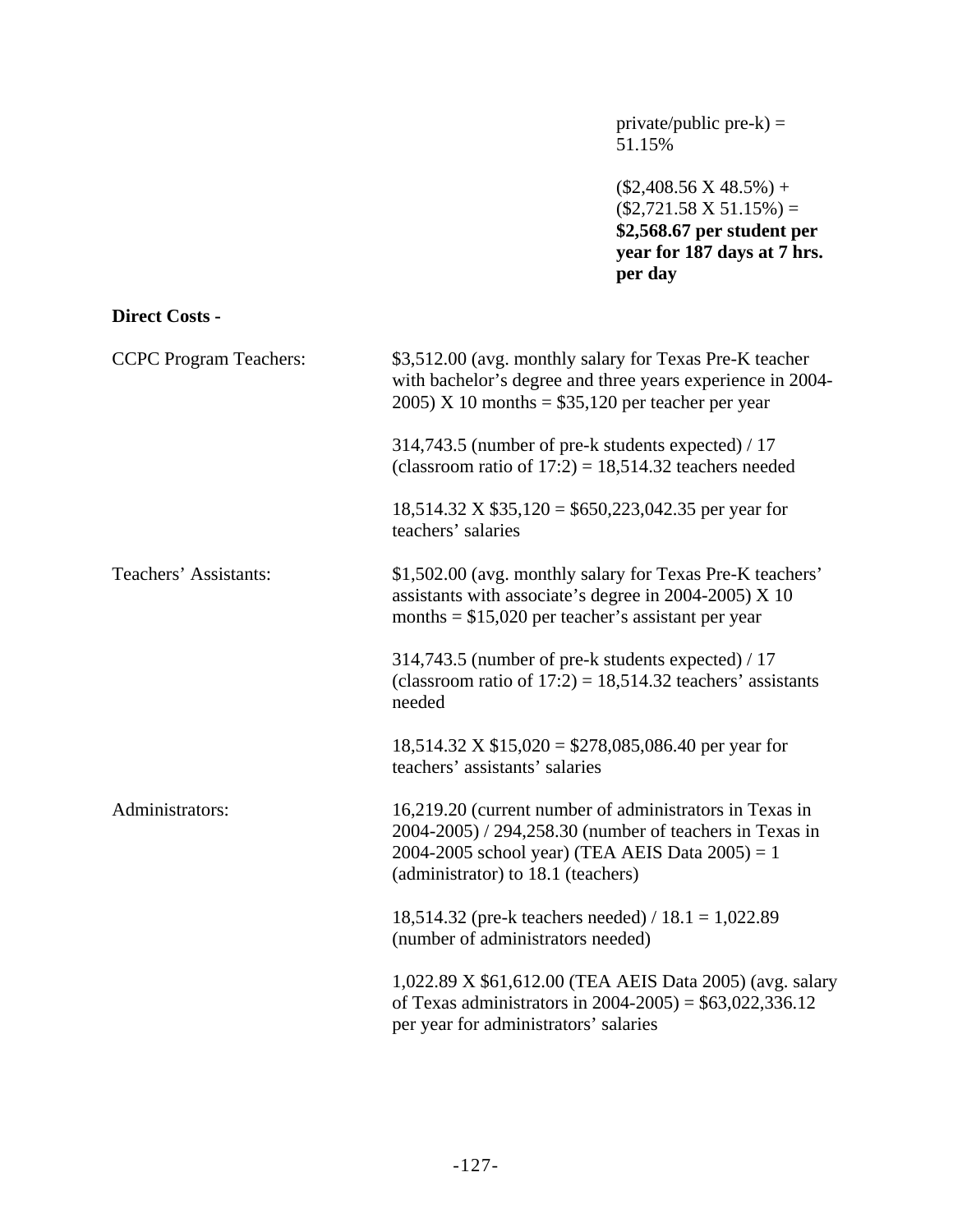private/public pre-k) = 51.15%

($2,408.56 X 48.5%) + ($2,721.58 X 51.15%) = **$2,568.67 per student per year for 187 days at 7 hrs. per day**

**Direct Costs -**

CCPC Program Teachers:

$3,512.00 (avg. monthly salary for Texas Pre-K teacher with bachelor's degree and three years experience in 2004-2005) X 10 months = $35,120 per teacher per year

314,743.5 (number of pre-k students expected) / 17 (classroom ratio of 17:2) = 18,514.32 teachers needed

18,514.32 X $35,120 = $650,223,042.35 per year for teachers' salaries

Teachers' Assistants:

$1,502.00 (avg. monthly salary for Texas Pre-K teachers' assistants with associate's degree in 2004-2005) X 10 months = $15,020 per teacher's assistant per year

314,743.5 (number of pre-k students expected) / 17 (classroom ratio of 17:2) = 18,514.32 teachers' assistants needed

18,514.32 X $15,020 = $278,085,086.40 per year for teachers' assistants' salaries

Administrators:

16,219.20 (current number of administrators in Texas in 2004-2005) / 294,258.30 (number of teachers in Texas in 2004-2005 school year) (TEA AEIS Data 2005) = 1 (administrator) to 18.1 (teachers)

18,514.32 (pre-k teachers needed) / 18.1 = 1,022.89 (number of administrators needed)

1,022.89 X $61,612.00 (TEA AEIS Data 2005) (avg. salary of Texas administrators in 2004-2005) = $63,022,336.12 per year for administrators' salaries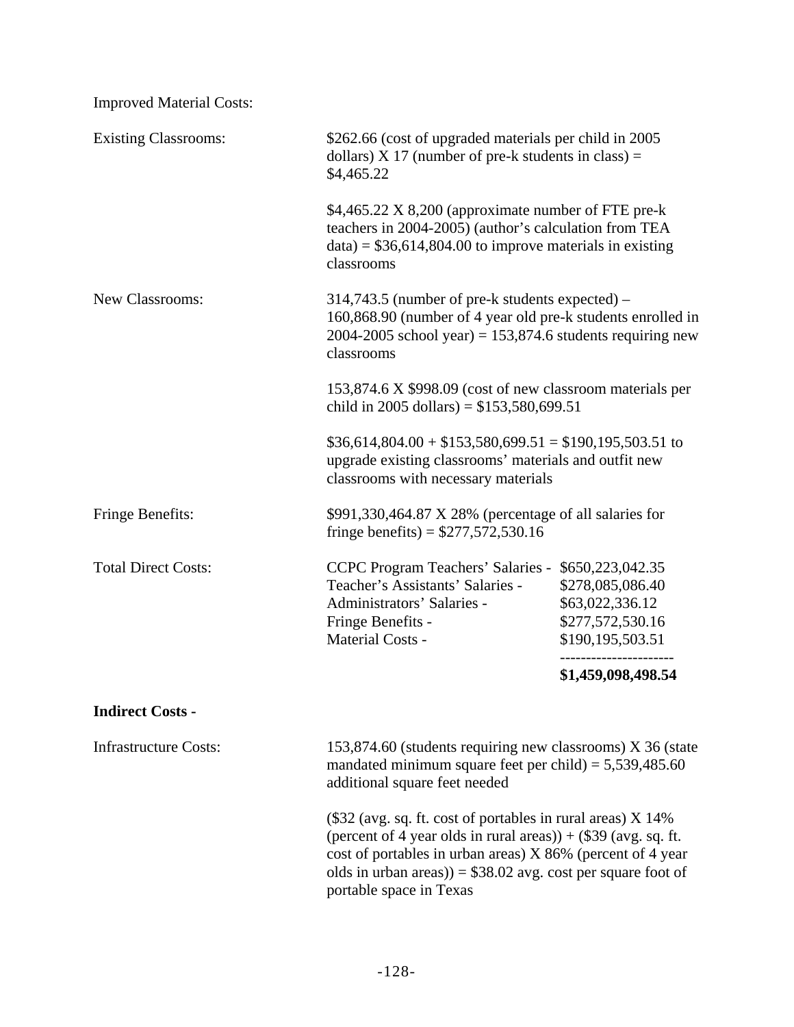Improved Material Costs:

| | |
|---|---|
| Existing Classrooms: | \$262.66 (cost of upgraded materials per child in 2005 dollars) X 17 (number of pre-k students in class) = \$4,465.22<br><br>\$4,465.22 X 8,200 (approximate number of FTE pre-k teachers in 2004-2005) (author's calculation from TEA data) = \$36,614,804.00 to improve materials in existing classrooms |
| New Classrooms: | 314,743.5 (number of pre-k students expected) – 160,868.90 (number of 4 year old pre-k students enrolled in 2004-2005 school year) = 153,874.6 students requiring new classrooms<br><br>153,874.6 X \$998.09 (cost of new classroom materials per child in 2005 dollars) = \$153,580,699.51<br><br>\$36,614,804.00 + \$153,580,699.51 = \$190,195,503.51 to upgrade existing classrooms' materials and outfit new classrooms with necessary materials |
| Fringe Benefits: | \$991,330,464.87 X 28% (percentage of all salaries for fringe benefits) = \$277,572,530.16 |

Total Direct Costs:

| | |
|---|---|
| CCPC Program Teachers' Salaries - | \$650,223,042.35 |
| Teacher's Assistants' Salaries - | \$278,085,086.40 |
| Administrators' Salaries - | \$63,022,336.12 |
| Fringe Benefits - | \$277,572,530.16 |
| Material Costs - | \$190,195,503.51 |
| | **\$1,459,098,498.54** |

**Indirect Costs -**

| | |
|---|---|
| Infrastructure Costs: | 153,874.60 (students requiring new classrooms) X 36 (state mandated minimum square feet per child) = 5,539,485.60 additional square feet needed<br><br>(\$32 (avg. sq. ft. cost of portables in rural areas) X 14% (percent of 4 year olds in rural areas)) + (\$39 (avg. sq. ft. cost of portables in urban areas) X 86% (percent of 4 year olds in urban areas)) = \$38.02 avg. cost per square foot of portable space in Texas |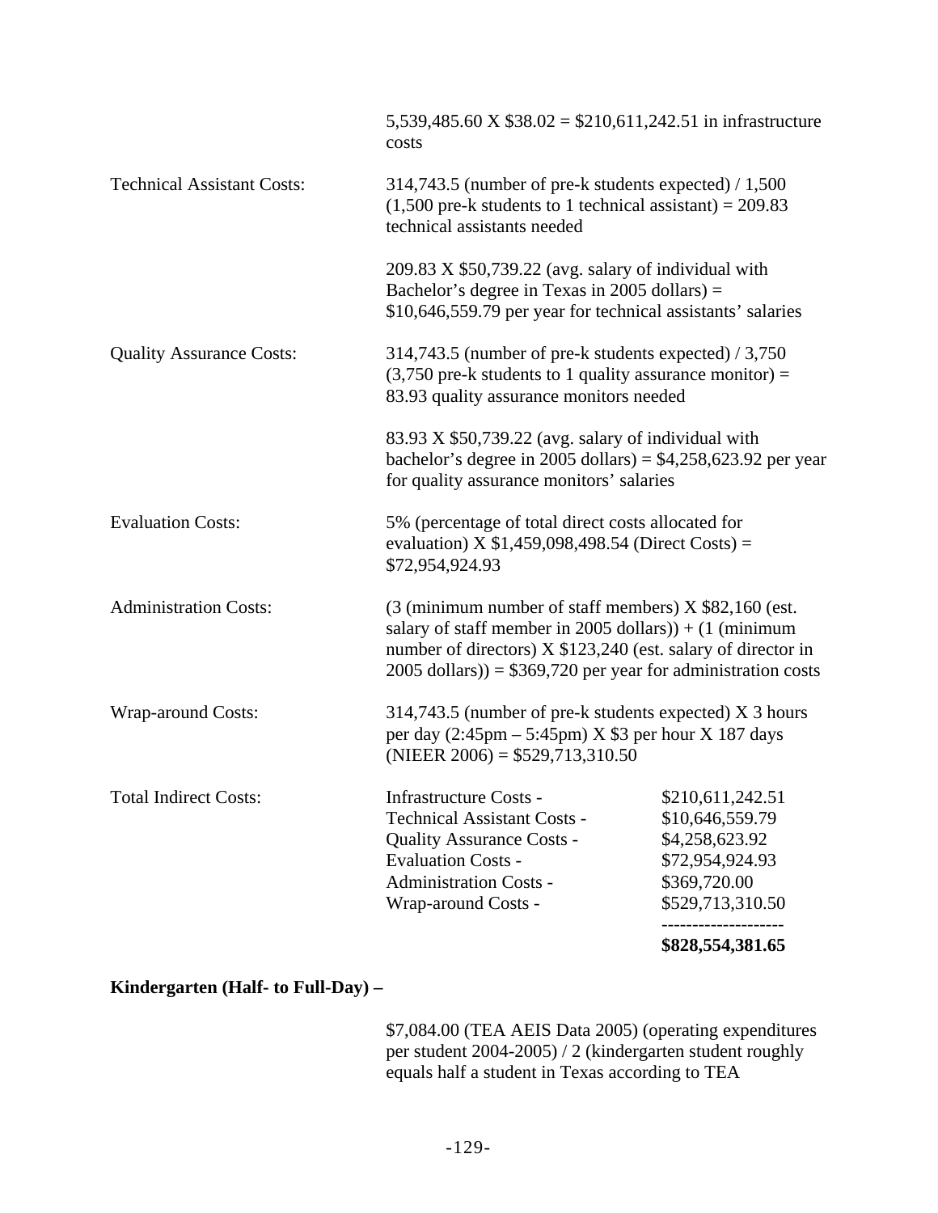5,539,485.60 X $38.02 = $210,611,242.51 in infrastructure costs

| | |
|---|---|
| Technical Assistant Costs: | 314,743.5 (number of pre-k students expected) / 1,500 (1,500 pre-k students to 1 technical assistant) = 209.83 technical assistants needed<br><br>209.83 X $50,739.22 (avg. salary of individual with Bachelor's degree in Texas in 2005 dollars) = $10,646,559.79 per year for technical assistants' salaries |
| Quality Assurance Costs: | 314,743.5 (number of pre-k students expected) / 3,750 (3,750 pre-k students to 1 quality assurance monitor) = 83.93 quality assurance monitors needed<br><br>83.93 X $50,739.22 (avg. salary of individual with bachelor's degree in 2005 dollars) = $4,258,623.92 per year for quality assurance monitors' salaries |
| Evaluation Costs: | 5% (percentage of total direct costs allocated for evaluation) X $1,459,098,498.54 (Direct Costs) = $72,954,924.93 |
| Administration Costs: | (3 (minimum number of staff members) X $82,160 (est. salary of staff member in 2005 dollars)) + (1 (minimum number of directors) X $123,240 (est. salary of director in 2005 dollars)) = $369,720 per year for administration costs |
| Wrap-around Costs: | 314,743.5 (number of pre-k students expected) X 3 hours per day (2:45pm – 5:45pm) X $3 per hour X 187 days (NIEER 2006) = $529,713,310.50 |

**Total Indirect Costs:**

| | |
|---|---|
| Infrastructure Costs - | $210,611,242.51 |
| Technical Assistant Costs - | $10,646,559.79 |
| Quality Assurance Costs - | $4,258,623.92 |
| Evaluation Costs - | $72,954,924.93 |
| Administration Costs - | $369,720.00 |
| Wrap-around Costs - | $529,713,310.50 |
| | **$828,554,381.65** |

**Kindergarten (Half- to Full-Day) –**

$7,084.00 (TEA AEIS Data 2005) (operating expenditures per student 2004-2005) / 2 (kindergarten student roughly equals half a student in Texas according to TEA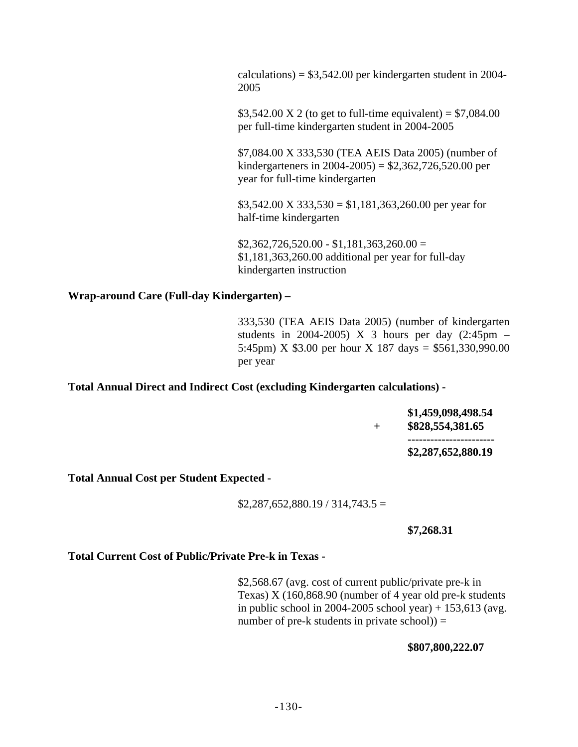calculations) = \$3,542.00 per kindergarten student in 2004-2005

\$3,542.00 X 2 (to get to full-time equivalent) = \$7,084.00 per full-time kindergarten student in 2004-2005

\$7,084.00 X 333,530 (TEA AEIS Data 2005) (number of kindergarteners in 2004-2005) = \$2,362,726,520.00 per year for full-time kindergarten

\$3,542.00 X 333,530 = \$1,181,363,260.00 per year for half-time kindergarten

\$2,362,726,520.00 - \$1,181,363,260.00 = \$1,181,363,260.00 additional per year for full-day kindergarten instruction

**Wrap-around Care (Full-day Kindergarten) –**

333,530 (TEA AEIS Data 2005) (number of kindergarten students in 2004-2005) X 3 hours per day (2:45pm – 5:45pm) X \$3.00 per hour X 187 days = \$561,330,990.00 per year

**Total Annual Direct and Indirect Cost (excluding Kindergarten calculations) -**

**\$1,459,098,498.54**
**+ \$828,554,381.65**
**----------------------**
**\$2,287,652,880.19**

**Total Annual Cost per Student Expected -**

\$2,287,652,880.19 / 314,743.5 =

**\$7,268.31**

**Total Current Cost of Public/Private Pre-k in Texas -**

\$2,568.67 (avg. cost of current public/private pre-k in Texas) X (160,868.90 (number of 4 year old pre-k students in public school in 2004-2005 school year) + 153,613 (avg. number of pre-k students in private school)) =

**\$807,800,222.07**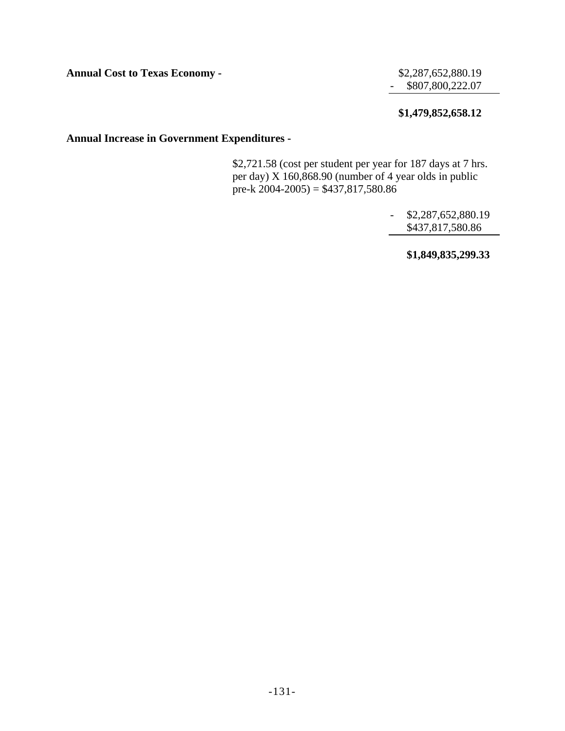**Annual Cost to Texas Economy -**

```
  $2,287,652,880.19
-   $807,800,222.07
-------------------
  $1,479,852,658.12
```

**Annual Increase in Government Expenditures -**

$2,721.58 (cost per student per year for 187 days at 7 hrs. per day) X 160,868.90 (number of 4 year olds in public pre-k 2004-2005) = $437,817,580.86

```
- $2,287,652,880.19
    $437,817,580.86
-------------------
  $1,849,835,299.33
```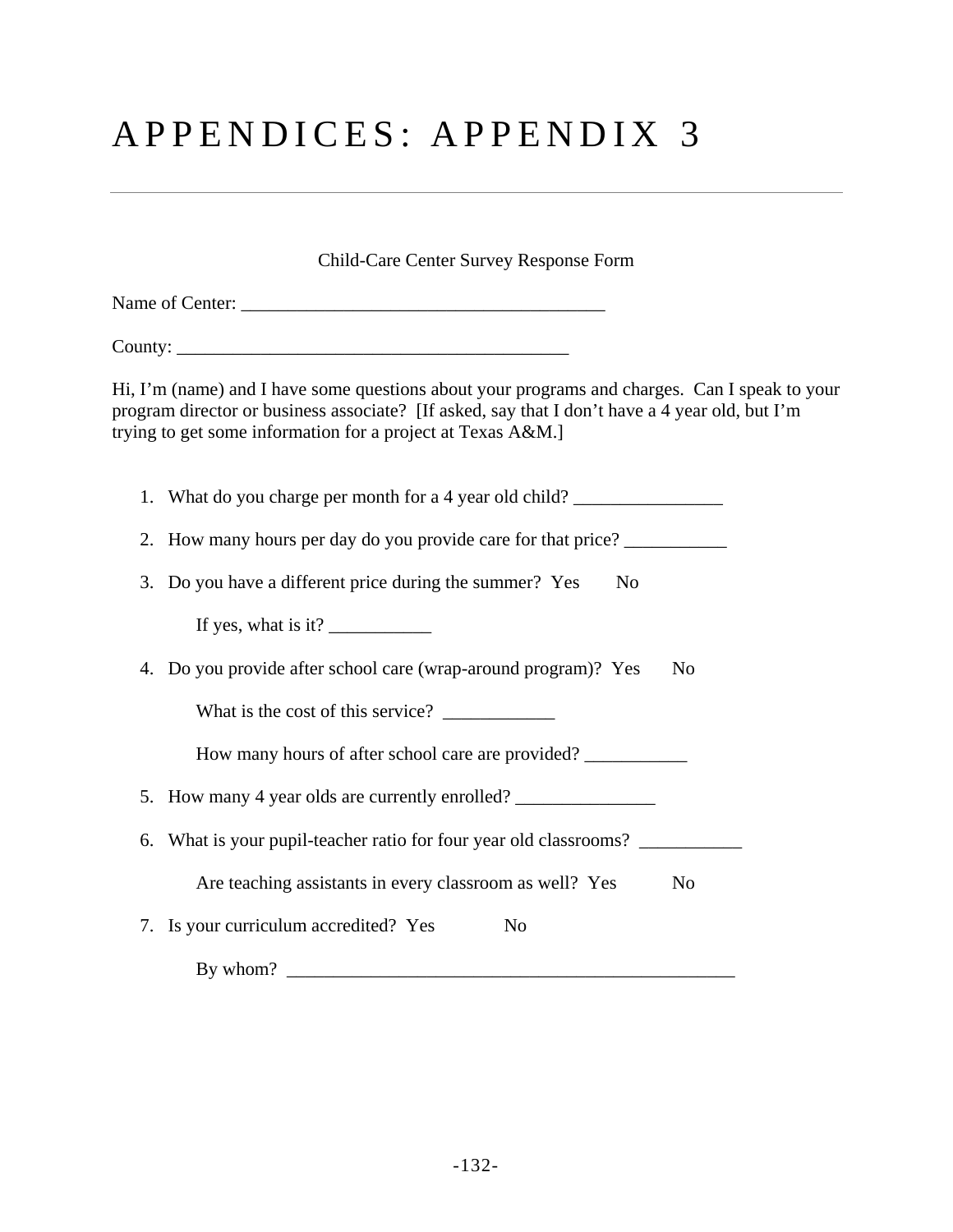# APPENDICES: APPENDIX 3

Child-Care Center Survey Response Form

Name of Center: ________________________________________

County: ____________________________________________

Hi, I'm (name) and I have some questions about your programs and charges. Can I speak to your program director or business associate? [If asked, say that I don't have a 4 year old, but I'm trying to get some information for a project at Texas A&M.]

1. What do you charge per month for a 4 year old child? ________________

2. How many hours per day do you provide care for that price? ___________

3. Do you have a different price during the summer? Yes No

   If yes, what is it? ___________

4. Do you provide after school care (wrap-around program)? Yes No

   What is the cost of this service? ____________

   How many hours of after school care are provided? ___________

5. How many 4 year olds are currently enrolled? _______________

6. What is your pupil-teacher ratio for four year old classrooms? ___________

   Are teaching assistants in every classroom as well? Yes No

7. Is your curriculum accredited? Yes No

   By whom? _________________________________________________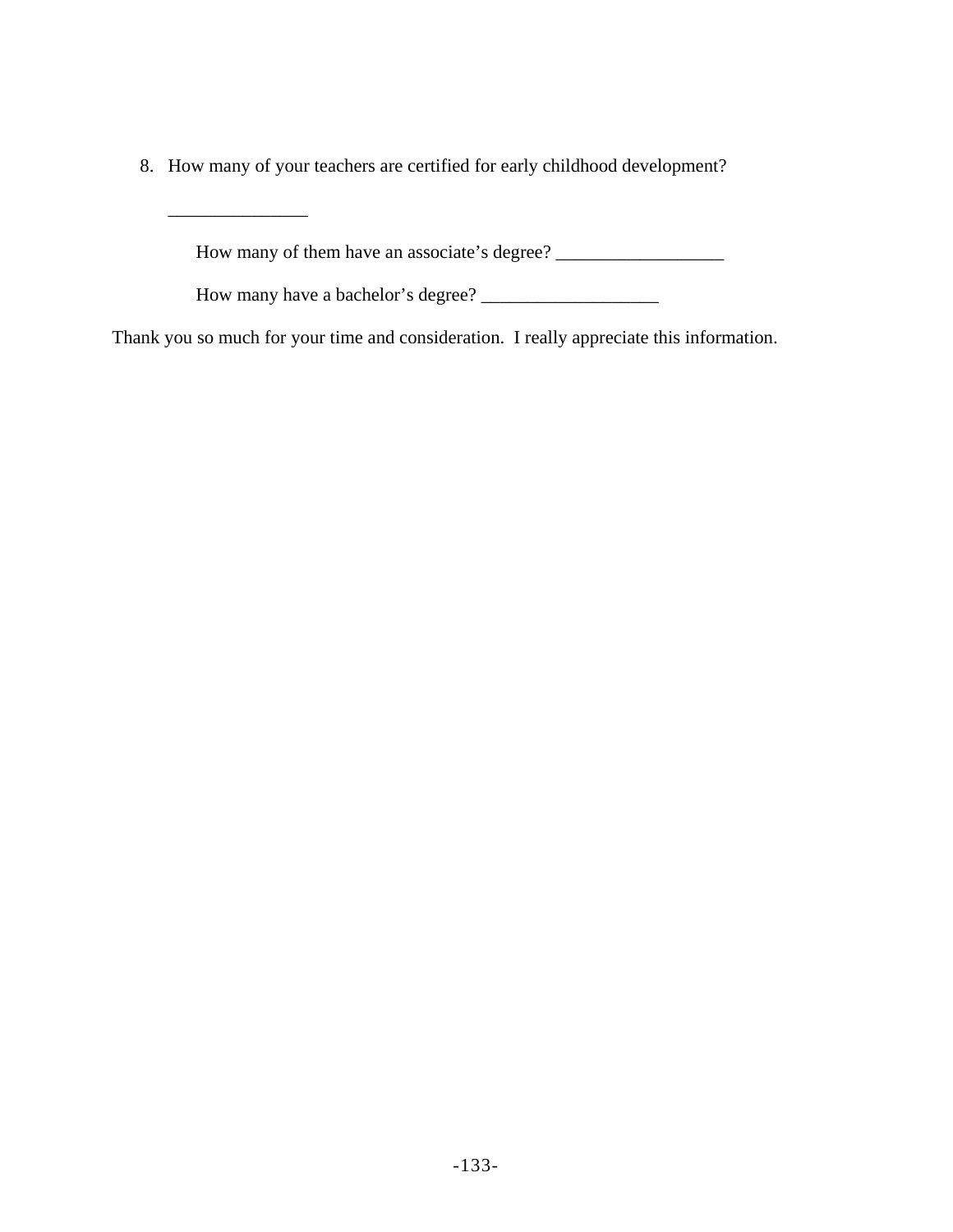8. How many of your teachers are certified for early childhood development?

   _______________

      How many of them have an associate's degree? __________________

      How many have a bachelor's degree? ___________________

Thank you so much for your time and consideration. I really appreciate this information.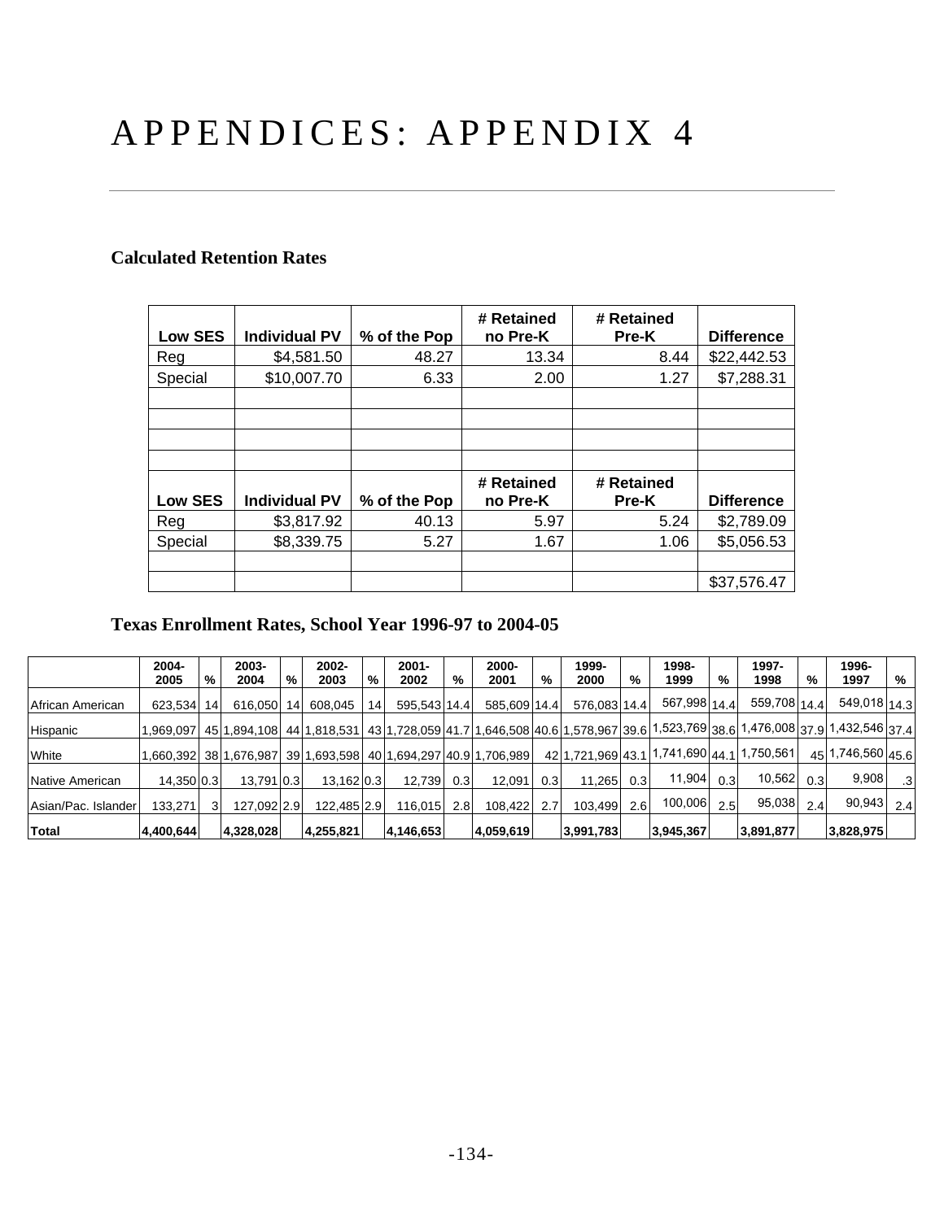# APPENDICES: APPENDIX 4

### Calculated Retention Rates

| Low SES | Individual PV | % of the Pop | # Retained no Pre-K | # Retained Pre-K | Difference |
|---|---|---|---|---|---|
| Reg | $4,581.50 | 48.27 | 13.34 | 8.44 | $22,442.53 |
| Special | $10,007.70 | 6.33 | 2.00 | 1.27 | $7,288.31 |
| | | | | | |
| | | | | | |
| | | | | | |
| | | | | | |
| **Low SES** | **Individual PV** | **% of the Pop** | **# Retained no Pre-K** | **# Retained Pre-K** | **Difference** |
| Reg | $3,817.92 | 40.13 | 5.97 | 5.24 | $2,789.09 |
| Special | $8,339.75 | 5.27 | 1.67 | 1.06 | $5,056.53 |
| | | | | | |
| | | | | | $37,576.47 |

### Texas Enrollment Rates, School Year 1996-97 to 2004-05

| | 2004-2005 | % | 2003-2004 | % | 2002-2003 | % | 2001-2002 | % | 2000-2001 | % | 1999-2000 | % | 1998-1999 | % | 1997-1998 | % | 1996-1997 | % |
|---|---|---|---|---|---|---|---|---|---|---|---|---|---|---|---|---|---|---|
| African American | 623,534 | 14 | 616,050 | 14 | 608,045 | 14 | 595,543 | 14.4 | 585,609 | 14.4 | 576,083 | 14.4 | 567,998 | 14.4 | 559,708 | 14.4 | 549,018 | 14.3 |
| Hispanic | 1,969,097 | 45 | 1,894,108 | 44 | 1,818,531 | 43 | 1,728,059 | 41.7 | 1,646,508 | 40.6 | 1,578,967 | 39.6 | 1,523,769 | 38.6 | 1,476,008 | 37.9 | 1,432,546 | 37.4 |
| White | 1,660,392 | 38 | 1,676,987 | 39 | 1,693,598 | 40 | 1,694,297 | 40.9 | 1,706,989 | 42 | 1,721,969 | 43.1 | 1,741,690 | 44.1 | 1,750,561 | 45 | 1,746,560 | 45.6 |
| Native American | 14,350 | 0.3 | 13,791 | 0.3 | 13,162 | 0.3 | 12,739 | 0.3 | 12,091 | 0.3 | 11,265 | 0.3 | 11,904 | 0.3 | 10,562 | 0.3 | 9,908 | .3 |
| Asian/Pac. Islander | 133,271 | 3 | 127,092 | 2.9 | 122,485 | 2.9 | 116,015 | 2.8 | 108,422 | 2.7 | 103,499 | 2.6 | 100,006 | 2.5 | 95,038 | 2.4 | 90,943 | 2.4 |
| **Total** | **4,400,644** | | **4,328,028** | | **4,255,821** | | **4,146,653** | | **4,059,619** | | **3,991,783** | | **3,945,367** | | **3,891,877** | | **3,828,975** | |